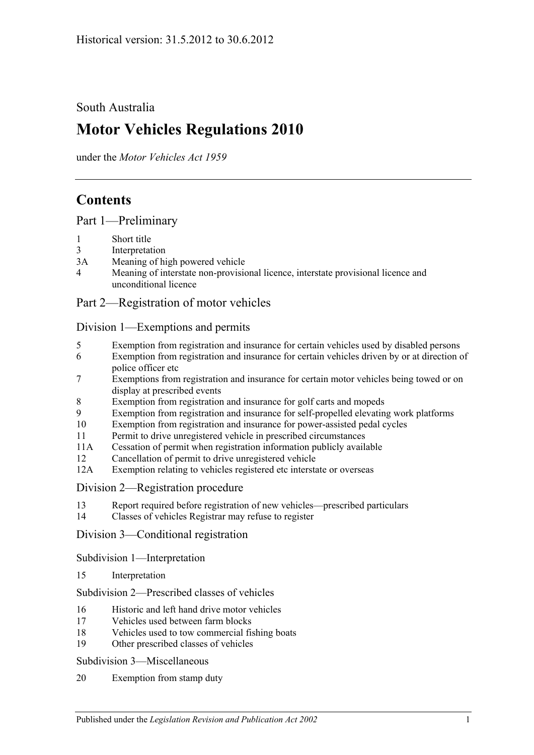Historical version: 31.5.2012 to 30.6.2012

South Australia

# Motor Vehicles Regulations 2010

under the *Motor Vehicles Act 1959*

## Contents

### Part 1—Preliminary

1 Short title
3 Interpretation
3A Meaning of high powered vehicle
4 Meaning of interstate non-provisional licence, interstate provisional licence and unconditional licence

### Part 2—Registration of motor vehicles

#### Division 1—Exemptions and permits

5 Exemption from registration and insurance for certain vehicles used by disabled persons
6 Exemption from registration and insurance for certain vehicles driven by or at direction of police officer etc
7 Exemptions from registration and insurance for certain motor vehicles being towed or on display at prescribed events
8 Exemption from registration and insurance for golf carts and mopeds
9 Exemption from registration and insurance for self-propelled elevating work platforms
10 Exemption from registration and insurance for power-assisted pedal cycles
11 Permit to drive unregistered vehicle in prescribed circumstances
11A Cessation of permit when registration information publicly available
12 Cancellation of permit to drive unregistered vehicle
12A Exemption relating to vehicles registered etc interstate or overseas

#### Division 2—Registration procedure

13 Report required before registration of new vehicles—prescribed particulars
14 Classes of vehicles Registrar may refuse to register

#### Division 3—Conditional registration

##### Subdivision 1—Interpretation

15 Interpretation

##### Subdivision 2—Prescribed classes of vehicles

16 Historic and left hand drive motor vehicles
17 Vehicles used between farm blocks
18 Vehicles used to tow commercial fishing boats
19 Other prescribed classes of vehicles

##### Subdivision 3—Miscellaneous

20 Exemption from stamp duty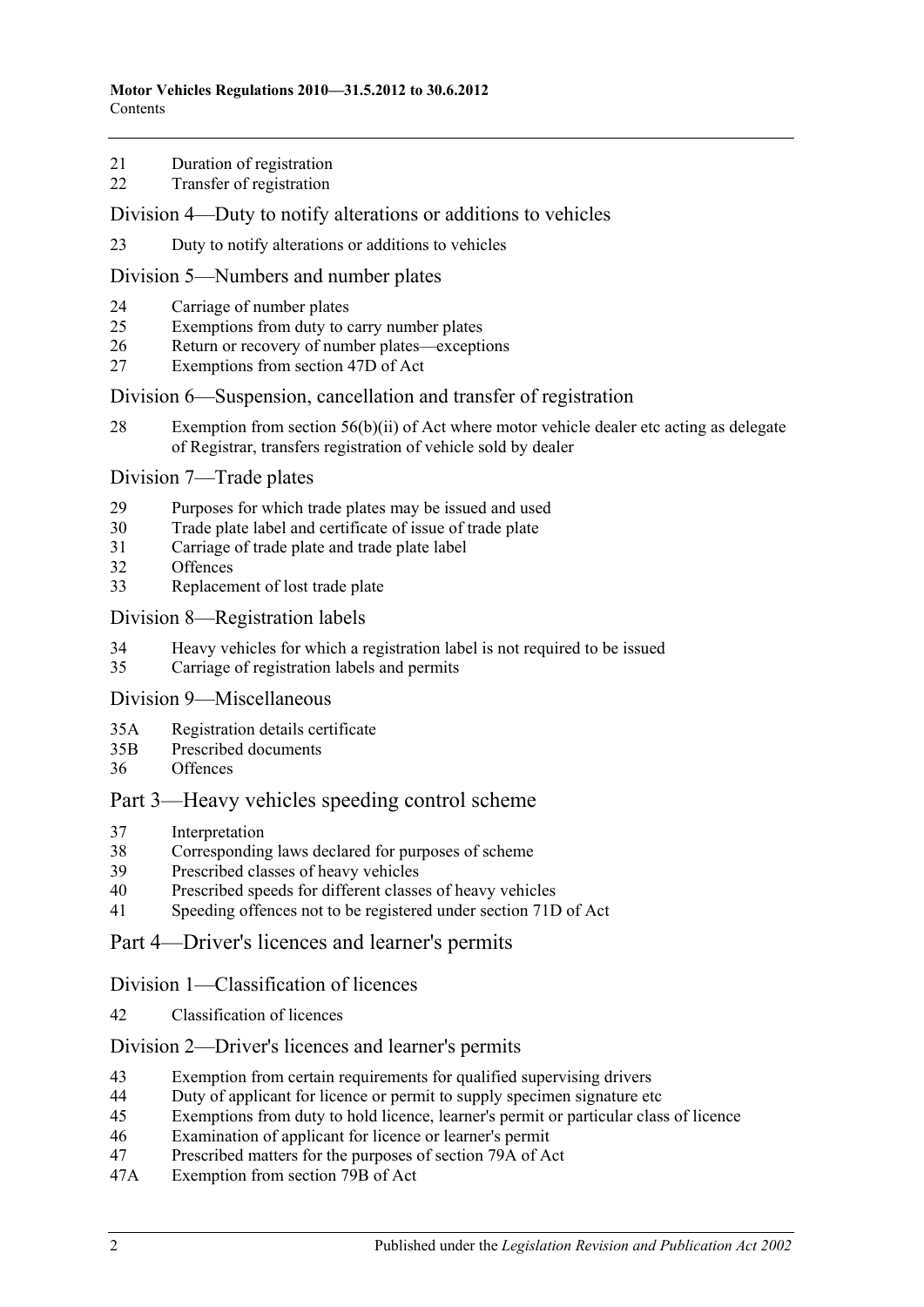21 Duration of registration
22 Transfer of registration

## Division 4—Duty to notify alterations or additions to vehicles

23 Duty to notify alterations or additions to vehicles

## Division 5—Numbers and number plates

24 Carriage of number plates
25 Exemptions from duty to carry number plates
26 Return or recovery of number plates—exceptions
27 Exemptions from section 47D of Act

## Division 6—Suspension, cancellation and transfer of registration

28 Exemption from section 56(b)(ii) of Act where motor vehicle dealer etc acting as delegate of Registrar, transfers registration of vehicle sold by dealer

## Division 7—Trade plates

29 Purposes for which trade plates may be issued and used
30 Trade plate label and certificate of issue of trade plate
31 Carriage of trade plate and trade plate label
32 Offences
33 Replacement of lost trade plate

## Division 8—Registration labels

34 Heavy vehicles for which a registration label is not required to be issued
35 Carriage of registration labels and permits

## Division 9—Miscellaneous

35A Registration details certificate
35B Prescribed documents
36 Offences

# Part 3—Heavy vehicles speeding control scheme

37 Interpretation
38 Corresponding laws declared for purposes of scheme
39 Prescribed classes of heavy vehicles
40 Prescribed speeds for different classes of heavy vehicles
41 Speeding offences not to be registered under section 71D of Act

# Part 4—Driver's licences and learner's permits

## Division 1—Classification of licences

42 Classification of licences

## Division 2—Driver's licences and learner's permits

43 Exemption from certain requirements for qualified supervising drivers
44 Duty of applicant for licence or permit to supply specimen signature etc
45 Exemptions from duty to hold licence, learner's permit or particular class of licence
46 Examination of applicant for licence or learner's permit
47 Prescribed matters for the purposes of section 79A of Act
47A Exemption from section 79B of Act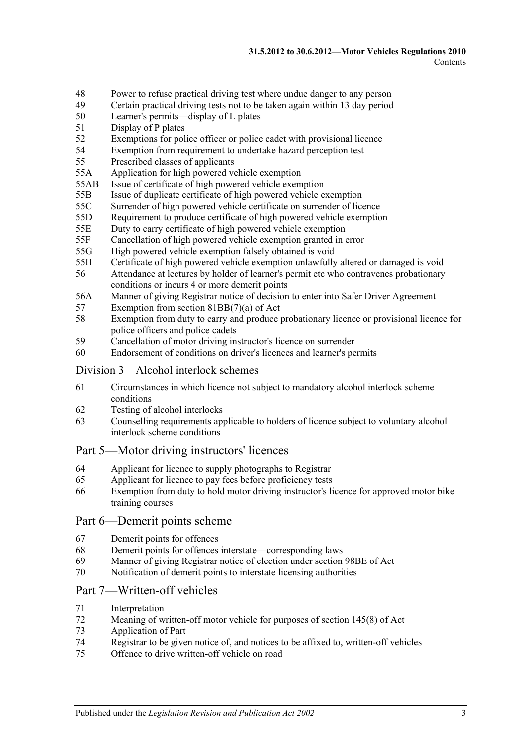48 Power to refuse practical driving test where undue danger to any person
49 Certain practical driving tests not to be taken again within 13 day period
50 Learner's permits—display of L plates
51 Display of P plates
52 Exemptions for police officer or police cadet with provisional licence
54 Exemption from requirement to undertake hazard perception test
55 Prescribed classes of applicants
55A Application for high powered vehicle exemption
55AB Issue of certificate of high powered vehicle exemption
55B Issue of duplicate certificate of high powered vehicle exemption
55C Surrender of high powered vehicle certificate on surrender of licence
55D Requirement to produce certificate of high powered vehicle exemption
55E Duty to carry certificate of high powered vehicle exemption
55F Cancellation of high powered vehicle exemption granted in error
55G High powered vehicle exemption falsely obtained is void
55H Certificate of high powered vehicle exemption unlawfully altered or damaged is void
56 Attendance at lectures by holder of learner's permit etc who contravenes probationary conditions or incurs 4 or more demerit points
56A Manner of giving Registrar notice of decision to enter into Safer Driver Agreement
57 Exemption from section 81BB(7)(a) of Act
58 Exemption from duty to carry and produce probationary licence or provisional licence for police officers and police cadets
59 Cancellation of motor driving instructor's licence on surrender
60 Endorsement of conditions on driver's licences and learner's permits

## Division 3—Alcohol interlock schemes

61 Circumstances in which licence not subject to mandatory alcohol interlock scheme conditions
62 Testing of alcohol interlocks
63 Counselling requirements applicable to holders of licence subject to voluntary alcohol interlock scheme conditions

## Part 5—Motor driving instructors' licences

64 Applicant for licence to supply photographs to Registrar
65 Applicant for licence to pay fees before proficiency tests
66 Exemption from duty to hold motor driving instructor's licence for approved motor bike training courses

## Part 6—Demerit points scheme

67 Demerit points for offences
68 Demerit points for offences interstate—corresponding laws
69 Manner of giving Registrar notice of election under section 98BE of Act
70 Notification of demerit points to interstate licensing authorities

## Part 7—Written-off vehicles

71 Interpretation
72 Meaning of written-off motor vehicle for purposes of section 145(8) of Act
73 Application of Part
74 Registrar to be given notice of, and notices to be affixed to, written-off vehicles
75 Offence to drive written-off vehicle on road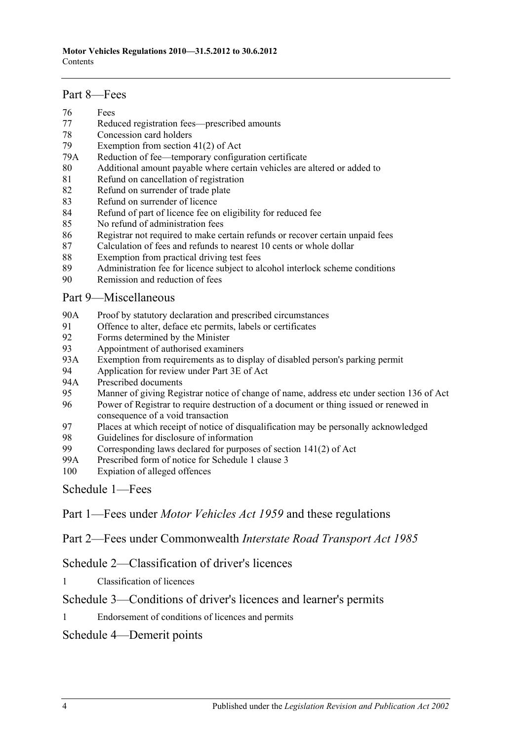## Part 8—Fees

76 Fees
77 Reduced registration fees—prescribed amounts
78 Concession card holders
79 Exemption from section 41(2) of Act
79A Reduction of fee—temporary configuration certificate
80 Additional amount payable where certain vehicles are altered or added to
81 Refund on cancellation of registration
82 Refund on surrender of trade plate
83 Refund on surrender of licence
84 Refund of part of licence fee on eligibility for reduced fee
85 No refund of administration fees
86 Registrar not required to make certain refunds or recover certain unpaid fees
87 Calculation of fees and refunds to nearest 10 cents or whole dollar
88 Exemption from practical driving test fees
89 Administration fee for licence subject to alcohol interlock scheme conditions
90 Remission and reduction of fees

## Part 9—Miscellaneous

90A Proof by statutory declaration and prescribed circumstances
91 Offence to alter, deface etc permits, labels or certificates
92 Forms determined by the Minister
93 Appointment of authorised examiners
93A Exemption from requirements as to display of disabled person's parking permit
94 Application for review under Part 3E of Act
94A Prescribed documents
95 Manner of giving Registrar notice of change of name, address etc under section 136 of Act
96 Power of Registrar to require destruction of a document or thing issued or renewed in consequence of a void transaction
97 Places at which receipt of notice of disqualification may be personally acknowledged
98 Guidelines for disclosure of information
99 Corresponding laws declared for purposes of section 141(2) of Act
99A Prescribed form of notice for Schedule 1 clause 3
100 Expiation of alleged offences

## Schedule 1—Fees

## Part 1—Fees under *Motor Vehicles Act 1959* and these regulations

## Part 2—Fees under Commonwealth *Interstate Road Transport Act 1985*

## Schedule 2—Classification of driver's licences

1 Classification of licences

## Schedule 3—Conditions of driver's licences and learner's permits

1 Endorsement of conditions of licences and permits

## Schedule 4—Demerit points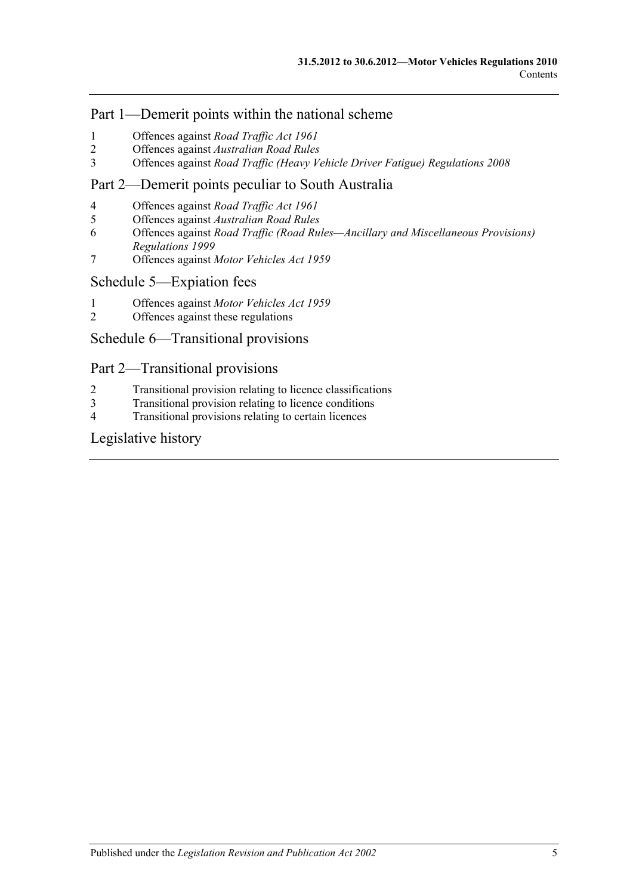## Part 1—Demerit points within the national scheme

1 Offences against *Road Traffic Act 1961*
2 Offences against *Australian Road Rules*
3 Offences against *Road Traffic (Heavy Vehicle Driver Fatigue) Regulations 2008*

## Part 2—Demerit points peculiar to South Australia

4 Offences against *Road Traffic Act 1961*
5 Offences against *Australian Road Rules*
6 Offences against *Road Traffic (Road Rules—Ancillary and Miscellaneous Provisions) Regulations 1999*
7 Offences against *Motor Vehicles Act 1959*

## Schedule 5—Expiation fees

1 Offences against *Motor Vehicles Act 1959*
2 Offences against these regulations

## Schedule 6—Transitional provisions

## Part 2—Transitional provisions

2 Transitional provision relating to licence classifications
3 Transitional provision relating to licence conditions
4 Transitional provisions relating to certain licences

## Legislative history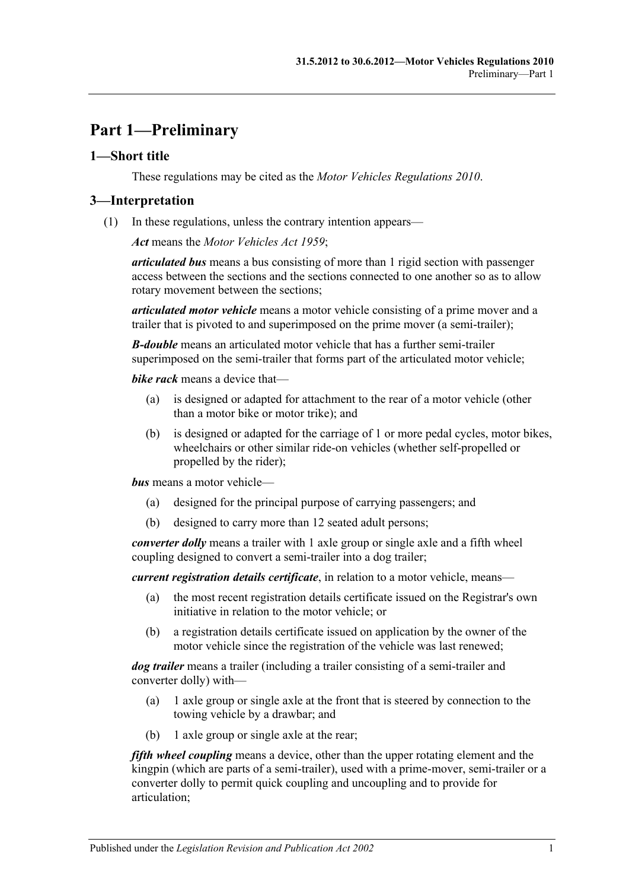# Part 1—Preliminary

## 1—Short title

These regulations may be cited as the *Motor Vehicles Regulations 2010*.

## 3—Interpretation

(1) In these regulations, unless the contrary intention appears—

***Act*** means the *Motor Vehicles Act 1959*;

***articulated bus*** means a bus consisting of more than 1 rigid section with passenger access between the sections and the sections connected to one another so as to allow rotary movement between the sections;

***articulated motor vehicle*** means a motor vehicle consisting of a prime mover and a trailer that is pivoted to and superimposed on the prime mover (a semi-trailer);

***B-double*** means an articulated motor vehicle that has a further semi-trailer superimposed on the semi-trailer that forms part of the articulated motor vehicle;

***bike rack*** means a device that—

(a) is designed or adapted for attachment to the rear of a motor vehicle (other than a motor bike or motor trike); and

(b) is designed or adapted for the carriage of 1 or more pedal cycles, motor bikes, wheelchairs or other similar ride-on vehicles (whether self-propelled or propelled by the rider);

***bus*** means a motor vehicle—

(a) designed for the principal purpose of carrying passengers; and

(b) designed to carry more than 12 seated adult persons;

***converter dolly*** means a trailer with 1 axle group or single axle and a fifth wheel coupling designed to convert a semi-trailer into a dog trailer;

***current registration details certificate***, in relation to a motor vehicle, means—

(a) the most recent registration details certificate issued on the Registrar's own initiative in relation to the motor vehicle; or

(b) a registration details certificate issued on application by the owner of the motor vehicle since the registration of the vehicle was last renewed;

***dog trailer*** means a trailer (including a trailer consisting of a semi-trailer and converter dolly) with—

(a) 1 axle group or single axle at the front that is steered by connection to the towing vehicle by a drawbar; and

(b) 1 axle group or single axle at the rear;

***fifth wheel coupling*** means a device, other than the upper rotating element and the kingpin (which are parts of a semi-trailer), used with a prime-mover, semi-trailer or a converter dolly to permit quick coupling and uncoupling and to provide for articulation;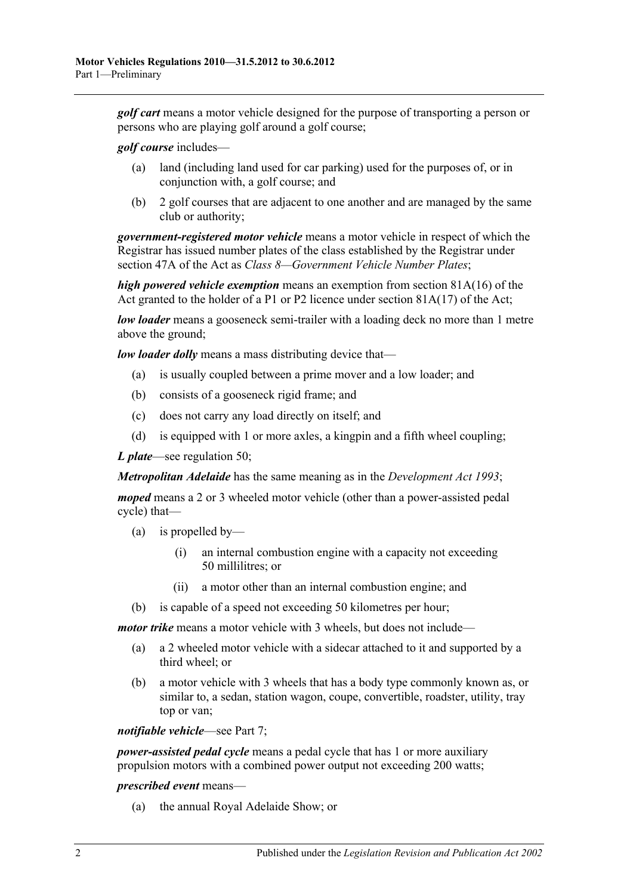***golf cart*** means a motor vehicle designed for the purpose of transporting a person or persons who are playing golf around a golf course;

***golf course*** includes—

(a) land (including land used for car parking) used for the purposes of, or in conjunction with, a golf course; and

(b) 2 golf courses that are adjacent to one another and are managed by the same club or authority;

***government-registered motor vehicle*** means a motor vehicle in respect of which the Registrar has issued number plates of the class established by the Registrar under section 47A of the Act as *Class 8—Government Vehicle Number Plates*;

***high powered vehicle exemption*** means an exemption from section 81A(16) of the Act granted to the holder of a P1 or P2 licence under section 81A(17) of the Act;

***low loader*** means a gooseneck semi-trailer with a loading deck no more than 1 metre above the ground;

***low loader dolly*** means a mass distributing device that—

(a) is usually coupled between a prime mover and a low loader; and

(b) consists of a gooseneck rigid frame; and

(c) does not carry any load directly on itself; and

(d) is equipped with 1 or more axles, a kingpin and a fifth wheel coupling;

***L plate***—see regulation 50;

***Metropolitan Adelaide*** has the same meaning as in the *Development Act 1993*;

***moped*** means a 2 or 3 wheeled motor vehicle (other than a power-assisted pedal cycle) that—

(a) is propelled by—

(i) an internal combustion engine with a capacity not exceeding 50 millilitres; or

(ii) a motor other than an internal combustion engine; and

(b) is capable of a speed not exceeding 50 kilometres per hour;

***motor trike*** means a motor vehicle with 3 wheels, but does not include—

(a) a 2 wheeled motor vehicle with a sidecar attached to it and supported by a third wheel; or

(b) a motor vehicle with 3 wheels that has a body type commonly known as, or similar to, a sedan, station wagon, coupe, convertible, roadster, utility, tray top or van;

***notifiable vehicle***—see Part 7;

***power-assisted pedal cycle*** means a pedal cycle that has 1 or more auxiliary propulsion motors with a combined power output not exceeding 200 watts;

***prescribed event*** means—

(a) the annual Royal Adelaide Show; or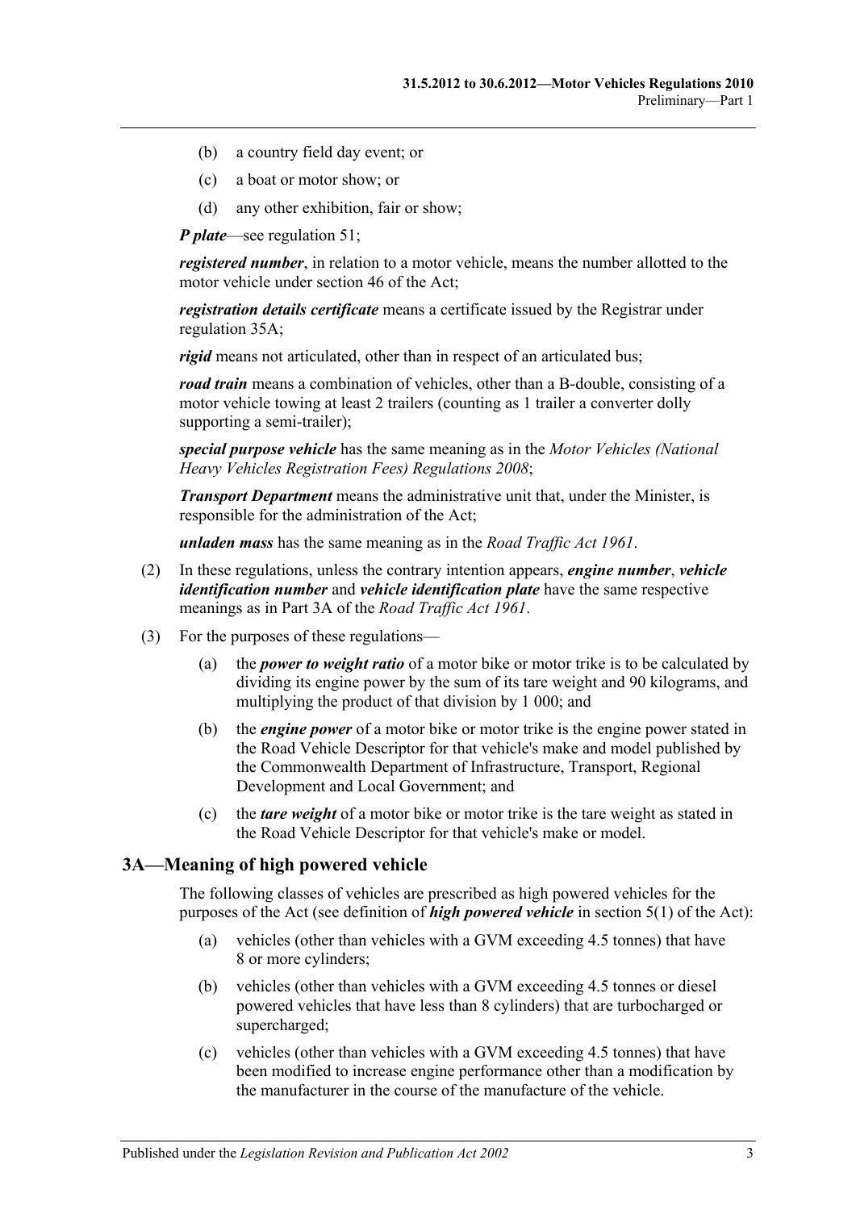(b) a country field day event; or

(c) a boat or motor show; or

(d) any other exhibition, fair or show;

***P plate***—see regulation 51;

***registered number***, in relation to a motor vehicle, means the number allotted to the motor vehicle under section 46 of the Act;

***registration details certificate*** means a certificate issued by the Registrar under regulation 35A;

***rigid*** means not articulated, other than in respect of an articulated bus;

***road train*** means a combination of vehicles, other than a B-double, consisting of a motor vehicle towing at least 2 trailers (counting as 1 trailer a converter dolly supporting a semi-trailer);

***special purpose vehicle*** has the same meaning as in the *Motor Vehicles (National Heavy Vehicles Registration Fees) Regulations 2008*;

***Transport Department*** means the administrative unit that, under the Minister, is responsible for the administration of the Act;

***unladen mass*** has the same meaning as in the *Road Traffic Act 1961*.

(2) In these regulations, unless the contrary intention appears, ***engine number***, ***vehicle identification number*** and ***vehicle identification plate*** have the same respective meanings as in Part 3A of the *Road Traffic Act 1961*.

(3) For the purposes of these regulations—

(a) the ***power to weight ratio*** of a motor bike or motor trike is to be calculated by dividing its engine power by the sum of its tare weight and 90 kilograms, and multiplying the product of that division by 1 000; and

(b) the ***engine power*** of a motor bike or motor trike is the engine power stated in the Road Vehicle Descriptor for that vehicle's make and model published by the Commonwealth Department of Infrastructure, Transport, Regional Development and Local Government; and

(c) the ***tare weight*** of a motor bike or motor trike is the tare weight as stated in the Road Vehicle Descriptor for that vehicle's make or model.

## 3A—Meaning of high powered vehicle

The following classes of vehicles are prescribed as high powered vehicles for the purposes of the Act (see definition of ***high powered vehicle*** in section 5(1) of the Act):

(a) vehicles (other than vehicles with a GVM exceeding 4.5 tonnes) that have 8 or more cylinders;

(b) vehicles (other than vehicles with a GVM exceeding 4.5 tonnes or diesel powered vehicles that have less than 8 cylinders) that are turbocharged or supercharged;

(c) vehicles (other than vehicles with a GVM exceeding 4.5 tonnes) that have been modified to increase engine performance other than a modification by the manufacturer in the course of the manufacture of the vehicle.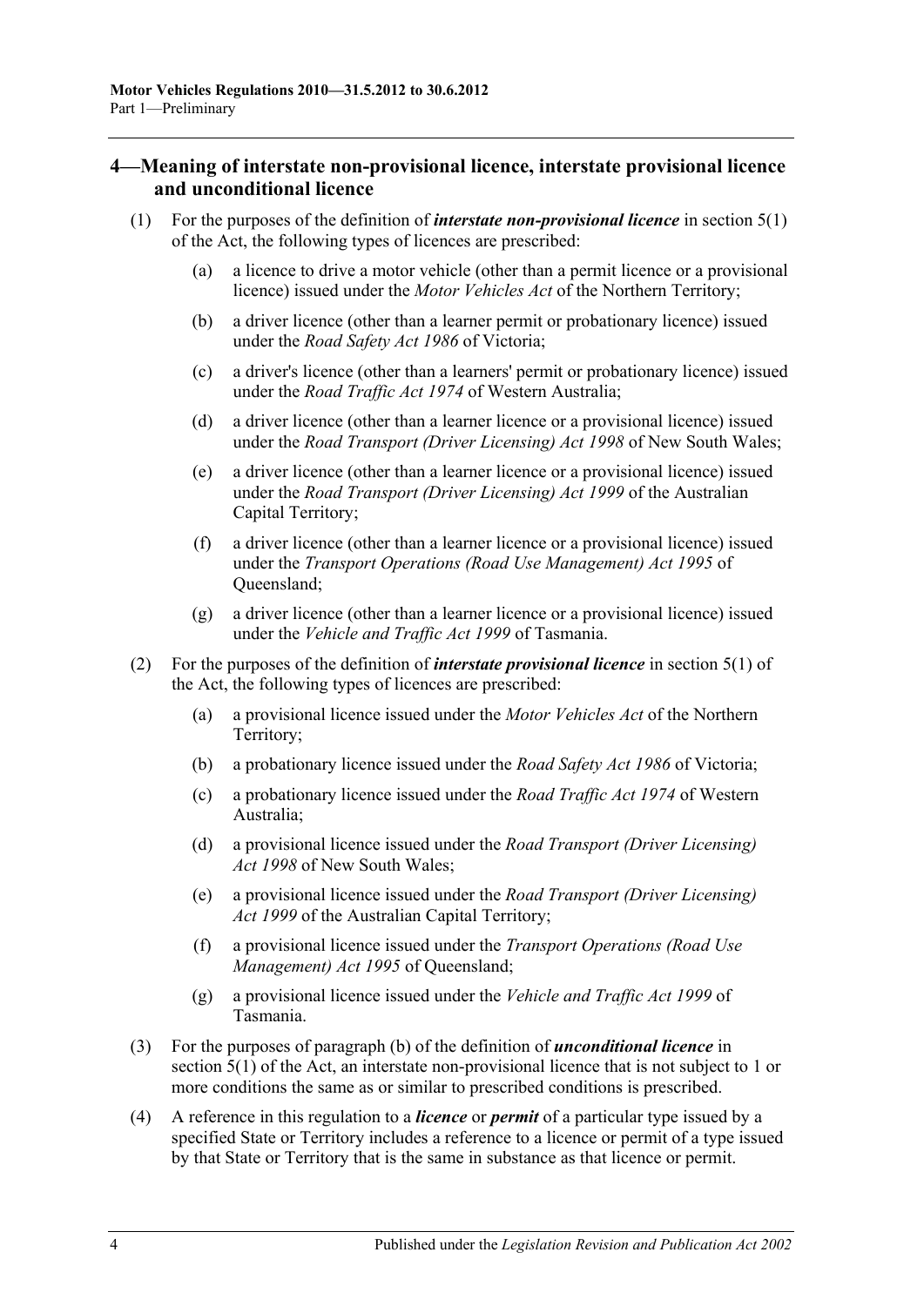## 4—Meaning of interstate non-provisional licence, interstate provisional licence and unconditional licence

(1) For the purposes of the definition of ***interstate non-provisional licence*** in section 5(1) of the Act, the following types of licences are prescribed:

(a) a licence to drive a motor vehicle (other than a permit licence or a provisional licence) issued under the *Motor Vehicles Act* of the Northern Territory;

(b) a driver licence (other than a learner permit or probationary licence) issued under the *Road Safety Act 1986* of Victoria;

(c) a driver's licence (other than a learners' permit or probationary licence) issued under the *Road Traffic Act 1974* of Western Australia;

(d) a driver licence (other than a learner licence or a provisional licence) issued under the *Road Transport (Driver Licensing) Act 1998* of New South Wales;

(e) a driver licence (other than a learner licence or a provisional licence) issued under the *Road Transport (Driver Licensing) Act 1999* of the Australian Capital Territory;

(f) a driver licence (other than a learner licence or a provisional licence) issued under the *Transport Operations (Road Use Management) Act 1995* of Queensland;

(g) a driver licence (other than a learner licence or a provisional licence) issued under the *Vehicle and Traffic Act 1999* of Tasmania.

(2) For the purposes of the definition of ***interstate provisional licence*** in section 5(1) of the Act, the following types of licences are prescribed:

(a) a provisional licence issued under the *Motor Vehicles Act* of the Northern Territory;

(b) a probationary licence issued under the *Road Safety Act 1986* of Victoria;

(c) a probationary licence issued under the *Road Traffic Act 1974* of Western Australia;

(d) a provisional licence issued under the *Road Transport (Driver Licensing) Act 1998* of New South Wales;

(e) a provisional licence issued under the *Road Transport (Driver Licensing) Act 1999* of the Australian Capital Territory;

(f) a provisional licence issued under the *Transport Operations (Road Use Management) Act 1995* of Queensland;

(g) a provisional licence issued under the *Vehicle and Traffic Act 1999* of Tasmania.

(3) For the purposes of paragraph (b) of the definition of ***unconditional licence*** in section 5(1) of the Act, an interstate non-provisional licence that is not subject to 1 or more conditions the same as or similar to prescribed conditions is prescribed.

(4) A reference in this regulation to a ***licence*** or ***permit*** of a particular type issued by a specified State or Territory includes a reference to a licence or permit of a type issued by that State or Territory that is the same in substance as that licence or permit.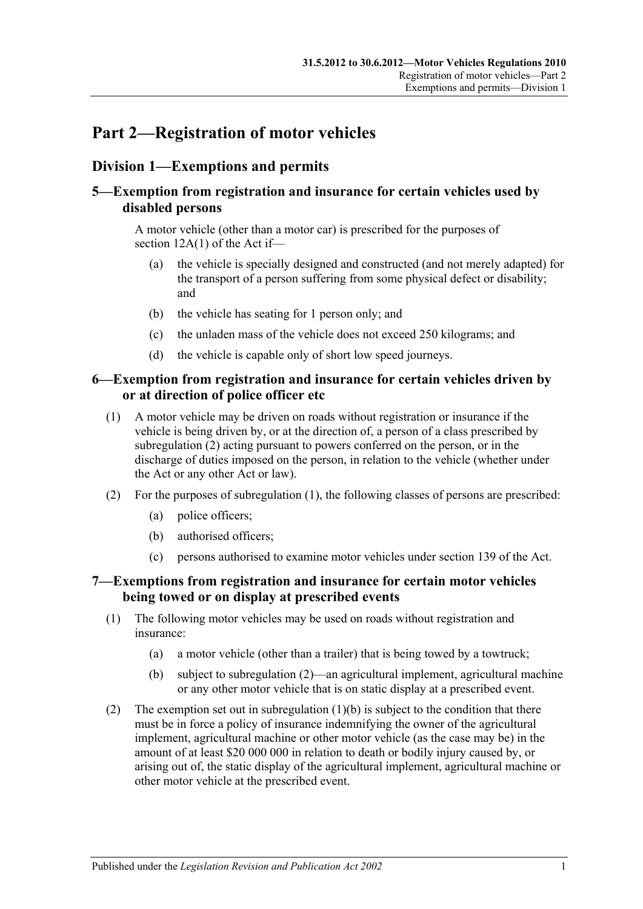# Part 2—Registration of motor vehicles

## Division 1—Exemptions and permits

### 5—Exemption from registration and insurance for certain vehicles used by disabled persons

A motor vehicle (other than a motor car) is prescribed for the purposes of section 12A(1) of the Act if—

(a) the vehicle is specially designed and constructed (and not merely adapted) for the transport of a person suffering from some physical defect or disability; and

(b) the vehicle has seating for 1 person only; and

(c) the unladen mass of the vehicle does not exceed 250 kilograms; and

(d) the vehicle is capable only of short low speed journeys.

### 6—Exemption from registration and insurance for certain vehicles driven by or at direction of police officer etc

(1) A motor vehicle may be driven on roads without registration or insurance if the vehicle is being driven by, or at the direction of, a person of a class prescribed by subregulation (2) acting pursuant to powers conferred on the person, or in the discharge of duties imposed on the person, in relation to the vehicle (whether under the Act or any other Act or law).

(2) For the purposes of subregulation (1), the following classes of persons are prescribed:

(a) police officers;

(b) authorised officers;

(c) persons authorised to examine motor vehicles under section 139 of the Act.

### 7—Exemptions from registration and insurance for certain motor vehicles being towed or on display at prescribed events

(1) The following motor vehicles may be used on roads without registration and insurance:

(a) a motor vehicle (other than a trailer) that is being towed by a towtruck;

(b) subject to subregulation (2)—an agricultural implement, agricultural machine or any other motor vehicle that is on static display at a prescribed event.

(2) The exemption set out in subregulation (1)(b) is subject to the condition that there must be in force a policy of insurance indemnifying the owner of the agricultural implement, agricultural machine or other motor vehicle (as the case may be) in the amount of at least $20 000 000 in relation to death or bodily injury caused by, or arising out of, the static display of the agricultural implement, agricultural machine or other motor vehicle at the prescribed event.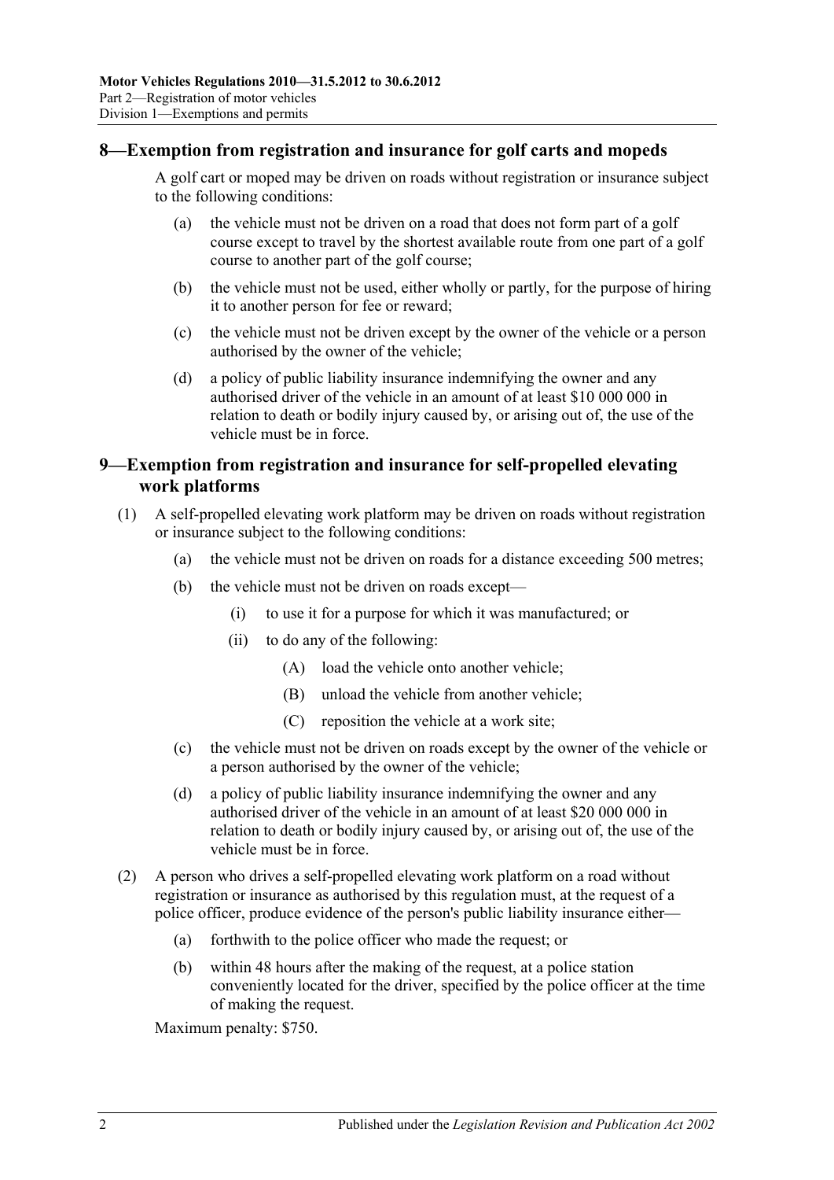## 8—Exemption from registration and insurance for golf carts and mopeds

A golf cart or moped may be driven on roads without registration or insurance subject to the following conditions:

(a) the vehicle must not be driven on a road that does not form part of a golf course except to travel by the shortest available route from one part of a golf course to another part of the golf course;

(b) the vehicle must not be used, either wholly or partly, for the purpose of hiring it to another person for fee or reward;

(c) the vehicle must not be driven except by the owner of the vehicle or a person authorised by the owner of the vehicle;

(d) a policy of public liability insurance indemnifying the owner and any authorised driver of the vehicle in an amount of at least $10 000 000 in relation to death or bodily injury caused by, or arising out of, the use of the vehicle must be in force.

## 9—Exemption from registration and insurance for self-propelled elevating work platforms

(1) A self-propelled elevating work platform may be driven on roads without registration or insurance subject to the following conditions:

(a) the vehicle must not be driven on roads for a distance exceeding 500 metres;

(b) the vehicle must not be driven on roads except—

(i) to use it for a purpose for which it was manufactured; or

(ii) to do any of the following:

(A) load the vehicle onto another vehicle;

(B) unload the vehicle from another vehicle;

(C) reposition the vehicle at a work site;

(c) the vehicle must not be driven on roads except by the owner of the vehicle or a person authorised by the owner of the vehicle;

(d) a policy of public liability insurance indemnifying the owner and any authorised driver of the vehicle in an amount of at least $20 000 000 in relation to death or bodily injury caused by, or arising out of, the use of the vehicle must be in force.

(2) A person who drives a self-propelled elevating work platform on a road without registration or insurance as authorised by this regulation must, at the request of a police officer, produce evidence of the person's public liability insurance either—

(a) forthwith to the police officer who made the request; or

(b) within 48 hours after the making of the request, at a police station conveniently located for the driver, specified by the police officer at the time of making the request.

Maximum penalty: $750.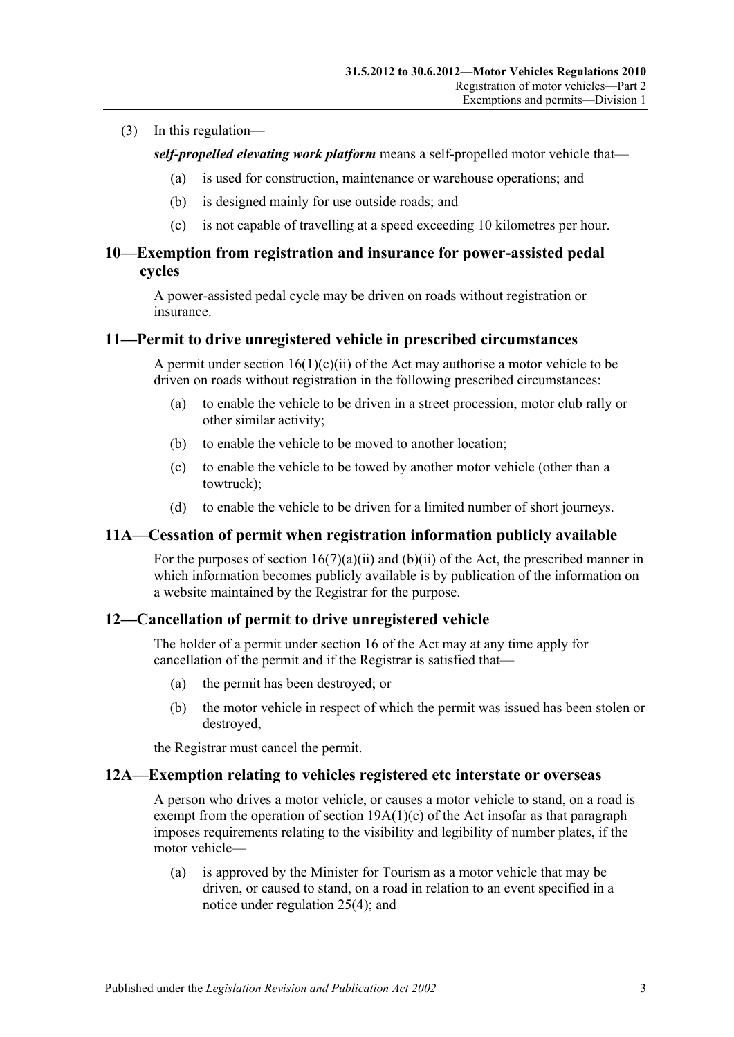(3) In this regulation—

***self-propelled elevating work platform*** means a self-propelled motor vehicle that—

- (a) is used for construction, maintenance or warehouse operations; and
- (b) is designed mainly for use outside roads; and
- (c) is not capable of travelling at a speed exceeding 10 kilometres per hour.

## 10—Exemption from registration and insurance for power-assisted pedal cycles

A power-assisted pedal cycle may be driven on roads without registration or insurance.

## 11—Permit to drive unregistered vehicle in prescribed circumstances

A permit under section 16(1)(c)(ii) of the Act may authorise a motor vehicle to be driven on roads without registration in the following prescribed circumstances:

- (a) to enable the vehicle to be driven in a street procession, motor club rally or other similar activity;
- (b) to enable the vehicle to be moved to another location;
- (c) to enable the vehicle to be towed by another motor vehicle (other than a towtruck);
- (d) to enable the vehicle to be driven for a limited number of short journeys.

## 11A—Cessation of permit when registration information publicly available

For the purposes of section 16(7)(a)(ii) and (b)(ii) of the Act, the prescribed manner in which information becomes publicly available is by publication of the information on a website maintained by the Registrar for the purpose.

## 12—Cancellation of permit to drive unregistered vehicle

The holder of a permit under section 16 of the Act may at any time apply for cancellation of the permit and if the Registrar is satisfied that—

- (a) the permit has been destroyed; or
- (b) the motor vehicle in respect of which the permit was issued has been stolen or destroyed,

the Registrar must cancel the permit.

## 12A—Exemption relating to vehicles registered etc interstate or overseas

A person who drives a motor vehicle, or causes a motor vehicle to stand, on a road is exempt from the operation of section 19A(1)(c) of the Act insofar as that paragraph imposes requirements relating to the visibility and legibility of number plates, if the motor vehicle—

- (a) is approved by the Minister for Tourism as a motor vehicle that may be driven, or caused to stand, on a road in relation to an event specified in a notice under regulation 25(4); and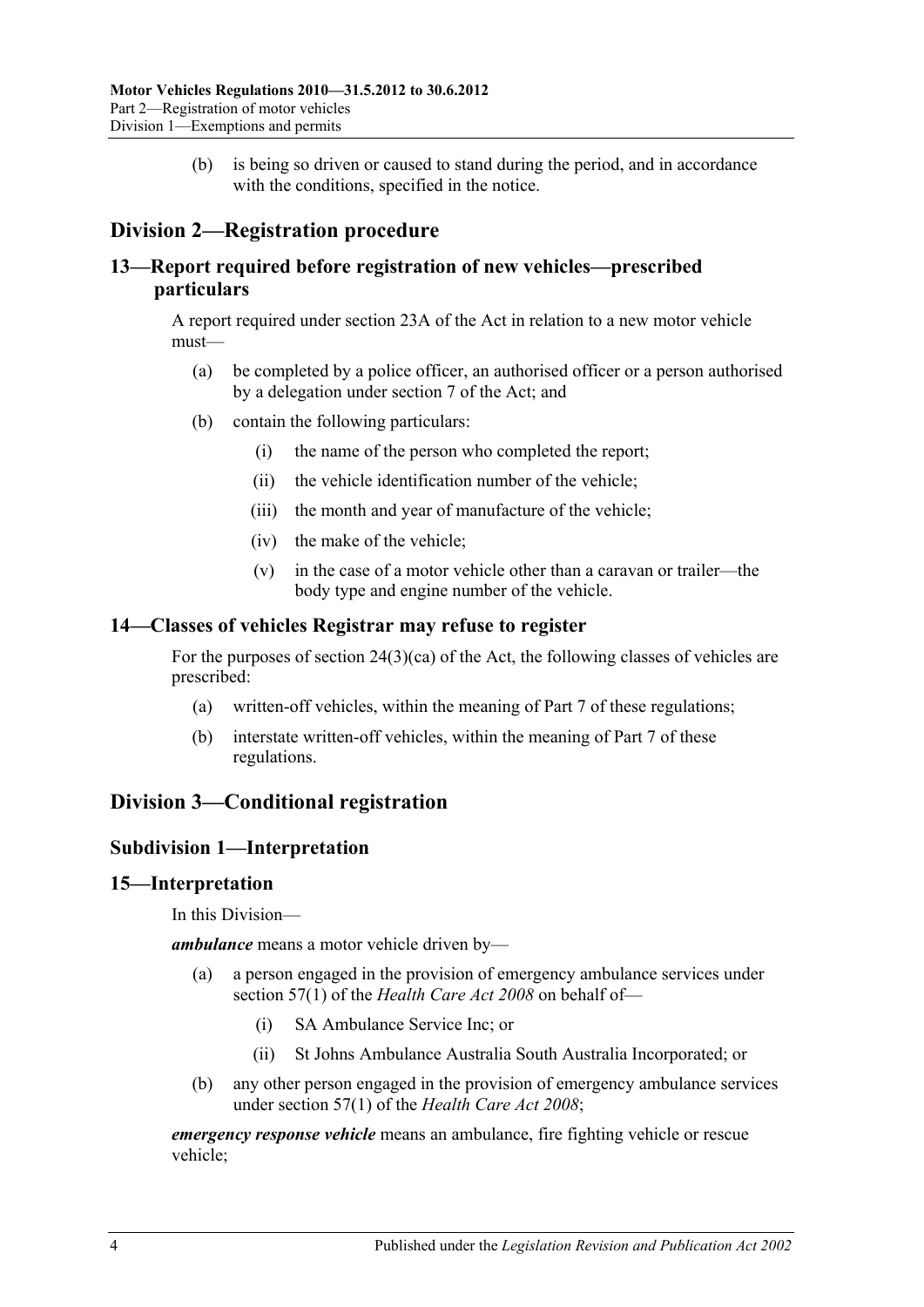(b) is being so driven or caused to stand during the period, and in accordance with the conditions, specified in the notice.

## Division 2—Registration procedure

### 13—Report required before registration of new vehicles—prescribed particulars

A report required under section 23A of the Act in relation to a new motor vehicle must—

(a) be completed by a police officer, an authorised officer or a person authorised by a delegation under section 7 of the Act; and

(b) contain the following particulars:

(i) the name of the person who completed the report;

(ii) the vehicle identification number of the vehicle;

(iii) the month and year of manufacture of the vehicle;

(iv) the make of the vehicle;

(v) in the case of a motor vehicle other than a caravan or trailer—the body type and engine number of the vehicle.

### 14—Classes of vehicles Registrar may refuse to register

For the purposes of section 24(3)(ca) of the Act, the following classes of vehicles are prescribed:

(a) written-off vehicles, within the meaning of Part 7 of these regulations;

(b) interstate written-off vehicles, within the meaning of Part 7 of these regulations.

## Division 3—Conditional registration

### Subdivision 1—Interpretation

### 15—Interpretation

In this Division—

***ambulance*** means a motor vehicle driven by—

(a) a person engaged in the provision of emergency ambulance services under section 57(1) of the *Health Care Act 2008* on behalf of—

(i) SA Ambulance Service Inc; or

(ii) St Johns Ambulance Australia South Australia Incorporated; or

(b) any other person engaged in the provision of emergency ambulance services under section 57(1) of the *Health Care Act 2008*;

***emergency response vehicle*** means an ambulance, fire fighting vehicle or rescue vehicle;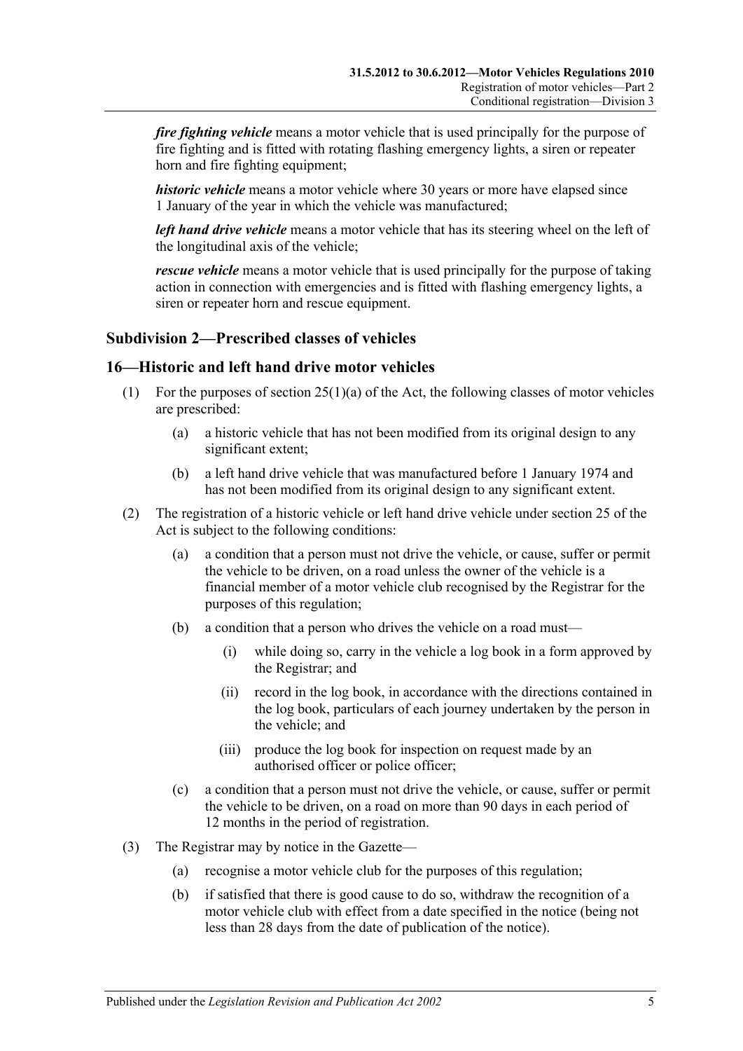***fire fighting vehicle*** means a motor vehicle that is used principally for the purpose of fire fighting and is fitted with rotating flashing emergency lights, a siren or repeater horn and fire fighting equipment;

***historic vehicle*** means a motor vehicle where 30 years or more have elapsed since 1 January of the year in which the vehicle was manufactured;

***left hand drive vehicle*** means a motor vehicle that has its steering wheel on the left of the longitudinal axis of the vehicle;

***rescue vehicle*** means a motor vehicle that is used principally for the purpose of taking action in connection with emergencies and is fitted with flashing emergency lights, a siren or repeater horn and rescue equipment.

## Subdivision 2—Prescribed classes of vehicles

## 16—Historic and left hand drive motor vehicles

(1) For the purposes of section 25(1)(a) of the Act, the following classes of motor vehicles are prescribed:

(a) a historic vehicle that has not been modified from its original design to any significant extent;

(b) a left hand drive vehicle that was manufactured before 1 January 1974 and has not been modified from its original design to any significant extent.

(2) The registration of a historic vehicle or left hand drive vehicle under section 25 of the Act is subject to the following conditions:

(a) a condition that a person must not drive the vehicle, or cause, suffer or permit the vehicle to be driven, on a road unless the owner of the vehicle is a financial member of a motor vehicle club recognised by the Registrar for the purposes of this regulation;

(b) a condition that a person who drives the vehicle on a road must—

(i) while doing so, carry in the vehicle a log book in a form approved by the Registrar; and

(ii) record in the log book, in accordance with the directions contained in the log book, particulars of each journey undertaken by the person in the vehicle; and

(iii) produce the log book for inspection on request made by an authorised officer or police officer;

(c) a condition that a person must not drive the vehicle, or cause, suffer or permit the vehicle to be driven, on a road on more than 90 days in each period of 12 months in the period of registration.

(3) The Registrar may by notice in the Gazette—

(a) recognise a motor vehicle club for the purposes of this regulation;

(b) if satisfied that there is good cause to do so, withdraw the recognition of a motor vehicle club with effect from a date specified in the notice (being not less than 28 days from the date of publication of the notice).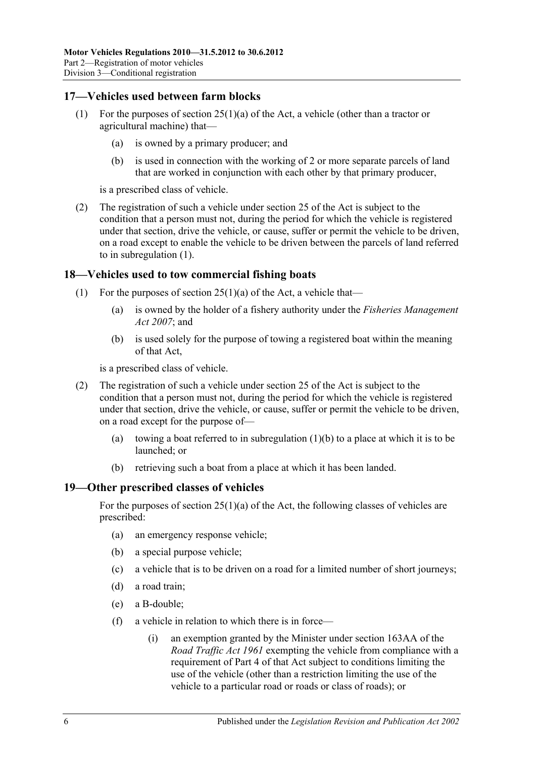## 17—Vehicles used between farm blocks

(1) For the purposes of section 25(1)(a) of the Act, a vehicle (other than a tractor or agricultural machine) that—

(a) is owned by a primary producer; and

(b) is used in connection with the working of 2 or more separate parcels of land that are worked in conjunction with each other by that primary producer,

is a prescribed class of vehicle.

(2) The registration of such a vehicle under section 25 of the Act is subject to the condition that a person must not, during the period for which the vehicle is registered under that section, drive the vehicle, or cause, suffer or permit the vehicle to be driven, on a road except to enable the vehicle to be driven between the parcels of land referred to in subregulation (1).

## 18—Vehicles used to tow commercial fishing boats

(1) For the purposes of section 25(1)(a) of the Act, a vehicle that—

(a) is owned by the holder of a fishery authority under the *Fisheries Management Act 2007*; and

(b) is used solely for the purpose of towing a registered boat within the meaning of that Act,

is a prescribed class of vehicle.

(2) The registration of such a vehicle under section 25 of the Act is subject to the condition that a person must not, during the period for which the vehicle is registered under that section, drive the vehicle, or cause, suffer or permit the vehicle to be driven, on a road except for the purpose of—

(a) towing a boat referred to in subregulation (1)(b) to a place at which it is to be launched; or

(b) retrieving such a boat from a place at which it has been landed.

## 19—Other prescribed classes of vehicles

For the purposes of section 25(1)(a) of the Act, the following classes of vehicles are prescribed:

(a) an emergency response vehicle;

(b) a special purpose vehicle;

(c) a vehicle that is to be driven on a road for a limited number of short journeys;

(d) a road train;

(e) a B-double;

(f) a vehicle in relation to which there is in force—

(i) an exemption granted by the Minister under section 163AA of the *Road Traffic Act 1961* exempting the vehicle from compliance with a requirement of Part 4 of that Act subject to conditions limiting the use of the vehicle (other than a restriction limiting the use of the vehicle to a particular road or roads or class of roads); or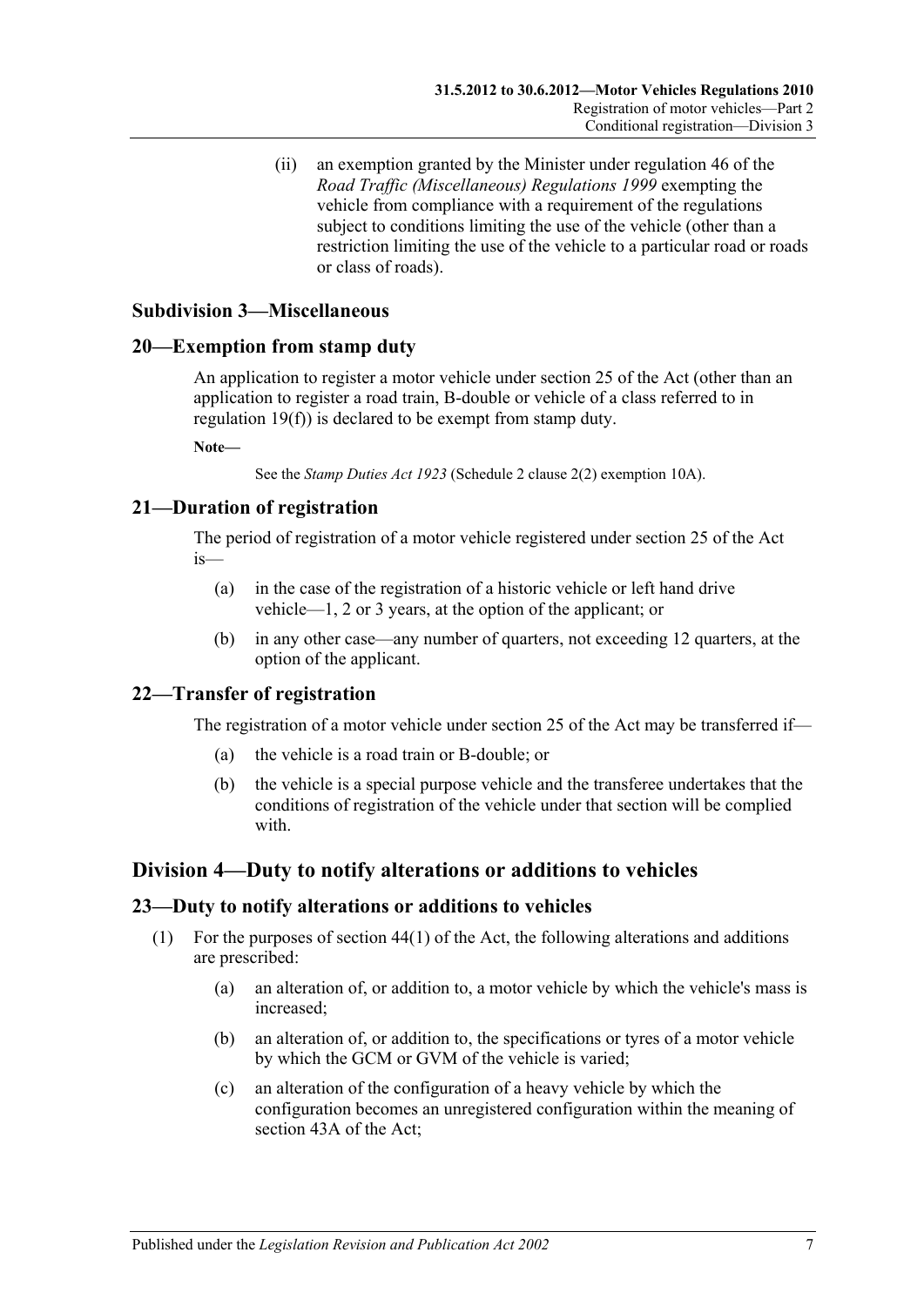(ii) an exemption granted by the Minister under regulation 46 of the *Road Traffic (Miscellaneous) Regulations 1999* exempting the vehicle from compliance with a requirement of the regulations subject to conditions limiting the use of the vehicle (other than a restriction limiting the use of the vehicle to a particular road or roads or class of roads).

### Subdivision 3—Miscellaneous

### 20—Exemption from stamp duty

An application to register a motor vehicle under section 25 of the Act (other than an application to register a road train, B-double or vehicle of a class referred to in regulation 19(f)) is declared to be exempt from stamp duty.

**Note—**

See the *Stamp Duties Act 1923* (Schedule 2 clause 2(2) exemption 10A).

### 21—Duration of registration

The period of registration of a motor vehicle registered under section 25 of the Act is—

(a) in the case of the registration of a historic vehicle or left hand drive vehicle—1, 2 or 3 years, at the option of the applicant; or

(b) in any other case—any number of quarters, not exceeding 12 quarters, at the option of the applicant.

### 22—Transfer of registration

The registration of a motor vehicle under section 25 of the Act may be transferred if—

(a) the vehicle is a road train or B-double; or

(b) the vehicle is a special purpose vehicle and the transferee undertakes that the conditions of registration of the vehicle under that section will be complied with.

## Division 4—Duty to notify alterations or additions to vehicles

### 23—Duty to notify alterations or additions to vehicles

(1) For the purposes of section 44(1) of the Act, the following alterations and additions are prescribed:

(a) an alteration of, or addition to, a motor vehicle by which the vehicle's mass is increased;

(b) an alteration of, or addition to, the specifications or tyres of a motor vehicle by which the GCM or GVM of the vehicle is varied;

(c) an alteration of the configuration of a heavy vehicle by which the configuration becomes an unregistered configuration within the meaning of section 43A of the Act;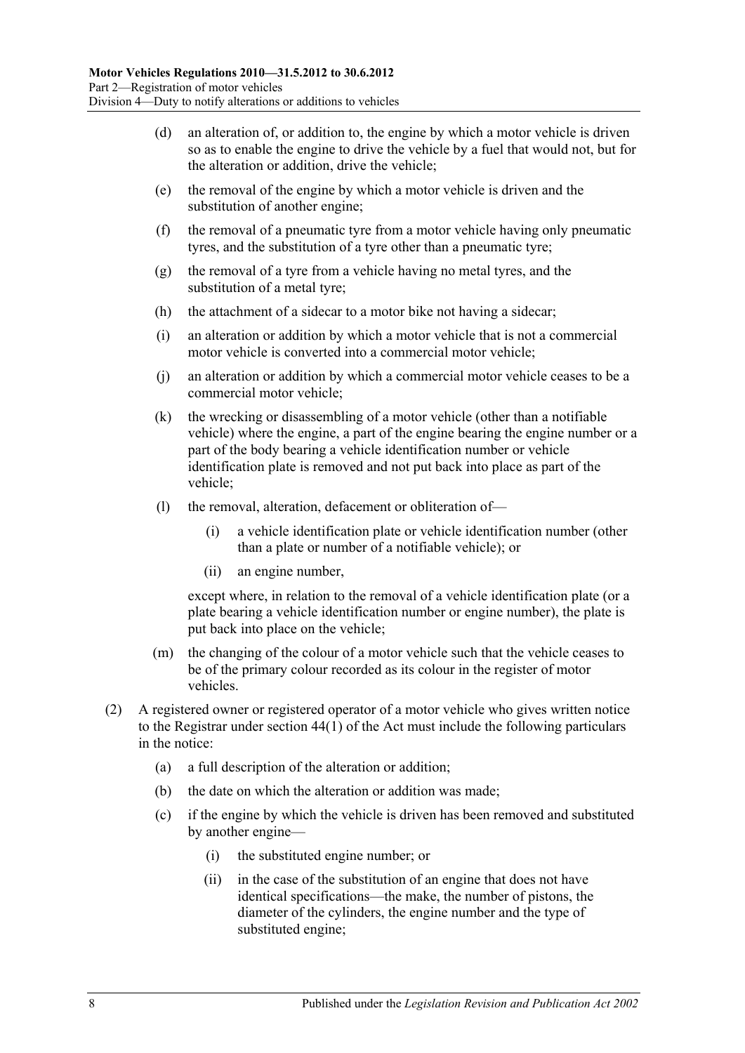(d) an alteration of, or addition to, the engine by which a motor vehicle is driven so as to enable the engine to drive the vehicle by a fuel that would not, but for the alteration or addition, drive the vehicle;

(e) the removal of the engine by which a motor vehicle is driven and the substitution of another engine;

(f) the removal of a pneumatic tyre from a motor vehicle having only pneumatic tyres, and the substitution of a tyre other than a pneumatic tyre;

(g) the removal of a tyre from a vehicle having no metal tyres, and the substitution of a metal tyre;

(h) the attachment of a sidecar to a motor bike not having a sidecar;

(i) an alteration or addition by which a motor vehicle that is not a commercial motor vehicle is converted into a commercial motor vehicle;

(j) an alteration or addition by which a commercial motor vehicle ceases to be a commercial motor vehicle;

(k) the wrecking or disassembling of a motor vehicle (other than a notifiable vehicle) where the engine, a part of the engine bearing the engine number or a part of the body bearing a vehicle identification number or vehicle identification plate is removed and not put back into place as part of the vehicle;

(l) the removal, alteration, defacement or obliteration of—

(i) a vehicle identification plate or vehicle identification number (other than a plate or number of a notifiable vehicle); or

(ii) an engine number,

except where, in relation to the removal of a vehicle identification plate (or a plate bearing a vehicle identification number or engine number), the plate is put back into place on the vehicle;

(m) the changing of the colour of a motor vehicle such that the vehicle ceases to be of the primary colour recorded as its colour in the register of motor vehicles.

(2) A registered owner or registered operator of a motor vehicle who gives written notice to the Registrar under section 44(1) of the Act must include the following particulars in the notice:

(a) a full description of the alteration or addition;

(b) the date on which the alteration or addition was made;

(c) if the engine by which the vehicle is driven has been removed and substituted by another engine—

(i) the substituted engine number; or

(ii) in the case of the substitution of an engine that does not have identical specifications—the make, the number of pistons, the diameter of the cylinders, the engine number and the type of substituted engine;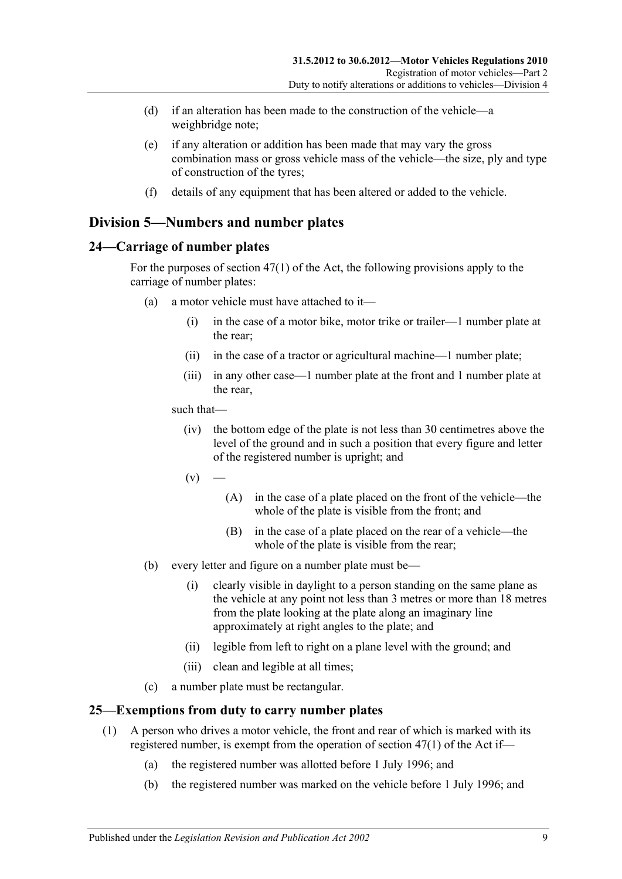(d) if an alteration has been made to the construction of the vehicle—a weighbridge note;

(e) if any alteration or addition has been made that may vary the gross combination mass or gross vehicle mass of the vehicle—the size, ply and type of construction of the tyres;

(f) details of any equipment that has been altered or added to the vehicle.

## Division 5—Numbers and number plates

### 24—Carriage of number plates

For the purposes of section 47(1) of the Act, the following provisions apply to the carriage of number plates:

(a) a motor vehicle must have attached to it—

(i) in the case of a motor bike, motor trike or trailer—1 number plate at the rear;

(ii) in the case of a tractor or agricultural machine—1 number plate;

(iii) in any other case—1 number plate at the front and 1 number plate at the rear,

such that—

(iv) the bottom edge of the plate is not less than 30 centimetres above the level of the ground and in such a position that every figure and letter of the registered number is upright; and

(v) —

(A) in the case of a plate placed on the front of the vehicle—the whole of the plate is visible from the front; and

(B) in the case of a plate placed on the rear of a vehicle—the whole of the plate is visible from the rear;

(b) every letter and figure on a number plate must be—

(i) clearly visible in daylight to a person standing on the same plane as the vehicle at any point not less than 3 metres or more than 18 metres from the plate looking at the plate along an imaginary line approximately at right angles to the plate; and

(ii) legible from left to right on a plane level with the ground; and

(iii) clean and legible at all times;

(c) a number plate must be rectangular.

### 25—Exemptions from duty to carry number plates

(1) A person who drives a motor vehicle, the front and rear of which is marked with its registered number, is exempt from the operation of section 47(1) of the Act if—

(a) the registered number was allotted before 1 July 1996; and

(b) the registered number was marked on the vehicle before 1 July 1996; and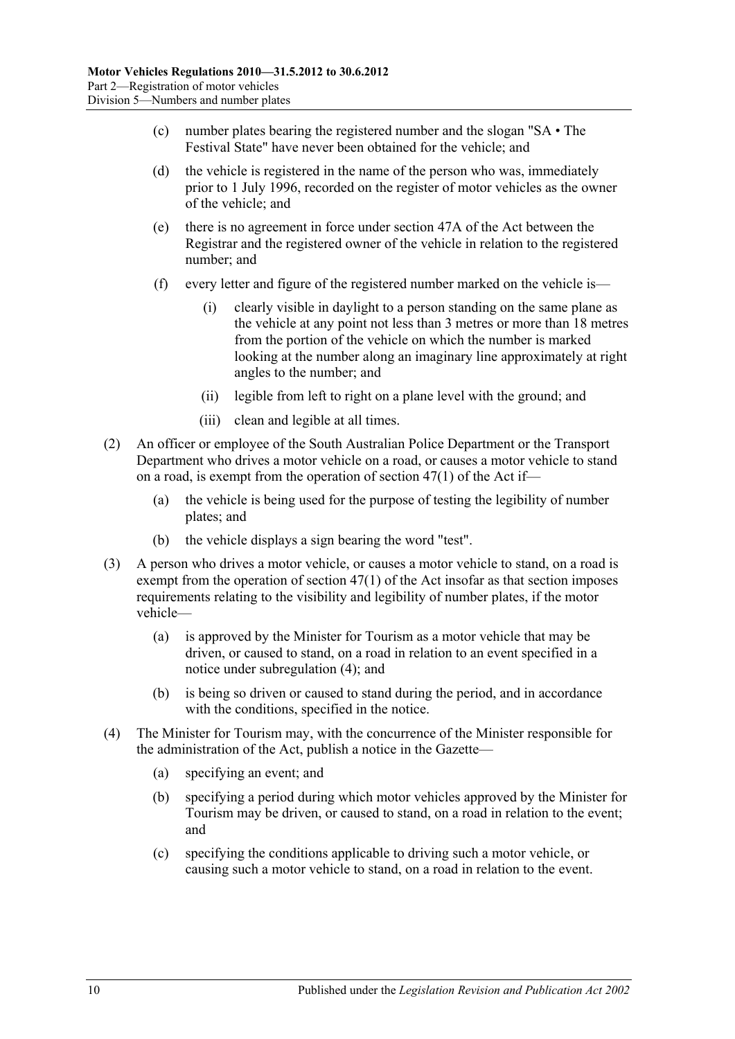(c) number plates bearing the registered number and the slogan "SA • The Festival State" have never been obtained for the vehicle; and

(d) the vehicle is registered in the name of the person who was, immediately prior to 1 July 1996, recorded on the register of motor vehicles as the owner of the vehicle; and

(e) there is no agreement in force under section 47A of the Act between the Registrar and the registered owner of the vehicle in relation to the registered number; and

(f) every letter and figure of the registered number marked on the vehicle is—

(i) clearly visible in daylight to a person standing on the same plane as the vehicle at any point not less than 3 metres or more than 18 metres from the portion of the vehicle on which the number is marked looking at the number along an imaginary line approximately at right angles to the number; and

(ii) legible from left to right on a plane level with the ground; and

(iii) clean and legible at all times.

(2) An officer or employee of the South Australian Police Department or the Transport Department who drives a motor vehicle on a road, or causes a motor vehicle to stand on a road, is exempt from the operation of section 47(1) of the Act if—

(a) the vehicle is being used for the purpose of testing the legibility of number plates; and

(b) the vehicle displays a sign bearing the word "test".

(3) A person who drives a motor vehicle, or causes a motor vehicle to stand, on a road is exempt from the operation of section 47(1) of the Act insofar as that section imposes requirements relating to the visibility and legibility of number plates, if the motor vehicle—

(a) is approved by the Minister for Tourism as a motor vehicle that may be driven, or caused to stand, on a road in relation to an event specified in a notice under subregulation (4); and

(b) is being so driven or caused to stand during the period, and in accordance with the conditions, specified in the notice.

(4) The Minister for Tourism may, with the concurrence of the Minister responsible for the administration of the Act, publish a notice in the Gazette—

(a) specifying an event; and

(b) specifying a period during which motor vehicles approved by the Minister for Tourism may be driven, or caused to stand, on a road in relation to the event; and

(c) specifying the conditions applicable to driving such a motor vehicle, or causing such a motor vehicle to stand, on a road in relation to the event.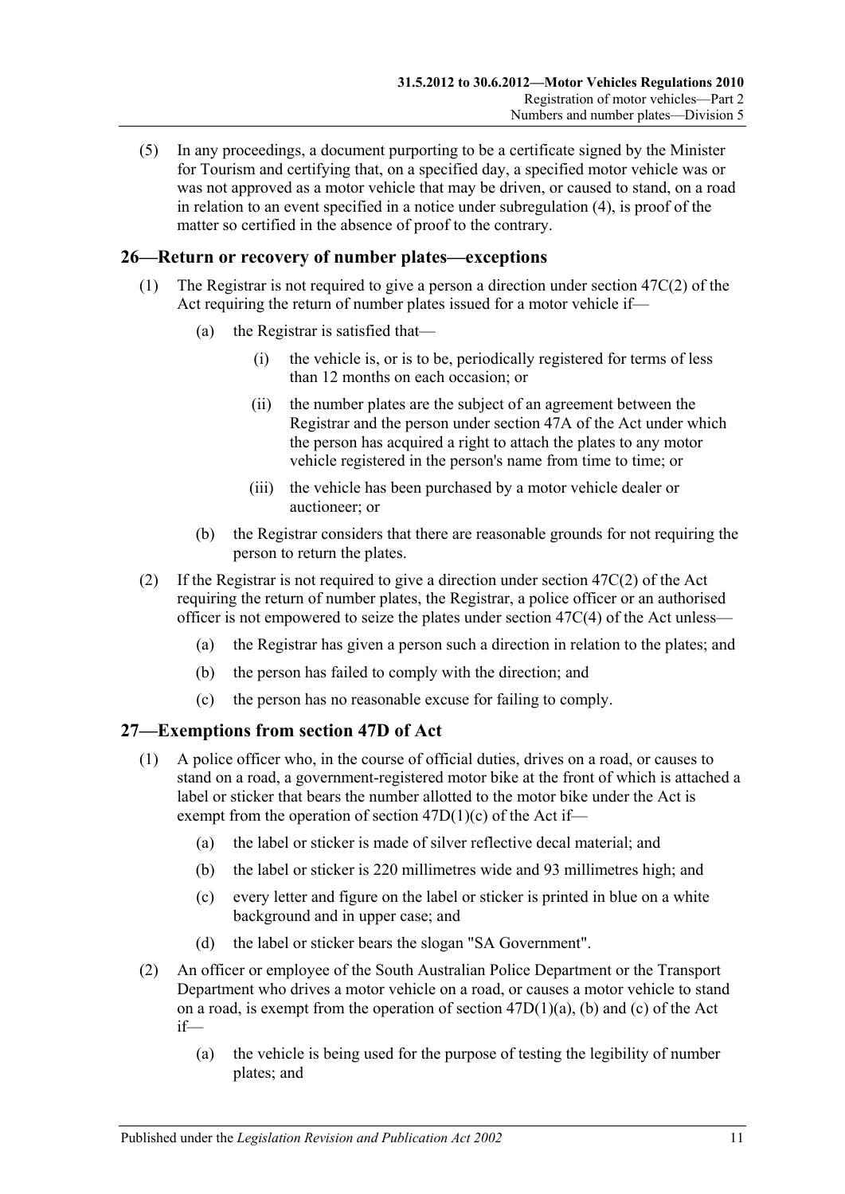(5) In any proceedings, a document purporting to be a certificate signed by the Minister for Tourism and certifying that, on a specified day, a specified motor vehicle was or was not approved as a motor vehicle that may be driven, or caused to stand, on a road in relation to an event specified in a notice under subregulation (4), is proof of the matter so certified in the absence of proof to the contrary.

## 26—Return or recovery of number plates—exceptions

(1) The Registrar is not required to give a person a direction under section 47C(2) of the Act requiring the return of number plates issued for a motor vehicle if—

(a) the Registrar is satisfied that—

(i) the vehicle is, or is to be, periodically registered for terms of less than 12 months on each occasion; or

(ii) the number plates are the subject of an agreement between the Registrar and the person under section 47A of the Act under which the person has acquired a right to attach the plates to any motor vehicle registered in the person's name from time to time; or

(iii) the vehicle has been purchased by a motor vehicle dealer or auctioneer; or

(b) the Registrar considers that there are reasonable grounds for not requiring the person to return the plates.

(2) If the Registrar is not required to give a direction under section 47C(2) of the Act requiring the return of number plates, the Registrar, a police officer or an authorised officer is not empowered to seize the plates under section 47C(4) of the Act unless—

(a) the Registrar has given a person such a direction in relation to the plates; and

(b) the person has failed to comply with the direction; and

(c) the person has no reasonable excuse for failing to comply.

## 27—Exemptions from section 47D of Act

(1) A police officer who, in the course of official duties, drives on a road, or causes to stand on a road, a government-registered motor bike at the front of which is attached a label or sticker that bears the number allotted to the motor bike under the Act is exempt from the operation of section 47D(1)(c) of the Act if—

(a) the label or sticker is made of silver reflective decal material; and

(b) the label or sticker is 220 millimetres wide and 93 millimetres high; and

(c) every letter and figure on the label or sticker is printed in blue on a white background and in upper case; and

(d) the label or sticker bears the slogan "SA Government".

(2) An officer or employee of the South Australian Police Department or the Transport Department who drives a motor vehicle on a road, or causes a motor vehicle to stand on a road, is exempt from the operation of section 47D(1)(a), (b) and (c) of the Act if—

(a) the vehicle is being used for the purpose of testing the legibility of number plates; and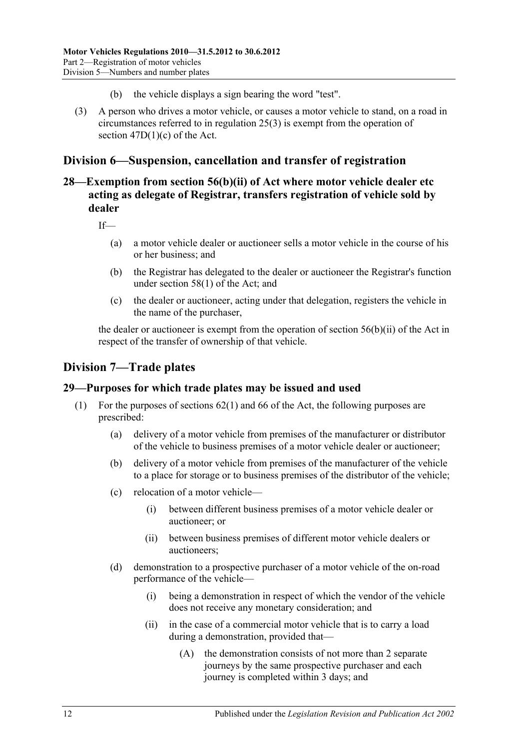(b) the vehicle displays a sign bearing the word "test".

(3) A person who drives a motor vehicle, or causes a motor vehicle to stand, on a road in circumstances referred to in regulation 25(3) is exempt from the operation of section 47D(1)(c) of the Act.

## Division 6—Suspension, cancellation and transfer of registration

### 28—Exemption from section 56(b)(ii) of Act where motor vehicle dealer etc acting as delegate of Registrar, transfers registration of vehicle sold by dealer

If—

(a) a motor vehicle dealer or auctioneer sells a motor vehicle in the course of his or her business; and

(b) the Registrar has delegated to the dealer or auctioneer the Registrar's function under section 58(1) of the Act; and

(c) the dealer or auctioneer, acting under that delegation, registers the vehicle in the name of the purchaser,

the dealer or auctioneer is exempt from the operation of section 56(b)(ii) of the Act in respect of the transfer of ownership of that vehicle.

## Division 7—Trade plates

### 29—Purposes for which trade plates may be issued and used

(1) For the purposes of sections 62(1) and 66 of the Act, the following purposes are prescribed:

(a) delivery of a motor vehicle from premises of the manufacturer or distributor of the vehicle to business premises of a motor vehicle dealer or auctioneer;

(b) delivery of a motor vehicle from premises of the manufacturer of the vehicle to a place for storage or to business premises of the distributor of the vehicle;

(c) relocation of a motor vehicle—

(i) between different business premises of a motor vehicle dealer or auctioneer; or

(ii) between business premises of different motor vehicle dealers or auctioneers;

(d) demonstration to a prospective purchaser of a motor vehicle of the on-road performance of the vehicle—

(i) being a demonstration in respect of which the vendor of the vehicle does not receive any monetary consideration; and

(ii) in the case of a commercial motor vehicle that is to carry a load during a demonstration, provided that—

(A) the demonstration consists of not more than 2 separate journeys by the same prospective purchaser and each journey is completed within 3 days; and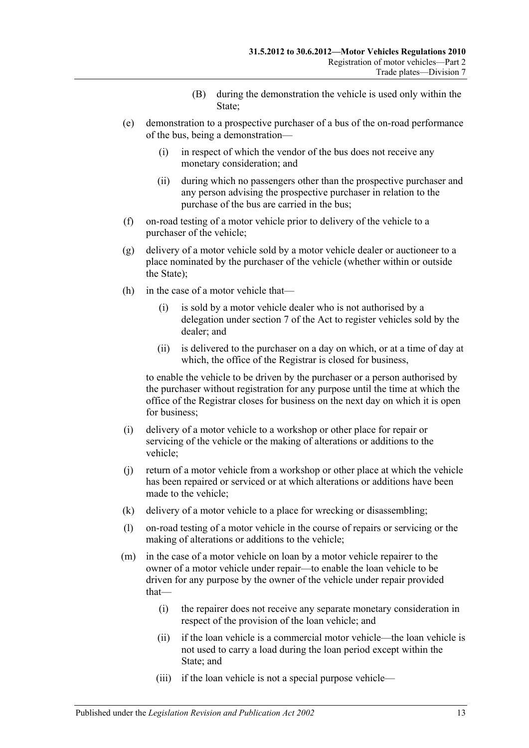(B) during the demonstration the vehicle is used only within the State;

(e) demonstration to a prospective purchaser of a bus of the on-road performance of the bus, being a demonstration—

(i) in respect of which the vendor of the bus does not receive any monetary consideration; and

(ii) during which no passengers other than the prospective purchaser and any person advising the prospective purchaser in relation to the purchase of the bus are carried in the bus;

(f) on-road testing of a motor vehicle prior to delivery of the vehicle to a purchaser of the vehicle;

(g) delivery of a motor vehicle sold by a motor vehicle dealer or auctioneer to a place nominated by the purchaser of the vehicle (whether within or outside the State);

(h) in the case of a motor vehicle that—

(i) is sold by a motor vehicle dealer who is not authorised by a delegation under section 7 of the Act to register vehicles sold by the dealer; and

(ii) is delivered to the purchaser on a day on which, or at a time of day at which, the office of the Registrar is closed for business,

to enable the vehicle to be driven by the purchaser or a person authorised by the purchaser without registration for any purpose until the time at which the office of the Registrar closes for business on the next day on which it is open for business;

(i) delivery of a motor vehicle to a workshop or other place for repair or servicing of the vehicle or the making of alterations or additions to the vehicle;

(j) return of a motor vehicle from a workshop or other place at which the vehicle has been repaired or serviced or at which alterations or additions have been made to the vehicle;

(k) delivery of a motor vehicle to a place for wrecking or disassembling;

(l) on-road testing of a motor vehicle in the course of repairs or servicing or the making of alterations or additions to the vehicle;

(m) in the case of a motor vehicle on loan by a motor vehicle repairer to the owner of a motor vehicle under repair—to enable the loan vehicle to be driven for any purpose by the owner of the vehicle under repair provided that—

(i) the repairer does not receive any separate monetary consideration in respect of the provision of the loan vehicle; and

(ii) if the loan vehicle is a commercial motor vehicle—the loan vehicle is not used to carry a load during the loan period except within the State; and

(iii) if the loan vehicle is not a special purpose vehicle—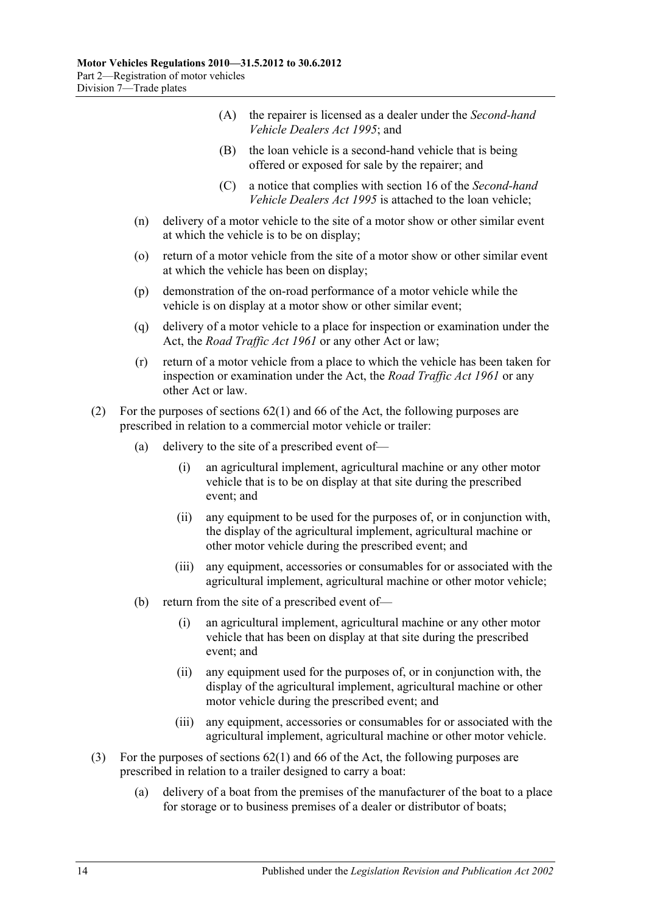(A) the repairer is licensed as a dealer under the *Second-hand Vehicle Dealers Act 1995*; and

(B) the loan vehicle is a second-hand vehicle that is being offered or exposed for sale by the repairer; and

(C) a notice that complies with section 16 of the *Second-hand Vehicle Dealers Act 1995* is attached to the loan vehicle;

(n) delivery of a motor vehicle to the site of a motor show or other similar event at which the vehicle is to be on display;

(o) return of a motor vehicle from the site of a motor show or other similar event at which the vehicle has been on display;

(p) demonstration of the on-road performance of a motor vehicle while the vehicle is on display at a motor show or other similar event;

(q) delivery of a motor vehicle to a place for inspection or examination under the Act, the *Road Traffic Act 1961* or any other Act or law;

(r) return of a motor vehicle from a place to which the vehicle has been taken for inspection or examination under the Act, the *Road Traffic Act 1961* or any other Act or law.

(2) For the purposes of sections 62(1) and 66 of the Act, the following purposes are prescribed in relation to a commercial motor vehicle or trailer:

(a) delivery to the site of a prescribed event of—

(i) an agricultural implement, agricultural machine or any other motor vehicle that is to be on display at that site during the prescribed event; and

(ii) any equipment to be used for the purposes of, or in conjunction with, the display of the agricultural implement, agricultural machine or other motor vehicle during the prescribed event; and

(iii) any equipment, accessories or consumables for or associated with the agricultural implement, agricultural machine or other motor vehicle;

(b) return from the site of a prescribed event of—

(i) an agricultural implement, agricultural machine or any other motor vehicle that has been on display at that site during the prescribed event; and

(ii) any equipment used for the purposes of, or in conjunction with, the display of the agricultural implement, agricultural machine or other motor vehicle during the prescribed event; and

(iii) any equipment, accessories or consumables for or associated with the agricultural implement, agricultural machine or other motor vehicle.

(3) For the purposes of sections 62(1) and 66 of the Act, the following purposes are prescribed in relation to a trailer designed to carry a boat:

(a) delivery of a boat from the premises of the manufacturer of the boat to a place for storage or to business premises of a dealer or distributor of boats;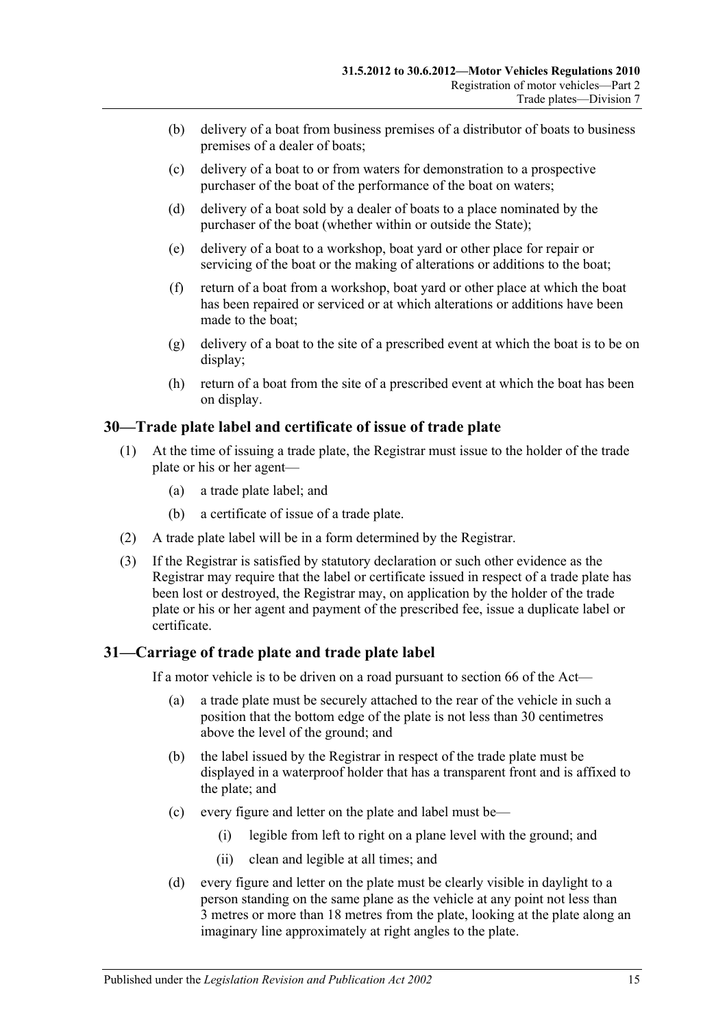(b) delivery of a boat from business premises of a distributor of boats to business premises of a dealer of boats;

(c) delivery of a boat to or from waters for demonstration to a prospective purchaser of the boat of the performance of the boat on waters;

(d) delivery of a boat sold by a dealer of boats to a place nominated by the purchaser of the boat (whether within or outside the State);

(e) delivery of a boat to a workshop, boat yard or other place for repair or servicing of the boat or the making of alterations or additions to the boat;

(f) return of a boat from a workshop, boat yard or other place at which the boat has been repaired or serviced or at which alterations or additions have been made to the boat;

(g) delivery of a boat to the site of a prescribed event at which the boat is to be on display;

(h) return of a boat from the site of a prescribed event at which the boat has been on display.

## 30—Trade plate label and certificate of issue of trade plate

(1) At the time of issuing a trade plate, the Registrar must issue to the holder of the trade plate or his or her agent—

(a) a trade plate label; and

(b) a certificate of issue of a trade plate.

(2) A trade plate label will be in a form determined by the Registrar.

(3) If the Registrar is satisfied by statutory declaration or such other evidence as the Registrar may require that the label or certificate issued in respect of a trade plate has been lost or destroyed, the Registrar may, on application by the holder of the trade plate or his or her agent and payment of the prescribed fee, issue a duplicate label or certificate.

## 31—Carriage of trade plate and trade plate label

If a motor vehicle is to be driven on a road pursuant to section 66 of the Act—

(a) a trade plate must be securely attached to the rear of the vehicle in such a position that the bottom edge of the plate is not less than 30 centimetres above the level of the ground; and

(b) the label issued by the Registrar in respect of the trade plate must be displayed in a waterproof holder that has a transparent front and is affixed to the plate; and

(c) every figure and letter on the plate and label must be—

(i) legible from left to right on a plane level with the ground; and

(ii) clean and legible at all times; and

(d) every figure and letter on the plate must be clearly visible in daylight to a person standing on the same plane as the vehicle at any point not less than 3 metres or more than 18 metres from the plate, looking at the plate along an imaginary line approximately at right angles to the plate.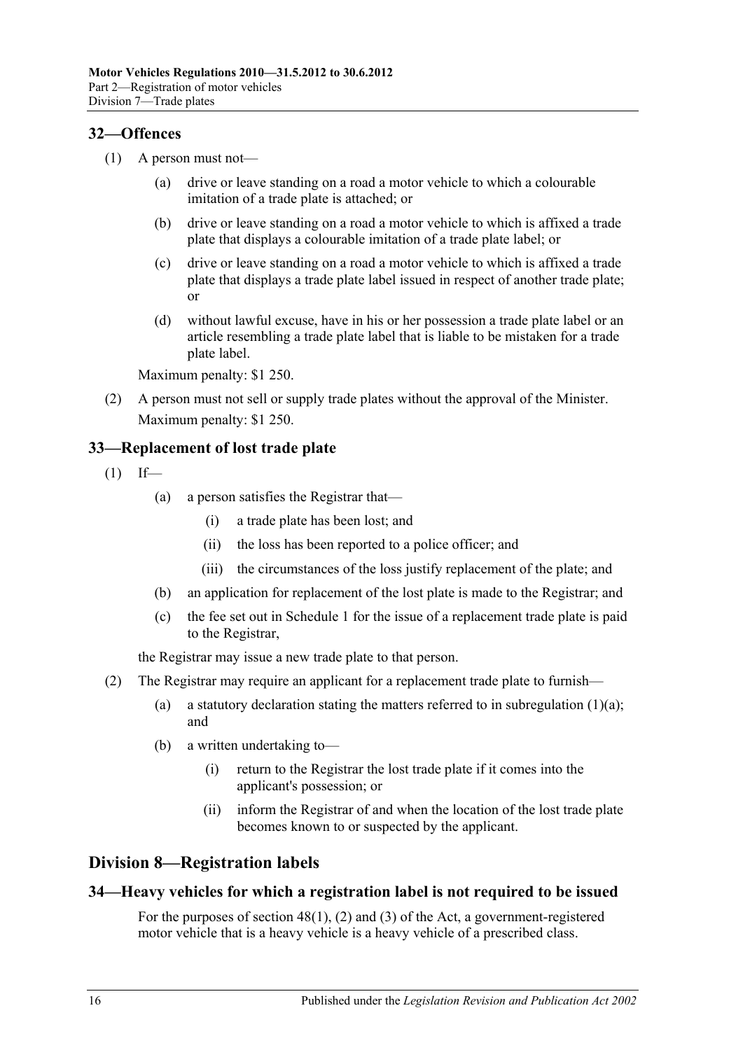## 32—Offences

(1) A person must not—

(a) drive or leave standing on a road a motor vehicle to which a colourable imitation of a trade plate is attached; or

(b) drive or leave standing on a road a motor vehicle to which is affixed a trade plate that displays a colourable imitation of a trade plate label; or

(c) drive or leave standing on a road a motor vehicle to which is affixed a trade plate that displays a trade plate label issued in respect of another trade plate; or

(d) without lawful excuse, have in his or her possession a trade plate label or an article resembling a trade plate label that is liable to be mistaken for a trade plate label.

Maximum penalty: $1 250.

(2) A person must not sell or supply trade plates without the approval of the Minister.

Maximum penalty: $1 250.

## 33—Replacement of lost trade plate

(1) If—

(a) a person satisfies the Registrar that—

(i) a trade plate has been lost; and

(ii) the loss has been reported to a police officer; and

(iii) the circumstances of the loss justify replacement of the plate; and

(b) an application for replacement of the lost plate is made to the Registrar; and

(c) the fee set out in Schedule 1 for the issue of a replacement trade plate is paid to the Registrar,

the Registrar may issue a new trade plate to that person.

(2) The Registrar may require an applicant for a replacement trade plate to furnish—

(a) a statutory declaration stating the matters referred to in subregulation (1)(a); and

(b) a written undertaking to—

(i) return to the Registrar the lost trade plate if it comes into the applicant's possession; or

(ii) inform the Registrar of and when the location of the lost trade plate becomes known to or suspected by the applicant.

# Division 8—Registration labels

## 34—Heavy vehicles for which a registration label is not required to be issued

For the purposes of section 48(1), (2) and (3) of the Act, a government-registered motor vehicle that is a heavy vehicle is a heavy vehicle of a prescribed class.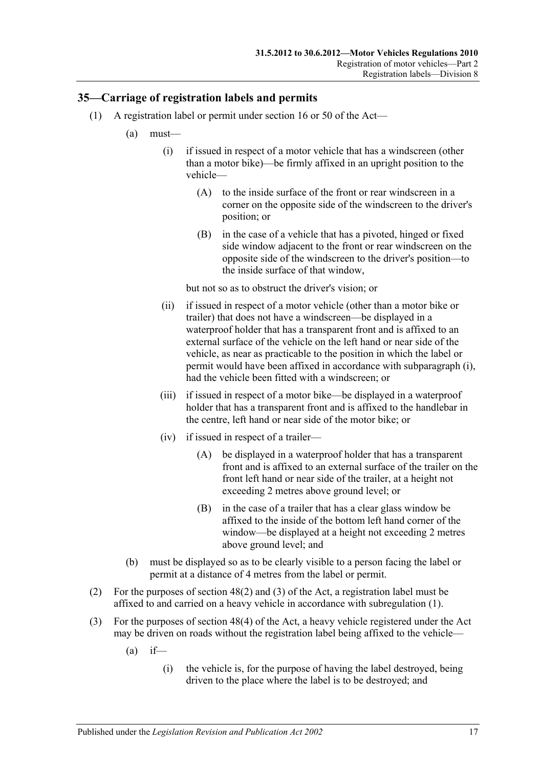## 35—Carriage of registration labels and permits

(1) A registration label or permit under section 16 or 50 of the Act—

(a) must—

(i) if issued in respect of a motor vehicle that has a windscreen (other than a motor bike)—be firmly affixed in an upright position to the vehicle—

(A) to the inside surface of the front or rear windscreen in a corner on the opposite side of the windscreen to the driver's position; or

(B) in the case of a vehicle that has a pivoted, hinged or fixed side window adjacent to the front or rear windscreen on the opposite side of the windscreen to the driver's position—to the inside surface of that window,

but not so as to obstruct the driver's vision; or

(ii) if issued in respect of a motor vehicle (other than a motor bike or trailer) that does not have a windscreen—be displayed in a waterproof holder that has a transparent front and is affixed to an external surface of the vehicle on the left hand or near side of the vehicle, as near as practicable to the position in which the label or permit would have been affixed in accordance with subparagraph (i), had the vehicle been fitted with a windscreen; or

(iii) if issued in respect of a motor bike—be displayed in a waterproof holder that has a transparent front and is affixed to the handlebar in the centre, left hand or near side of the motor bike; or

(iv) if issued in respect of a trailer—

(A) be displayed in a waterproof holder that has a transparent front and is affixed to an external surface of the trailer on the front left hand or near side of the trailer, at a height not exceeding 2 metres above ground level; or

(B) in the case of a trailer that has a clear glass window be affixed to the inside of the bottom left hand corner of the window—be displayed at a height not exceeding 2 metres above ground level; and

(b) must be displayed so as to be clearly visible to a person facing the label or permit at a distance of 4 metres from the label or permit.

(2) For the purposes of section 48(2) and (3) of the Act, a registration label must be affixed to and carried on a heavy vehicle in accordance with subregulation (1).

(3) For the purposes of section 48(4) of the Act, a heavy vehicle registered under the Act may be driven on roads without the registration label being affixed to the vehicle—

(a) if—

(i) the vehicle is, for the purpose of having the label destroyed, being driven to the place where the label is to be destroyed; and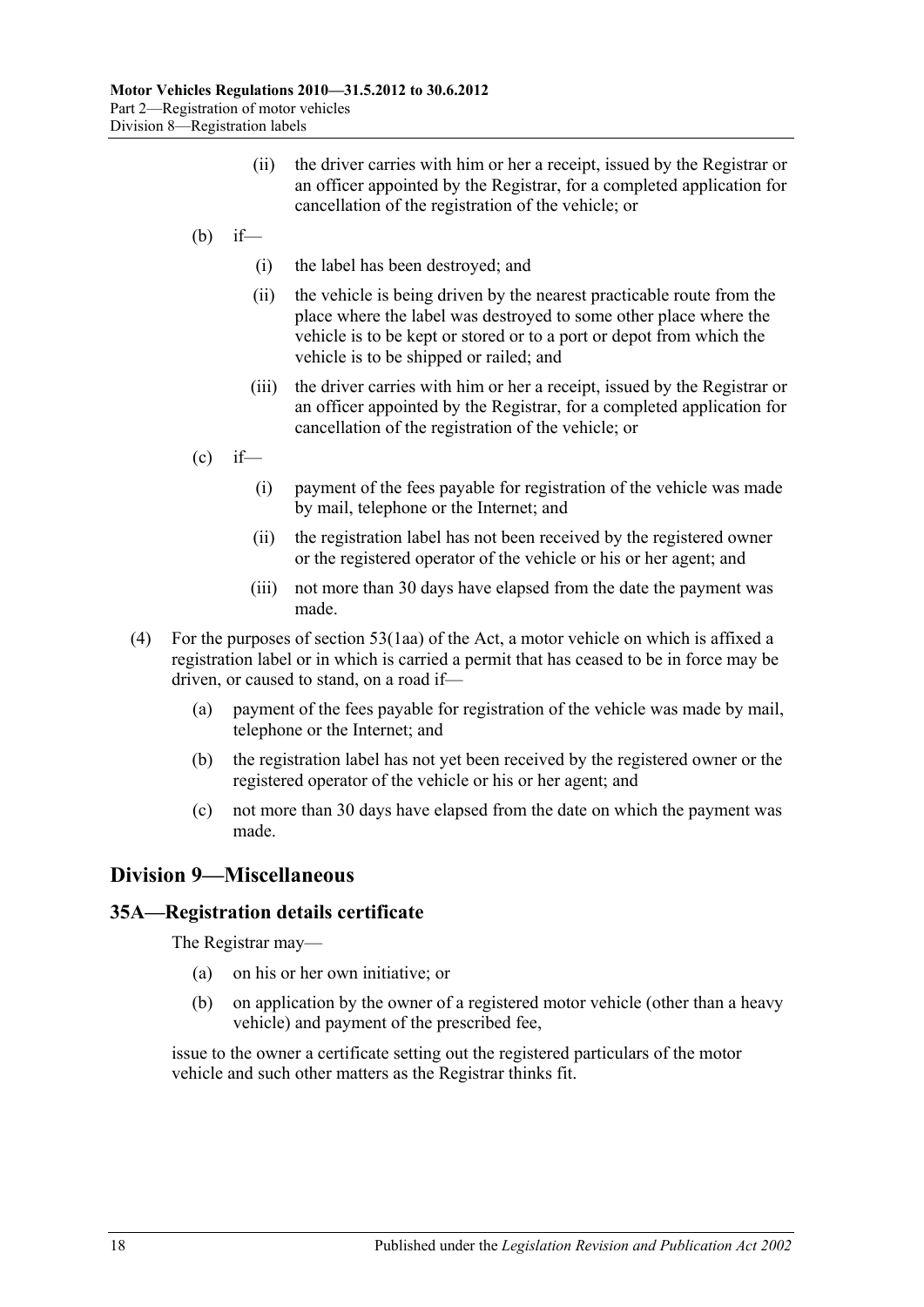(ii) the driver carries with him or her a receipt, issued by the Registrar or an officer appointed by the Registrar, for a completed application for cancellation of the registration of the vehicle; or

(b) if—

(i) the label has been destroyed; and

(ii) the vehicle is being driven by the nearest practicable route from the place where the label was destroyed to some other place where the vehicle is to be kept or stored or to a port or depot from which the vehicle is to be shipped or railed; and

(iii) the driver carries with him or her a receipt, issued by the Registrar or an officer appointed by the Registrar, for a completed application for cancellation of the registration of the vehicle; or

(c) if—

(i) payment of the fees payable for registration of the vehicle was made by mail, telephone or the Internet; and

(ii) the registration label has not been received by the registered owner or the registered operator of the vehicle or his or her agent; and

(iii) not more than 30 days have elapsed from the date the payment was made.

(4) For the purposes of section 53(1aa) of the Act, a motor vehicle on which is affixed a registration label or in which is carried a permit that has ceased to be in force may be driven, or caused to stand, on a road if—

(a) payment of the fees payable for registration of the vehicle was made by mail, telephone or the Internet; and

(b) the registration label has not yet been received by the registered owner or the registered operator of the vehicle or his or her agent; and

(c) not more than 30 days have elapsed from the date on which the payment was made.

## Division 9—Miscellaneous

### 35A—Registration details certificate

The Registrar may—

(a) on his or her own initiative; or

(b) on application by the owner of a registered motor vehicle (other than a heavy vehicle) and payment of the prescribed fee,

issue to the owner a certificate setting out the registered particulars of the motor vehicle and such other matters as the Registrar thinks fit.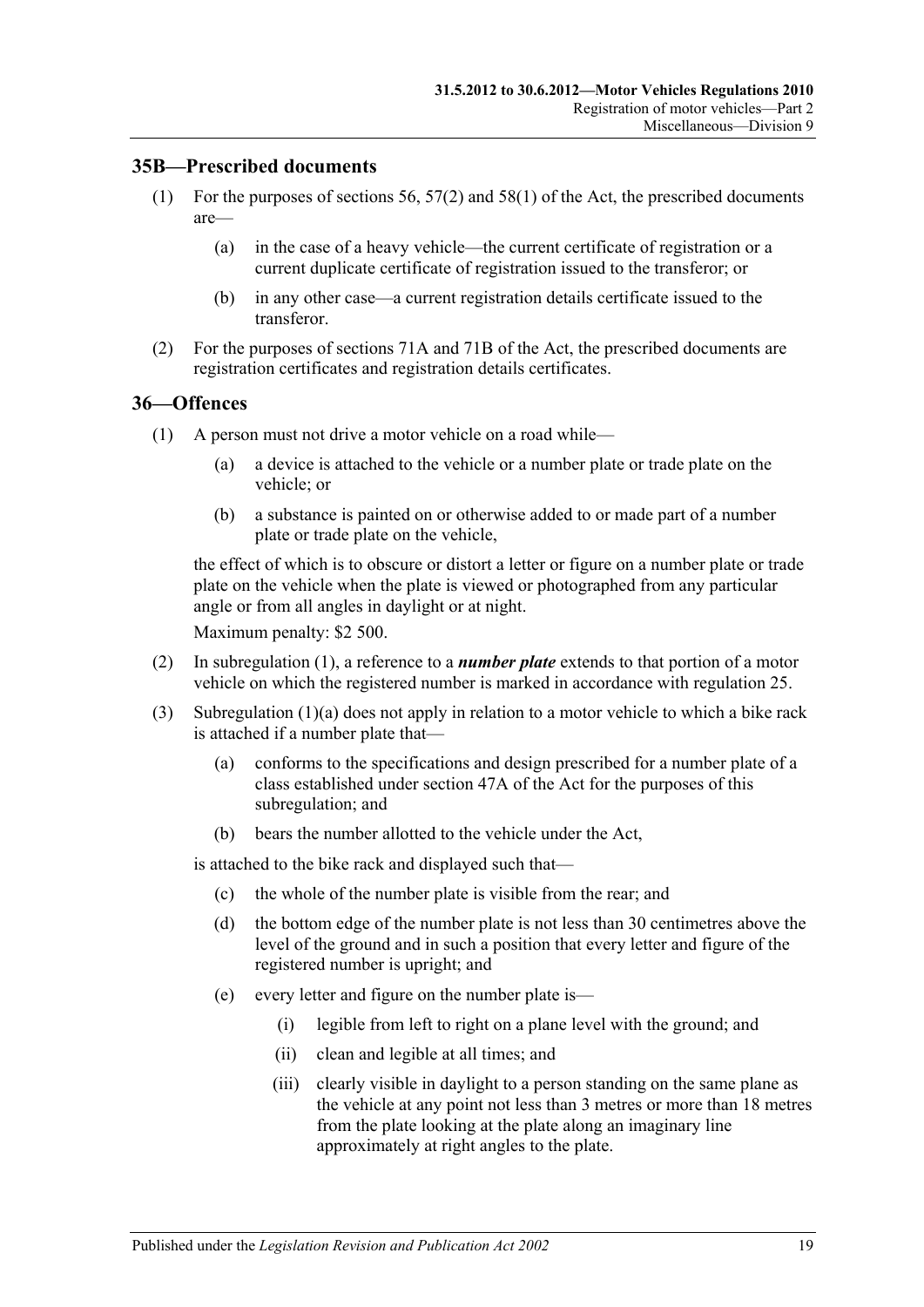## 35B—Prescribed documents

(1) For the purposes of sections 56, 57(2) and 58(1) of the Act, the prescribed documents are—

(a) in the case of a heavy vehicle—the current certificate of registration or a current duplicate certificate of registration issued to the transferor; or

(b) in any other case—a current registration details certificate issued to the transferor.

(2) For the purposes of sections 71A and 71B of the Act, the prescribed documents are registration certificates and registration details certificates.

## 36—Offences

(1) A person must not drive a motor vehicle on a road while—

(a) a device is attached to the vehicle or a number plate or trade plate on the vehicle; or

(b) a substance is painted on or otherwise added to or made part of a number plate or trade plate on the vehicle,

the effect of which is to obscure or distort a letter or figure on a number plate or trade plate on the vehicle when the plate is viewed or photographed from any particular angle or from all angles in daylight or at night.

Maximum penalty: $2 500.

(2) In subregulation (1), a reference to a ***number plate*** extends to that portion of a motor vehicle on which the registered number is marked in accordance with regulation 25.

(3) Subregulation (1)(a) does not apply in relation to a motor vehicle to which a bike rack is attached if a number plate that—

(a) conforms to the specifications and design prescribed for a number plate of a class established under section 47A of the Act for the purposes of this subregulation; and

(b) bears the number allotted to the vehicle under the Act,

is attached to the bike rack and displayed such that—

(c) the whole of the number plate is visible from the rear; and

(d) the bottom edge of the number plate is not less than 30 centimetres above the level of the ground and in such a position that every letter and figure of the registered number is upright; and

(e) every letter and figure on the number plate is—

(i) legible from left to right on a plane level with the ground; and

(ii) clean and legible at all times; and

(iii) clearly visible in daylight to a person standing on the same plane as the vehicle at any point not less than 3 metres or more than 18 metres from the plate looking at the plate along an imaginary line approximately at right angles to the plate.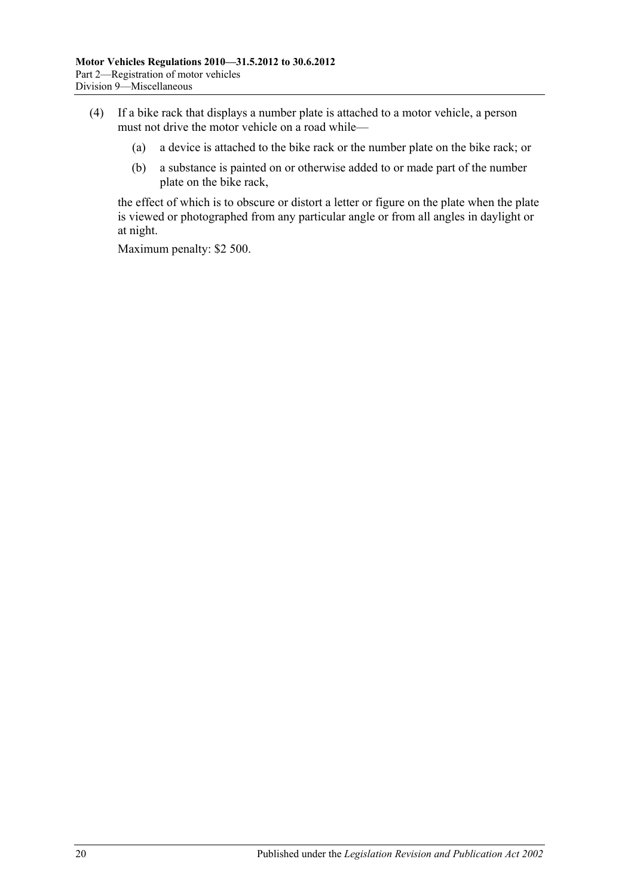(4) If a bike rack that displays a number plate is attached to a motor vehicle, a person must not drive the motor vehicle on a road while—

(a) a device is attached to the bike rack or the number plate on the bike rack; or

(b) a substance is painted on or otherwise added to or made part of the number plate on the bike rack,

the effect of which is to obscure or distort a letter or figure on the plate when the plate is viewed or photographed from any particular angle or from all angles in daylight or at night.

Maximum penalty: $2 500.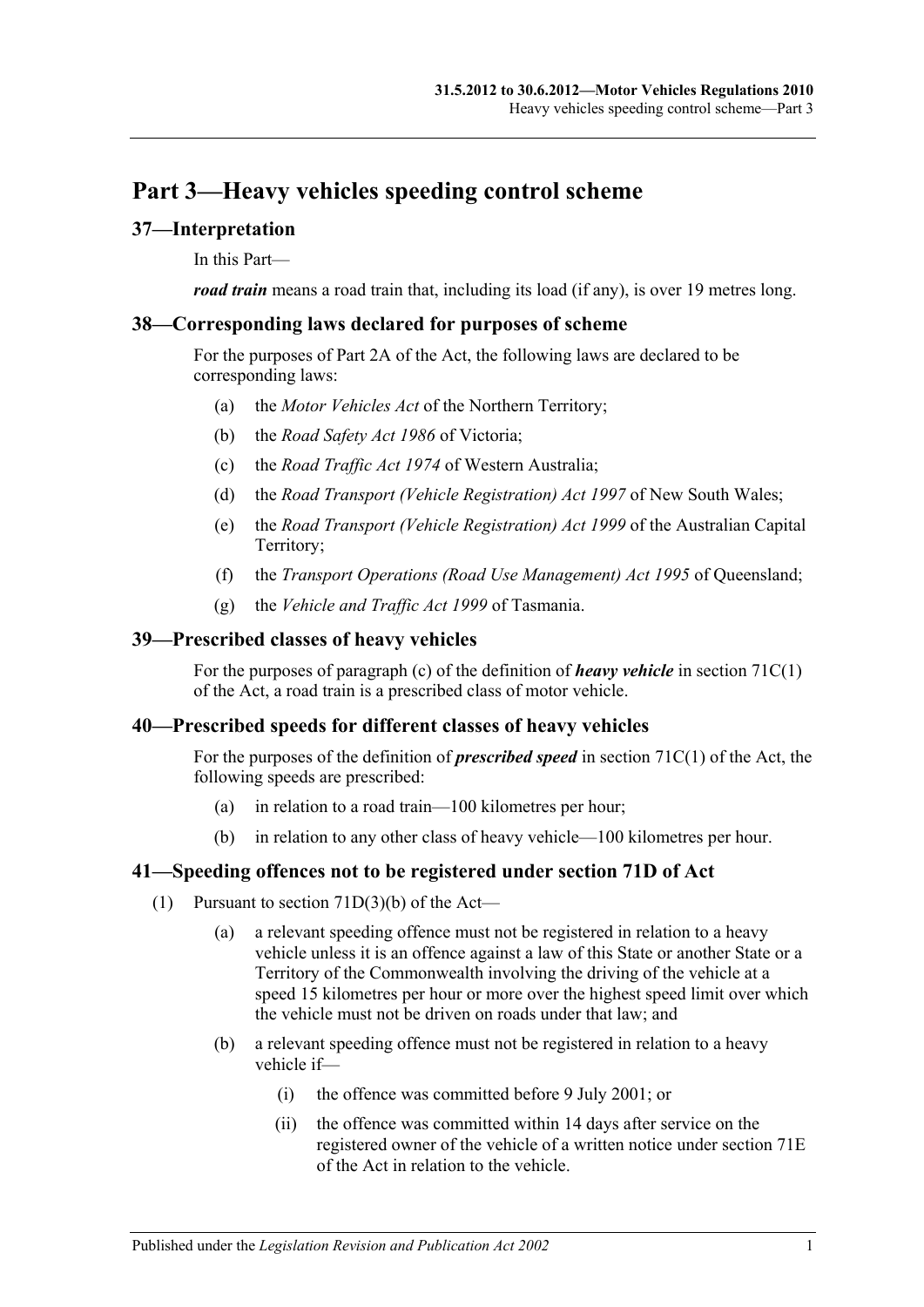# Part 3—Heavy vehicles speeding control scheme

## 37—Interpretation

In this Part—

***road train*** means a road train that, including its load (if any), is over 19 metres long.

## 38—Corresponding laws declared for purposes of scheme

For the purposes of Part 2A of the Act, the following laws are declared to be corresponding laws:

- (a) the *Motor Vehicles Act* of the Northern Territory;
- (b) the *Road Safety Act 1986* of Victoria;
- (c) the *Road Traffic Act 1974* of Western Australia;
- (d) the *Road Transport (Vehicle Registration) Act 1997* of New South Wales;
- (e) the *Road Transport (Vehicle Registration) Act 1999* of the Australian Capital Territory;
- (f) the *Transport Operations (Road Use Management) Act 1995* of Queensland;
- (g) the *Vehicle and Traffic Act 1999* of Tasmania.

## 39—Prescribed classes of heavy vehicles

For the purposes of paragraph (c) of the definition of ***heavy vehicle*** in section 71C(1) of the Act, a road train is a prescribed class of motor vehicle.

## 40—Prescribed speeds for different classes of heavy vehicles

For the purposes of the definition of ***prescribed speed*** in section 71C(1) of the Act, the following speeds are prescribed:

- (a) in relation to a road train—100 kilometres per hour;
- (b) in relation to any other class of heavy vehicle—100 kilometres per hour.

## 41—Speeding offences not to be registered under section 71D of Act

(1) Pursuant to section 71D(3)(b) of the Act—

- (a) a relevant speeding offence must not be registered in relation to a heavy vehicle unless it is an offence against a law of this State or another State or a Territory of the Commonwealth involving the driving of the vehicle at a speed 15 kilometres per hour or more over the highest speed limit over which the vehicle must not be driven on roads under that law; and
- (b) a relevant speeding offence must not be registered in relation to a heavy vehicle if—
  - (i) the offence was committed before 9 July 2001; or
  - (ii) the offence was committed within 14 days after service on the registered owner of the vehicle of a written notice under section 71E of the Act in relation to the vehicle.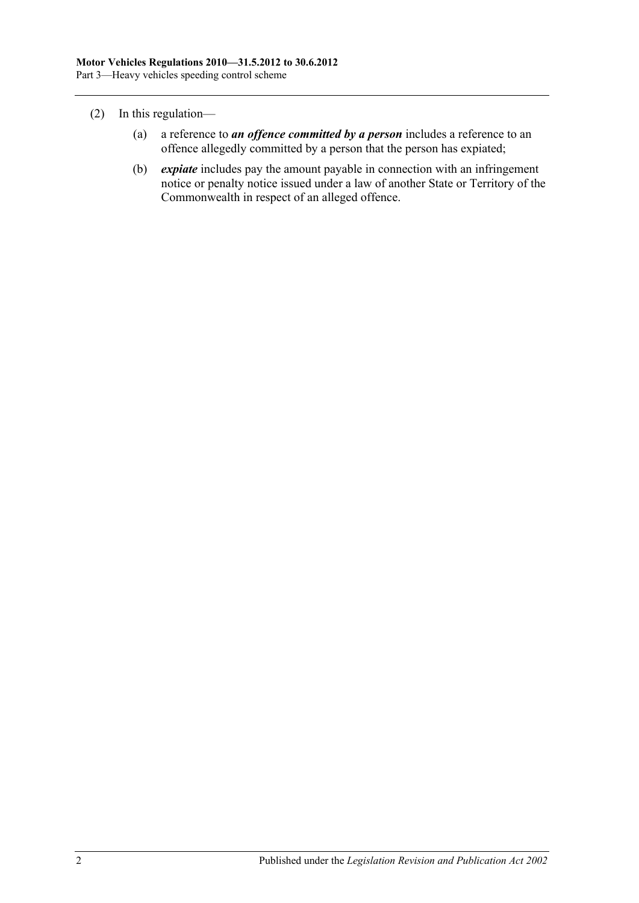(2) In this regulation—

(a) a reference to ***an offence committed by a person*** includes a reference to an offence allegedly committed by a person that the person has expiated;

(b) ***expiate*** includes pay the amount payable in connection with an infringement notice or penalty notice issued under a law of another State or Territory of the Commonwealth in respect of an alleged offence.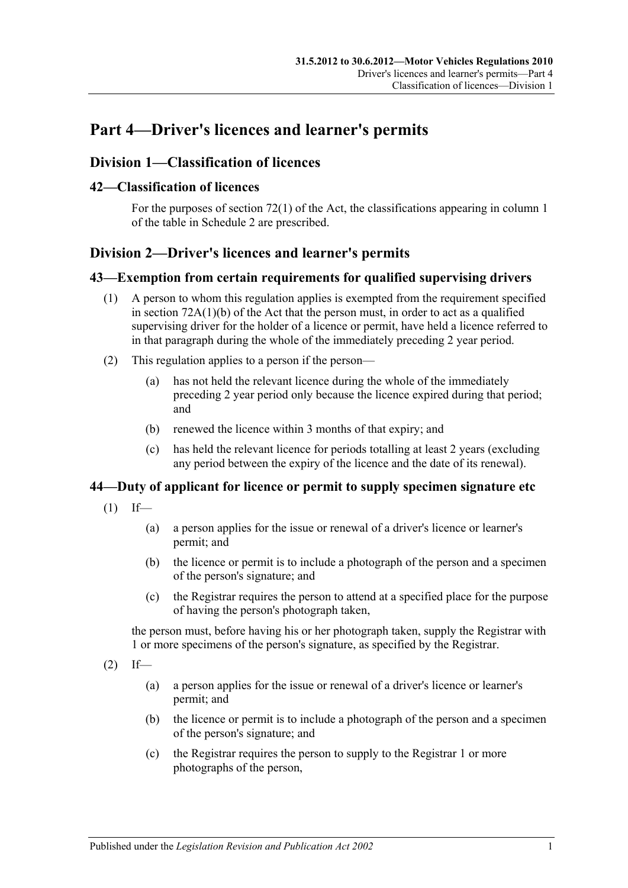# Part 4—Driver's licences and learner's permits

## Division 1—Classification of licences

### 42—Classification of licences

For the purposes of section 72(1) of the Act, the classifications appearing in column 1 of the table in Schedule 2 are prescribed.

## Division 2—Driver's licences and learner's permits

### 43—Exemption from certain requirements for qualified supervising drivers

(1) A person to whom this regulation applies is exempted from the requirement specified in section 72A(1)(b) of the Act that the person must, in order to act as a qualified supervising driver for the holder of a licence or permit, have held a licence referred to in that paragraph during the whole of the immediately preceding 2 year period.

(2) This regulation applies to a person if the person—

(a) has not held the relevant licence during the whole of the immediately preceding 2 year period only because the licence expired during that period; and

(b) renewed the licence within 3 months of that expiry; and

(c) has held the relevant licence for periods totalling at least 2 years (excluding any period between the expiry of the licence and the date of its renewal).

### 44—Duty of applicant for licence or permit to supply specimen signature etc

(1) If—

(a) a person applies for the issue or renewal of a driver's licence or learner's permit; and

(b) the licence or permit is to include a photograph of the person and a specimen of the person's signature; and

(c) the Registrar requires the person to attend at a specified place for the purpose of having the person's photograph taken,

the person must, before having his or her photograph taken, supply the Registrar with 1 or more specimens of the person's signature, as specified by the Registrar.

(2) If—

(a) a person applies for the issue or renewal of a driver's licence or learner's permit; and

(b) the licence or permit is to include a photograph of the person and a specimen of the person's signature; and

(c) the Registrar requires the person to supply to the Registrar 1 or more photographs of the person,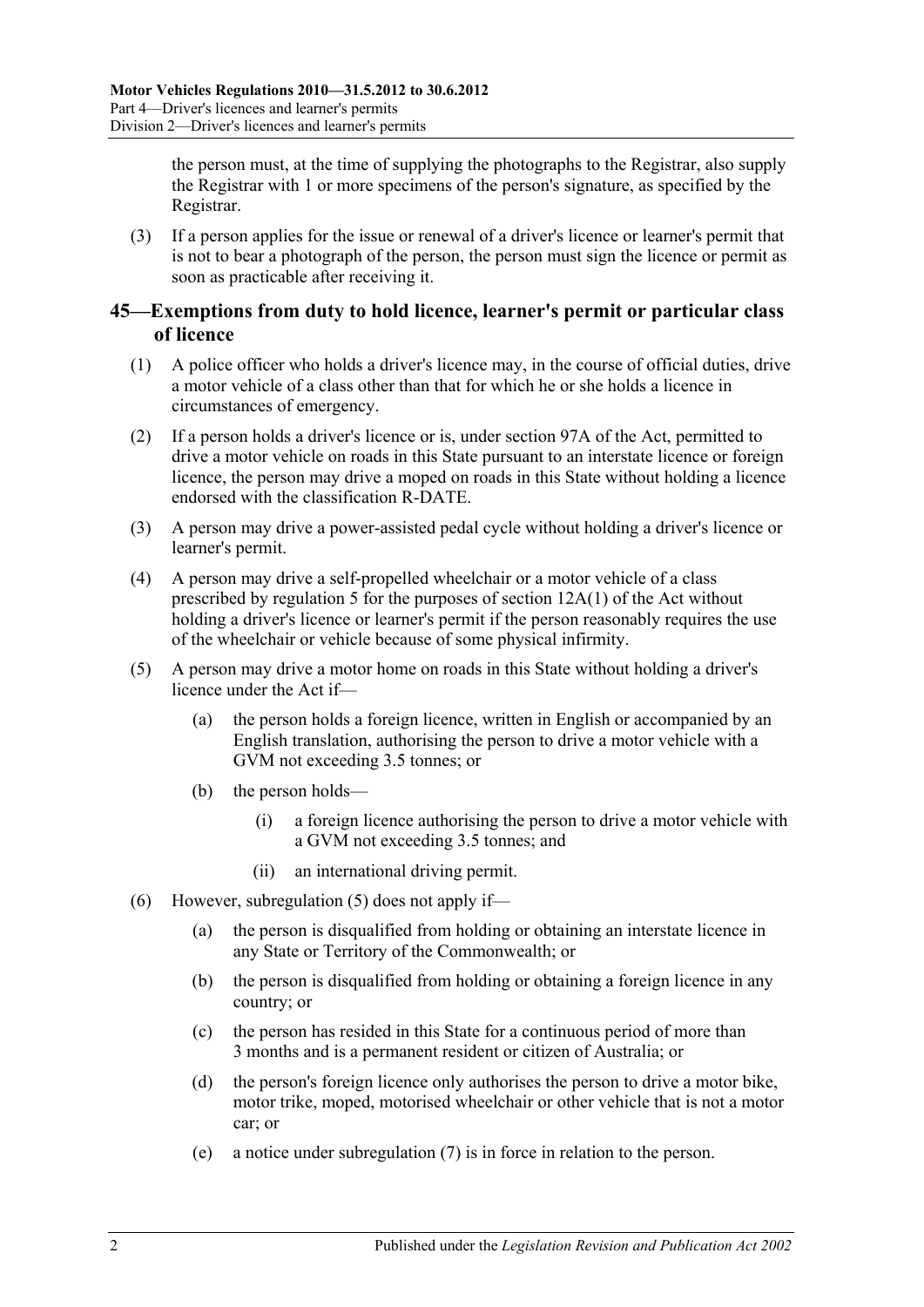the person must, at the time of supplying the photographs to the Registrar, also supply the Registrar with 1 or more specimens of the person's signature, as specified by the Registrar.

(3) If a person applies for the issue or renewal of a driver's licence or learner's permit that is not to bear a photograph of the person, the person must sign the licence or permit as soon as practicable after receiving it.

## 45—Exemptions from duty to hold licence, learner's permit or particular class of licence

(1) A police officer who holds a driver's licence may, in the course of official duties, drive a motor vehicle of a class other than that for which he or she holds a licence in circumstances of emergency.

(2) If a person holds a driver's licence or is, under section 97A of the Act, permitted to drive a motor vehicle on roads in this State pursuant to an interstate licence or foreign licence, the person may drive a moped on roads in this State without holding a licence endorsed with the classification R-DATE.

(3) A person may drive a power-assisted pedal cycle without holding a driver's licence or learner's permit.

(4) A person may drive a self-propelled wheelchair or a motor vehicle of a class prescribed by regulation 5 for the purposes of section 12A(1) of the Act without holding a driver's licence or learner's permit if the person reasonably requires the use of the wheelchair or vehicle because of some physical infirmity.

(5) A person may drive a motor home on roads in this State without holding a driver's licence under the Act if—

(a) the person holds a foreign licence, written in English or accompanied by an English translation, authorising the person to drive a motor vehicle with a GVM not exceeding 3.5 tonnes; or

(b) the person holds—

(i) a foreign licence authorising the person to drive a motor vehicle with a GVM not exceeding 3.5 tonnes; and

(ii) an international driving permit.

(6) However, subregulation (5) does not apply if—

(a) the person is disqualified from holding or obtaining an interstate licence in any State or Territory of the Commonwealth; or

(b) the person is disqualified from holding or obtaining a foreign licence in any country; or

(c) the person has resided in this State for a continuous period of more than 3 months and is a permanent resident or citizen of Australia; or

(d) the person's foreign licence only authorises the person to drive a motor bike, motor trike, moped, motorised wheelchair or other vehicle that is not a motor car; or

(e) a notice under subregulation (7) is in force in relation to the person.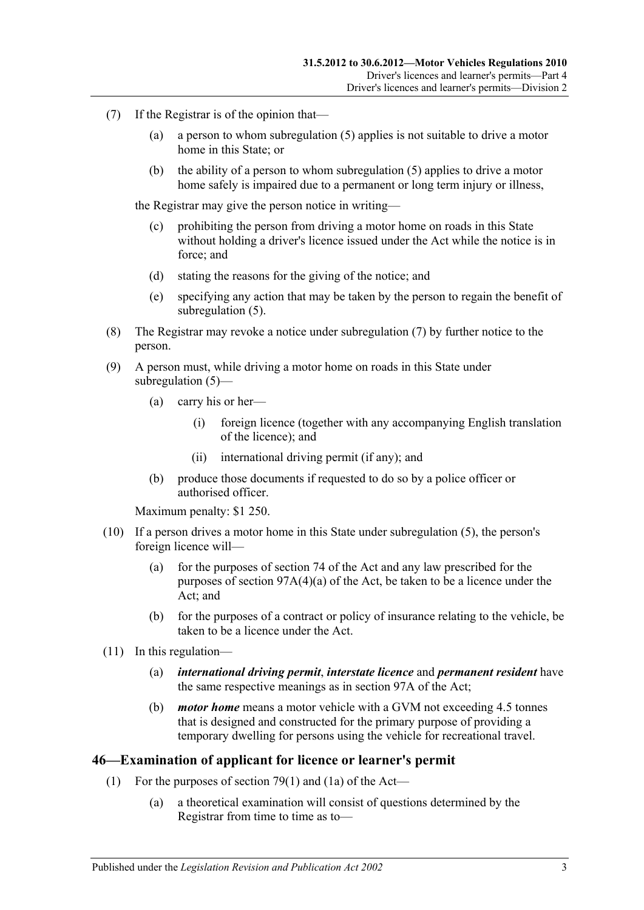(7) If the Registrar is of the opinion that—

(a) a person to whom subregulation (5) applies is not suitable to drive a motor home in this State; or

(b) the ability of a person to whom subregulation (5) applies to drive a motor home safely is impaired due to a permanent or long term injury or illness,

the Registrar may give the person notice in writing—

(c) prohibiting the person from driving a motor home on roads in this State without holding a driver's licence issued under the Act while the notice is in force; and

(d) stating the reasons for the giving of the notice; and

(e) specifying any action that may be taken by the person to regain the benefit of subregulation (5).

(8) The Registrar may revoke a notice under subregulation (7) by further notice to the person.

(9) A person must, while driving a motor home on roads in this State under subregulation (5)—

(a) carry his or her—

(i) foreign licence (together with any accompanying English translation of the licence); and

(ii) international driving permit (if any); and

(b) produce those documents if requested to do so by a police officer or authorised officer.

Maximum penalty: $1 250.

(10) If a person drives a motor home in this State under subregulation (5), the person's foreign licence will—

(a) for the purposes of section 74 of the Act and any law prescribed for the purposes of section 97A(4)(a) of the Act, be taken to be a licence under the Act; and

(b) for the purposes of a contract or policy of insurance relating to the vehicle, be taken to be a licence under the Act.

(11) In this regulation—

(a) ***international driving permit***, ***interstate licence*** and ***permanent resident*** have the same respective meanings as in section 97A of the Act;

(b) ***motor home*** means a motor vehicle with a GVM not exceeding 4.5 tonnes that is designed and constructed for the primary purpose of providing a temporary dwelling for persons using the vehicle for recreational travel.

## 46—Examination of applicant for licence or learner's permit

(1) For the purposes of section 79(1) and (1a) of the Act—

(a) a theoretical examination will consist of questions determined by the Registrar from time to time as to—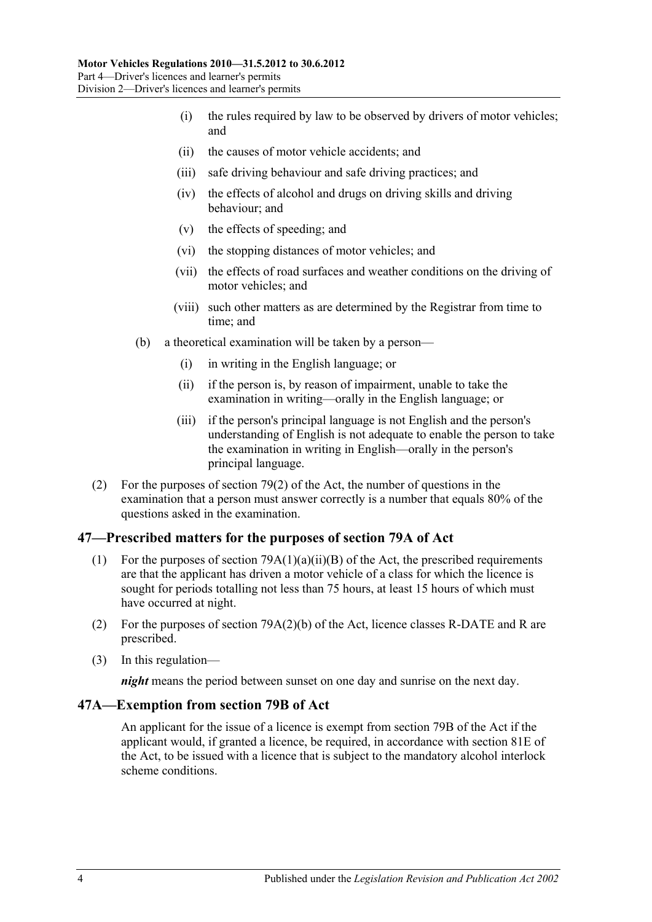(i) the rules required by law to be observed by drivers of motor vehicles; and

(ii) the causes of motor vehicle accidents; and

(iii) safe driving behaviour and safe driving practices; and

(iv) the effects of alcohol and drugs on driving skills and driving behaviour; and

(v) the effects of speeding; and

(vi) the stopping distances of motor vehicles; and

(vii) the effects of road surfaces and weather conditions on the driving of motor vehicles; and

(viii) such other matters as are determined by the Registrar from time to time; and

(b) a theoretical examination will be taken by a person—

(i) in writing in the English language; or

(ii) if the person is, by reason of impairment, unable to take the examination in writing—orally in the English language; or

(iii) if the person's principal language is not English and the person's understanding of English is not adequate to enable the person to take the examination in writing in English—orally in the person's principal language.

(2) For the purposes of section 79(2) of the Act, the number of questions in the examination that a person must answer correctly is a number that equals 80% of the questions asked in the examination.

## 47—Prescribed matters for the purposes of section 79A of Act

(1) For the purposes of section 79A(1)(a)(ii)(B) of the Act, the prescribed requirements are that the applicant has driven a motor vehicle of a class for which the licence is sought for periods totalling not less than 75 hours, at least 15 hours of which must have occurred at night.

(2) For the purposes of section 79A(2)(b) of the Act, licence classes R-DATE and R are prescribed.

(3) In this regulation—

***night*** means the period between sunset on one day and sunrise on the next day.

## 47A—Exemption from section 79B of Act

An applicant for the issue of a licence is exempt from section 79B of the Act if the applicant would, if granted a licence, be required, in accordance with section 81E of the Act, to be issued with a licence that is subject to the mandatory alcohol interlock scheme conditions.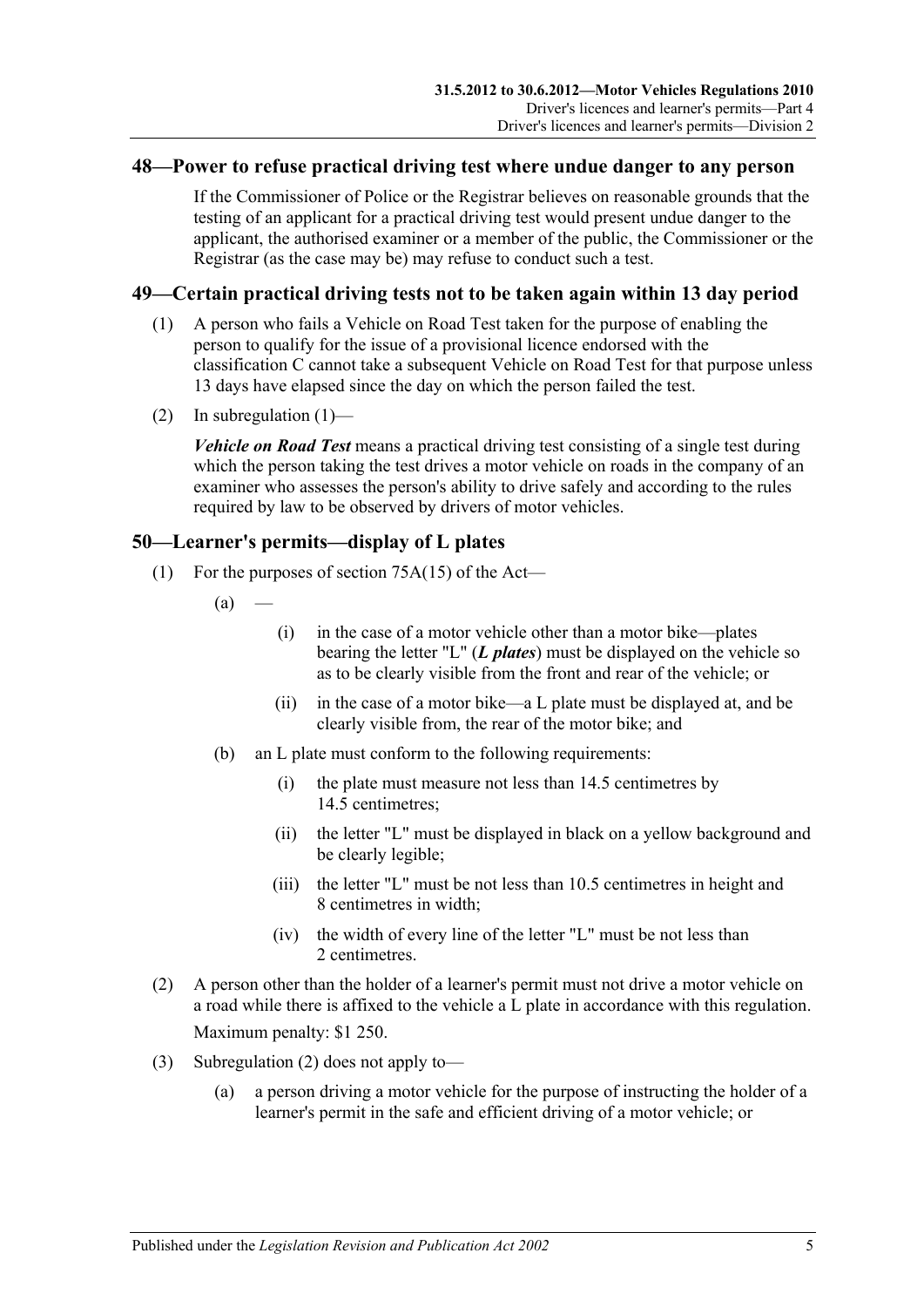## 48—Power to refuse practical driving test where undue danger to any person

If the Commissioner of Police or the Registrar believes on reasonable grounds that the testing of an applicant for a practical driving test would present undue danger to the applicant, the authorised examiner or a member of the public, the Commissioner or the Registrar (as the case may be) may refuse to conduct such a test.

## 49—Certain practical driving tests not to be taken again within 13 day period

(1) A person who fails a Vehicle on Road Test taken for the purpose of enabling the person to qualify for the issue of a provisional licence endorsed with the classification C cannot take a subsequent Vehicle on Road Test for that purpose unless 13 days have elapsed since the day on which the person failed the test.

(2) In subregulation (1)—

***Vehicle on Road Test*** means a practical driving test consisting of a single test during which the person taking the test drives a motor vehicle on roads in the company of an examiner who assesses the person's ability to drive safely and according to the rules required by law to be observed by drivers of motor vehicles.

## 50—Learner's permits—display of L plates

(1) For the purposes of section 75A(15) of the Act—

(a) —

(i) in the case of a motor vehicle other than a motor bike—plates bearing the letter "L" (***L plates***) must be displayed on the vehicle so as to be clearly visible from the front and rear of the vehicle; or

(ii) in the case of a motor bike—a L plate must be displayed at, and be clearly visible from, the rear of the motor bike; and

(b) an L plate must conform to the following requirements:

(i) the plate must measure not less than 14.5 centimetres by 14.5 centimetres;

(ii) the letter "L" must be displayed in black on a yellow background and be clearly legible;

(iii) the letter "L" must be not less than 10.5 centimetres in height and 8 centimetres in width;

(iv) the width of every line of the letter "L" must be not less than 2 centimetres.

(2) A person other than the holder of a learner's permit must not drive a motor vehicle on a road while there is affixed to the vehicle a L plate in accordance with this regulation.

Maximum penalty: $1 250.

(3) Subregulation (2) does not apply to—

(a) a person driving a motor vehicle for the purpose of instructing the holder of a learner's permit in the safe and efficient driving of a motor vehicle; or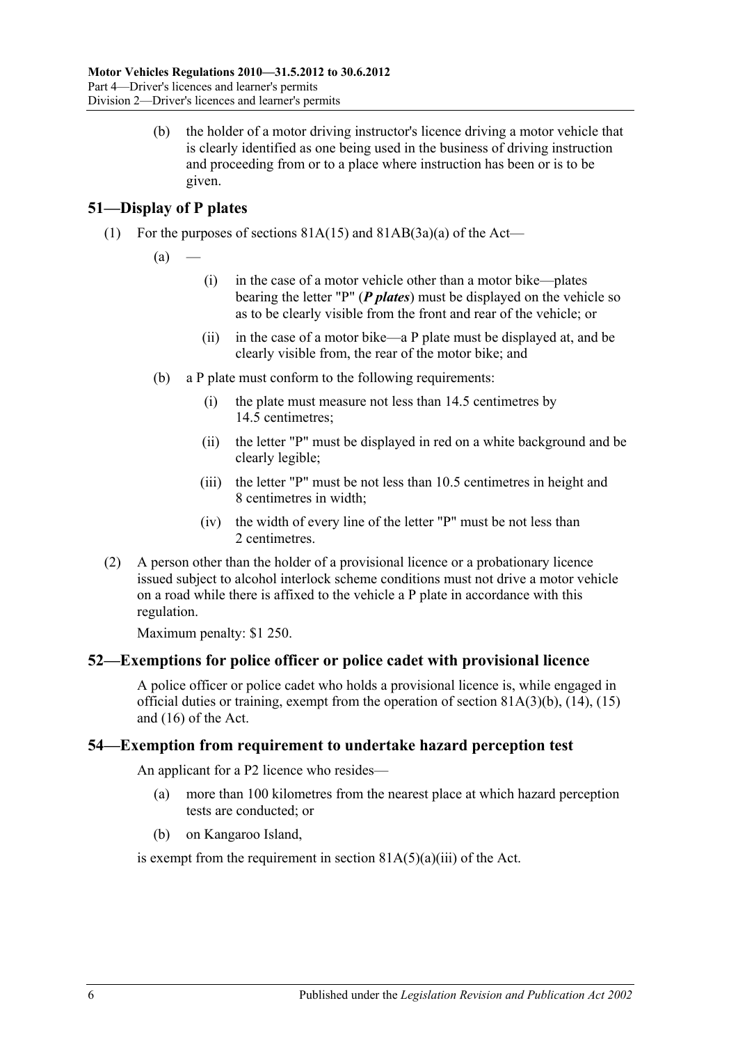(b) the holder of a motor driving instructor's licence driving a motor vehicle that is clearly identified as one being used in the business of driving instruction and proceeding from or to a place where instruction has been or is to be given.

## 51—Display of P plates

(1) For the purposes of sections 81A(15) and 81AB(3a)(a) of the Act—

(a) —

(i) in the case of a motor vehicle other than a motor bike—plates bearing the letter "P" (***P plates***) must be displayed on the vehicle so as to be clearly visible from the front and rear of the vehicle; or

(ii) in the case of a motor bike—a P plate must be displayed at, and be clearly visible from, the rear of the motor bike; and

(b) a P plate must conform to the following requirements:

(i) the plate must measure not less than 14.5 centimetres by 14.5 centimetres;

(ii) the letter "P" must be displayed in red on a white background and be clearly legible;

(iii) the letter "P" must be not less than 10.5 centimetres in height and 8 centimetres in width;

(iv) the width of every line of the letter "P" must be not less than 2 centimetres.

(2) A person other than the holder of a provisional licence or a probationary licence issued subject to alcohol interlock scheme conditions must not drive a motor vehicle on a road while there is affixed to the vehicle a P plate in accordance with this regulation.

Maximum penalty: $1 250.

## 52—Exemptions for police officer or police cadet with provisional licence

A police officer or police cadet who holds a provisional licence is, while engaged in official duties or training, exempt from the operation of section 81A(3)(b), (14), (15) and (16) of the Act.

## 54—Exemption from requirement to undertake hazard perception test

An applicant for a P2 licence who resides—

(a) more than 100 kilometres from the nearest place at which hazard perception tests are conducted; or

(b) on Kangaroo Island,

is exempt from the requirement in section 81A(5)(a)(iii) of the Act.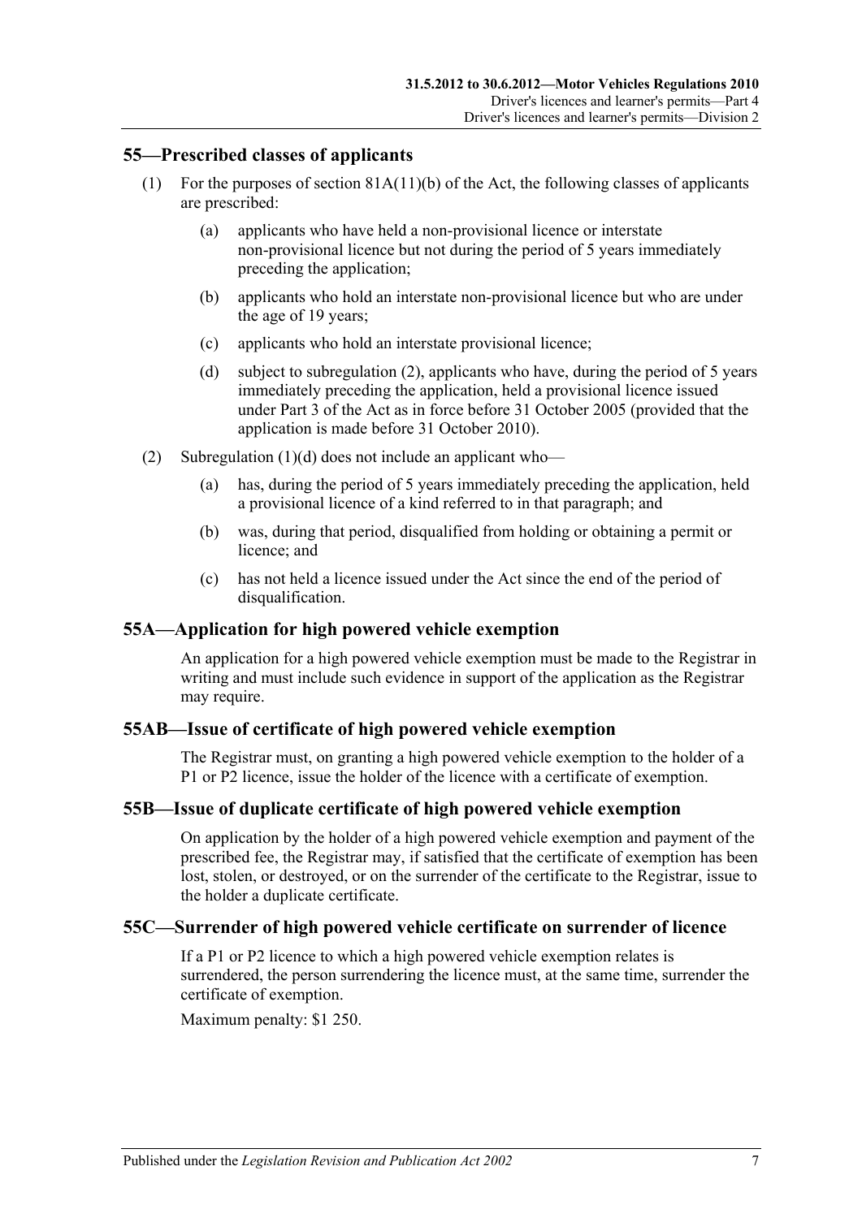## 55—Prescribed classes of applicants

(1) For the purposes of section 81A(11)(b) of the Act, the following classes of applicants are prescribed:

(a) applicants who have held a non-provisional licence or interstate non-provisional licence but not during the period of 5 years immediately preceding the application;

(b) applicants who hold an interstate non-provisional licence but who are under the age of 19 years;

(c) applicants who hold an interstate provisional licence;

(d) subject to subregulation (2), applicants who have, during the period of 5 years immediately preceding the application, held a provisional licence issued under Part 3 of the Act as in force before 31 October 2005 (provided that the application is made before 31 October 2010).

(2) Subregulation (1)(d) does not include an applicant who—

(a) has, during the period of 5 years immediately preceding the application, held a provisional licence of a kind referred to in that paragraph; and

(b) was, during that period, disqualified from holding or obtaining a permit or licence; and

(c) has not held a licence issued under the Act since the end of the period of disqualification.

## 55A—Application for high powered vehicle exemption

An application for a high powered vehicle exemption must be made to the Registrar in writing and must include such evidence in support of the application as the Registrar may require.

## 55AB—Issue of certificate of high powered vehicle exemption

The Registrar must, on granting a high powered vehicle exemption to the holder of a P1 or P2 licence, issue the holder of the licence with a certificate of exemption.

## 55B—Issue of duplicate certificate of high powered vehicle exemption

On application by the holder of a high powered vehicle exemption and payment of the prescribed fee, the Registrar may, if satisfied that the certificate of exemption has been lost, stolen, or destroyed, or on the surrender of the certificate to the Registrar, issue to the holder a duplicate certificate.

## 55C—Surrender of high powered vehicle certificate on surrender of licence

If a P1 or P2 licence to which a high powered vehicle exemption relates is surrendered, the person surrendering the licence must, at the same time, surrender the certificate of exemption.

Maximum penalty: $1 250.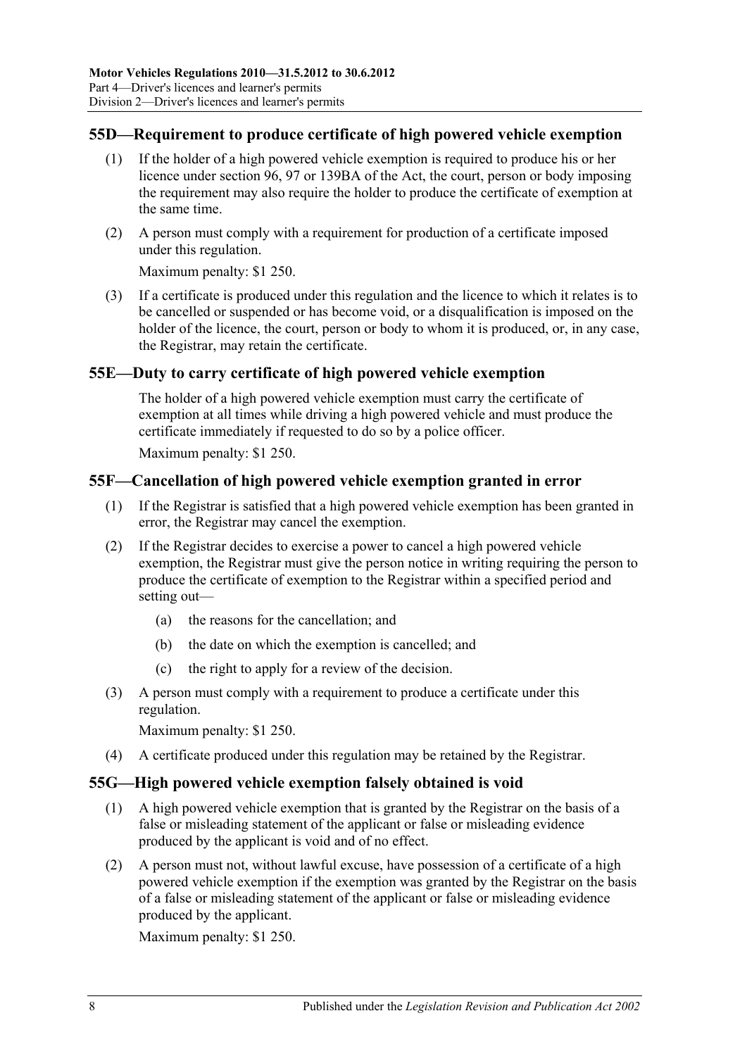## 55D—Requirement to produce certificate of high powered vehicle exemption

(1) If the holder of a high powered vehicle exemption is required to produce his or her licence under section 96, 97 or 139BA of the Act, the court, person or body imposing the requirement may also require the holder to produce the certificate of exemption at the same time.

(2) A person must comply with a requirement for production of a certificate imposed under this regulation.

Maximum penalty: $1 250.

(3) If a certificate is produced under this regulation and the licence to which it relates is to be cancelled or suspended or has become void, or a disqualification is imposed on the holder of the licence, the court, person or body to whom it is produced, or, in any case, the Registrar, may retain the certificate.

## 55E—Duty to carry certificate of high powered vehicle exemption

The holder of a high powered vehicle exemption must carry the certificate of exemption at all times while driving a high powered vehicle and must produce the certificate immediately if requested to do so by a police officer.

Maximum penalty: $1 250.

## 55F—Cancellation of high powered vehicle exemption granted in error

(1) If the Registrar is satisfied that a high powered vehicle exemption has been granted in error, the Registrar may cancel the exemption.

(2) If the Registrar decides to exercise a power to cancel a high powered vehicle exemption, the Registrar must give the person notice in writing requiring the person to produce the certificate of exemption to the Registrar within a specified period and setting out—

(a) the reasons for the cancellation; and

(b) the date on which the exemption is cancelled; and

(c) the right to apply for a review of the decision.

(3) A person must comply with a requirement to produce a certificate under this regulation.

Maximum penalty: $1 250.

(4) A certificate produced under this regulation may be retained by the Registrar.

## 55G—High powered vehicle exemption falsely obtained is void

(1) A high powered vehicle exemption that is granted by the Registrar on the basis of a false or misleading statement of the applicant or false or misleading evidence produced by the applicant is void and of no effect.

(2) A person must not, without lawful excuse, have possession of a certificate of a high powered vehicle exemption if the exemption was granted by the Registrar on the basis of a false or misleading statement of the applicant or false or misleading evidence produced by the applicant.

Maximum penalty: $1 250.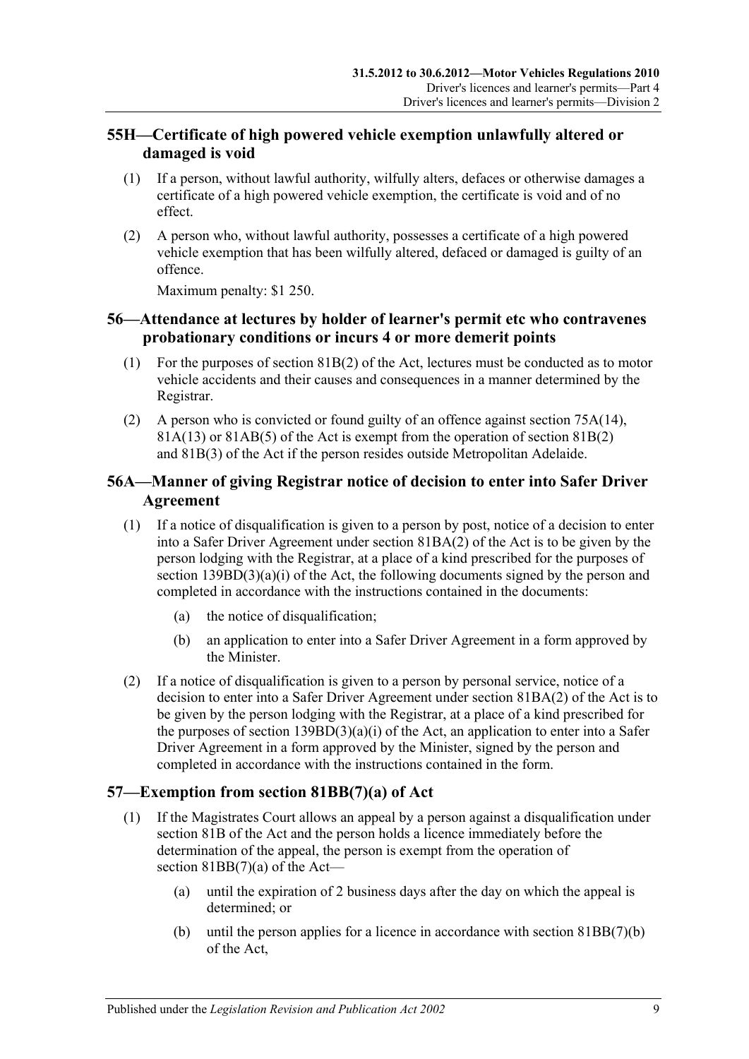## 55H—Certificate of high powered vehicle exemption unlawfully altered or damaged is void

(1) If a person, without lawful authority, wilfully alters, defaces or otherwise damages a certificate of a high powered vehicle exemption, the certificate is void and of no effect.

(2) A person who, without lawful authority, possesses a certificate of a high powered vehicle exemption that has been wilfully altered, defaced or damaged is guilty of an offence.

Maximum penalty: $1 250.

## 56—Attendance at lectures by holder of learner's permit etc who contravenes probationary conditions or incurs 4 or more demerit points

(1) For the purposes of section 81B(2) of the Act, lectures must be conducted as to motor vehicle accidents and their causes and consequences in a manner determined by the Registrar.

(2) A person who is convicted or found guilty of an offence against section 75A(14), 81A(13) or 81AB(5) of the Act is exempt from the operation of section 81B(2) and 81B(3) of the Act if the person resides outside Metropolitan Adelaide.

## 56A—Manner of giving Registrar notice of decision to enter into Safer Driver Agreement

(1) If a notice of disqualification is given to a person by post, notice of a decision to enter into a Safer Driver Agreement under section 81BA(2) of the Act is to be given by the person lodging with the Registrar, at a place of a kind prescribed for the purposes of section 139BD(3)(a)(i) of the Act, the following documents signed by the person and completed in accordance with the instructions contained in the documents:

(a) the notice of disqualification;

(b) an application to enter into a Safer Driver Agreement in a form approved by the Minister.

(2) If a notice of disqualification is given to a person by personal service, notice of a decision to enter into a Safer Driver Agreement under section 81BA(2) of the Act is to be given by the person lodging with the Registrar, at a place of a kind prescribed for the purposes of section 139BD(3)(a)(i) of the Act, an application to enter into a Safer Driver Agreement in a form approved by the Minister, signed by the person and completed in accordance with the instructions contained in the form.

## 57—Exemption from section 81BB(7)(a) of Act

(1) If the Magistrates Court allows an appeal by a person against a disqualification under section 81B of the Act and the person holds a licence immediately before the determination of the appeal, the person is exempt from the operation of section 81BB(7)(a) of the Act—

(a) until the expiration of 2 business days after the day on which the appeal is determined; or

(b) until the person applies for a licence in accordance with section 81BB(7)(b) of the Act,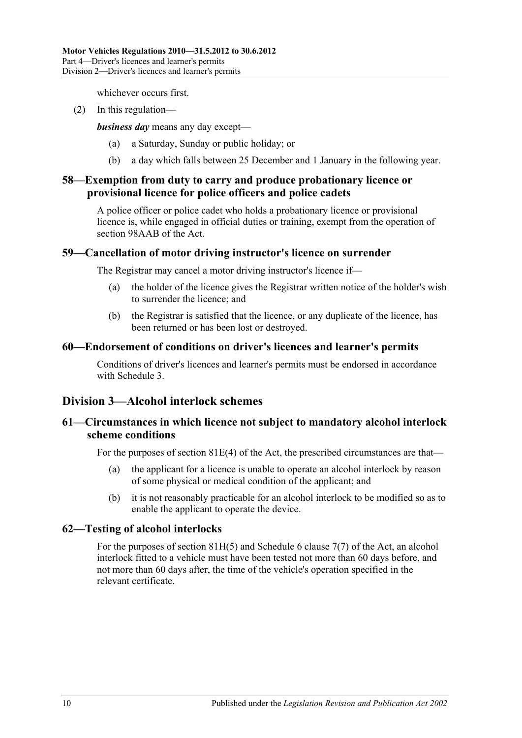whichever occurs first.

(2) In this regulation—

***business day*** means any day except—

(a) a Saturday, Sunday or public holiday; or

(b) a day which falls between 25 December and 1 January in the following year.

## 58—Exemption from duty to carry and produce probationary licence or provisional licence for police officers and police cadets

A police officer or police cadet who holds a probationary licence or provisional licence is, while engaged in official duties or training, exempt from the operation of section 98AAB of the Act.

## 59—Cancellation of motor driving instructor's licence on surrender

The Registrar may cancel a motor driving instructor's licence if—

(a) the holder of the licence gives the Registrar written notice of the holder's wish to surrender the licence; and

(b) the Registrar is satisfied that the licence, or any duplicate of the licence, has been returned or has been lost or destroyed.

## 60—Endorsement of conditions on driver's licences and learner's permits

Conditions of driver's licences and learner's permits must be endorsed in accordance with Schedule 3.

# Division 3—Alcohol interlock schemes

## 61—Circumstances in which licence not subject to mandatory alcohol interlock scheme conditions

For the purposes of section 81E(4) of the Act, the prescribed circumstances are that—

(a) the applicant for a licence is unable to operate an alcohol interlock by reason of some physical or medical condition of the applicant; and

(b) it is not reasonably practicable for an alcohol interlock to be modified so as to enable the applicant to operate the device.

## 62—Testing of alcohol interlocks

For the purposes of section 81H(5) and Schedule 6 clause 7(7) of the Act, an alcohol interlock fitted to a vehicle must have been tested not more than 60 days before, and not more than 60 days after, the time of the vehicle's operation specified in the relevant certificate.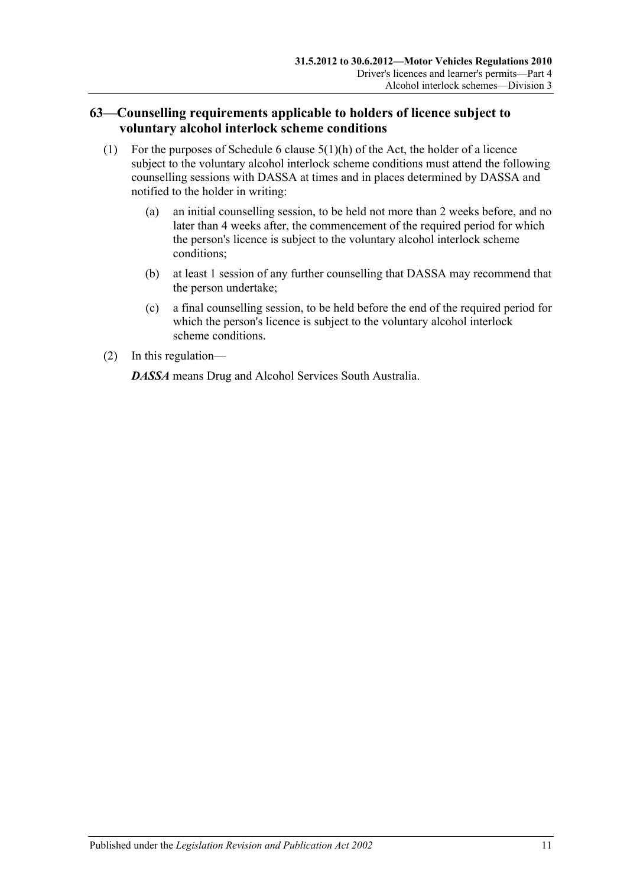## 63—Counselling requirements applicable to holders of licence subject to voluntary alcohol interlock scheme conditions

(1) For the purposes of Schedule 6 clause 5(1)(h) of the Act, the holder of a licence subject to the voluntary alcohol interlock scheme conditions must attend the following counselling sessions with DASSA at times and in places determined by DASSA and notified to the holder in writing:

(a) an initial counselling session, to be held not more than 2 weeks before, and no later than 4 weeks after, the commencement of the required period for which the person's licence is subject to the voluntary alcohol interlock scheme conditions;

(b) at least 1 session of any further counselling that DASSA may recommend that the person undertake;

(c) a final counselling session, to be held before the end of the required period for which the person's licence is subject to the voluntary alcohol interlock scheme conditions.

(2) In this regulation—

***DASSA*** means Drug and Alcohol Services South Australia.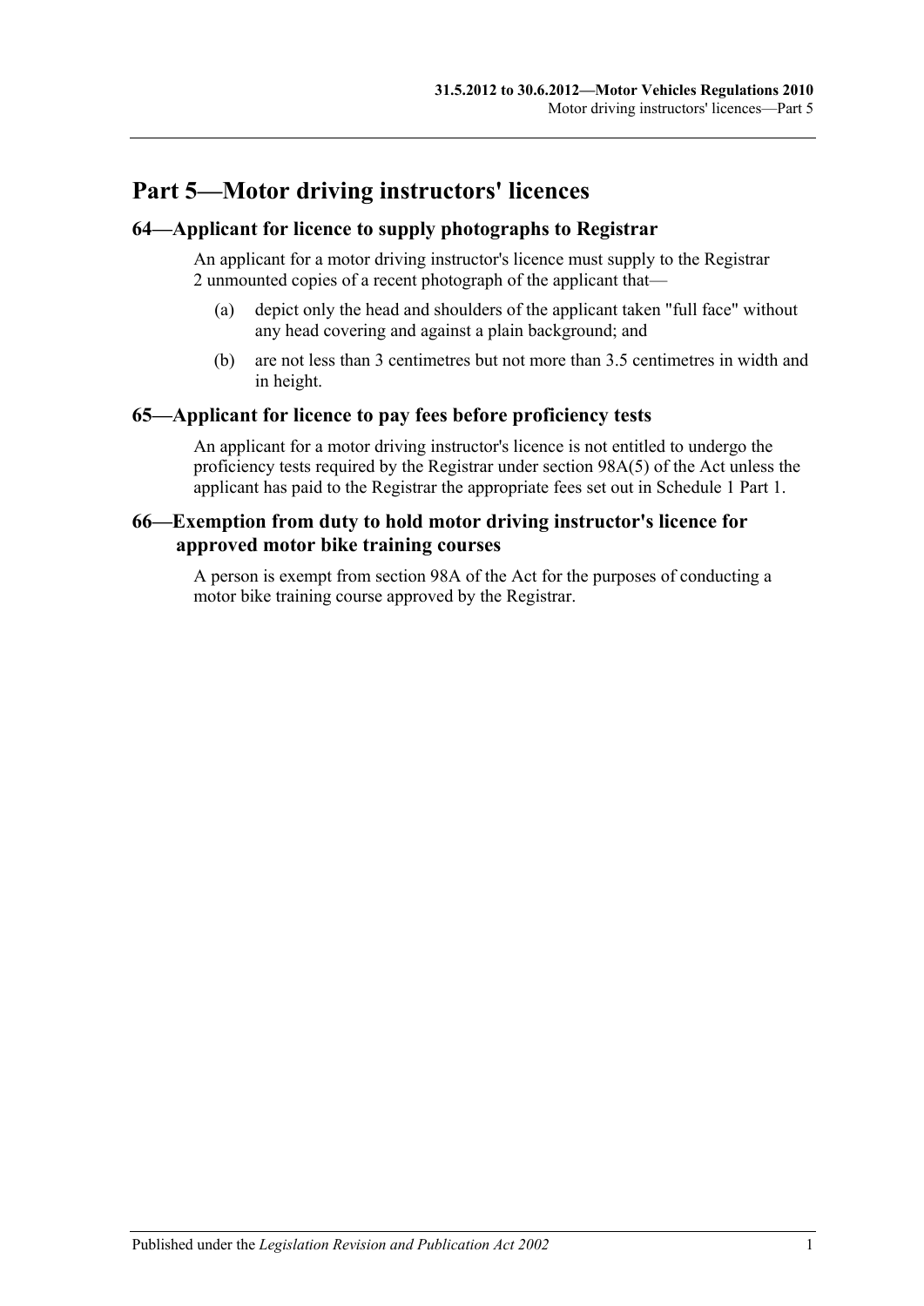# Part 5—Motor driving instructors' licences

## 64—Applicant for licence to supply photographs to Registrar

An applicant for a motor driving instructor's licence must supply to the Registrar 2 unmounted copies of a recent photograph of the applicant that—

(a) depict only the head and shoulders of the applicant taken "full face" without any head covering and against a plain background; and

(b) are not less than 3 centimetres but not more than 3.5 centimetres in width and in height.

## 65—Applicant for licence to pay fees before proficiency tests

An applicant for a motor driving instructor's licence is not entitled to undergo the proficiency tests required by the Registrar under section 98A(5) of the Act unless the applicant has paid to the Registrar the appropriate fees set out in Schedule 1 Part 1.

## 66—Exemption from duty to hold motor driving instructor's licence for approved motor bike training courses

A person is exempt from section 98A of the Act for the purposes of conducting a motor bike training course approved by the Registrar.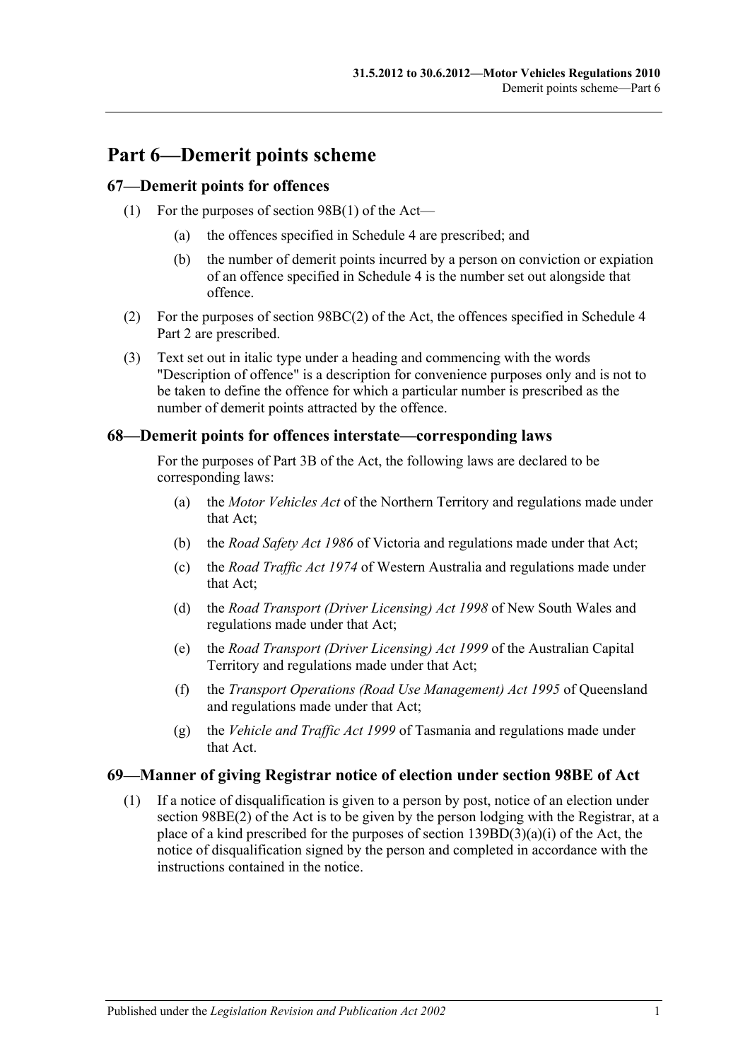# Part 6—Demerit points scheme

## 67—Demerit points for offences

(1) For the purposes of section 98B(1) of the Act—

(a) the offences specified in Schedule 4 are prescribed; and

(b) the number of demerit points incurred by a person on conviction or expiation of an offence specified in Schedule 4 is the number set out alongside that offence.

(2) For the purposes of section 98BC(2) of the Act, the offences specified in Schedule 4 Part 2 are prescribed.

(3) Text set out in italic type under a heading and commencing with the words "Description of offence" is a description for convenience purposes only and is not to be taken to define the offence for which a particular number is prescribed as the number of demerit points attracted by the offence.

## 68—Demerit points for offences interstate—corresponding laws

For the purposes of Part 3B of the Act, the following laws are declared to be corresponding laws:

(a) the *Motor Vehicles Act* of the Northern Territory and regulations made under that Act;

(b) the *Road Safety Act 1986* of Victoria and regulations made under that Act;

(c) the *Road Traffic Act 1974* of Western Australia and regulations made under that Act;

(d) the *Road Transport (Driver Licensing) Act 1998* of New South Wales and regulations made under that Act;

(e) the *Road Transport (Driver Licensing) Act 1999* of the Australian Capital Territory and regulations made under that Act;

(f) the *Transport Operations (Road Use Management) Act 1995* of Queensland and regulations made under that Act;

(g) the *Vehicle and Traffic Act 1999* of Tasmania and regulations made under that Act.

## 69—Manner of giving Registrar notice of election under section 98BE of Act

(1) If a notice of disqualification is given to a person by post, notice of an election under section 98BE(2) of the Act is to be given by the person lodging with the Registrar, at a place of a kind prescribed for the purposes of section 139BD(3)(a)(i) of the Act, the notice of disqualification signed by the person and completed in accordance with the instructions contained in the notice.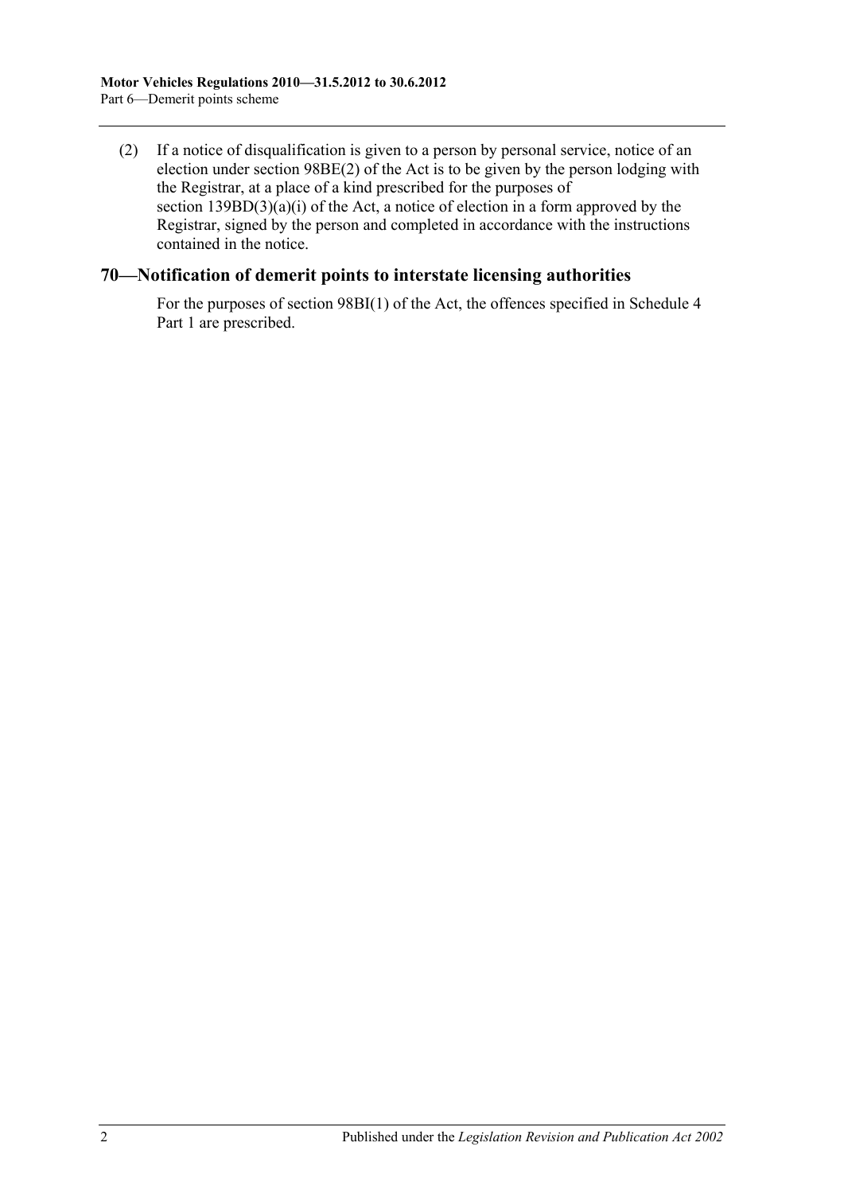(2) If a notice of disqualification is given to a person by personal service, notice of an election under section 98BE(2) of the Act is to be given by the person lodging with the Registrar, at a place of a kind prescribed for the purposes of section 139BD(3)(a)(i) of the Act, a notice of election in a form approved by the Registrar, signed by the person and completed in accordance with the instructions contained in the notice.

## 70—Notification of demerit points to interstate licensing authorities

For the purposes of section 98BI(1) of the Act, the offences specified in Schedule 4 Part 1 are prescribed.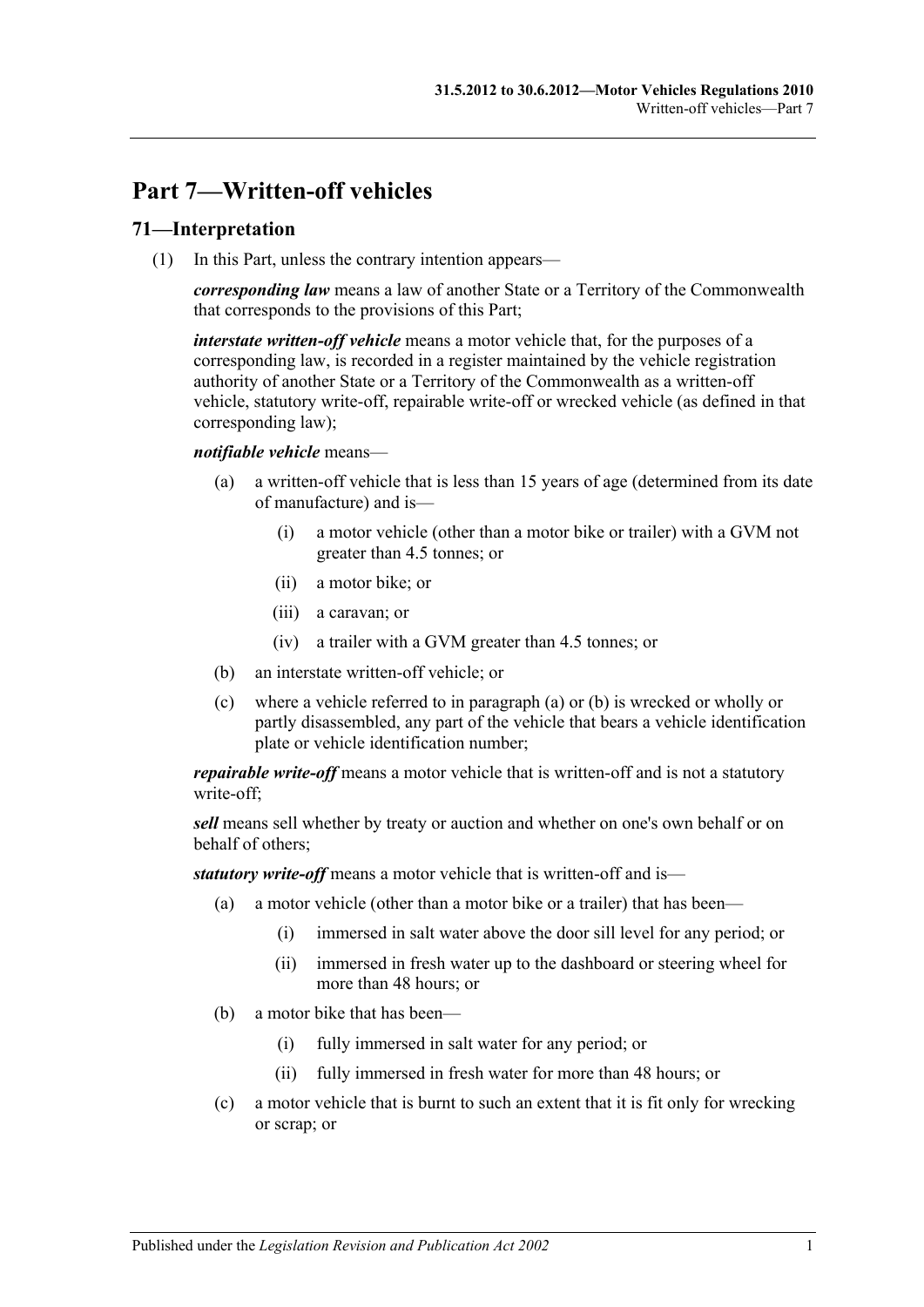# Part 7—Written-off vehicles

## 71—Interpretation

(1) In this Part, unless the contrary intention appears—

***corresponding law*** means a law of another State or a Territory of the Commonwealth that corresponds to the provisions of this Part;

***interstate written-off vehicle*** means a motor vehicle that, for the purposes of a corresponding law, is recorded in a register maintained by the vehicle registration authority of another State or a Territory of the Commonwealth as a written-off vehicle, statutory write-off, repairable write-off or wrecked vehicle (as defined in that corresponding law);

***notifiable vehicle*** means—

- (a) a written-off vehicle that is less than 15 years of age (determined from its date of manufacture) and is—
  - (i) a motor vehicle (other than a motor bike or trailer) with a GVM not greater than 4.5 tonnes; or
  - (ii) a motor bike; or
  - (iii) a caravan; or
  - (iv) a trailer with a GVM greater than 4.5 tonnes; or
- (b) an interstate written-off vehicle; or
- (c) where a vehicle referred to in paragraph (a) or (b) is wrecked or wholly or partly disassembled, any part of the vehicle that bears a vehicle identification plate or vehicle identification number;

***repairable write-off*** means a motor vehicle that is written-off and is not a statutory write-off;

***sell*** means sell whether by treaty or auction and whether on one's own behalf or on behalf of others;

***statutory write-off*** means a motor vehicle that is written-off and is—

- (a) a motor vehicle (other than a motor bike or a trailer) that has been—
  - (i) immersed in salt water above the door sill level for any period; or
  - (ii) immersed in fresh water up to the dashboard or steering wheel for more than 48 hours; or
- (b) a motor bike that has been—
  - (i) fully immersed in salt water for any period; or
  - (ii) fully immersed in fresh water for more than 48 hours; or
- (c) a motor vehicle that is burnt to such an extent that it is fit only for wrecking or scrap; or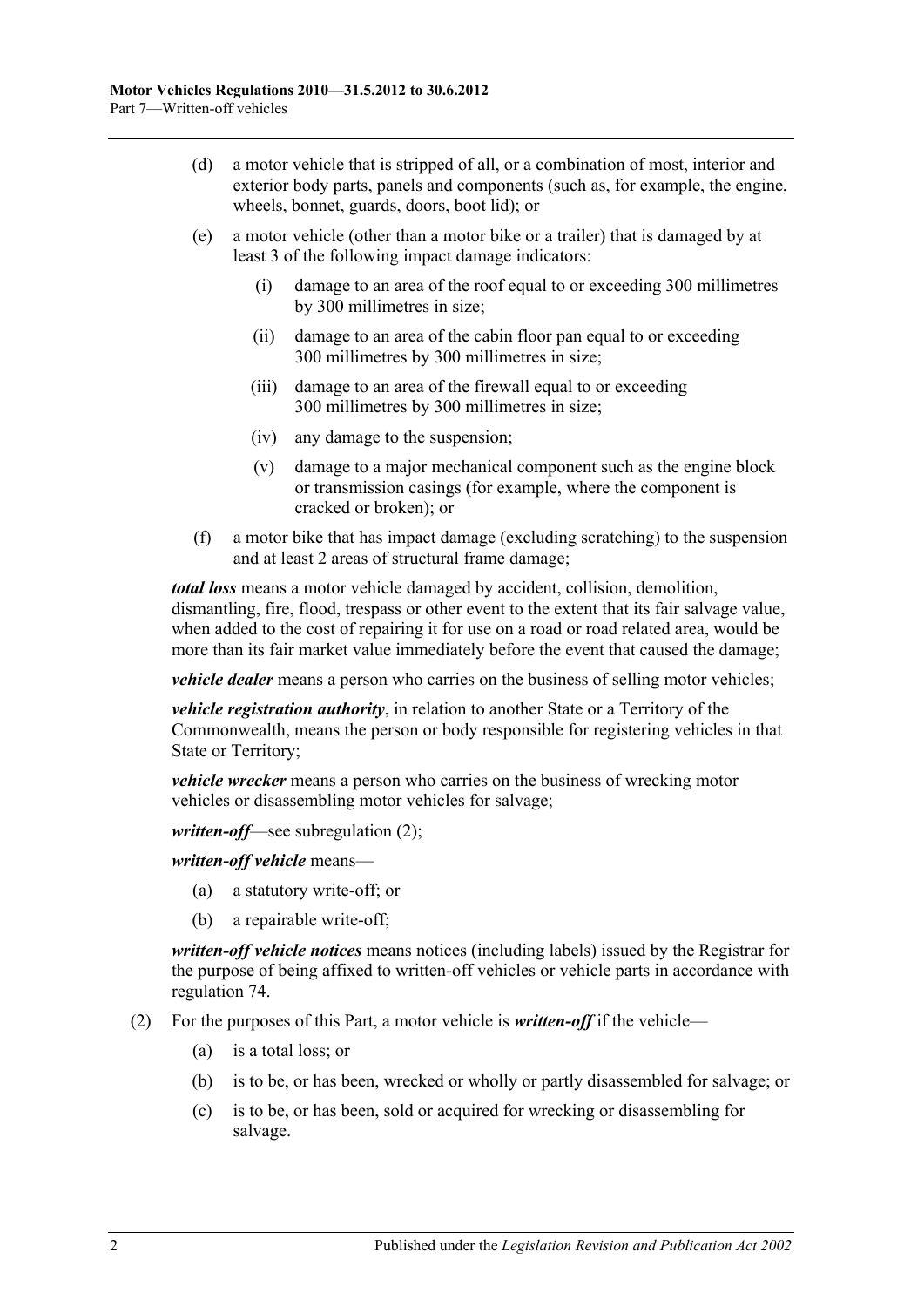(d) a motor vehicle that is stripped of all, or a combination of most, interior and exterior body parts, panels and components (such as, for example, the engine, wheels, bonnet, guards, doors, boot lid); or

(e) a motor vehicle (other than a motor bike or a trailer) that is damaged by at least 3 of the following impact damage indicators:

(i) damage to an area of the roof equal to or exceeding 300 millimetres by 300 millimetres in size;

(ii) damage to an area of the cabin floor pan equal to or exceeding 300 millimetres by 300 millimetres in size;

(iii) damage to an area of the firewall equal to or exceeding 300 millimetres by 300 millimetres in size;

(iv) any damage to the suspension;

(v) damage to a major mechanical component such as the engine block or transmission casings (for example, where the component is cracked or broken); or

(f) a motor bike that has impact damage (excluding scratching) to the suspension and at least 2 areas of structural frame damage;

***total loss*** means a motor vehicle damaged by accident, collision, demolition, dismantling, fire, flood, trespass or other event to the extent that its fair salvage value, when added to the cost of repairing it for use on a road or road related area, would be more than its fair market value immediately before the event that caused the damage;

***vehicle dealer*** means a person who carries on the business of selling motor vehicles;

***vehicle registration authority***, in relation to another State or a Territory of the Commonwealth, means the person or body responsible for registering vehicles in that State or Territory;

***vehicle wrecker*** means a person who carries on the business of wrecking motor vehicles or disassembling motor vehicles for salvage;

***written-off***—see subregulation (2);

***written-off vehicle*** means—

(a) a statutory write-off; or

(b) a repairable write-off;

***written-off vehicle notices*** means notices (including labels) issued by the Registrar for the purpose of being affixed to written-off vehicles or vehicle parts in accordance with regulation 74.

(2) For the purposes of this Part, a motor vehicle is ***written-off*** if the vehicle—

(a) is a total loss; or

(b) is to be, or has been, wrecked or wholly or partly disassembled for salvage; or

(c) is to be, or has been, sold or acquired for wrecking or disassembling for salvage.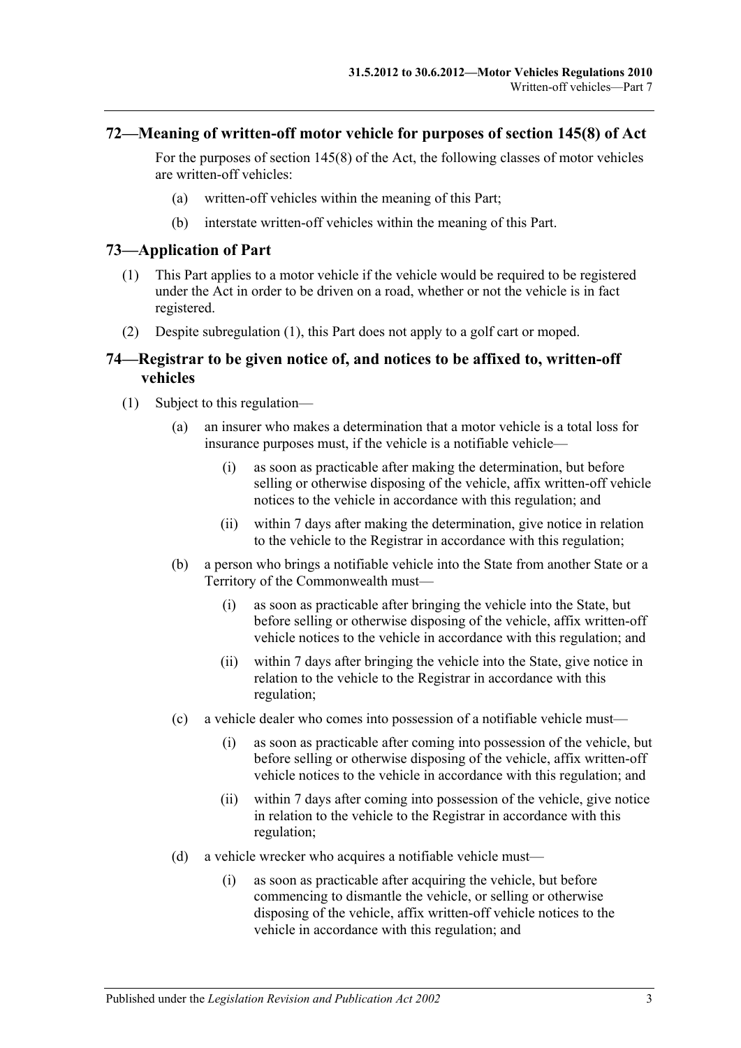## 72—Meaning of written-off motor vehicle for purposes of section 145(8) of Act

For the purposes of section 145(8) of the Act, the following classes of motor vehicles are written-off vehicles:

(a) written-off vehicles within the meaning of this Part;

(b) interstate written-off vehicles within the meaning of this Part.

## 73—Application of Part

(1) This Part applies to a motor vehicle if the vehicle would be required to be registered under the Act in order to be driven on a road, whether or not the vehicle is in fact registered.

(2) Despite subregulation (1), this Part does not apply to a golf cart or moped.

## 74—Registrar to be given notice of, and notices to be affixed to, written-off vehicles

(1) Subject to this regulation—

(a) an insurer who makes a determination that a motor vehicle is a total loss for insurance purposes must, if the vehicle is a notifiable vehicle—

(i) as soon as practicable after making the determination, but before selling or otherwise disposing of the vehicle, affix written-off vehicle notices to the vehicle in accordance with this regulation; and

(ii) within 7 days after making the determination, give notice in relation to the vehicle to the Registrar in accordance with this regulation;

(b) a person who brings a notifiable vehicle into the State from another State or a Territory of the Commonwealth must—

(i) as soon as practicable after bringing the vehicle into the State, but before selling or otherwise disposing of the vehicle, affix written-off vehicle notices to the vehicle in accordance with this regulation; and

(ii) within 7 days after bringing the vehicle into the State, give notice in relation to the vehicle to the Registrar in accordance with this regulation;

(c) a vehicle dealer who comes into possession of a notifiable vehicle must—

(i) as soon as practicable after coming into possession of the vehicle, but before selling or otherwise disposing of the vehicle, affix written-off vehicle notices to the vehicle in accordance with this regulation; and

(ii) within 7 days after coming into possession of the vehicle, give notice in relation to the vehicle to the Registrar in accordance with this regulation;

(d) a vehicle wrecker who acquires a notifiable vehicle must—

(i) as soon as practicable after acquiring the vehicle, but before commencing to dismantle the vehicle, or selling or otherwise disposing of the vehicle, affix written-off vehicle notices to the vehicle in accordance with this regulation; and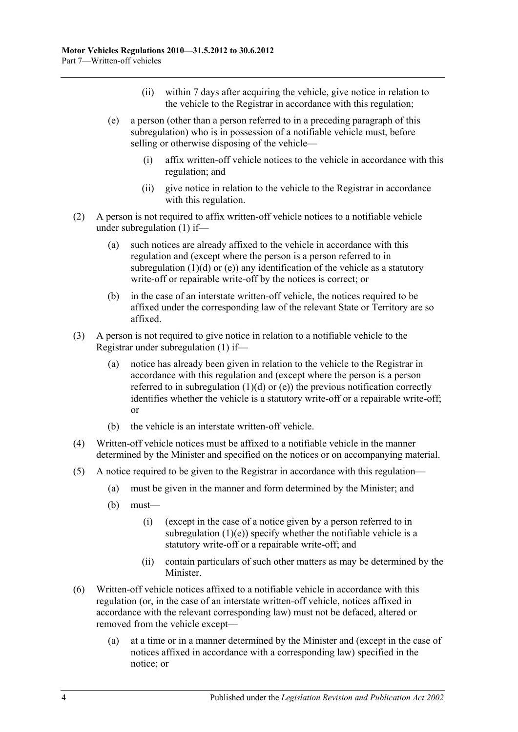(ii) within 7 days after acquiring the vehicle, give notice in relation to the vehicle to the Registrar in accordance with this regulation;

(e) a person (other than a person referred to in a preceding paragraph of this subregulation) who is in possession of a notifiable vehicle must, before selling or otherwise disposing of the vehicle—

(i) affix written-off vehicle notices to the vehicle in accordance with this regulation; and

(ii) give notice in relation to the vehicle to the Registrar in accordance with this regulation.

(2) A person is not required to affix written-off vehicle notices to a notifiable vehicle under subregulation (1) if—

(a) such notices are already affixed to the vehicle in accordance with this regulation and (except where the person is a person referred to in subregulation (1)(d) or (e)) any identification of the vehicle as a statutory write-off or repairable write-off by the notices is correct; or

(b) in the case of an interstate written-off vehicle, the notices required to be affixed under the corresponding law of the relevant State or Territory are so affixed.

(3) A person is not required to give notice in relation to a notifiable vehicle to the Registrar under subregulation (1) if—

(a) notice has already been given in relation to the vehicle to the Registrar in accordance with this regulation and (except where the person is a person referred to in subregulation (1)(d) or (e)) the previous notification correctly identifies whether the vehicle is a statutory write-off or a repairable write-off; or

(b) the vehicle is an interstate written-off vehicle.

(4) Written-off vehicle notices must be affixed to a notifiable vehicle in the manner determined by the Minister and specified on the notices or on accompanying material.

(5) A notice required to be given to the Registrar in accordance with this regulation—

(a) must be given in the manner and form determined by the Minister; and

(b) must—

(i) (except in the case of a notice given by a person referred to in subregulation (1)(e)) specify whether the notifiable vehicle is a statutory write-off or a repairable write-off; and

(ii) contain particulars of such other matters as may be determined by the Minister.

(6) Written-off vehicle notices affixed to a notifiable vehicle in accordance with this regulation (or, in the case of an interstate written-off vehicle, notices affixed in accordance with the relevant corresponding law) must not be defaced, altered or removed from the vehicle except—

(a) at a time or in a manner determined by the Minister and (except in the case of notices affixed in accordance with a corresponding law) specified in the notice; or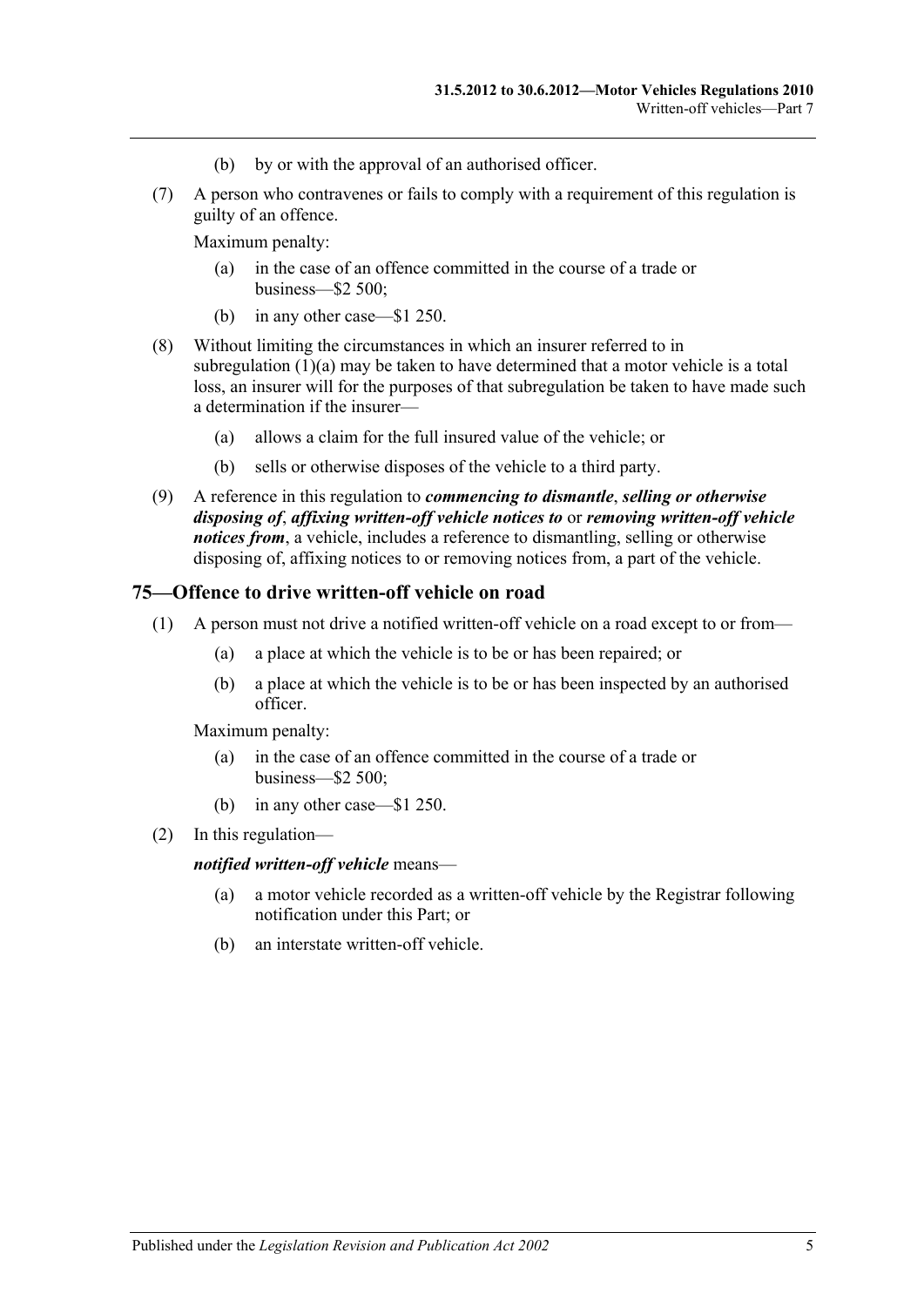(b) by or with the approval of an authorised officer.

(7) A person who contravenes or fails to comply with a requirement of this regulation is guilty of an offence.

Maximum penalty:

(a) in the case of an offence committed in the course of a trade or business—$2 500;

(b) in any other case—$1 250.

(8) Without limiting the circumstances in which an insurer referred to in subregulation (1)(a) may be taken to have determined that a motor vehicle is a total loss, an insurer will for the purposes of that subregulation be taken to have made such a determination if the insurer—

(a) allows a claim for the full insured value of the vehicle; or

(b) sells or otherwise disposes of the vehicle to a third party.

(9) A reference in this regulation to ***commencing to dismantle***, ***selling or otherwise disposing of***, ***affixing written-off vehicle notices to*** or ***removing written-off vehicle notices from***, a vehicle, includes a reference to dismantling, selling or otherwise disposing of, affixing notices to or removing notices from, a part of the vehicle.

## 75—Offence to drive written-off vehicle on road

(1) A person must not drive a notified written-off vehicle on a road except to or from—

(a) a place at which the vehicle is to be or has been repaired; or

(b) a place at which the vehicle is to be or has been inspected by an authorised officer.

Maximum penalty:

(a) in the case of an offence committed in the course of a trade or business—$2 500;

(b) in any other case—$1 250.

(2) In this regulation—

***notified written-off vehicle*** means—

(a) a motor vehicle recorded as a written-off vehicle by the Registrar following notification under this Part; or

(b) an interstate written-off vehicle.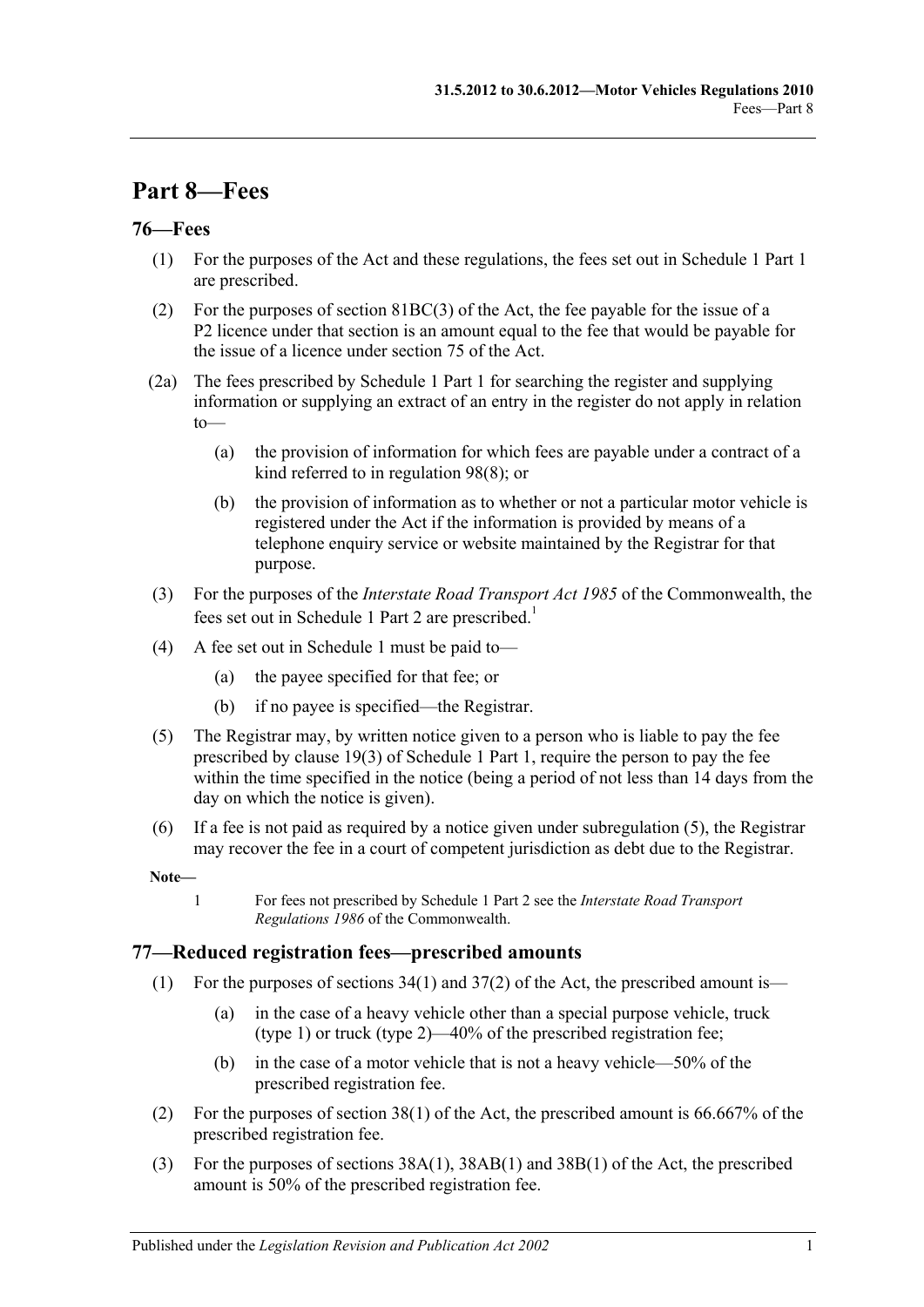# Part 8—Fees

## 76—Fees

(1) For the purposes of the Act and these regulations, the fees set out in Schedule 1 Part 1 are prescribed.

(2) For the purposes of section 81BC(3) of the Act, the fee payable for the issue of a P2 licence under that section is an amount equal to the fee that would be payable for the issue of a licence under section 75 of the Act.

(2a) The fees prescribed by Schedule 1 Part 1 for searching the register and supplying information or supplying an extract of an entry in the register do not apply in relation to—

- (a) the provision of information for which fees are payable under a contract of a kind referred to in regulation 98(8); or
- (b) the provision of information as to whether or not a particular motor vehicle is registered under the Act if the information is provided by means of a telephone enquiry service or website maintained by the Registrar for that purpose.

(3) For the purposes of the *Interstate Road Transport Act 1985* of the Commonwealth, the fees set out in Schedule 1 Part 2 are prescribed.[1]

(4) A fee set out in Schedule 1 must be paid to—

- (a) the payee specified for that fee; or
- (b) if no payee is specified—the Registrar.

(5) The Registrar may, by written notice given to a person who is liable to pay the fee prescribed by clause 19(3) of Schedule 1 Part 1, require the person to pay the fee within the time specified in the notice (being a period of not less than 14 days from the day on which the notice is given).

(6) If a fee is not paid as required by a notice given under subregulation (5), the Registrar may recover the fee in a court of competent jurisdiction as debt due to the Registrar.

**Note—**

1 For fees not prescribed by Schedule 1 Part 2 see the *Interstate Road Transport Regulations 1986* of the Commonwealth.

## 77—Reduced registration fees—prescribed amounts

(1) For the purposes of sections 34(1) and 37(2) of the Act, the prescribed amount is—

- (a) in the case of a heavy vehicle other than a special purpose vehicle, truck (type 1) or truck (type 2)—40% of the prescribed registration fee;
- (b) in the case of a motor vehicle that is not a heavy vehicle—50% of the prescribed registration fee.

(2) For the purposes of section 38(1) of the Act, the prescribed amount is 66.667% of the prescribed registration fee.

(3) For the purposes of sections 38A(1), 38AB(1) and 38B(1) of the Act, the prescribed amount is 50% of the prescribed registration fee.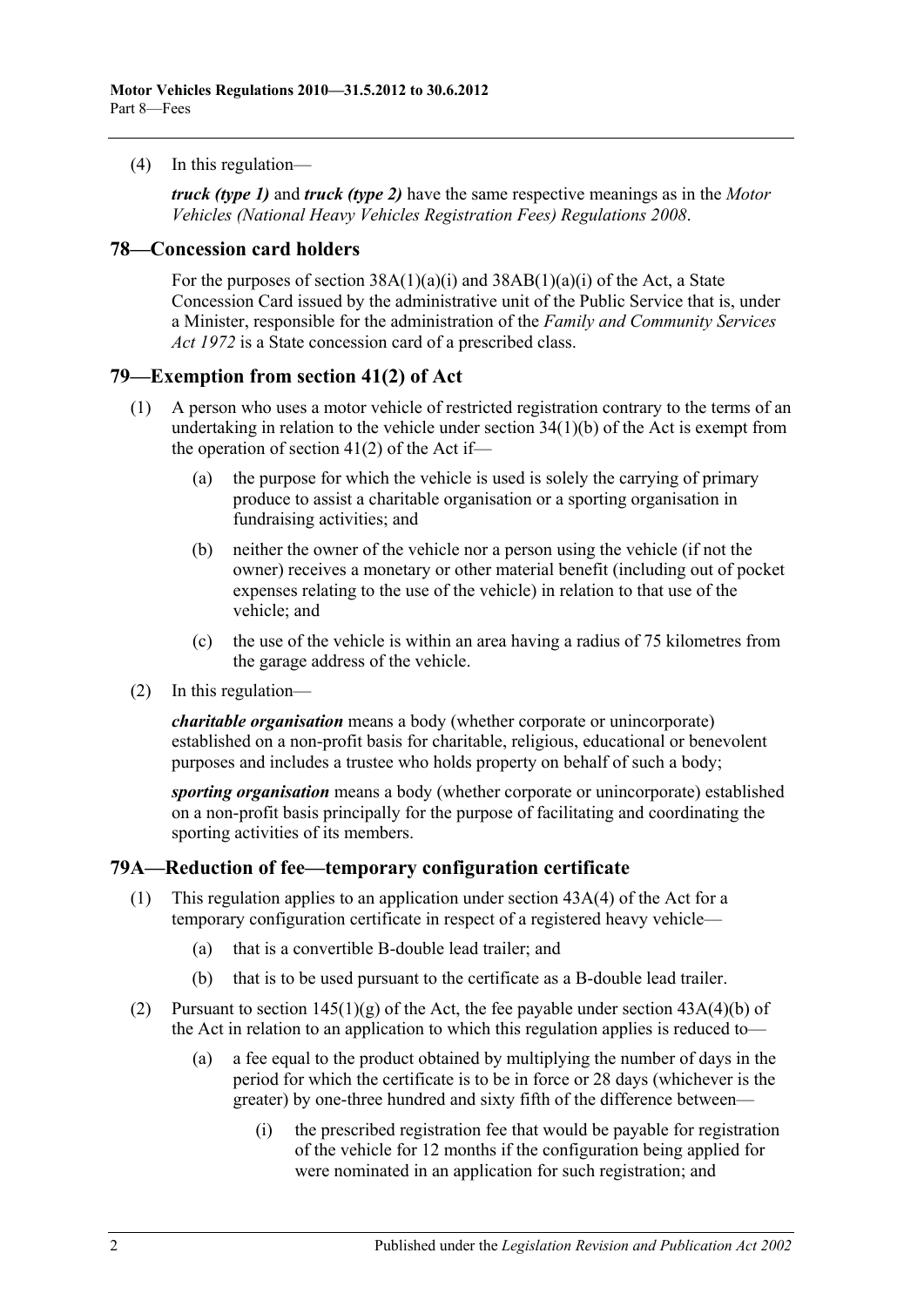(4) In this regulation—

***truck (type 1)*** and ***truck (type 2)*** have the same respective meanings as in the *Motor Vehicles (National Heavy Vehicles Registration Fees) Regulations 2008*.

## 78—Concession card holders

For the purposes of section 38A(1)(a)(i) and 38AB(1)(a)(i) of the Act, a State Concession Card issued by the administrative unit of the Public Service that is, under a Minister, responsible for the administration of the *Family and Community Services Act 1972* is a State concession card of a prescribed class.

## 79—Exemption from section 41(2) of Act

(1) A person who uses a motor vehicle of restricted registration contrary to the terms of an undertaking in relation to the vehicle under section 34(1)(b) of the Act is exempt from the operation of section 41(2) of the Act if—

(a) the purpose for which the vehicle is used is solely the carrying of primary produce to assist a charitable organisation or a sporting organisation in fundraising activities; and

(b) neither the owner of the vehicle nor a person using the vehicle (if not the owner) receives a monetary or other material benefit (including out of pocket expenses relating to the use of the vehicle) in relation to that use of the vehicle; and

(c) the use of the vehicle is within an area having a radius of 75 kilometres from the garage address of the vehicle.

(2) In this regulation—

***charitable organisation*** means a body (whether corporate or unincorporate) established on a non-profit basis for charitable, religious, educational or benevolent purposes and includes a trustee who holds property on behalf of such a body;

***sporting organisation*** means a body (whether corporate or unincorporate) established on a non-profit basis principally for the purpose of facilitating and coordinating the sporting activities of its members.

## 79A—Reduction of fee—temporary configuration certificate

(1) This regulation applies to an application under section 43A(4) of the Act for a temporary configuration certificate in respect of a registered heavy vehicle—

(a) that is a convertible B-double lead trailer; and

(b) that is to be used pursuant to the certificate as a B-double lead trailer.

(2) Pursuant to section 145(1)(g) of the Act, the fee payable under section 43A(4)(b) of the Act in relation to an application to which this regulation applies is reduced to—

(a) a fee equal to the product obtained by multiplying the number of days in the period for which the certificate is to be in force or 28 days (whichever is the greater) by one-three hundred and sixty fifth of the difference between—

(i) the prescribed registration fee that would be payable for registration of the vehicle for 12 months if the configuration being applied for were nominated in an application for such registration; and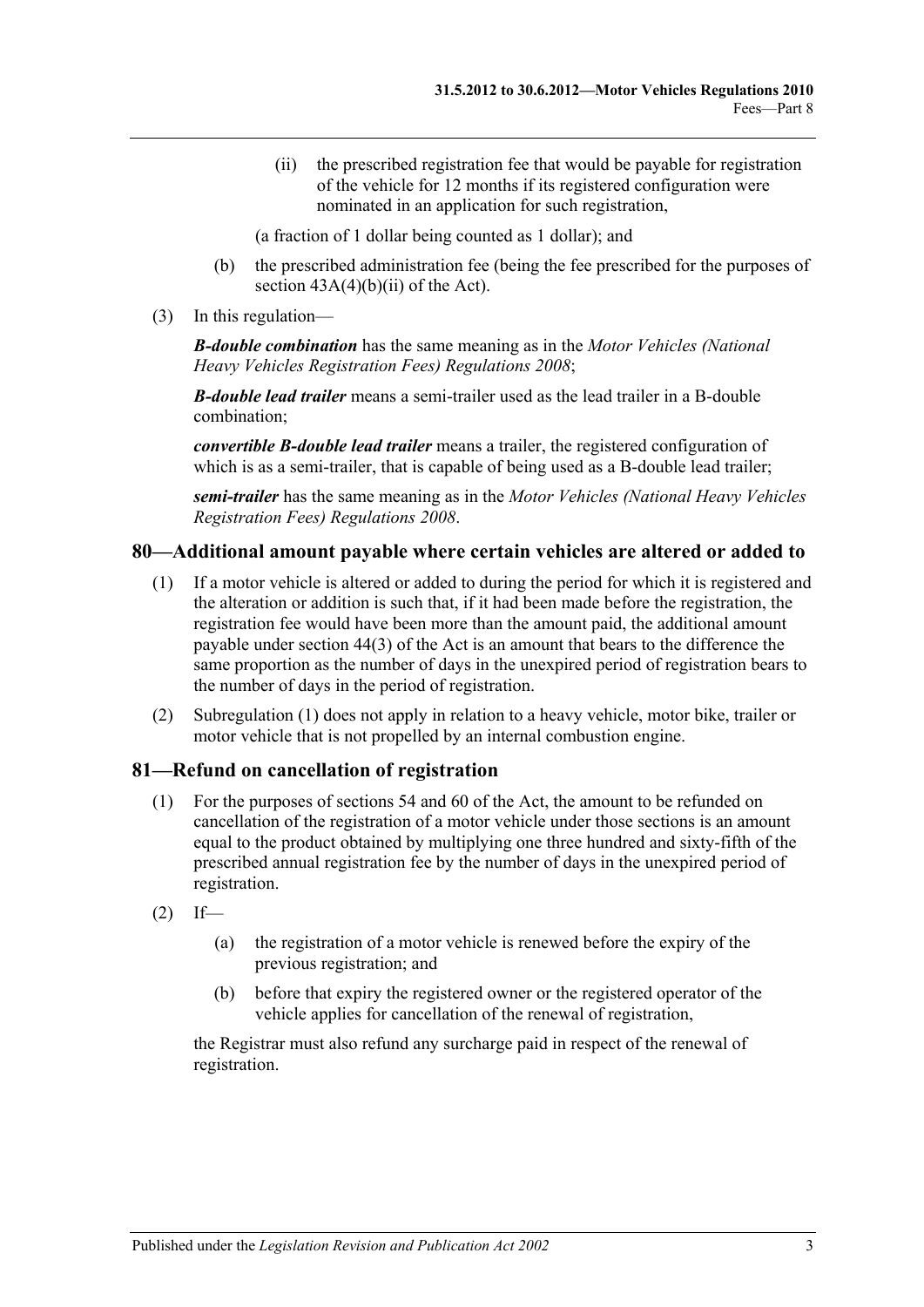(ii) the prescribed registration fee that would be payable for registration of the vehicle for 12 months if its registered configuration were nominated in an application for such registration,

(a fraction of 1 dollar being counted as 1 dollar); and

(b) the prescribed administration fee (being the fee prescribed for the purposes of section 43A(4)(b)(ii) of the Act).

(3) In this regulation—

***B-double combination*** has the same meaning as in the *Motor Vehicles (National Heavy Vehicles Registration Fees) Regulations 2008*;

***B-double lead trailer*** means a semi-trailer used as the lead trailer in a B-double combination;

***convertible B-double lead trailer*** means a trailer, the registered configuration of which is as a semi-trailer, that is capable of being used as a B-double lead trailer;

***semi-trailer*** has the same meaning as in the *Motor Vehicles (National Heavy Vehicles Registration Fees) Regulations 2008*.

## 80—Additional amount payable where certain vehicles are altered or added to

(1) If a motor vehicle is altered or added to during the period for which it is registered and the alteration or addition is such that, if it had been made before the registration, the registration fee would have been more than the amount paid, the additional amount payable under section 44(3) of the Act is an amount that bears to the difference the same proportion as the number of days in the unexpired period of registration bears to the number of days in the period of registration.

(2) Subregulation (1) does not apply in relation to a heavy vehicle, motor bike, trailer or motor vehicle that is not propelled by an internal combustion engine.

## 81—Refund on cancellation of registration

(1) For the purposes of sections 54 and 60 of the Act, the amount to be refunded on cancellation of the registration of a motor vehicle under those sections is an amount equal to the product obtained by multiplying one three hundred and sixty-fifth of the prescribed annual registration fee by the number of days in the unexpired period of registration.

(2) If—

(a) the registration of a motor vehicle is renewed before the expiry of the previous registration; and

(b) before that expiry the registered owner or the registered operator of the vehicle applies for cancellation of the renewal of registration,

the Registrar must also refund any surcharge paid in respect of the renewal of registration.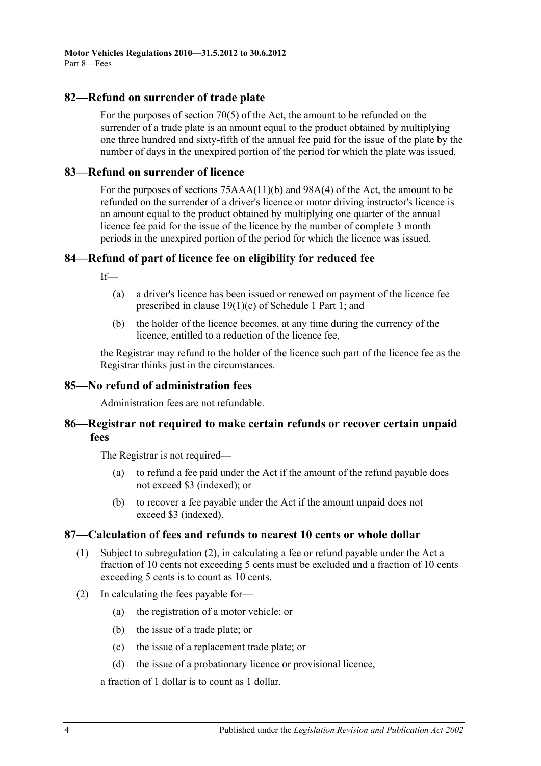## 82—Refund on surrender of trade plate

For the purposes of section 70(5) of the Act, the amount to be refunded on the surrender of a trade plate is an amount equal to the product obtained by multiplying one three hundred and sixty-fifth of the annual fee paid for the issue of the plate by the number of days in the unexpired portion of the period for which the plate was issued.

## 83—Refund on surrender of licence

For the purposes of sections 75AAA(11)(b) and 98A(4) of the Act, the amount to be refunded on the surrender of a driver's licence or motor driving instructor's licence is an amount equal to the product obtained by multiplying one quarter of the annual licence fee paid for the issue of the licence by the number of complete 3 month periods in the unexpired portion of the period for which the licence was issued.

## 84—Refund of part of licence fee on eligibility for reduced fee

If—

(a) a driver's licence has been issued or renewed on payment of the licence fee prescribed in clause 19(1)(c) of Schedule 1 Part 1; and

(b) the holder of the licence becomes, at any time during the currency of the licence, entitled to a reduction of the licence fee,

the Registrar may refund to the holder of the licence such part of the licence fee as the Registrar thinks just in the circumstances.

## 85—No refund of administration fees

Administration fees are not refundable.

## 86—Registrar not required to make certain refunds or recover certain unpaid fees

The Registrar is not required—

(a) to refund a fee paid under the Act if the amount of the refund payable does not exceed $3 (indexed); or

(b) to recover a fee payable under the Act if the amount unpaid does not exceed $3 (indexed).

## 87—Calculation of fees and refunds to nearest 10 cents or whole dollar

(1) Subject to subregulation (2), in calculating a fee or refund payable under the Act a fraction of 10 cents not exceeding 5 cents must be excluded and a fraction of 10 cents exceeding 5 cents is to count as 10 cents.

(2) In calculating the fees payable for—

(a) the registration of a motor vehicle; or

(b) the issue of a trade plate; or

(c) the issue of a replacement trade plate; or

(d) the issue of a probationary licence or provisional licence,

a fraction of 1 dollar is to count as 1 dollar.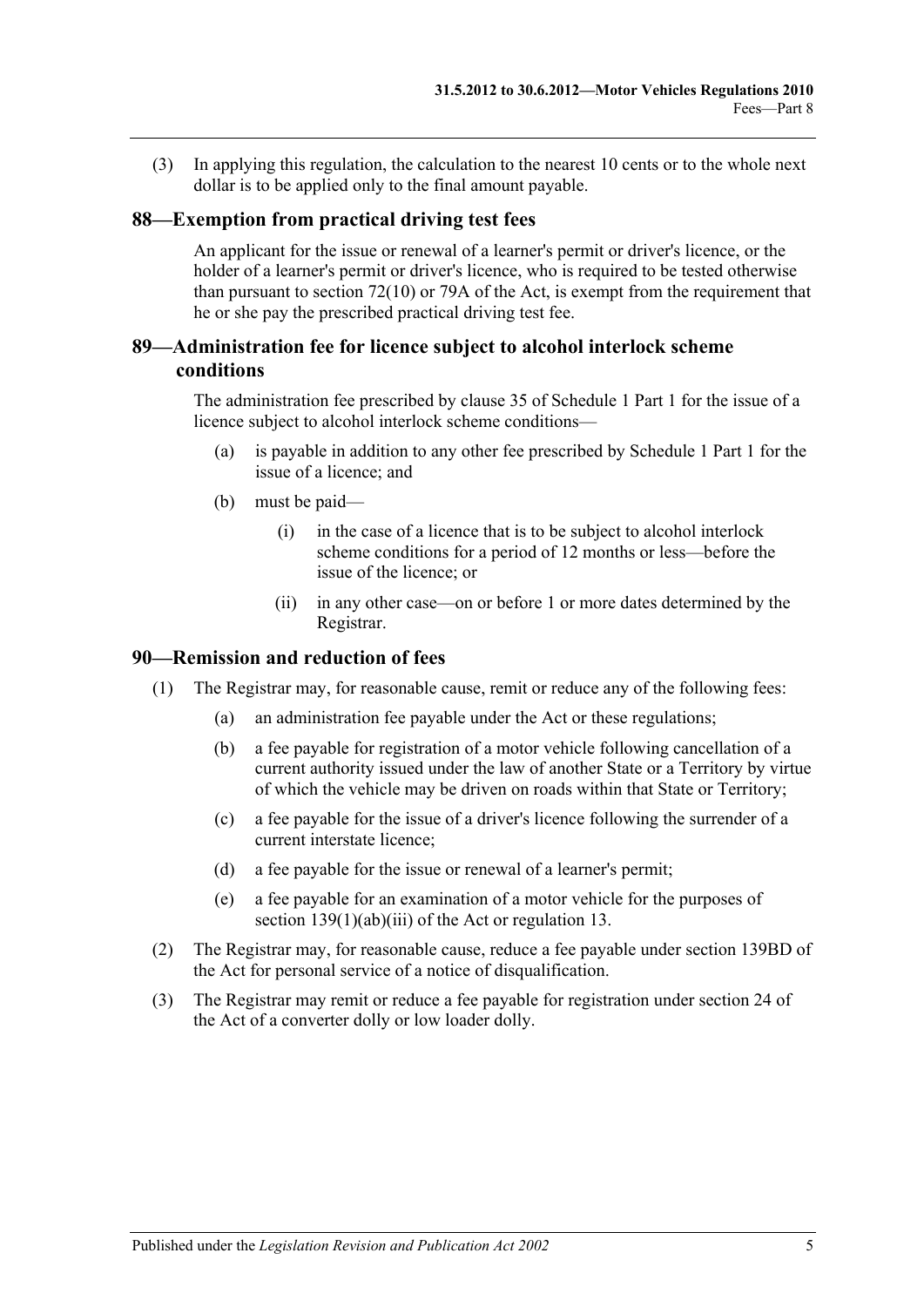(3) In applying this regulation, the calculation to the nearest 10 cents or to the whole next dollar is to be applied only to the final amount payable.

## 88—Exemption from practical driving test fees

An applicant for the issue or renewal of a learner's permit or driver's licence, or the holder of a learner's permit or driver's licence, who is required to be tested otherwise than pursuant to section 72(10) or 79A of the Act, is exempt from the requirement that he or she pay the prescribed practical driving test fee.

## 89—Administration fee for licence subject to alcohol interlock scheme conditions

The administration fee prescribed by clause 35 of Schedule 1 Part 1 for the issue of a licence subject to alcohol interlock scheme conditions—

(a) is payable in addition to any other fee prescribed by Schedule 1 Part 1 for the issue of a licence; and

(b) must be paid—

(i) in the case of a licence that is to be subject to alcohol interlock scheme conditions for a period of 12 months or less—before the issue of the licence; or

(ii) in any other case—on or before 1 or more dates determined by the Registrar.

## 90—Remission and reduction of fees

(1) The Registrar may, for reasonable cause, remit or reduce any of the following fees:

(a) an administration fee payable under the Act or these regulations;

(b) a fee payable for registration of a motor vehicle following cancellation of a current authority issued under the law of another State or a Territory by virtue of which the vehicle may be driven on roads within that State or Territory;

(c) a fee payable for the issue of a driver's licence following the surrender of a current interstate licence;

(d) a fee payable for the issue or renewal of a learner's permit;

(e) a fee payable for an examination of a motor vehicle for the purposes of section 139(1)(ab)(iii) of the Act or regulation 13.

(2) The Registrar may, for reasonable cause, reduce a fee payable under section 139BD of the Act for personal service of a notice of disqualification.

(3) The Registrar may remit or reduce a fee payable for registration under section 24 of the Act of a converter dolly or low loader dolly.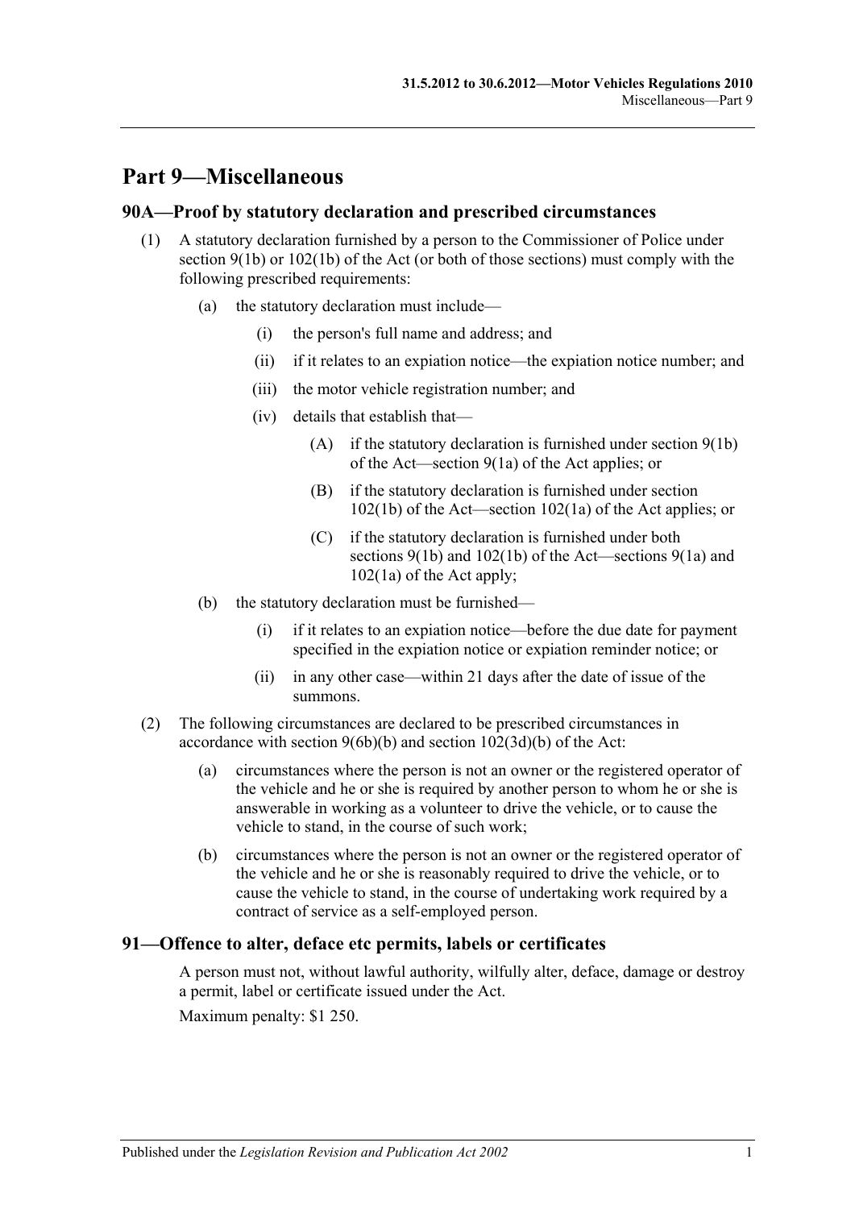# Part 9—Miscellaneous

## 90A—Proof by statutory declaration and prescribed circumstances

(1) A statutory declaration furnished by a person to the Commissioner of Police under section 9(1b) or 102(1b) of the Act (or both of those sections) must comply with the following prescribed requirements:

(a) the statutory declaration must include—

(i) the person's full name and address; and

(ii) if it relates to an expiation notice—the expiation notice number; and

(iii) the motor vehicle registration number; and

(iv) details that establish that—

(A) if the statutory declaration is furnished under section 9(1b) of the Act—section 9(1a) of the Act applies; or

(B) if the statutory declaration is furnished under section 102(1b) of the Act—section 102(1a) of the Act applies; or

(C) if the statutory declaration is furnished under both sections 9(1b) and 102(1b) of the Act—sections 9(1a) and 102(1a) of the Act apply;

(b) the statutory declaration must be furnished—

(i) if it relates to an expiation notice—before the due date for payment specified in the expiation notice or expiation reminder notice; or

(ii) in any other case—within 21 days after the date of issue of the summons.

(2) The following circumstances are declared to be prescribed circumstances in accordance with section 9(6b)(b) and section 102(3d)(b) of the Act:

(a) circumstances where the person is not an owner or the registered operator of the vehicle and he or she is required by another person to whom he or she is answerable in working as a volunteer to drive the vehicle, or to cause the vehicle to stand, in the course of such work;

(b) circumstances where the person is not an owner or the registered operator of the vehicle and he or she is reasonably required to drive the vehicle, or to cause the vehicle to stand, in the course of undertaking work required by a contract of service as a self-employed person.

## 91—Offence to alter, deface etc permits, labels or certificates

A person must not, without lawful authority, wilfully alter, deface, damage or destroy a permit, label or certificate issued under the Act.

Maximum penalty: $1 250.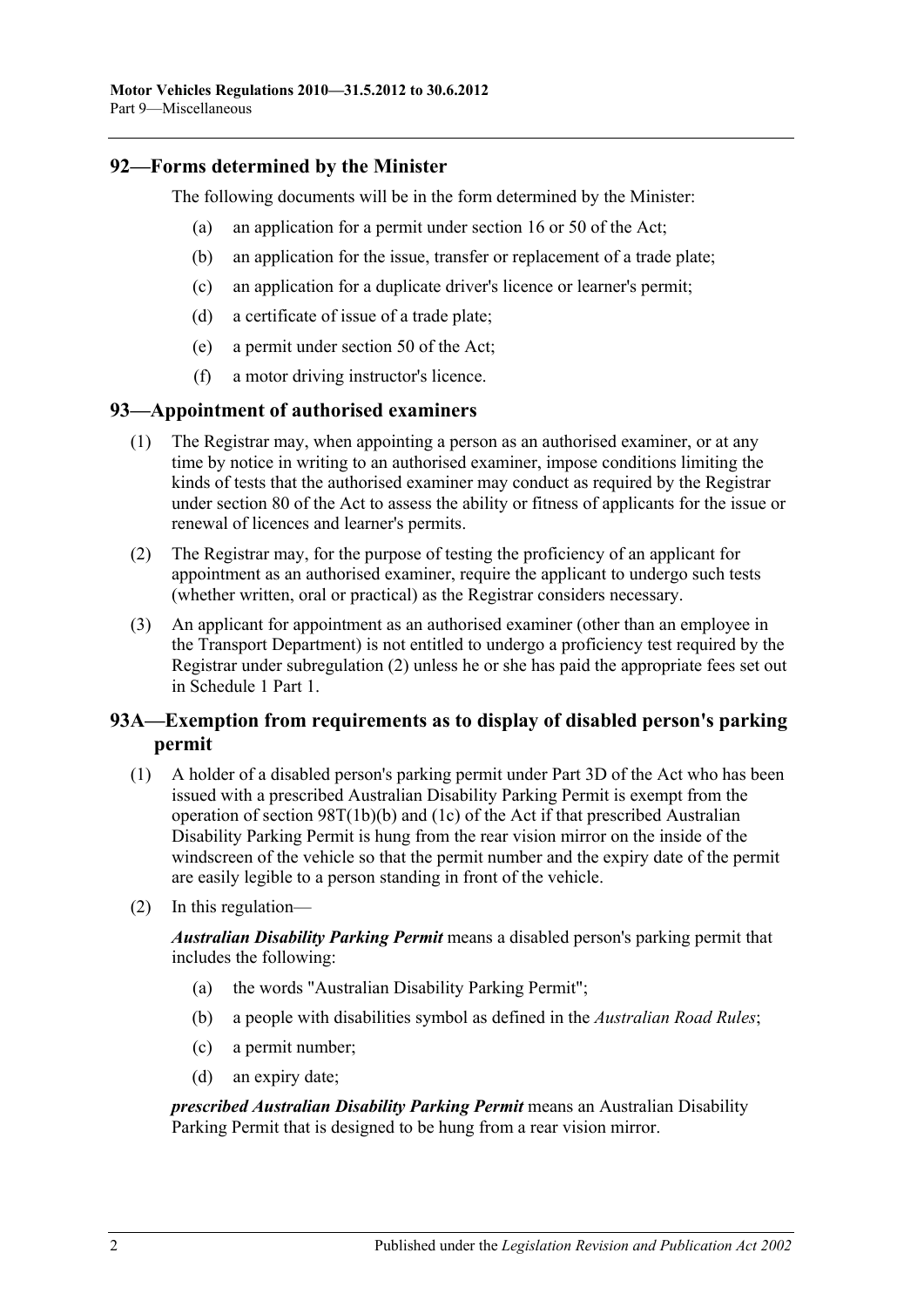## 92—Forms determined by the Minister

The following documents will be in the form determined by the Minister:

(a) an application for a permit under section 16 or 50 of the Act;

(b) an application for the issue, transfer or replacement of a trade plate;

(c) an application for a duplicate driver's licence or learner's permit;

(d) a certificate of issue of a trade plate;

(e) a permit under section 50 of the Act;

(f) a motor driving instructor's licence.

## 93—Appointment of authorised examiners

(1) The Registrar may, when appointing a person as an authorised examiner, or at any time by notice in writing to an authorised examiner, impose conditions limiting the kinds of tests that the authorised examiner may conduct as required by the Registrar under section 80 of the Act to assess the ability or fitness of applicants for the issue or renewal of licences and learner's permits.

(2) The Registrar may, for the purpose of testing the proficiency of an applicant for appointment as an authorised examiner, require the applicant to undergo such tests (whether written, oral or practical) as the Registrar considers necessary.

(3) An applicant for appointment as an authorised examiner (other than an employee in the Transport Department) is not entitled to undergo a proficiency test required by the Registrar under subregulation (2) unless he or she has paid the appropriate fees set out in Schedule 1 Part 1.

## 93A—Exemption from requirements as to display of disabled person's parking permit

(1) A holder of a disabled person's parking permit under Part 3D of the Act who has been issued with a prescribed Australian Disability Parking Permit is exempt from the operation of section 98T(1b)(b) and (1c) of the Act if that prescribed Australian Disability Parking Permit is hung from the rear vision mirror on the inside of the windscreen of the vehicle so that the permit number and the expiry date of the permit are easily legible to a person standing in front of the vehicle.

(2) In this regulation—

***Australian Disability Parking Permit*** means a disabled person's parking permit that includes the following:

(a) the words "Australian Disability Parking Permit";

(b) a people with disabilities symbol as defined in the *Australian Road Rules*;

(c) a permit number;

(d) an expiry date;

***prescribed Australian Disability Parking Permit*** means an Australian Disability Parking Permit that is designed to be hung from a rear vision mirror.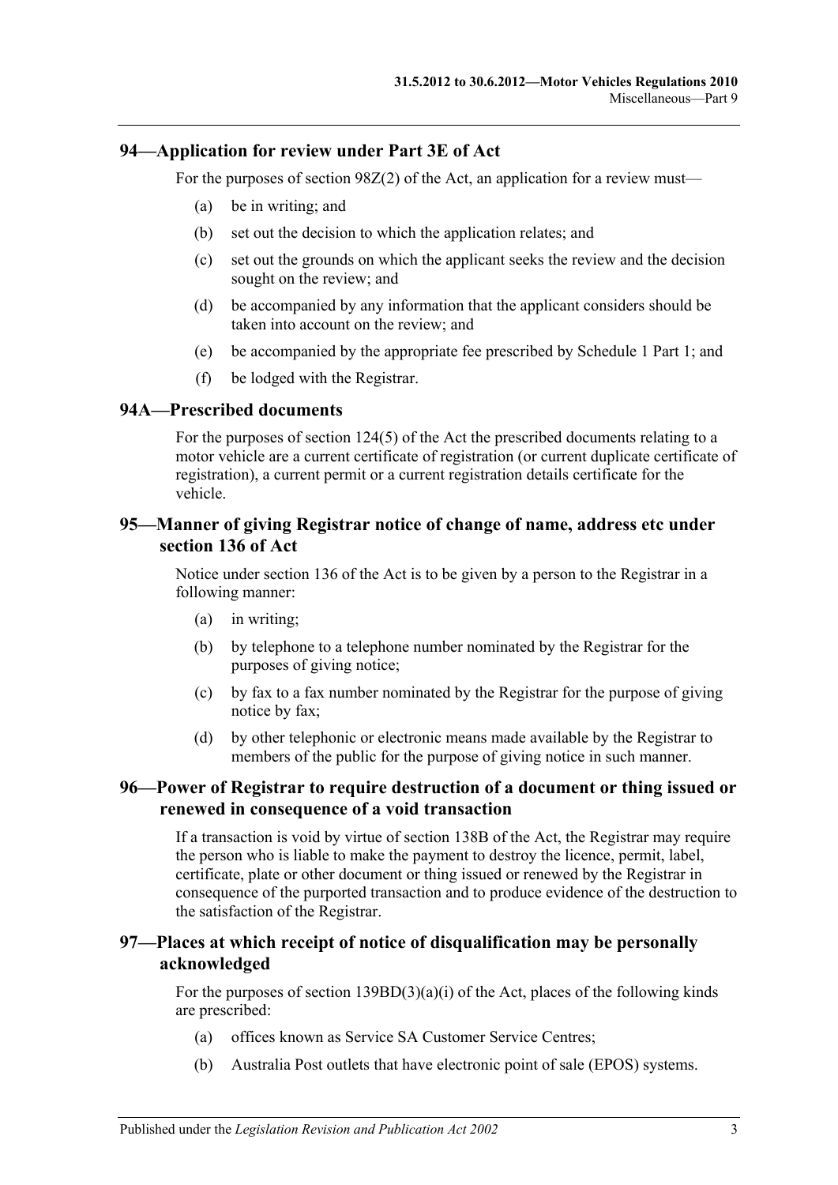## 94—Application for review under Part 3E of Act

For the purposes of section 98Z(2) of the Act, an application for a review must—

(a) be in writing; and

(b) set out the decision to which the application relates; and

(c) set out the grounds on which the applicant seeks the review and the decision sought on the review; and

(d) be accompanied by any information that the applicant considers should be taken into account on the review; and

(e) be accompanied by the appropriate fee prescribed by Schedule 1 Part 1; and

(f) be lodged with the Registrar.

## 94A—Prescribed documents

For the purposes of section 124(5) of the Act the prescribed documents relating to a motor vehicle are a current certificate of registration (or current duplicate certificate of registration), a current permit or a current registration details certificate for the vehicle.

## 95—Manner of giving Registrar notice of change of name, address etc under section 136 of Act

Notice under section 136 of the Act is to be given by a person to the Registrar in a following manner:

(a) in writing;

(b) by telephone to a telephone number nominated by the Registrar for the purposes of giving notice;

(c) by fax to a fax number nominated by the Registrar for the purpose of giving notice by fax;

(d) by other telephonic or electronic means made available by the Registrar to members of the public for the purpose of giving notice in such manner.

## 96—Power of Registrar to require destruction of a document or thing issued or renewed in consequence of a void transaction

If a transaction is void by virtue of section 138B of the Act, the Registrar may require the person who is liable to make the payment to destroy the licence, permit, label, certificate, plate or other document or thing issued or renewed by the Registrar in consequence of the purported transaction and to produce evidence of the destruction to the satisfaction of the Registrar.

## 97—Places at which receipt of notice of disqualification may be personally acknowledged

For the purposes of section 139BD(3)(a)(i) of the Act, places of the following kinds are prescribed:

(a) offices known as Service SA Customer Service Centres;

(b) Australia Post outlets that have electronic point of sale (EPOS) systems.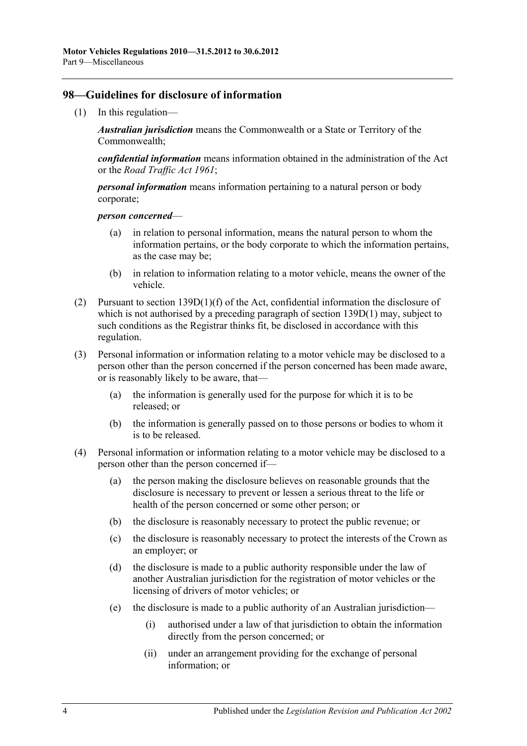## 98—Guidelines for disclosure of information

(1) In this regulation—

***Australian jurisdiction*** means the Commonwealth or a State or Territory of the Commonwealth;

***confidential information*** means information obtained in the administration of the Act or the *Road Traffic Act 1961*;

***personal information*** means information pertaining to a natural person or body corporate;

***person concerned***—

(a) in relation to personal information, means the natural person to whom the information pertains, or the body corporate to which the information pertains, as the case may be;

(b) in relation to information relating to a motor vehicle, means the owner of the vehicle.

(2) Pursuant to section 139D(1)(f) of the Act, confidential information the disclosure of which is not authorised by a preceding paragraph of section 139D(1) may, subject to such conditions as the Registrar thinks fit, be disclosed in accordance with this regulation.

(3) Personal information or information relating to a motor vehicle may be disclosed to a person other than the person concerned if the person concerned has been made aware, or is reasonably likely to be aware, that—

(a) the information is generally used for the purpose for which it is to be released; or

(b) the information is generally passed on to those persons or bodies to whom it is to be released.

(4) Personal information or information relating to a motor vehicle may be disclosed to a person other than the person concerned if—

(a) the person making the disclosure believes on reasonable grounds that the disclosure is necessary to prevent or lessen a serious threat to the life or health of the person concerned or some other person; or

(b) the disclosure is reasonably necessary to protect the public revenue; or

(c) the disclosure is reasonably necessary to protect the interests of the Crown as an employer; or

(d) the disclosure is made to a public authority responsible under the law of another Australian jurisdiction for the registration of motor vehicles or the licensing of drivers of motor vehicles; or

(e) the disclosure is made to a public authority of an Australian jurisdiction—

(i) authorised under a law of that jurisdiction to obtain the information directly from the person concerned; or

(ii) under an arrangement providing for the exchange of personal information; or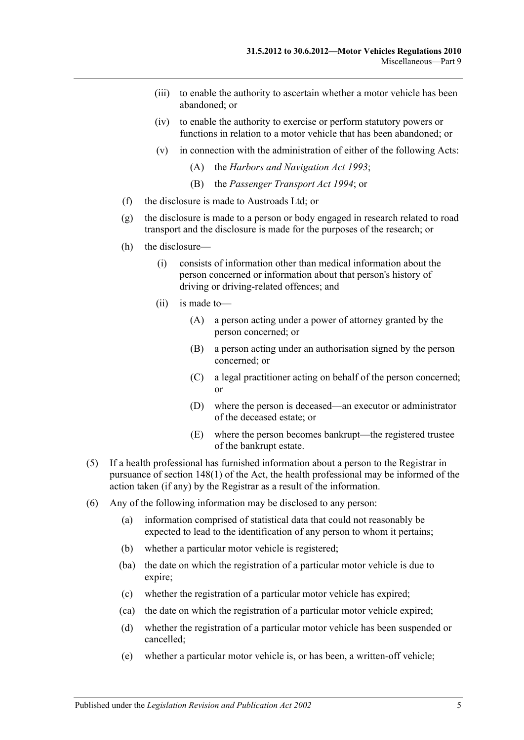(iii) to enable the authority to ascertain whether a motor vehicle has been abandoned; or

(iv) to enable the authority to exercise or perform statutory powers or functions in relation to a motor vehicle that has been abandoned; or

(v) in connection with the administration of either of the following Acts:

(A) the *Harbors and Navigation Act 1993*;

(B) the *Passenger Transport Act 1994*; or

(f) the disclosure is made to Austroads Ltd; or

(g) the disclosure is made to a person or body engaged in research related to road transport and the disclosure is made for the purposes of the research; or

(h) the disclosure—

(i) consists of information other than medical information about the person concerned or information about that person's history of driving or driving-related offences; and

(ii) is made to—

(A) a person acting under a power of attorney granted by the person concerned; or

(B) a person acting under an authorisation signed by the person concerned; or

(C) a legal practitioner acting on behalf of the person concerned; or

(D) where the person is deceased—an executor or administrator of the deceased estate; or

(E) where the person becomes bankrupt—the registered trustee of the bankrupt estate.

(5) If a health professional has furnished information about a person to the Registrar in pursuance of section 148(1) of the Act, the health professional may be informed of the action taken (if any) by the Registrar as a result of the information.

(6) Any of the following information may be disclosed to any person:

(a) information comprised of statistical data that could not reasonably be expected to lead to the identification of any person to whom it pertains;

(b) whether a particular motor vehicle is registered;

(ba) the date on which the registration of a particular motor vehicle is due to expire;

(c) whether the registration of a particular motor vehicle has expired;

(ca) the date on which the registration of a particular motor vehicle expired;

(d) whether the registration of a particular motor vehicle has been suspended or cancelled;

(e) whether a particular motor vehicle is, or has been, a written-off vehicle;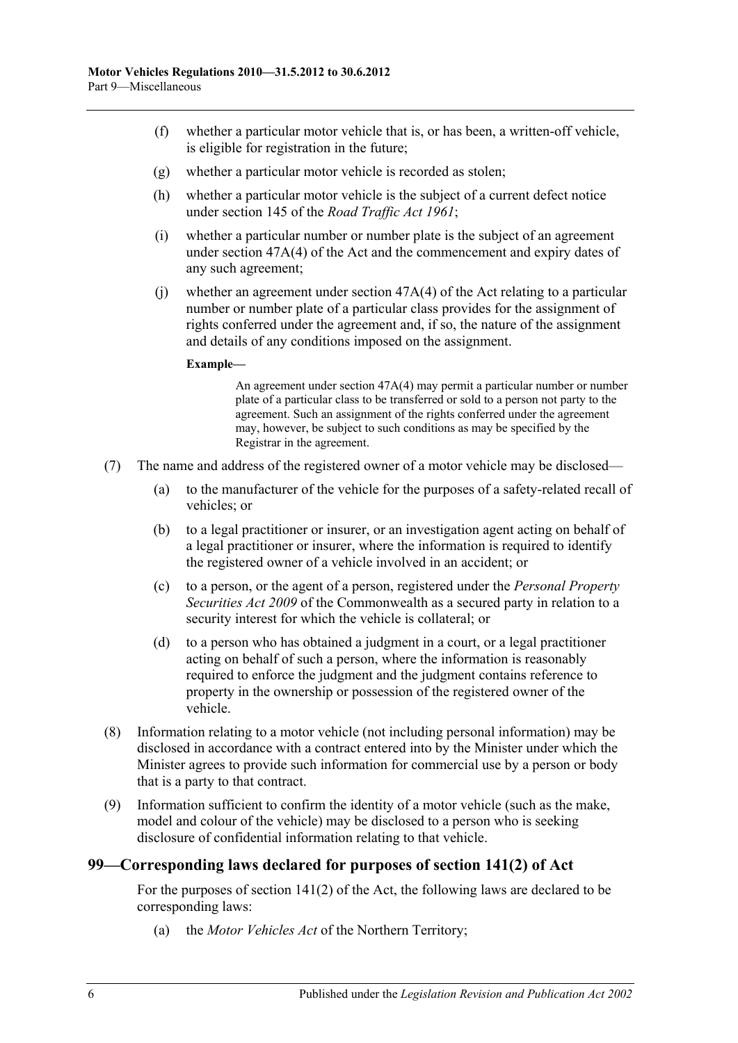(f) whether a particular motor vehicle that is, or has been, a written-off vehicle, is eligible for registration in the future;

(g) whether a particular motor vehicle is recorded as stolen;

(h) whether a particular motor vehicle is the subject of a current defect notice under section 145 of the *Road Traffic Act 1961*;

(i) whether a particular number or number plate is the subject of an agreement under section 47A(4) of the Act and the commencement and expiry dates of any such agreement;

(j) whether an agreement under section 47A(4) of the Act relating to a particular number or number plate of a particular class provides for the assignment of rights conferred under the agreement and, if so, the nature of the assignment and details of any conditions imposed on the assignment.

**Example—**

An agreement under section 47A(4) may permit a particular number or number plate of a particular class to be transferred or sold to a person not party to the agreement. Such an assignment of the rights conferred under the agreement may, however, be subject to such conditions as may be specified by the Registrar in the agreement.

(7) The name and address of the registered owner of a motor vehicle may be disclosed—

(a) to the manufacturer of the vehicle for the purposes of a safety-related recall of vehicles; or

(b) to a legal practitioner or insurer, or an investigation agent acting on behalf of a legal practitioner or insurer, where the information is required to identify the registered owner of a vehicle involved in an accident; or

(c) to a person, or the agent of a person, registered under the *Personal Property Securities Act 2009* of the Commonwealth as a secured party in relation to a security interest for which the vehicle is collateral; or

(d) to a person who has obtained a judgment in a court, or a legal practitioner acting on behalf of such a person, where the information is reasonably required to enforce the judgment and the judgment contains reference to property in the ownership or possession of the registered owner of the vehicle.

(8) Information relating to a motor vehicle (not including personal information) may be disclosed in accordance with a contract entered into by the Minister under which the Minister agrees to provide such information for commercial use by a person or body that is a party to that contract.

(9) Information sufficient to confirm the identity of a motor vehicle (such as the make, model and colour of the vehicle) may be disclosed to a person who is seeking disclosure of confidential information relating to that vehicle.

## 99—Corresponding laws declared for purposes of section 141(2) of Act

For the purposes of section 141(2) of the Act, the following laws are declared to be corresponding laws:

(a) the *Motor Vehicles Act* of the Northern Territory;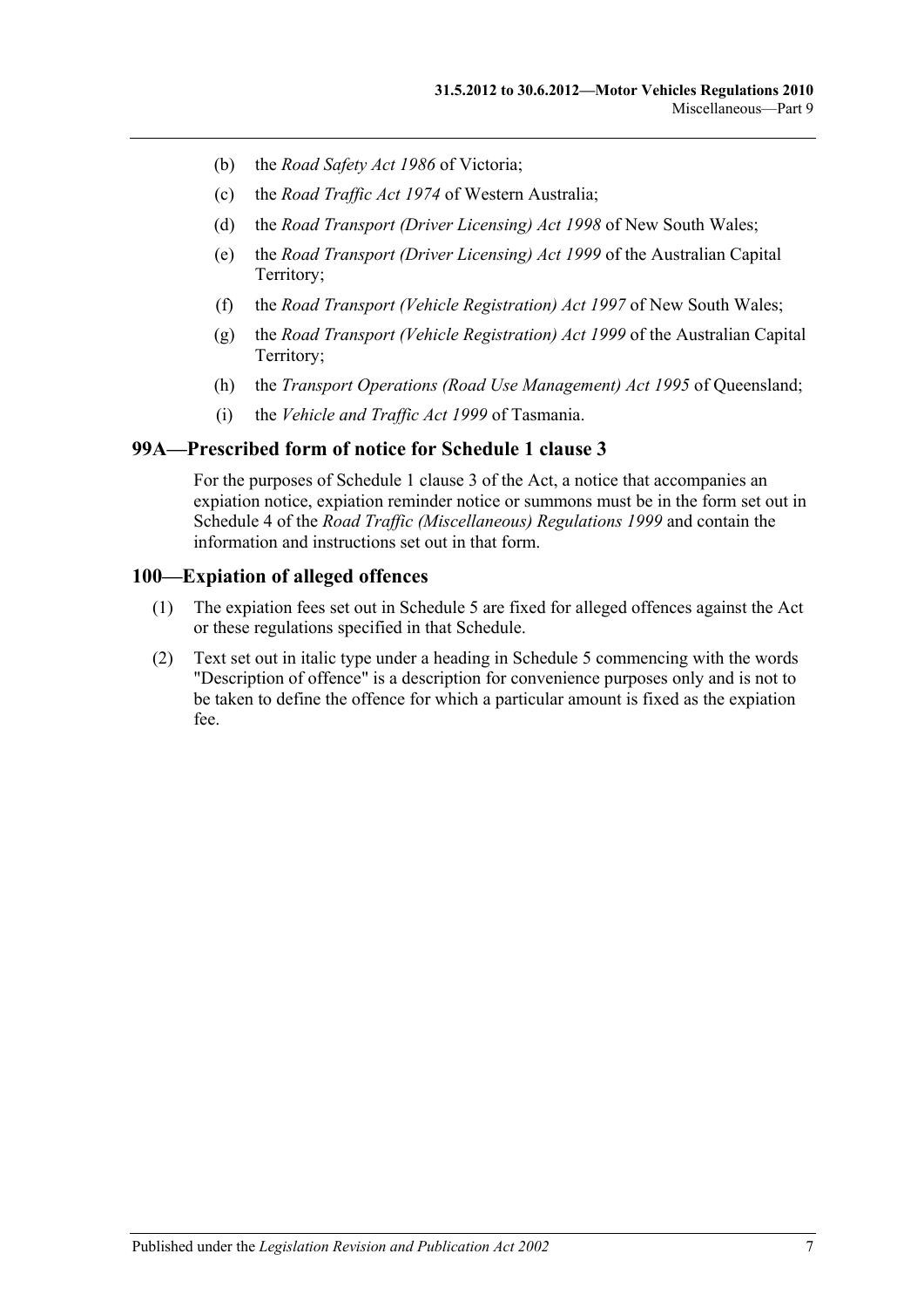(b) the *Road Safety Act 1986* of Victoria;

(c) the *Road Traffic Act 1974* of Western Australia;

(d) the *Road Transport (Driver Licensing) Act 1998* of New South Wales;

(e) the *Road Transport (Driver Licensing) Act 1999* of the Australian Capital Territory;

(f) the *Road Transport (Vehicle Registration) Act 1997* of New South Wales;

(g) the *Road Transport (Vehicle Registration) Act 1999* of the Australian Capital Territory;

(h) the *Transport Operations (Road Use Management) Act 1995* of Queensland;

(i) the *Vehicle and Traffic Act 1999* of Tasmania.

## 99A—Prescribed form of notice for Schedule 1 clause 3

For the purposes of Schedule 1 clause 3 of the Act, a notice that accompanies an expiation notice, expiation reminder notice or summons must be in the form set out in Schedule 4 of the *Road Traffic (Miscellaneous) Regulations 1999* and contain the information and instructions set out in that form.

## 100—Expiation of alleged offences

(1) The expiation fees set out in Schedule 5 are fixed for alleged offences against the Act or these regulations specified in that Schedule.

(2) Text set out in italic type under a heading in Schedule 5 commencing with the words "Description of offence" is a description for convenience purposes only and is not to be taken to define the offence for which a particular amount is fixed as the expiation fee.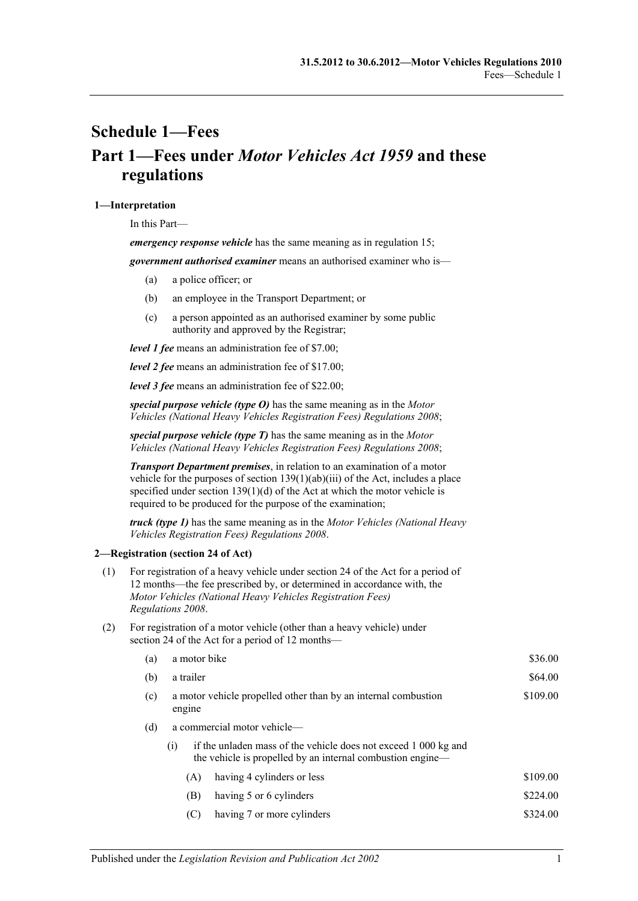# Schedule 1—Fees

## Part 1—Fees under *Motor Vehicles Act 1959* and these regulations

### 1—Interpretation

In this Part—

***emergency response vehicle*** has the same meaning as in regulation 15;

***government authorised examiner*** means an authorised examiner who is—

(a) a police officer; or

(b) an employee in the Transport Department; or

(c) a person appointed as an authorised examiner by some public authority and approved by the Registrar;

***level 1 fee*** means an administration fee of $7.00;

***level 2 fee*** means an administration fee of $17.00;

***level 3 fee*** means an administration fee of $22.00;

***special purpose vehicle (type O)*** has the same meaning as in the *Motor Vehicles (National Heavy Vehicles Registration Fees) Regulations 2008*;

***special purpose vehicle (type T)*** has the same meaning as in the *Motor Vehicles (National Heavy Vehicles Registration Fees) Regulations 2008*;

***Transport Department premises***, in relation to an examination of a motor vehicle for the purposes of section 139(1)(ab)(iii) of the Act, includes a place specified under section 139(1)(d) of the Act at which the motor vehicle is required to be produced for the purpose of the examination;

***truck (type 1)*** has the same meaning as in the *Motor Vehicles (National Heavy Vehicles Registration Fees) Regulations 2008*.

### 2—Registration (section 24 of Act)

(1) For registration of a heavy vehicle under section 24 of the Act for a period of 12 months—the fee prescribed by, or determined in accordance with, the *Motor Vehicles (National Heavy Vehicles Registration Fees) Regulations 2008*.

(2) For registration of a motor vehicle (other than a heavy vehicle) under section 24 of the Act for a period of 12 months—

| | |
|---|---|
| (a) a motor bike | $36.00 |
| (b) a trailer | $64.00 |
| (c) a motor vehicle propelled other than by an internal combustion engine | $109.00 |
| (d) a commercial motor vehicle— | |
| (i) if the unladen mass of the vehicle does not exceed 1 000 kg and the vehicle is propelled by an internal combustion engine— | |
| (A) having 4 cylinders or less | $109.00 |
| (B) having 5 or 6 cylinders | $224.00 |
| (C) having 7 or more cylinders | $324.00 |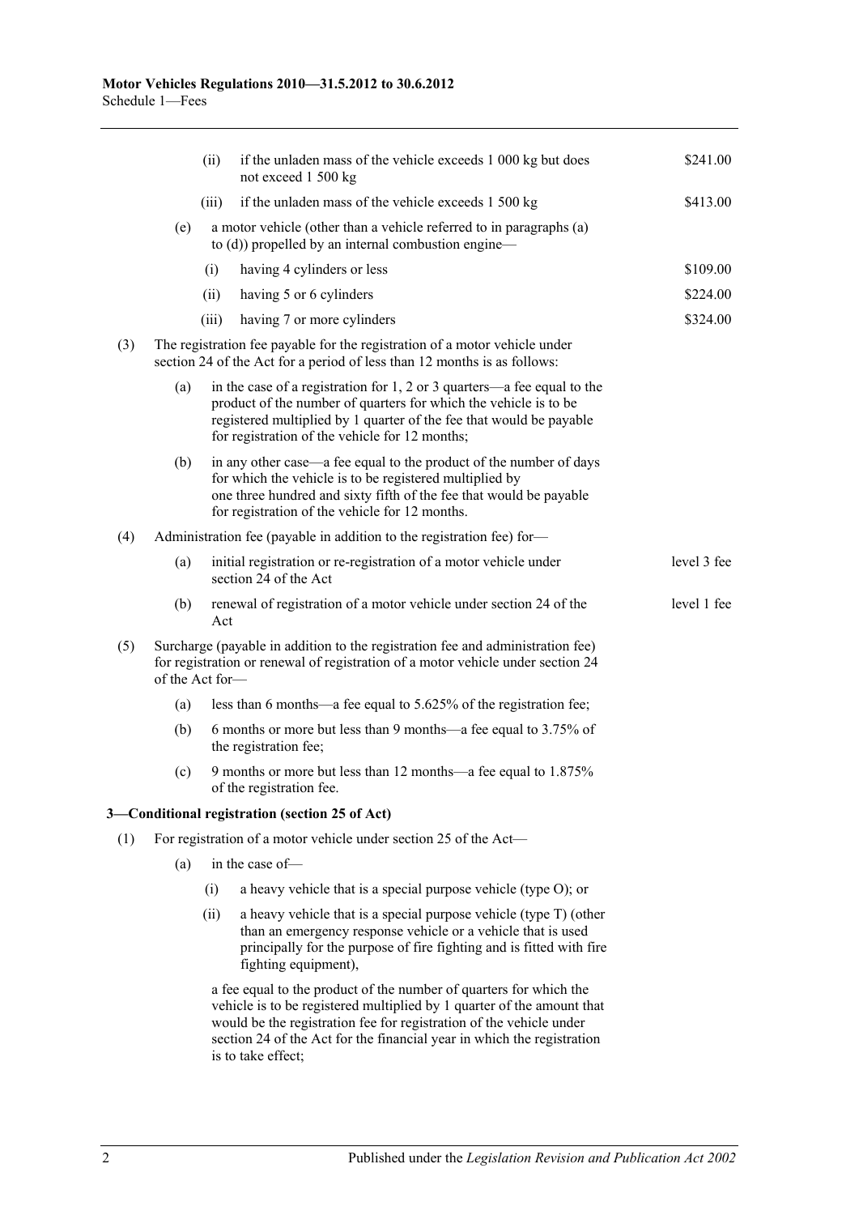| | | | |
|---|---|---|---|
| | (ii) | if the unladen mass of the vehicle exceeds 1 000 kg but does not exceed 1 500 kg | \$241.00 |
| | (iii) | if the unladen mass of the vehicle exceeds 1 500 kg | \$413.00 |
| (e) | | a motor vehicle (other than a vehicle referred to in paragraphs (a) to (d)) propelled by an internal combustion engine— | |
| | (i) | having 4 cylinders or less | \$109.00 |
| | (ii) | having 5 or 6 cylinders | \$224.00 |
| | (iii) | having 7 or more cylinders | \$324.00 |

(3) The registration fee payable for the registration of a motor vehicle under section 24 of the Act for a period of less than 12 months is as follows:

(a) in the case of a registration for 1, 2 or 3 quarters—a fee equal to the product of the number of quarters for which the vehicle is to be registered multiplied by 1 quarter of the fee that would be payable for registration of the vehicle for 12 months;

(b) in any other case—a fee equal to the product of the number of days for which the vehicle is to be registered multiplied by one three hundred and sixty fifth of the fee that would be payable for registration of the vehicle for 12 months.

(4) Administration fee (payable in addition to the registration fee) for—

| | | |
|---|---|---|
| (a) | initial registration or re-registration of a motor vehicle under section 24 of the Act | level 3 fee |
| (b) | renewal of registration of a motor vehicle under section 24 of the Act | level 1 fee |

(5) Surcharge (payable in addition to the registration fee and administration fee) for registration or renewal of registration of a motor vehicle under section 24 of the Act for—

(a) less than 6 months—a fee equal to 5.625% of the registration fee;

(b) 6 months or more but less than 9 months—a fee equal to 3.75% of the registration fee;

(c) 9 months or more but less than 12 months—a fee equal to 1.875% of the registration fee.

### 3—Conditional registration (section 25 of Act)

(1) For registration of a motor vehicle under section 25 of the Act—

(a) in the case of—

(i) a heavy vehicle that is a special purpose vehicle (type O); or

(ii) a heavy vehicle that is a special purpose vehicle (type T) (other than an emergency response vehicle or a vehicle that is used principally for the purpose of fire fighting and is fitted with fire fighting equipment),

a fee equal to the product of the number of quarters for which the vehicle is to be registered multiplied by 1 quarter of the amount that would be the registration fee for registration of the vehicle under section 24 of the Act for the financial year in which the registration is to take effect;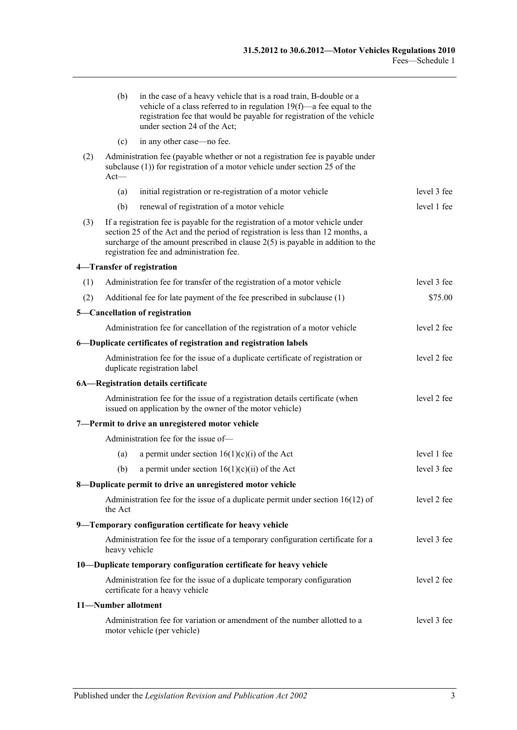(b) in the case of a heavy vehicle that is a road train, B-double or a vehicle of a class referred to in regulation 19(f)—a fee equal to the registration fee that would be payable for registration of the vehicle under section 24 of the Act;

(c) in any other case—no fee.

(2) Administration fee (payable whether or not a registration fee is payable under subclause (1)) for registration of a motor vehicle under section 25 of the Act—

| | | |
|---|---|---|
| (a) | initial registration or re-registration of a motor vehicle | level 3 fee |
| (b) | renewal of registration of a motor vehicle | level 1 fee |

(3) If a registration fee is payable for the registration of a motor vehicle under section 25 of the Act and the period of registration is less than 12 months, a surcharge of the amount prescribed in clause 2(5) is payable in addition to the registration fee and administration fee.

**4—Transfer of registration**

| | | |
|---|---|---|
| (1) | Administration fee for transfer of the registration of a motor vehicle | level 3 fee |
| (2) | Additional fee for late payment of the fee prescribed in subclause (1) | \$75.00 |

**5—Cancellation of registration**

| | |
|---|---|
| Administration fee for cancellation of the registration of a motor vehicle | level 2 fee |

**6—Duplicate certificates of registration and registration labels**

| | |
|---|---|
| Administration fee for the issue of a duplicate certificate of registration or duplicate registration label | level 2 fee |

**6A—Registration details certificate**

| | |
|---|---|
| Administration fee for the issue of a registration details certificate (when issued on application by the owner of the motor vehicle) | level 2 fee |

**7—Permit to drive an unregistered motor vehicle**

Administration fee for the issue of—

| | | |
|---|---|---|
| (a) | a permit under section 16(1)(c)(i) of the Act | level 1 fee |
| (b) | a permit under section 16(1)(c)(ii) of the Act | level 3 fee |

**8—Duplicate permit to drive an unregistered motor vehicle**

| | |
|---|---|
| Administration fee for the issue of a duplicate permit under section 16(12) of the Act | level 2 fee |

**9—Temporary configuration certificate for heavy vehicle**

| | |
|---|---|
| Administration fee for the issue of a temporary configuration certificate for a heavy vehicle | level 3 fee |

**10—Duplicate temporary configuration certificate for heavy vehicle**

| | |
|---|---|
| Administration fee for the issue of a duplicate temporary configuration certificate for a heavy vehicle | level 2 fee |

**11—Number allotment**

| | |
|---|---|
| Administration fee for variation or amendment of the number allotted to a motor vehicle (per vehicle) | level 3 fee |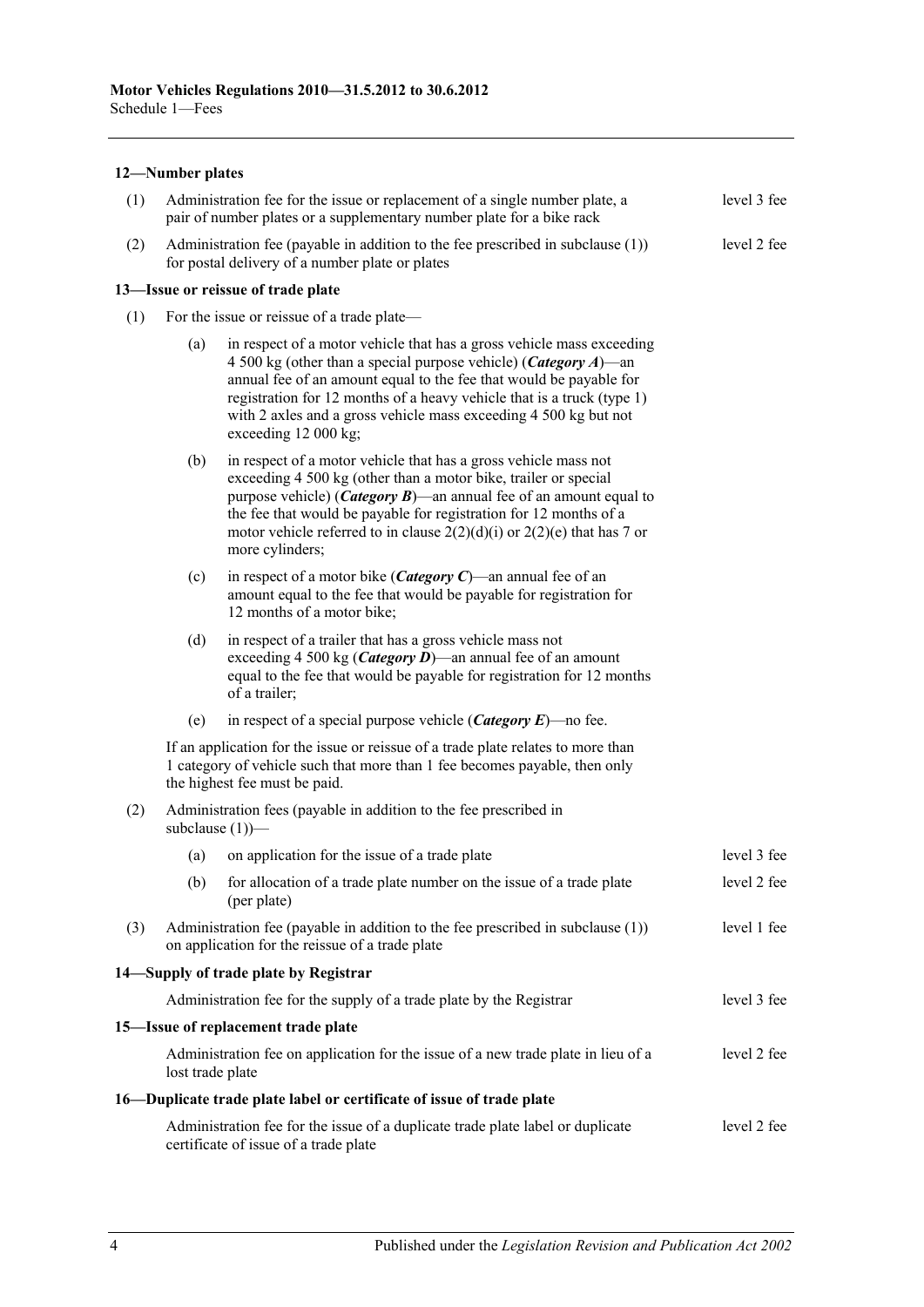#### 12—Number plates

| | | |
|---|---|---|
| (1) | Administration fee for the issue or replacement of a single number plate, a pair of number plates or a supplementary number plate for a bike rack | level 3 fee |
| (2) | Administration fee (payable in addition to the fee prescribed in subclause (1)) for postal delivery of a number plate or plates | level 2 fee |

#### 13—Issue or reissue of trade plate

(1) For the issue or reissue of a trade plate—

(a) in respect of a motor vehicle that has a gross vehicle mass exceeding 4 500 kg (other than a special purpose vehicle) (***Category A***)—an annual fee of an amount equal to the fee that would be payable for registration for 12 months of a heavy vehicle that is a truck (type 1) with 2 axles and a gross vehicle mass exceeding 4 500 kg but not exceeding 12 000 kg;

(b) in respect of a motor vehicle that has a gross vehicle mass not exceeding 4 500 kg (other than a motor bike, trailer or special purpose vehicle) (***Category B***)—an annual fee of an amount equal to the fee that would be payable for registration for 12 months of a motor vehicle referred to in clause 2(2)(d)(i) or 2(2)(e) that has 7 or more cylinders;

(c) in respect of a motor bike (***Category C***)—an annual fee of an amount equal to the fee that would be payable for registration for 12 months of a motor bike;

(d) in respect of a trailer that has a gross vehicle mass not exceeding 4 500 kg (***Category D***)—an annual fee of an amount equal to the fee that would be payable for registration for 12 months of a trailer;

(e) in respect of a special purpose vehicle (***Category E***)—no fee.

If an application for the issue or reissue of a trade plate relates to more than 1 category of vehicle such that more than 1 fee becomes payable, then only the highest fee must be paid.

(2) Administration fees (payable in addition to the fee prescribed in subclause (1))—

| | | |
|---|---|---|
| (a) | on application for the issue of a trade plate | level 3 fee |
| (b) | for allocation of a trade plate number on the issue of a trade plate (per plate) | level 2 fee |

| | | |
|---|---|---|
| (3) | Administration fee (payable in addition to the fee prescribed in subclause (1)) on application for the reissue of a trade plate | level 1 fee |

#### 14—Supply of trade plate by Registrar

| | |
|---|---|
| Administration fee for the supply of a trade plate by the Registrar | level 3 fee |

#### 15—Issue of replacement trade plate

| | |
|---|---|
| Administration fee on application for the issue of a new trade plate in lieu of a lost trade plate | level 2 fee |

#### 16—Duplicate trade plate label or certificate of issue of trade plate

| | |
|---|---|
| Administration fee for the issue of a duplicate trade plate label or duplicate certificate of issue of a trade plate | level 2 fee |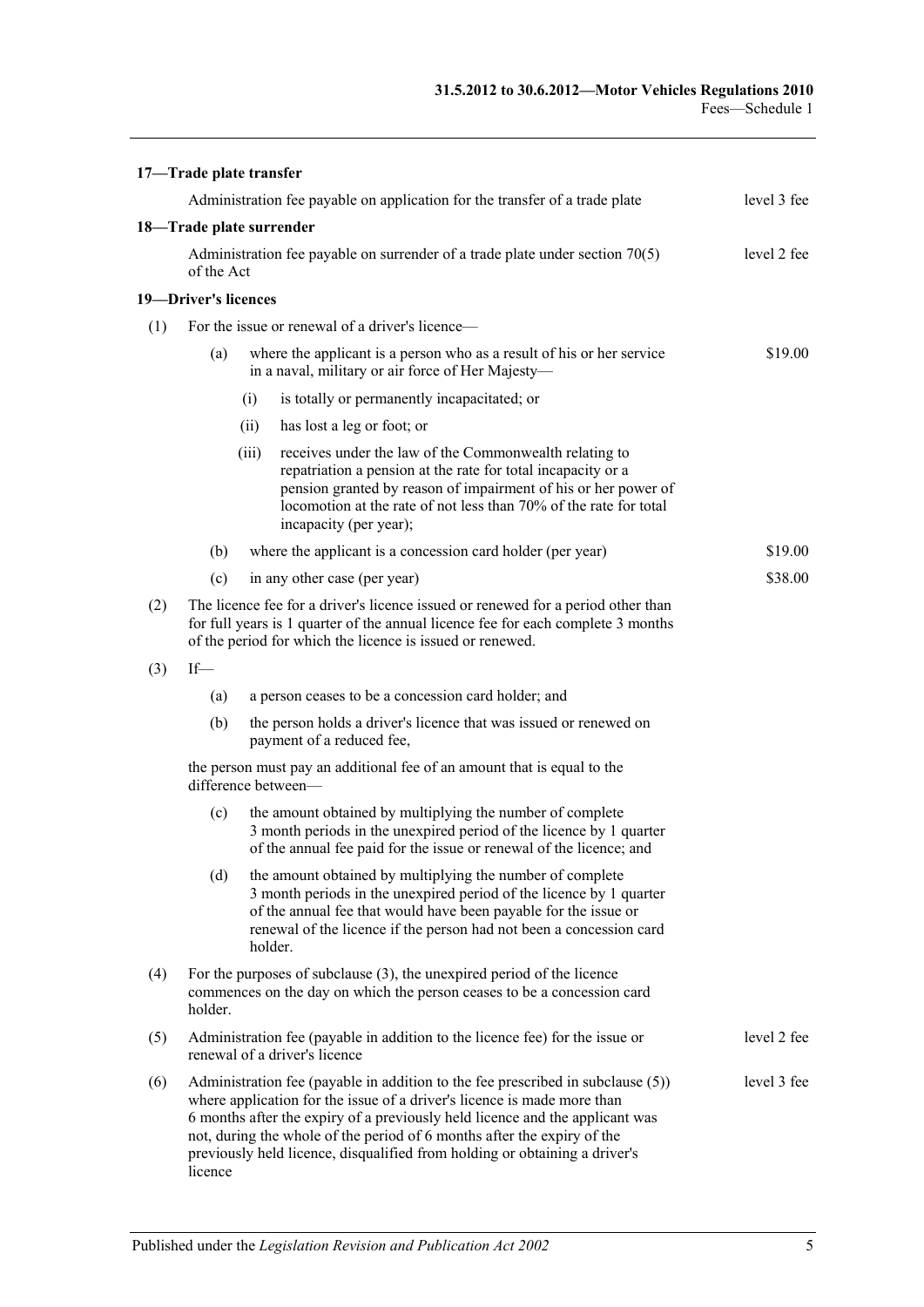#### 17—Trade plate transfer

Administration fee payable on application for the transfer of a trade plate — level 3 fee

#### 18—Trade plate surrender

Administration fee payable on surrender of a trade plate under section 70(5) of the Act — level 2 fee

#### 19—Driver's licences

(1) For the issue or renewal of a driver's licence—

(a) where the applicant is a person who as a result of his or her service in a naval, military or air force of Her Majesty— $19.00

(i) is totally or permanently incapacitated; or

(ii) has lost a leg or foot; or

(iii) receives under the law of the Commonwealth relating to repatriation a pension at the rate for total incapacity or a pension granted by reason of impairment of his or her power of locomotion at the rate of not less than 70% of the rate for total incapacity (per year);

(b) where the applicant is a concession card holder (per year) — $19.00

(c) in any other case (per year) — $38.00

(2) The licence fee for a driver's licence issued or renewed for a period other than for full years is 1 quarter of the annual licence fee for each complete 3 months of the period for which the licence is issued or renewed.

(3) If—

(a) a person ceases to be a concession card holder; and

(b) the person holds a driver's licence that was issued or renewed on payment of a reduced fee,

the person must pay an additional fee of an amount that is equal to the difference between—

(c) the amount obtained by multiplying the number of complete 3 month periods in the unexpired period of the licence by 1 quarter of the annual fee paid for the issue or renewal of the licence; and

(d) the amount obtained by multiplying the number of complete 3 month periods in the unexpired period of the licence by 1 quarter of the annual fee that would have been payable for the issue or renewal of the licence if the person had not been a concession card holder.

(4) For the purposes of subclause (3), the unexpired period of the licence commences on the day on which the person ceases to be a concession card holder.

(5) Administration fee (payable in addition to the licence fee) for the issue or renewal of a driver's licence — level 2 fee

(6) Administration fee (payable in addition to the fee prescribed in subclause (5)) where application for the issue of a driver's licence is made more than 6 months after the expiry of a previously held licence and the applicant was not, during the whole of the period of 6 months after the expiry of the previously held licence, disqualified from holding or obtaining a driver's licence — level 3 fee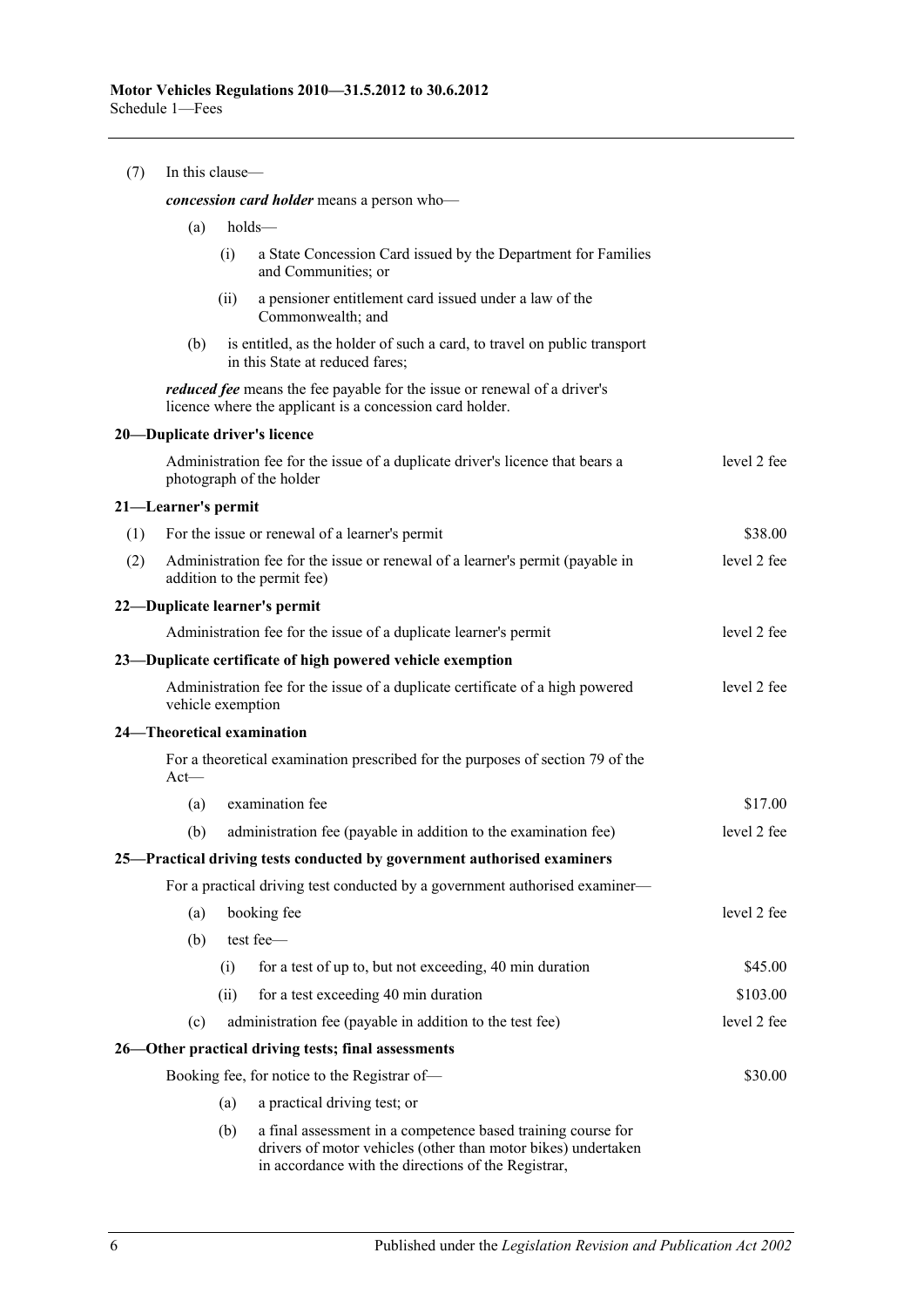(7) In this clause—

***concession card holder*** means a person who—

(a) holds—

(i) a State Concession Card issued by the Department for Families and Communities; or

(ii) a pensioner entitlement card issued under a law of the Commonwealth; and

(b) is entitled, as the holder of such a card, to travel on public transport in this State at reduced fares;

***reduced fee*** means the fee payable for the issue or renewal of a driver's licence where the applicant is a concession card holder.

**20—Duplicate driver's licence**

| | |
|---|---|
| Administration fee for the issue of a duplicate driver's licence that bears a photograph of the holder | level 2 fee |

**21—Learner's permit**

| | | |
|---|---|---|
| (1) | For the issue or renewal of a learner's permit | $38.00 |
| (2) | Administration fee for the issue or renewal of a learner's permit (payable in addition to the permit fee) | level 2 fee |

**22—Duplicate learner's permit**

| | |
|---|---|
| Administration fee for the issue of a duplicate learner's permit | level 2 fee |

**23—Duplicate certificate of high powered vehicle exemption**

| | |
|---|---|
| Administration fee for the issue of a duplicate certificate of a high powered vehicle exemption | level 2 fee |

**24—Theoretical examination**

For a theoretical examination prescribed for the purposes of section 79 of the Act—

| | | |
|---|---|---|
| (a) | examination fee | $17.00 |
| (b) | administration fee (payable in addition to the examination fee) | level 2 fee |

**25—Practical driving tests conducted by government authorised examiners**

For a practical driving test conducted by a government authorised examiner—

| | | | |
|---|---|---|---|
| (a) | booking fee | | level 2 fee |
| (b) | test fee— | | |
| | (i) | for a test of up to, but not exceeding, 40 min duration | $45.00 |
| | (ii) | for a test exceeding 40 min duration | $103.00 |
| (c) | administration fee (payable in addition to the test fee) | | level 2 fee |

**26—Other practical driving tests; final assessments**

Booking fee, for notice to the Registrar of— $30.00

(a) a practical driving test; or

(b) a final assessment in a competence based training course for drivers of motor vehicles (other than motor bikes) undertaken in accordance with the directions of the Registrar,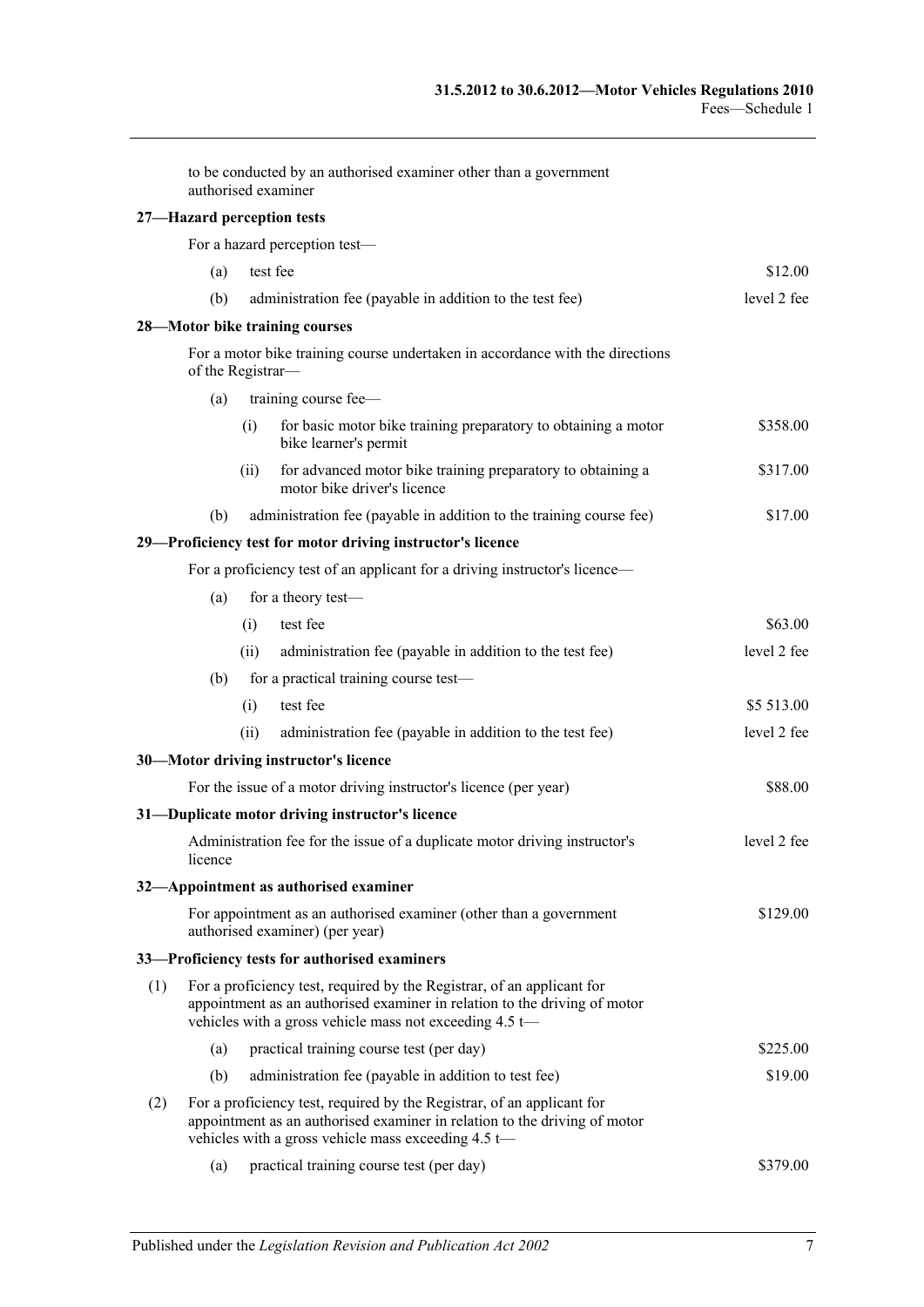to be conducted by an authorised examiner other than a government authorised examiner

**27—Hazard perception tests**

For a hazard perception test—

| | | |
|---|---|---|
| (a) | test fee | \$12.00 |
| (b) | administration fee (payable in addition to the test fee) | level 2 fee |

**28—Motor bike training courses**

For a motor bike training course undertaken in accordance with the directions of the Registrar—

| | | | |
|---|---|---|---|
| (a) | training course fee— | | |
| | (i) | for basic motor bike training preparatory to obtaining a motor bike learner's permit | \$358.00 |
| | (ii) | for advanced motor bike training preparatory to obtaining a motor bike driver's licence | \$317.00 |
| (b) | administration fee (payable in addition to the training course fee) | | \$17.00 |

**29—Proficiency test for motor driving instructor's licence**

For a proficiency test of an applicant for a driving instructor's licence—

| | | | |
|---|---|---|---|
| (a) | for a theory test— | | |
| | (i) | test fee | \$63.00 |
| | (ii) | administration fee (payable in addition to the test fee) | level 2 fee |
| (b) | for a practical training course test— | | |
| | (i) | test fee | \$5 513.00 |
| | (ii) | administration fee (payable in addition to the test fee) | level 2 fee |

**30—Motor driving instructor's licence**

| | |
|---|---|
| For the issue of a motor driving instructor's licence (per year) | \$88.00 |

**31—Duplicate motor driving instructor's licence**

| | |
|---|---|
| Administration fee for the issue of a duplicate motor driving instructor's licence | level 2 fee |

**32—Appointment as authorised examiner**

| | |
|---|---|
| For appointment as an authorised examiner (other than a government authorised examiner) (per year) | \$129.00 |

**33—Proficiency tests for authorised examiners**

(1) For a proficiency test, required by the Registrar, of an applicant for appointment as an authorised examiner in relation to the driving of motor vehicles with a gross vehicle mass not exceeding 4.5 t—

| | | |
|---|---|---|
| (a) | practical training course test (per day) | \$225.00 |
| (b) | administration fee (payable in addition to test fee) | \$19.00 |

(2) For a proficiency test, required by the Registrar, of an applicant for appointment as an authorised examiner in relation to the driving of motor vehicles with a gross vehicle mass exceeding 4.5 t—

| | | |
|---|---|---|
| (a) | practical training course test (per day) | \$379.00 |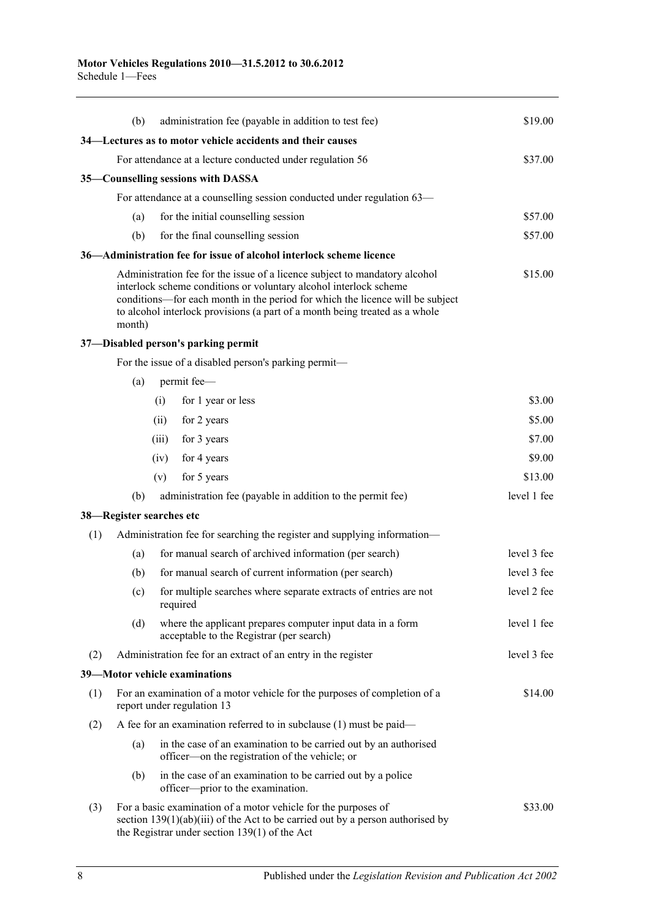| | | | |
|---|---|---|---|
| | (b) | administration fee (payable in addition to test fee) | $19.00 |

**34—Lectures as to motor vehicle accidents and their causes**

| | |
|---|---|
| For attendance at a lecture conducted under regulation 56 | $37.00 |

**35—Counselling sessions with DASSA**

For attendance at a counselling session conducted under regulation 63—

| | | |
|---|---|---|
| (a) | for the initial counselling session | $57.00 |
| (b) | for the final counselling session | $57.00 |

**36—Administration fee for issue of alcohol interlock scheme licence**

| | |
|---|---|
| Administration fee for the issue of a licence subject to mandatory alcohol interlock scheme conditions or voluntary alcohol interlock scheme conditions—for each month in the period for which the licence will be subject to alcohol interlock provisions (a part of a month being treated as a whole month) | $15.00 |

**37—Disabled person's parking permit**

For the issue of a disabled person's parking permit—

| | | | |
|---|---|---|---|
| (a) | permit fee— | | |
| | (i) | for 1 year or less | $3.00 |
| | (ii) | for 2 years | $5.00 |
| | (iii) | for 3 years | $7.00 |
| | (iv) | for 4 years | $9.00 |
| | (v) | for 5 years | $13.00 |
| (b) | administration fee (payable in addition to the permit fee) | | level 1 fee |

**38—Register searches etc**

| | | | |
|---|---|---|---|
| (1) | Administration fee for searching the register and supplying information— | | |
| | (a) | for manual search of archived information (per search) | level 3 fee |
| | (b) | for manual search of current information (per search) | level 3 fee |
| | (c) | for multiple searches where separate extracts of entries are not required | level 2 fee |
| | (d) | where the applicant prepares computer input data in a form acceptable to the Registrar (per search) | level 1 fee |
| (2) | Administration fee for an extract of an entry in the register | | level 3 fee |

**39—Motor vehicle examinations**

| | | | |
|---|---|---|---|
| (1) | For an examination of a motor vehicle for the purposes of completion of a report under regulation 13 | | $14.00 |
| (2) | A fee for an examination referred to in subclause (1) must be paid— | | |
| | (a) | in the case of an examination to be carried out by an authorised officer—on the registration of the vehicle; or | |
| | (b) | in the case of an examination to be carried out by a police officer—prior to the examination. | |
| (3) | For a basic examination of a motor vehicle for the purposes of section 139(1)(ab)(iii) of the Act to be carried out by a person authorised by the Registrar under section 139(1) of the Act | | $33.00 |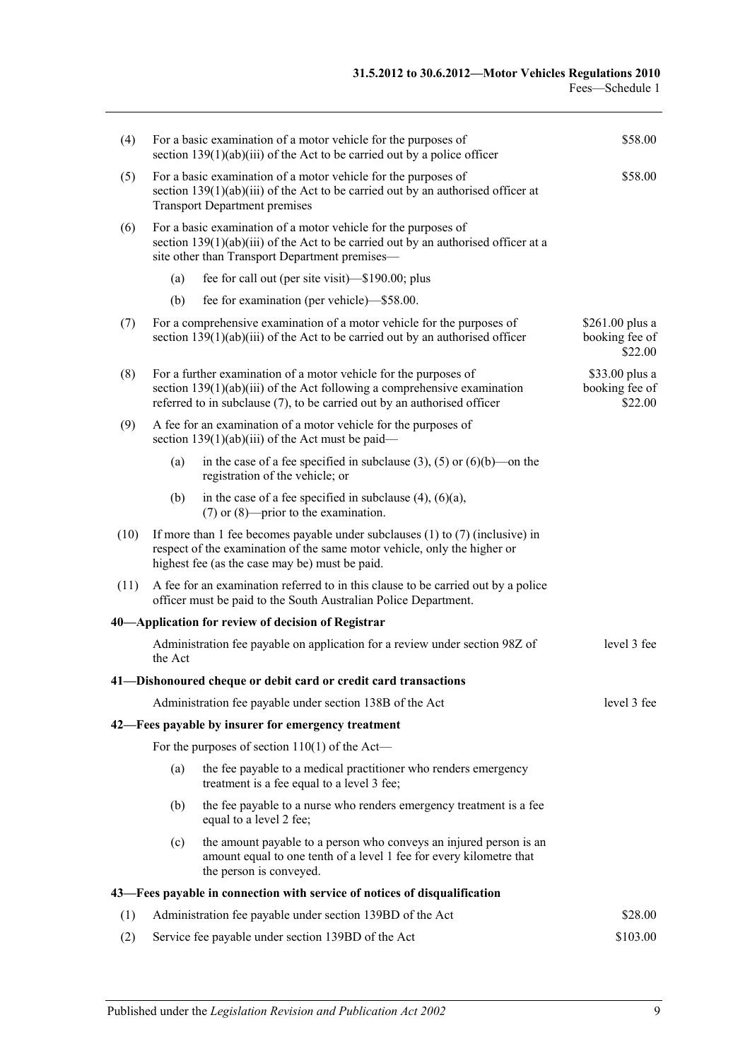(4) For a basic examination of a motor vehicle for the purposes of section 139(1)(ab)(iii) of the Act to be carried out by a police officer — $58.00

(5) For a basic examination of a motor vehicle for the purposes of section 139(1)(ab)(iii) of the Act to be carried out by an authorised officer at Transport Department premises — $58.00

(6) For a basic examination of a motor vehicle for the purposes of section 139(1)(ab)(iii) of the Act to be carried out by an authorised officer at a site other than Transport Department premises—

(a) fee for call out (per site visit)—$190.00; plus

(b) fee for examination (per vehicle)—$58.00.

(7) For a comprehensive examination of a motor vehicle for the purposes of section 139(1)(ab)(iii) of the Act to be carried out by an authorised officer — $261.00 plus a booking fee of $22.00

(8) For a further examination of a motor vehicle for the purposes of section 139(1)(ab)(iii) of the Act following a comprehensive examination referred to in subclause (7), to be carried out by an authorised officer — $33.00 plus a booking fee of $22.00

(9) A fee for an examination of a motor vehicle for the purposes of section 139(1)(ab)(iii) of the Act must be paid—

(a) in the case of a fee specified in subclause (3), (5) or (6)(b)—on the registration of the vehicle; or

(b) in the case of a fee specified in subclause (4), (6)(a), (7) or (8)—prior to the examination.

(10) If more than 1 fee becomes payable under subclauses (1) to (7) (inclusive) in respect of the examination of the same motor vehicle, only the higher or highest fee (as the case may be) must be paid.

(11) A fee for an examination referred to in this clause to be carried out by a police officer must be paid to the South Australian Police Department.

**40—Application for review of decision of Registrar**

Administration fee payable on application for a review under section 98Z of the Act — level 3 fee

**41—Dishonoured cheque or debit card or credit card transactions**

Administration fee payable under section 138B of the Act — level 3 fee

**42—Fees payable by insurer for emergency treatment**

For the purposes of section 110(1) of the Act—

(a) the fee payable to a medical practitioner who renders emergency treatment is a fee equal to a level 3 fee;

(b) the fee payable to a nurse who renders emergency treatment is a fee equal to a level 2 fee;

(c) the amount payable to a person who conveys an injured person is an amount equal to one tenth of a level 1 fee for every kilometre that the person is conveyed.

**43—Fees payable in connection with service of notices of disqualification**

(1) Administration fee payable under section 139BD of the Act — $28.00

(2) Service fee payable under section 139BD of the Act — $103.00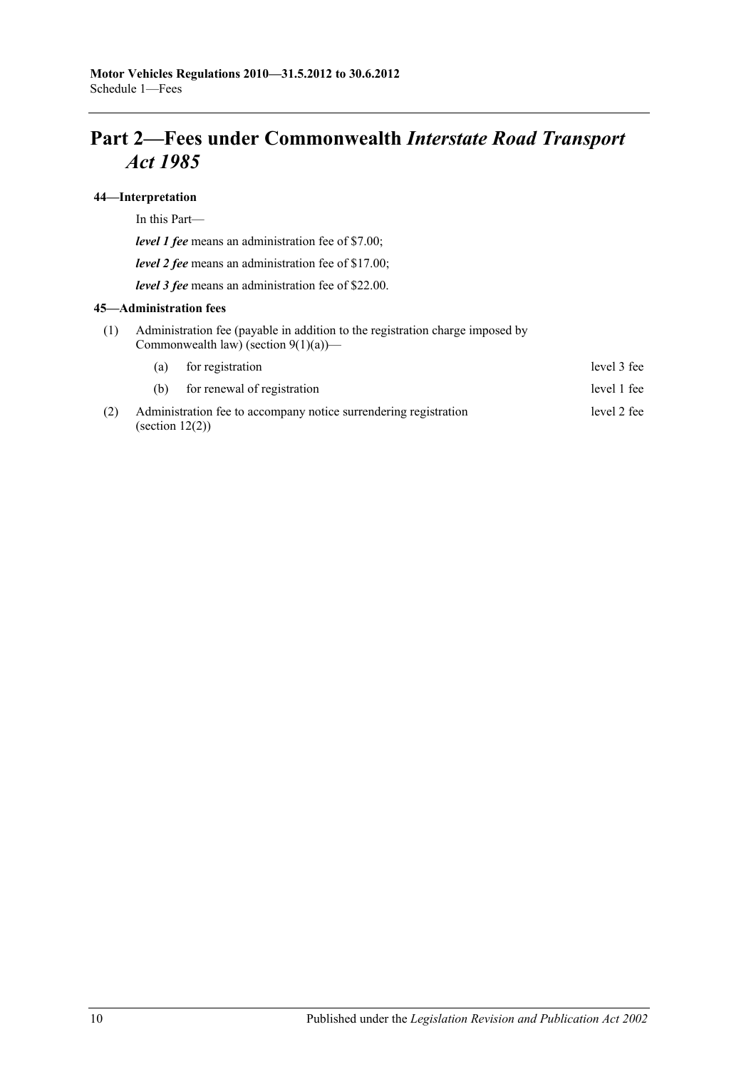## Part 2—Fees under Commonwealth *Interstate Road Transport Act 1985*

**44—Interpretation**

In this Part—

***level 1 fee*** means an administration fee of $7.00;

***level 2 fee*** means an administration fee of $17.00;

***level 3 fee*** means an administration fee of $22.00.

**45—Administration fees**

| | | |
|---|---|---|
| (1) | Administration fee (payable in addition to the registration charge imposed by Commonwealth law) (section 9(1)(a))— | |
| | (a) for registration | level 3 fee |
| | (b) for renewal of registration | level 1 fee |
| (2) | Administration fee to accompany notice surrendering registration (section 12(2)) | level 2 fee |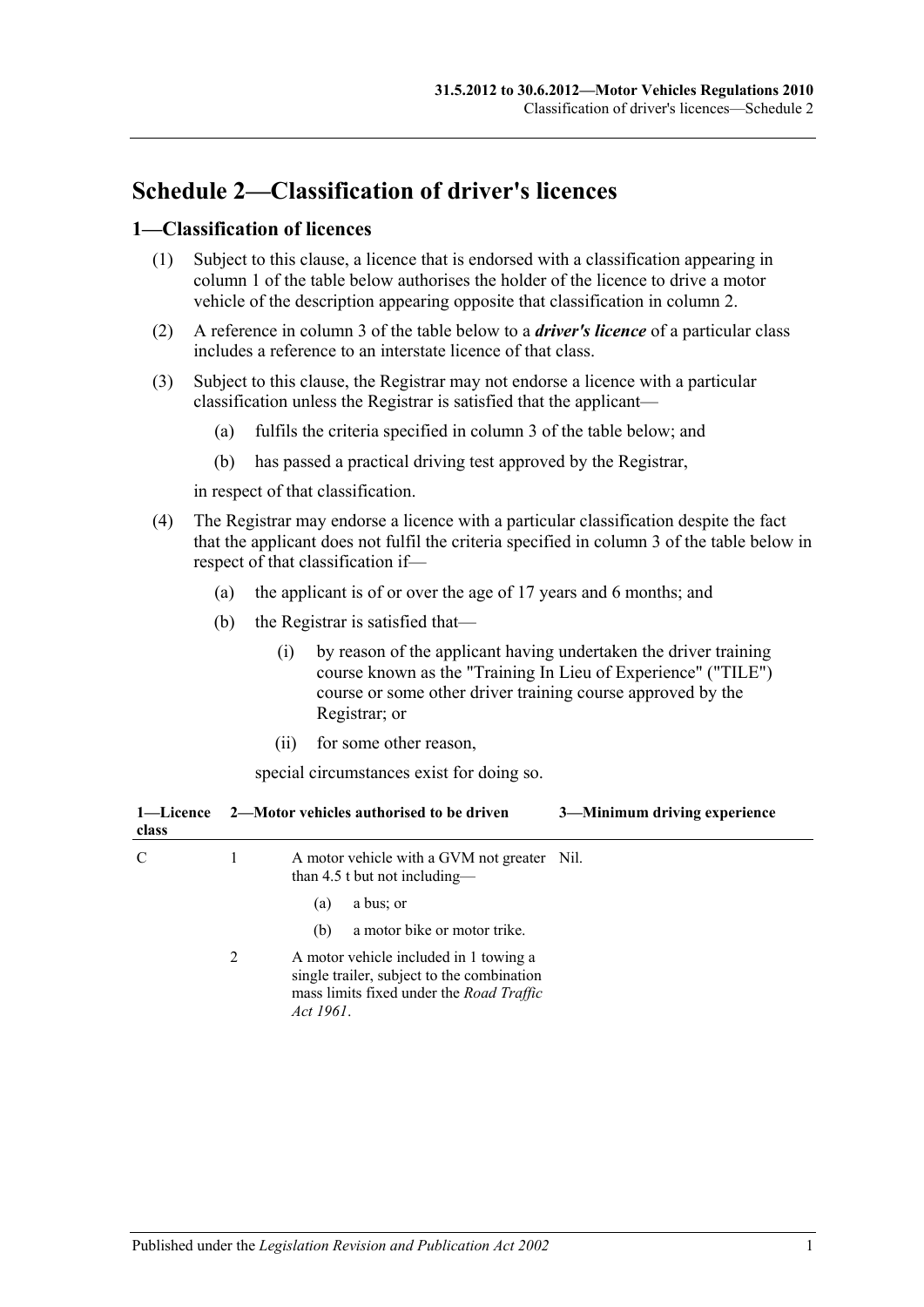# Schedule 2—Classification of driver's licences

## 1—Classification of licences

(1) Subject to this clause, a licence that is endorsed with a classification appearing in column 1 of the table below authorises the holder of the licence to drive a motor vehicle of the description appearing opposite that classification in column 2.

(2) A reference in column 3 of the table below to a ***driver's licence*** of a particular class includes a reference to an interstate licence of that class.

(3) Subject to this clause, the Registrar may not endorse a licence with a particular classification unless the Registrar is satisfied that the applicant—

(a) fulfils the criteria specified in column 3 of the table below; and

(b) has passed a practical driving test approved by the Registrar,

in respect of that classification.

(4) The Registrar may endorse a licence with a particular classification despite the fact that the applicant does not fulfil the criteria specified in column 3 of the table below in respect of that classification if—

(a) the applicant is of or over the age of 17 years and 6 months; and

(b) the Registrar is satisfied that—

(i) by reason of the applicant having undertaken the driver training course known as the "Training In Lieu of Experience" ("TILE") course or some other driver training course approved by the Registrar; or

(ii) for some other reason,

special circumstances exist for doing so.

| 1—Licence class | 2—Motor vehicles authorised to be driven | | 3—Minimum driving experience |
|---|---|---|---|
| C | 1 | A motor vehicle with a GVM not greater than 4.5 t but not including—<br>(a) a bus; or<br>(b) a motor bike or motor trike. | Nil. |
| | 2 | A motor vehicle included in 1 towing a single trailer, subject to the combination mass limits fixed under the *Road Traffic Act 1961*. | |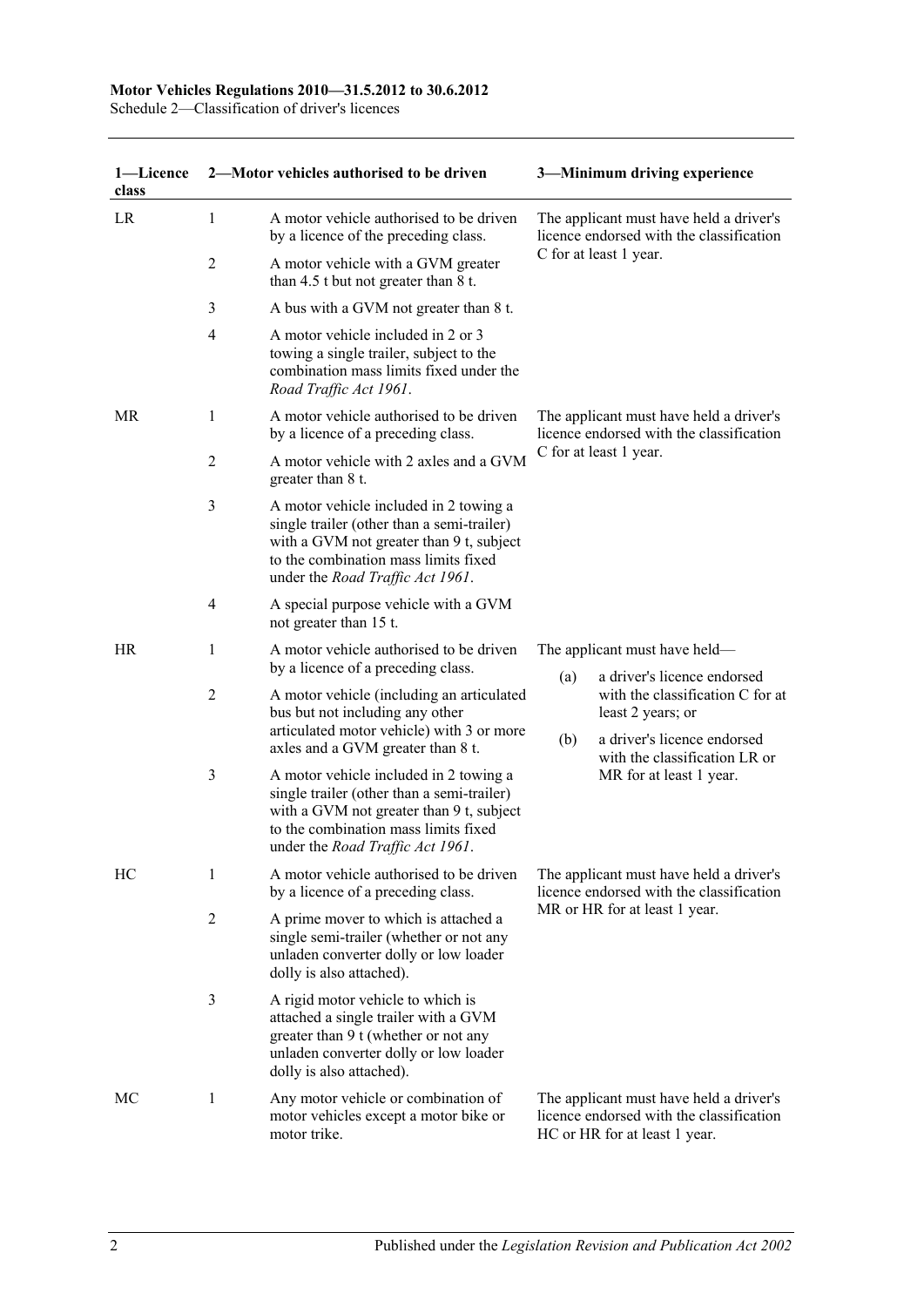| 1—Licence class | 2—Motor vehicles authorised to be driven | | 3—Minimum driving experience |
|---|---|---|---|
| LR | 1 | A motor vehicle authorised to be driven by a licence of the preceding class. | The applicant must have held a driver's licence endorsed with the classification C for at least 1 year. |
| | 2 | A motor vehicle with a GVM greater than 4.5 t but not greater than 8 t. | |
| | 3 | A bus with a GVM not greater than 8 t. | |
| | 4 | A motor vehicle included in 2 or 3 towing a single trailer, subject to the combination mass limits fixed under the *Road Traffic Act 1961*. | |
| MR | 1 | A motor vehicle authorised to be driven by a licence of a preceding class. | The applicant must have held a driver's licence endorsed with the classification C for at least 1 year. |
| | 2 | A motor vehicle with 2 axles and a GVM greater than 8 t. | |
| | 3 | A motor vehicle included in 2 towing a single trailer (other than a semi-trailer) with a GVM not greater than 9 t, subject to the combination mass limits fixed under the *Road Traffic Act 1961*. | |
| | 4 | A special purpose vehicle with a GVM not greater than 15 t. | |
| HR | 1 | A motor vehicle authorised to be driven by a licence of a preceding class. | The applicant must have held—<br>(a) a driver's licence endorsed with the classification C for at least 2 years; or<br>(b) a driver's licence endorsed with the classification LR or MR for at least 1 year. |
| | 2 | A motor vehicle (including an articulated bus but not including any other articulated motor vehicle) with 3 or more axles and a GVM greater than 8 t. | |
| | 3 | A motor vehicle included in 2 towing a single trailer (other than a semi-trailer) with a GVM not greater than 9 t, subject to the combination mass limits fixed under the *Road Traffic Act 1961*. | |
| HC | 1 | A motor vehicle authorised to be driven by a licence of a preceding class. | The applicant must have held a driver's licence endorsed with the classification MR or HR for at least 1 year. |
| | 2 | A prime mover to which is attached a single semi-trailer (whether or not any unladen converter dolly or low loader dolly is also attached). | |
| | 3 | A rigid motor vehicle to which is attached a single trailer with a GVM greater than 9 t (whether or not any unladen converter dolly or low loader dolly is also attached). | |
| MC | 1 | Any motor vehicle or combination of motor vehicles except a motor bike or motor trike. | The applicant must have held a driver's licence endorsed with the classification HC or HR for at least 1 year. |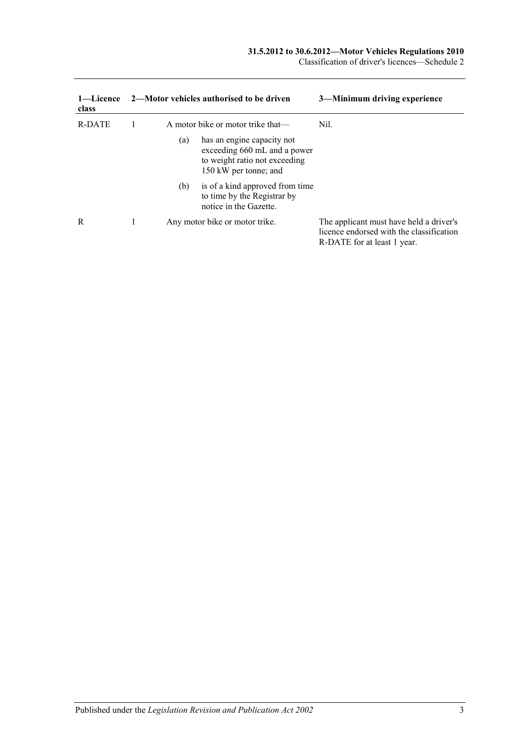| 1—Licence class | 2—Motor vehicles authorised to be driven | | | 3—Minimum driving experience |
|---|---|---|---|---|
| R-DATE | 1 | A motor bike or motor trike that— | | Nil. |
| | | (a) | has an engine capacity not exceeding 660 mL and a power to weight ratio not exceeding 150 kW per tonne; and | |
| | | (b) | is of a kind approved from time to time by the Registrar by notice in the Gazette. | |
| R | 1 | Any motor bike or motor trike. | | The applicant must have held a driver's licence endorsed with the classification R-DATE for at least 1 year. |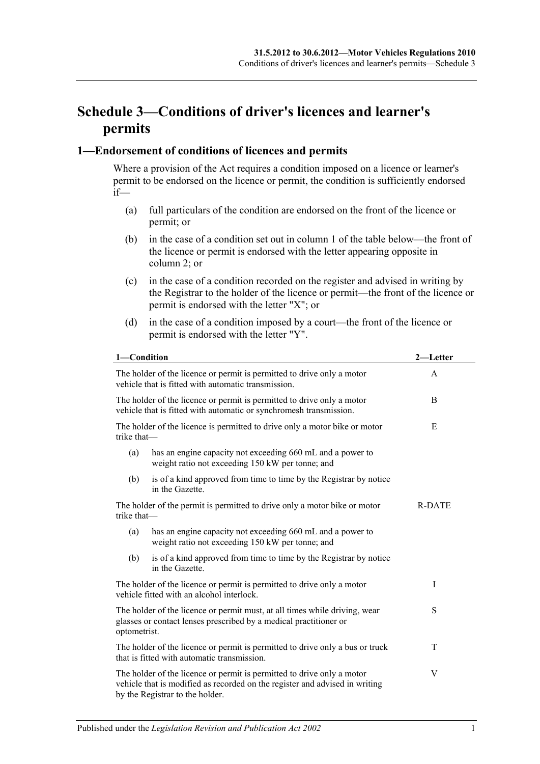# Schedule 3—Conditions of driver's licences and learner's permits

## 1—Endorsement of conditions of licences and permits

Where a provision of the Act requires a condition imposed on a licence or learner's permit to be endorsed on the licence or permit, the condition is sufficiently endorsed if—

(a) full particulars of the condition are endorsed on the front of the licence or permit; or

(b) in the case of a condition set out in column 1 of the table below—the front of the licence or permit is endorsed with the letter appearing opposite in column 2; or

(c) in the case of a condition recorded on the register and advised in writing by the Registrar to the holder of the licence or permit—the front of the licence or permit is endorsed with the letter "X"; or

(d) in the case of a condition imposed by a court—the front of the licence or permit is endorsed with the letter "Y".

| 1—Condition | 2—Letter |
|---|---|
| The holder of the licence or permit is permitted to drive only a motor vehicle that is fitted with automatic transmission. | A |
| The holder of the licence or permit is permitted to drive only a motor vehicle that is fitted with automatic or synchromesh transmission. | B |
| The holder of the licence is permitted to drive only a motor bike or motor trike that—<br>(a) has an engine capacity not exceeding 660 mL and a power to weight ratio not exceeding 150 kW per tonne; and<br>(b) is of a kind approved from time to time by the Registrar by notice in the Gazette. | E |
| The holder of the permit is permitted to drive only a motor bike or motor trike that—<br>(a) has an engine capacity not exceeding 660 mL and a power to weight ratio not exceeding 150 kW per tonne; and<br>(b) is of a kind approved from time to time by the Registrar by notice in the Gazette. | R-DATE |
| The holder of the licence or permit is permitted to drive only a motor vehicle fitted with an alcohol interlock. | I |
| The holder of the licence or permit must, at all times while driving, wear glasses or contact lenses prescribed by a medical practitioner or optometrist. | S |
| The holder of the licence or permit is permitted to drive only a bus or truck that is fitted with automatic transmission. | T |
| The holder of the licence or permit is permitted to drive only a motor vehicle that is modified as recorded on the register and advised in writing by the Registrar to the holder. | V |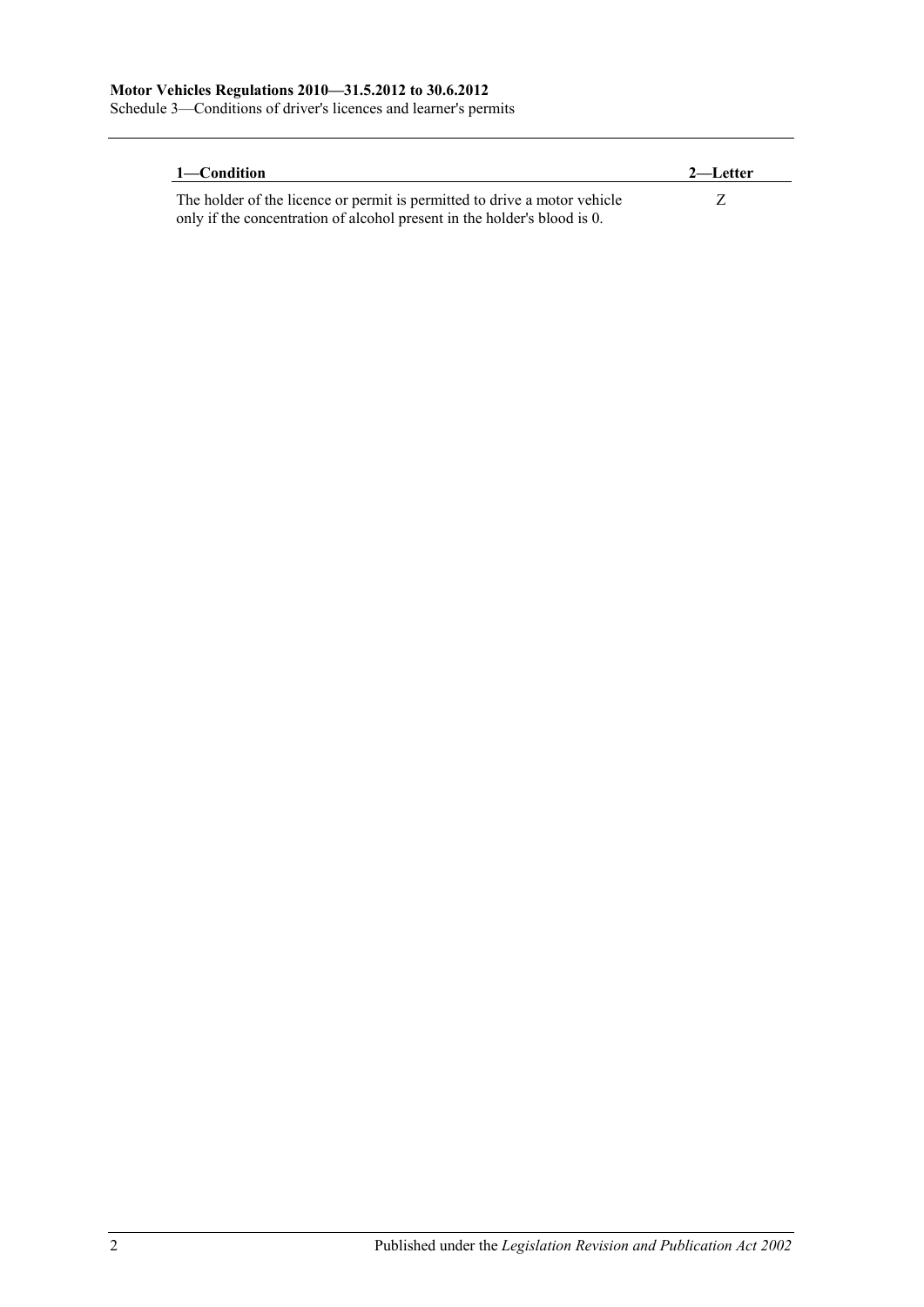| 1—Condition | 2—Letter |
|---|---|
| The holder of the licence or permit is permitted to drive a motor vehicle only if the concentration of alcohol present in the holder's blood is 0. | Z |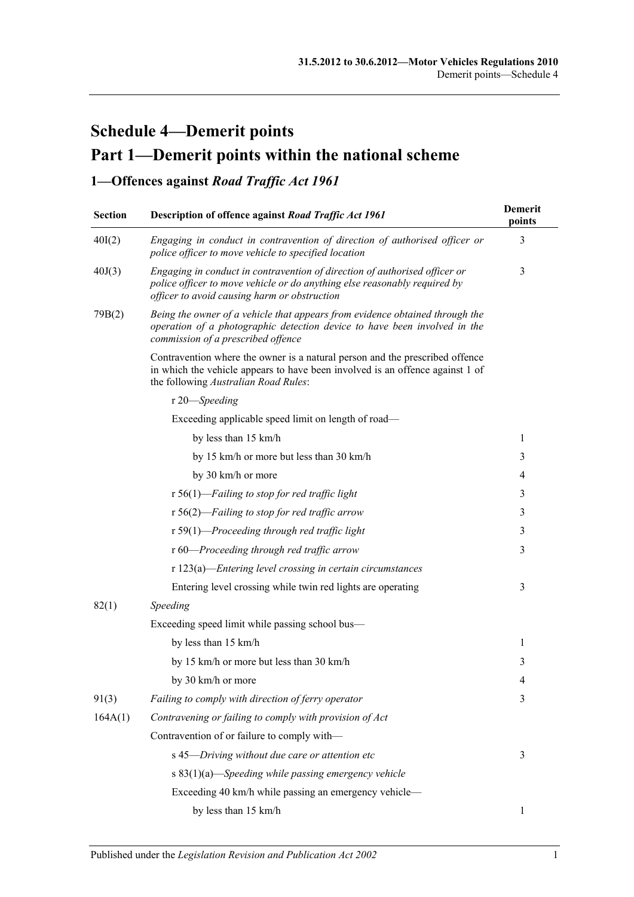# Schedule 4—Demerit points

## Part 1—Demerit points within the national scheme

### 1—Offences against *Road Traffic Act 1961*

| Section | Description of offence against *Road Traffic Act 1961* | Demerit points |
|---|---|---|
| 40I(2) | *Engaging in conduct in contravention of direction of authorised officer or police officer to move vehicle to specified location* | 3 |
| 40J(3) | *Engaging in conduct in contravention of direction of authorised officer or police officer to move vehicle or do anything else reasonably required by officer to avoid causing harm or obstruction* | 3 |
| 79B(2) | *Being the owner of a vehicle that appears from evidence obtained through the operation of a photographic detection device to have been involved in the commission of a prescribed offence* | |
| | Contravention where the owner is a natural person and the prescribed offence in which the vehicle appears to have been involved is an offence against 1 of the following *Australian Road Rules*: | |
| | r 20—*Speeding* | |
| | Exceeding applicable speed limit on length of road— | |
| | by less than 15 km/h | 1 |
| | by 15 km/h or more but less than 30 km/h | 3 |
| | by 30 km/h or more | 4 |
| | r 56(1)—*Failing to stop for red traffic light* | 3 |
| | r 56(2)—*Failing to stop for red traffic arrow* | 3 |
| | r 59(1)—*Proceeding through red traffic light* | 3 |
| | r 60—*Proceeding through red traffic arrow* | 3 |
| | r 123(a)—*Entering level crossing in certain circumstances* | |
| | Entering level crossing while twin red lights are operating | 3 |
| 82(1) | *Speeding* | |
| | Exceeding speed limit while passing school bus— | |
| | by less than 15 km/h | 1 |
| | by 15 km/h or more but less than 30 km/h | 3 |
| | by 30 km/h or more | 4 |
| 91(3) | *Failing to comply with direction of ferry operator* | 3 |
| 164A(1) | *Contravening or failing to comply with provision of Act* | |
| | Contravention of or failure to comply with— | |
| | s 45—*Driving without due care or attention etc* | 3 |
| | s 83(1)(a)—*Speeding while passing emergency vehicle* | |
| | Exceeding 40 km/h while passing an emergency vehicle— | |
| | by less than 15 km/h | 1 |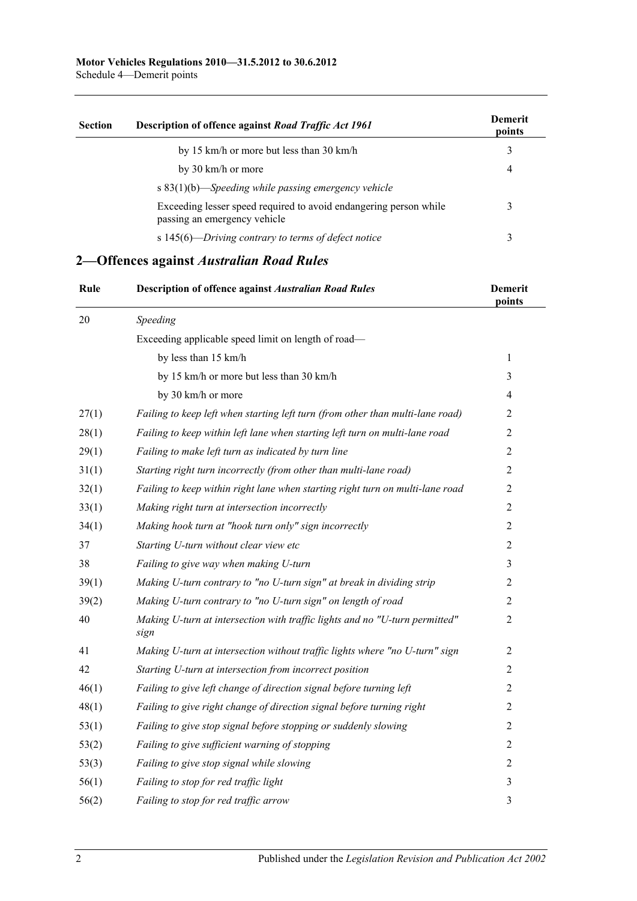| Section | Description of offence against *Road Traffic Act 1961* | Demerit points |
|---|---|---|
| | by 15 km/h or more but less than 30 km/h | 3 |
| | by 30 km/h or more | 4 |
| | s 83(1)(b)—*Speeding while passing emergency vehicle* | |
| | Exceeding lesser speed required to avoid endangering person while passing an emergency vehicle | 3 |
| | s 145(6)—*Driving contrary to terms of defect notice* | 3 |

## 2—Offences against *Australian Road Rules*

| Rule | Description of offence against *Australian Road Rules* | Demerit points |
|---|---|---|
| 20 | *Speeding* | |
| | Exceeding applicable speed limit on length of road— | |
| | by less than 15 km/h | 1 |
| | by 15 km/h or more but less than 30 km/h | 3 |
| | by 30 km/h or more | 4 |
| 27(1) | *Failing to keep left when starting left turn (from other than multi-lane road)* | 2 |
| 28(1) | *Failing to keep within left lane when starting left turn on multi-lane road* | 2 |
| 29(1) | *Failing to make left turn as indicated by turn line* | 2 |
| 31(1) | *Starting right turn incorrectly (from other than multi-lane road)* | 2 |
| 32(1) | *Failing to keep within right lane when starting right turn on multi-lane road* | 2 |
| 33(1) | *Making right turn at intersection incorrectly* | 2 |
| 34(1) | *Making hook turn at "hook turn only" sign incorrectly* | 2 |
| 37 | *Starting U-turn without clear view etc* | 2 |
| 38 | *Failing to give way when making U-turn* | 3 |
| 39(1) | *Making U-turn contrary to "no U-turn sign" at break in dividing strip* | 2 |
| 39(2) | *Making U-turn contrary to "no U-turn sign" on length of road* | 2 |
| 40 | *Making U-turn at intersection with traffic lights and no "U-turn permitted" sign* | 2 |
| 41 | *Making U-turn at intersection without traffic lights where "no U-turn" sign* | 2 |
| 42 | *Starting U-turn at intersection from incorrect position* | 2 |
| 46(1) | *Failing to give left change of direction signal before turning left* | 2 |
| 48(1) | *Failing to give right change of direction signal before turning right* | 2 |
| 53(1) | *Failing to give stop signal before stopping or suddenly slowing* | 2 |
| 53(2) | *Failing to give sufficient warning of stopping* | 2 |
| 53(3) | *Failing to give stop signal while slowing* | 2 |
| 56(1) | *Failing to stop for red traffic light* | 3 |
| 56(2) | *Failing to stop for red traffic arrow* | 3 |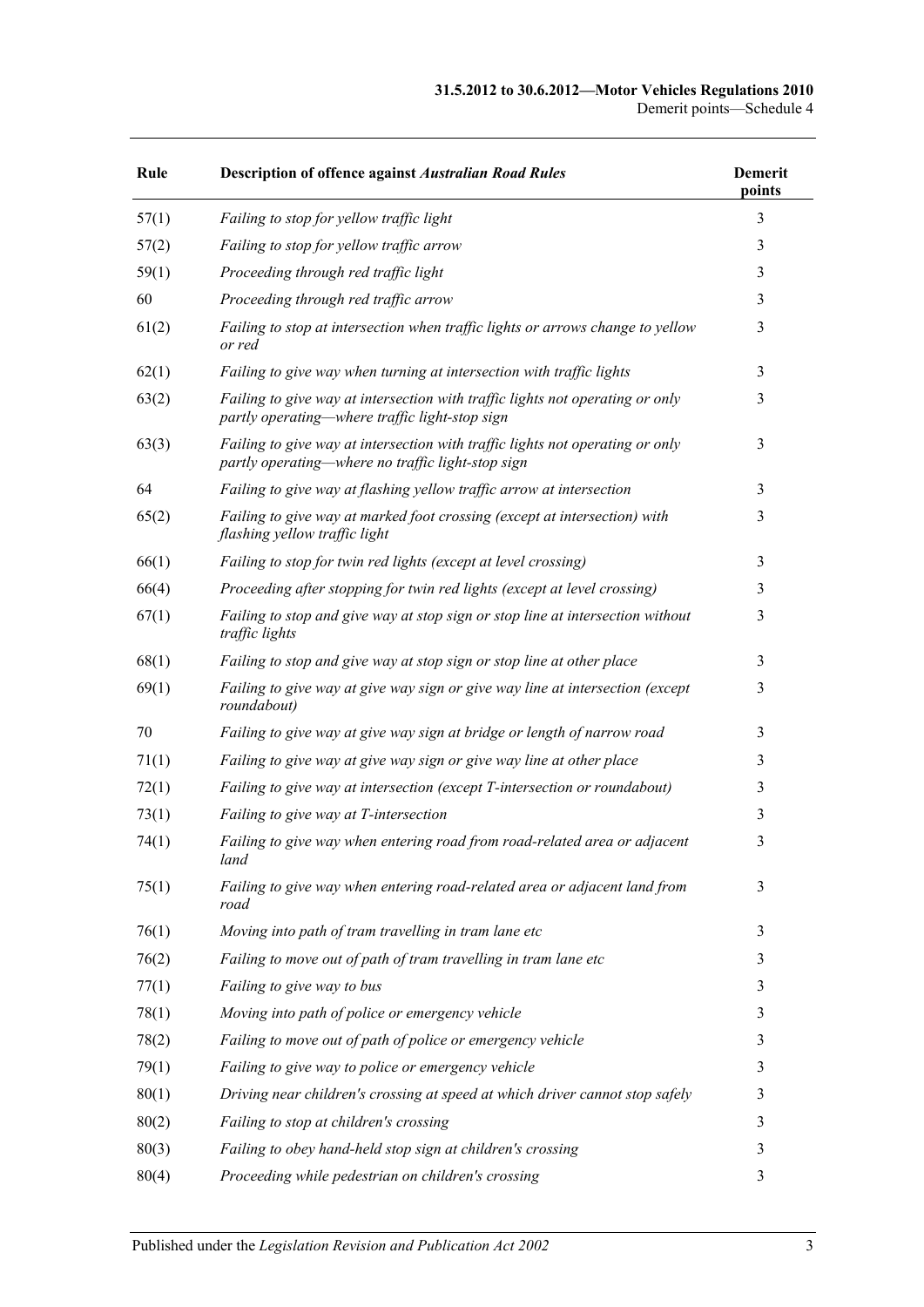| Rule | Description of offence against *Australian Road Rules* | Demerit points |
|---|---|---|
| 57(1) | *Failing to stop for yellow traffic light* | 3 |
| 57(2) | *Failing to stop for yellow traffic arrow* | 3 |
| 59(1) | *Proceeding through red traffic light* | 3 |
| 60 | *Proceeding through red traffic arrow* | 3 |
| 61(2) | *Failing to stop at intersection when traffic lights or arrows change to yellow or red* | 3 |
| 62(1) | *Failing to give way when turning at intersection with traffic lights* | 3 |
| 63(2) | *Failing to give way at intersection with traffic lights not operating or only partly operating—where traffic light-stop sign* | 3 |
| 63(3) | *Failing to give way at intersection with traffic lights not operating or only partly operating—where no traffic light-stop sign* | 3 |
| 64 | *Failing to give way at flashing yellow traffic arrow at intersection* | 3 |
| 65(2) | *Failing to give way at marked foot crossing (except at intersection) with flashing yellow traffic light* | 3 |
| 66(1) | *Failing to stop for twin red lights (except at level crossing)* | 3 |
| 66(4) | *Proceeding after stopping for twin red lights (except at level crossing)* | 3 |
| 67(1) | *Failing to stop and give way at stop sign or stop line at intersection without traffic lights* | 3 |
| 68(1) | *Failing to stop and give way at stop sign or stop line at other place* | 3 |
| 69(1) | *Failing to give way at give way sign or give way line at intersection (except roundabout)* | 3 |
| 70 | *Failing to give way at give way sign at bridge or length of narrow road* | 3 |
| 71(1) | *Failing to give way at give way sign or give way line at other place* | 3 |
| 72(1) | *Failing to give way at intersection (except T-intersection or roundabout)* | 3 |
| 73(1) | *Failing to give way at T-intersection* | 3 |
| 74(1) | *Failing to give way when entering road from road-related area or adjacent land* | 3 |
| 75(1) | *Failing to give way when entering road-related area or adjacent land from road* | 3 |
| 76(1) | *Moving into path of tram travelling in tram lane etc* | 3 |
| 76(2) | *Failing to move out of path of tram travelling in tram lane etc* | 3 |
| 77(1) | *Failing to give way to bus* | 3 |
| 78(1) | *Moving into path of police or emergency vehicle* | 3 |
| 78(2) | *Failing to move out of path of police or emergency vehicle* | 3 |
| 79(1) | *Failing to give way to police or emergency vehicle* | 3 |
| 80(1) | *Driving near children's crossing at speed at which driver cannot stop safely* | 3 |
| 80(2) | *Failing to stop at children's crossing* | 3 |
| 80(3) | *Failing to obey hand-held stop sign at children's crossing* | 3 |
| 80(4) | *Proceeding while pedestrian on children's crossing* | 3 |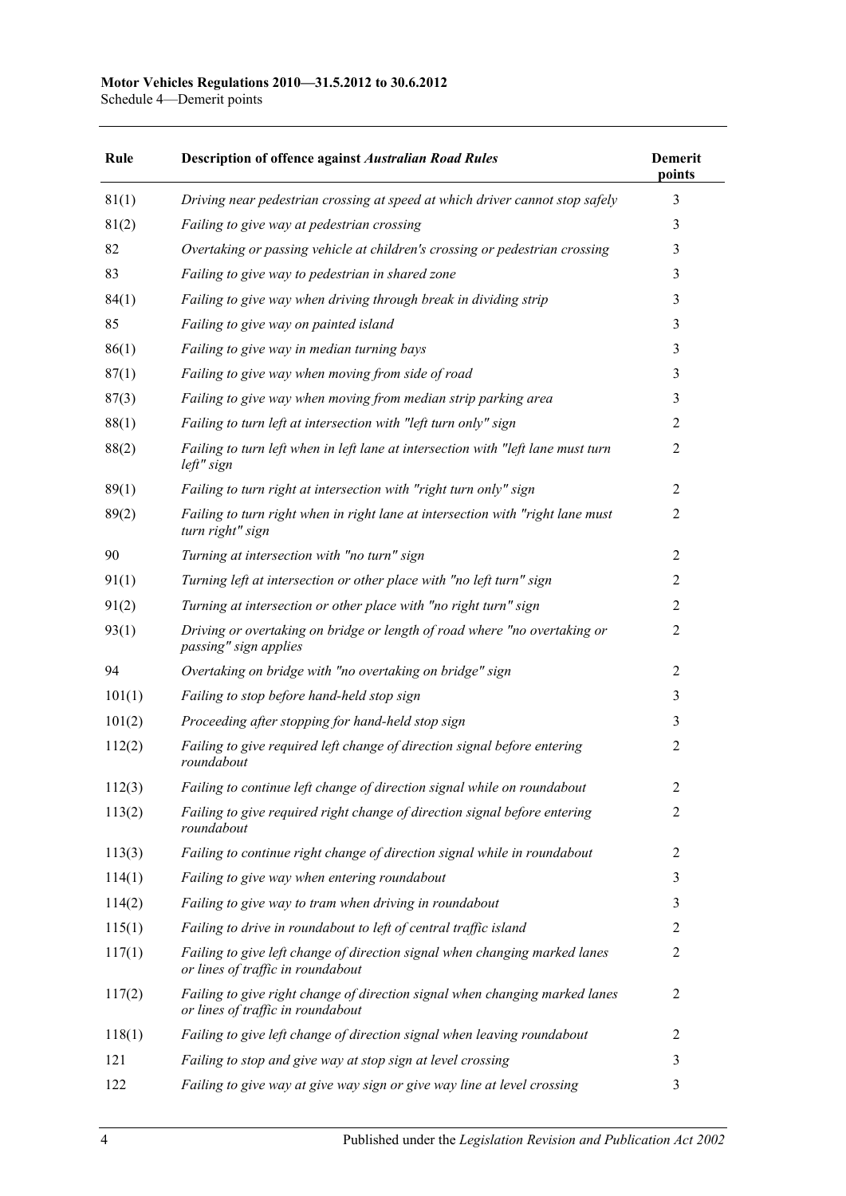| Rule | Description of offence against *Australian Road Rules* | Demerit points |
|---|---|---|
| 81(1) | *Driving near pedestrian crossing at speed at which driver cannot stop safely* | 3 |
| 81(2) | *Failing to give way at pedestrian crossing* | 3 |
| 82 | *Overtaking or passing vehicle at children's crossing or pedestrian crossing* | 3 |
| 83 | *Failing to give way to pedestrian in shared zone* | 3 |
| 84(1) | *Failing to give way when driving through break in dividing strip* | 3 |
| 85 | *Failing to give way on painted island* | 3 |
| 86(1) | *Failing to give way in median turning bays* | 3 |
| 87(1) | *Failing to give way when moving from side of road* | 3 |
| 87(3) | *Failing to give way when moving from median strip parking area* | 3 |
| 88(1) | *Failing to turn left at intersection with "left turn only" sign* | 2 |
| 88(2) | *Failing to turn left when in left lane at intersection with "left lane must turn left" sign* | 2 |
| 89(1) | *Failing to turn right at intersection with "right turn only" sign* | 2 |
| 89(2) | *Failing to turn right when in right lane at intersection with "right lane must turn right" sign* | 2 |
| 90 | *Turning at intersection with "no turn" sign* | 2 |
| 91(1) | *Turning left at intersection or other place with "no left turn" sign* | 2 |
| 91(2) | *Turning at intersection or other place with "no right turn" sign* | 2 |
| 93(1) | *Driving or overtaking on bridge or length of road where "no overtaking or passing" sign applies* | 2 |
| 94 | *Overtaking on bridge with "no overtaking on bridge" sign* | 2 |
| 101(1) | *Failing to stop before hand-held stop sign* | 3 |
| 101(2) | *Proceeding after stopping for hand-held stop sign* | 3 |
| 112(2) | *Failing to give required left change of direction signal before entering roundabout* | 2 |
| 112(3) | *Failing to continue left change of direction signal while on roundabout* | 2 |
| 113(2) | *Failing to give required right change of direction signal before entering roundabout* | 2 |
| 113(3) | *Failing to continue right change of direction signal while in roundabout* | 2 |
| 114(1) | *Failing to give way when entering roundabout* | 3 |
| 114(2) | *Failing to give way to tram when driving in roundabout* | 3 |
| 115(1) | *Failing to drive in roundabout to left of central traffic island* | 2 |
| 117(1) | *Failing to give left change of direction signal when changing marked lanes or lines of traffic in roundabout* | 2 |
| 117(2) | *Failing to give right change of direction signal when changing marked lanes or lines of traffic in roundabout* | 2 |
| 118(1) | *Failing to give left change of direction signal when leaving roundabout* | 2 |
| 121 | *Failing to stop and give way at stop sign at level crossing* | 3 |
| 122 | *Failing to give way at give way sign or give way line at level crossing* | 3 |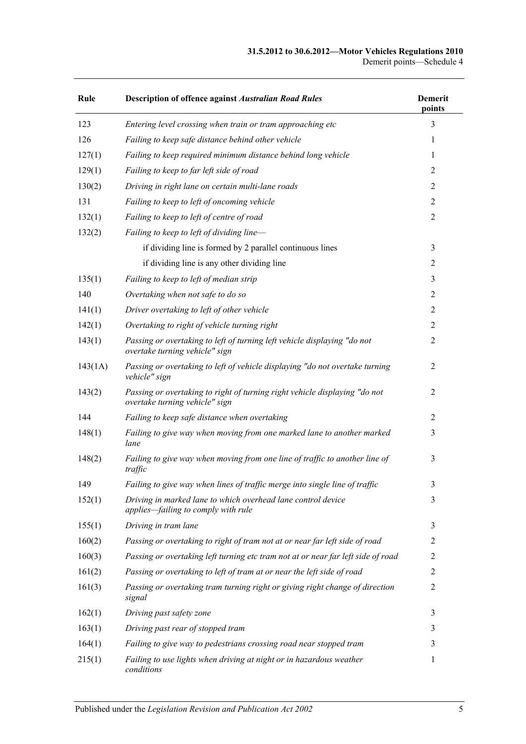| Rule | Description of offence against *Australian Road Rules* | Demerit points |
|---|---|---|
| 123 | *Entering level crossing when train or tram approaching etc* | 3 |
| 126 | *Failing to keep safe distance behind other vehicle* | 1 |
| 127(1) | *Failing to keep required minimum distance behind long vehicle* | 1 |
| 129(1) | *Failing to keep to far left side of road* | 2 |
| 130(2) | *Driving in right lane on certain multi-lane roads* | 2 |
| 131 | *Failing to keep to left of oncoming vehicle* | 2 |
| 132(1) | *Failing to keep to left of centre of road* | 2 |
| 132(2) | *Failing to keep to left of dividing line—* | |
| | if dividing line is formed by 2 parallel continuous lines | 3 |
| | if dividing line is any other dividing line | 2 |
| 135(1) | *Failing to keep to left of median strip* | 3 |
| 140 | *Overtaking when not safe to do so* | 2 |
| 141(1) | *Driver overtaking to left of other vehicle* | 2 |
| 142(1) | *Overtaking to right of vehicle turning right* | 2 |
| 143(1) | *Passing or overtaking to left of turning left vehicle displaying "do not overtake turning vehicle" sign* | 2 |
| 143(1A) | *Passing or overtaking to left of vehicle displaying "do not overtake turning vehicle" sign* | 2 |
| 143(2) | *Passing or overtaking to right of turning right vehicle displaying "do not overtake turning vehicle" sign* | 2 |
| 144 | *Failing to keep safe distance when overtaking* | 2 |
| 148(1) | *Failing to give way when moving from one marked lane to another marked lane* | 3 |
| 148(2) | *Failing to give way when moving from one line of traffic to another line of traffic* | 3 |
| 149 | *Failing to give way when lines of traffic merge into single line of traffic* | 3 |
| 152(1) | *Driving in marked lane to which overhead lane control device applies—failing to comply with rule* | 3 |
| 155(1) | *Driving in tram lane* | 3 |
| 160(2) | *Passing or overtaking to right of tram not at or near far left side of road* | 2 |
| 160(3) | *Passing or overtaking left turning etc tram not at or near far left side of road* | 2 |
| 161(2) | *Passing or overtaking to left of tram at or near the left side of road* | 2 |
| 161(3) | *Passing or overtaking tram turning right or giving right change of direction signal* | 2 |
| 162(1) | *Driving past safety zone* | 3 |
| 163(1) | *Driving past rear of stopped tram* | 3 |
| 164(1) | *Failing to give way to pedestrians crossing road near stopped tram* | 3 |
| 215(1) | *Failing to use lights when driving at night or in hazardous weather conditions* | 1 |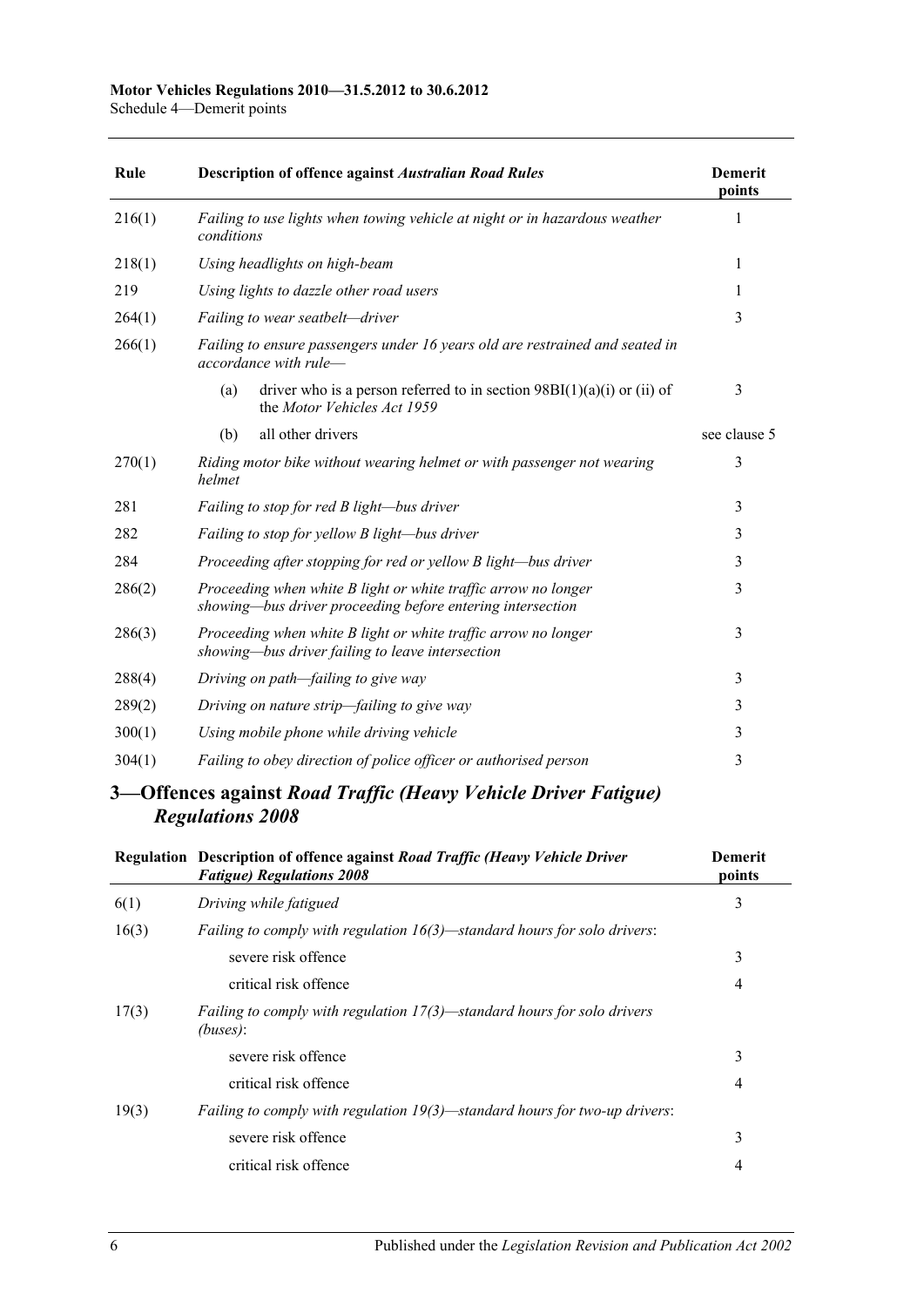| Rule | Description of offence against *Australian Road Rules* | Demerit points |
|---|---|---|
| 216(1) | *Failing to use lights when towing vehicle at night or in hazardous weather conditions* | 1 |
| 218(1) | *Using headlights on high-beam* | 1 |
| 219 | *Using lights to dazzle other road users* | 1 |
| 264(1) | *Failing to wear seatbelt—driver* | 3 |
| 266(1) | *Failing to ensure passengers under 16 years old are restrained and seated in accordance with rule—* | |
| | (a) driver who is a person referred to in section 98BI(1)(a)(i) or (ii) of the *Motor Vehicles Act 1959* | 3 |
| | (b) all other drivers | see clause 5 |
| 270(1) | *Riding motor bike without wearing helmet or with passenger not wearing helmet* | 3 |
| 281 | *Failing to stop for red B light—bus driver* | 3 |
| 282 | *Failing to stop for yellow B light—bus driver* | 3 |
| 284 | *Proceeding after stopping for red or yellow B light—bus driver* | 3 |
| 286(2) | *Proceeding when white B light or white traffic arrow no longer showing—bus driver proceeding before entering intersection* | 3 |
| 286(3) | *Proceeding when white B light or white traffic arrow no longer showing—bus driver failing to leave intersection* | 3 |
| 288(4) | *Driving on path—failing to give way* | 3 |
| 289(2) | *Driving on nature strip—failing to give way* | 3 |
| 300(1) | *Using mobile phone while driving vehicle* | 3 |
| 304(1) | *Failing to obey direction of police officer or authorised person* | 3 |

## 3—Offences against *Road Traffic (Heavy Vehicle Driver Fatigue) Regulations 2008*

| Regulation | Description of offence against *Road Traffic (Heavy Vehicle Driver Fatigue) Regulations 2008* | Demerit points |
|---|---|---|
| 6(1) | *Driving while fatigued* | 3 |
| 16(3) | *Failing to comply with regulation 16(3)—standard hours for solo drivers*: | |
| | severe risk offence | 3 |
| | critical risk offence | 4 |
| 17(3) | *Failing to comply with regulation 17(3)—standard hours for solo drivers (buses)*: | |
| | severe risk offence | 3 |
| | critical risk offence | 4 |
| 19(3) | *Failing to comply with regulation 19(3)—standard hours for two-up drivers*: | |
| | severe risk offence | 3 |
| | critical risk offence | 4 |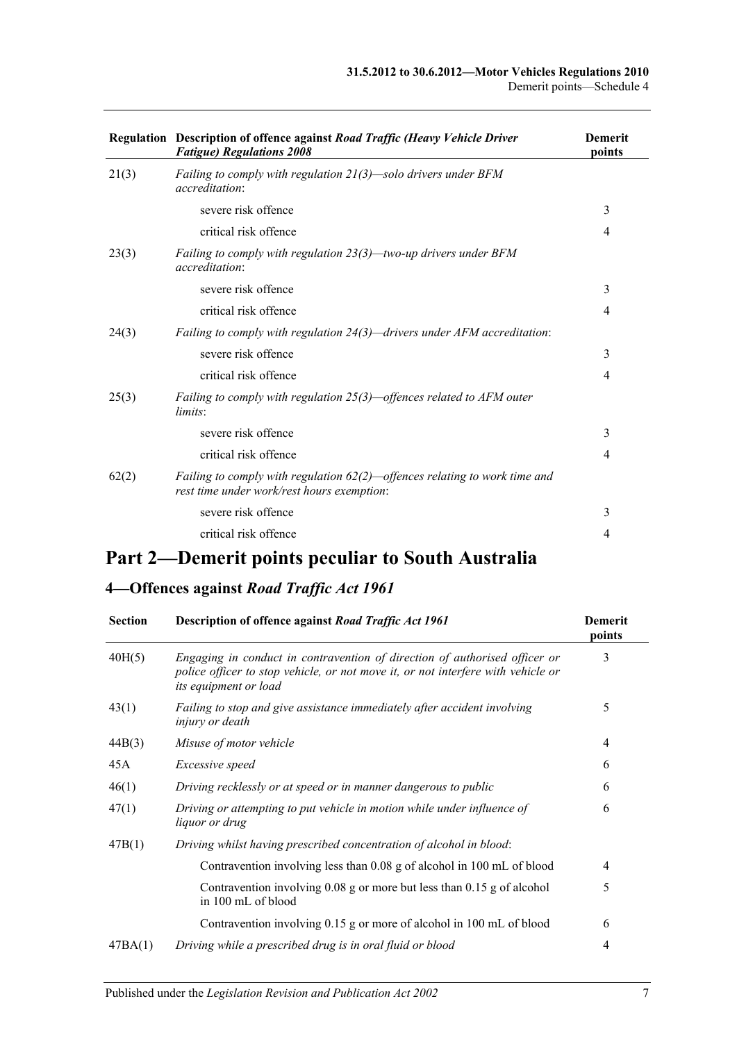| Regulation | Description of offence against *Road Traffic (Heavy Vehicle Driver Fatigue) Regulations 2008* | Demerit points |
|---|---|---|
| 21(3) | *Failing to comply with regulation 21(3)—solo drivers under BFM accreditation*: | |
| | severe risk offence | 3 |
| | critical risk offence | 4 |
| 23(3) | *Failing to comply with regulation 23(3)—two-up drivers under BFM accreditation*: | |
| | severe risk offence | 3 |
| | critical risk offence | 4 |
| 24(3) | *Failing to comply with regulation 24(3)—drivers under AFM accreditation*: | |
| | severe risk offence | 3 |
| | critical risk offence | 4 |
| 25(3) | *Failing to comply with regulation 25(3)—offences related to AFM outer limits*: | |
| | severe risk offence | 3 |
| | critical risk offence | 4 |
| 62(2) | *Failing to comply with regulation 62(2)—offences relating to work time and rest time under work/rest hours exemption*: | |
| | severe risk offence | 3 |
| | critical risk offence | 4 |

# Part 2—Demerit points peculiar to South Australia

## 4—Offences against *Road Traffic Act 1961*

| Section | Description of offence against *Road Traffic Act 1961* | Demerit points |
|---|---|---|
| 40H(5) | *Engaging in conduct in contravention of direction of authorised officer or police officer to stop vehicle, or not move it, or not interfere with vehicle or its equipment or load* | 3 |
| 43(1) | *Failing to stop and give assistance immediately after accident involving injury or death* | 5 |
| 44B(3) | *Misuse of motor vehicle* | 4 |
| 45A | *Excessive speed* | 6 |
| 46(1) | *Driving recklessly or at speed or in manner dangerous to public* | 6 |
| 47(1) | *Driving or attempting to put vehicle in motion while under influence of liquor or drug* | 6 |
| 47B(1) | *Driving whilst having prescribed concentration of alcohol in blood*: | |
| | Contravention involving less than 0.08 g of alcohol in 100 mL of blood | 4 |
| | Contravention involving 0.08 g or more but less than 0.15 g of alcohol in 100 mL of blood | 5 |
| | Contravention involving 0.15 g or more of alcohol in 100 mL of blood | 6 |
| 47BA(1) | *Driving while a prescribed drug is in oral fluid or blood* | 4 |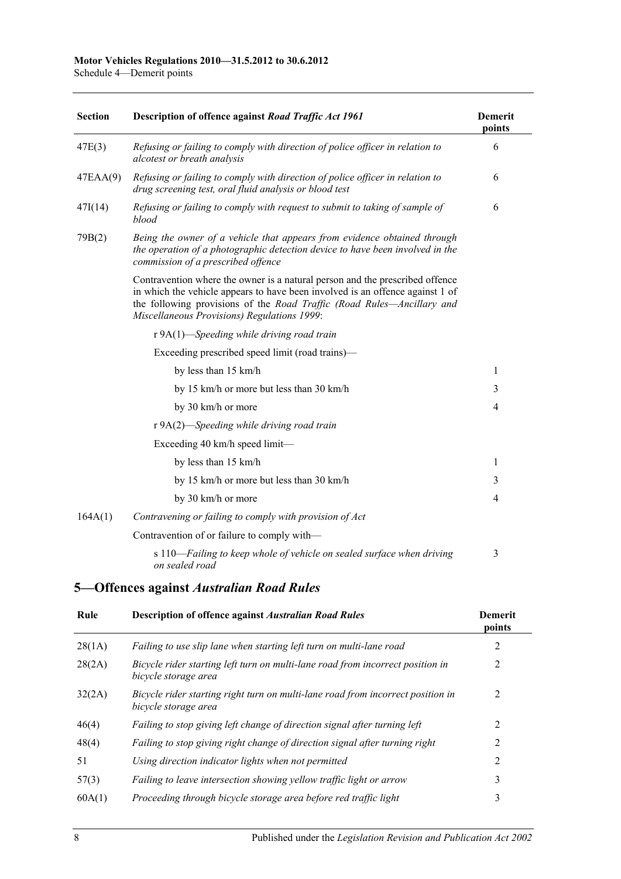| Section | Description of offence against *Road Traffic Act 1961* | Demerit points |
|---|---|---|
| 47E(3) | *Refusing or failing to comply with direction of police officer in relation to alcotest or breath analysis* | 6 |
| 47EAA(9) | *Refusing or failing to comply with direction of police officer in relation to drug screening test, oral fluid analysis or blood test* | 6 |
| 47I(14) | *Refusing or failing to comply with request to submit to taking of sample of blood* | 6 |
| 79B(2) | *Being the owner of a vehicle that appears from evidence obtained through the operation of a photographic detection device to have been involved in the commission of a prescribed offence* | |
| | Contravention where the owner is a natural person and the prescribed offence in which the vehicle appears to have been involved is an offence against 1 of the following provisions of the *Road Traffic (Road Rules—Ancillary and Miscellaneous Provisions) Regulations 1999*: | |
| | r 9A(1)—*Speeding while driving road train* | |
| | Exceeding prescribed speed limit (road trains)— | |
| | by less than 15 km/h | 1 |
| | by 15 km/h or more but less than 30 km/h | 3 |
| | by 30 km/h or more | 4 |
| | r 9A(2)—*Speeding while driving road train* | |
| | Exceeding 40 km/h speed limit— | |
| | by less than 15 km/h | 1 |
| | by 15 km/h or more but less than 30 km/h | 3 |
| | by 30 km/h or more | 4 |
| 164A(1) | *Contravening or failing to comply with provision of Act* | |
| | Contravention of or failure to comply with— | |
| | s 110—*Failing to keep whole of vehicle on sealed surface when driving on sealed road* | 3 |

## 5—Offences against *Australian Road Rules*

| Rule | Description of offence against *Australian Road Rules* | Demerit points |
|---|---|---|
| 28(1A) | *Failing to use slip lane when starting left turn on multi-lane road* | 2 |
| 28(2A) | *Bicycle rider starting left turn on multi-lane road from incorrect position in bicycle storage area* | 2 |
| 32(2A) | *Bicycle rider starting right turn on multi-lane road from incorrect position in bicycle storage area* | 2 |
| 46(4) | *Failing to stop giving left change of direction signal after turning left* | 2 |
| 48(4) | *Failing to stop giving right change of direction signal after turning right* | 2 |
| 51 | *Using direction indicator lights when not permitted* | 2 |
| 57(3) | *Failing to leave intersection showing yellow traffic light or arrow* | 3 |
| 60A(1) | *Proceeding through bicycle storage area before red traffic light* | 3 |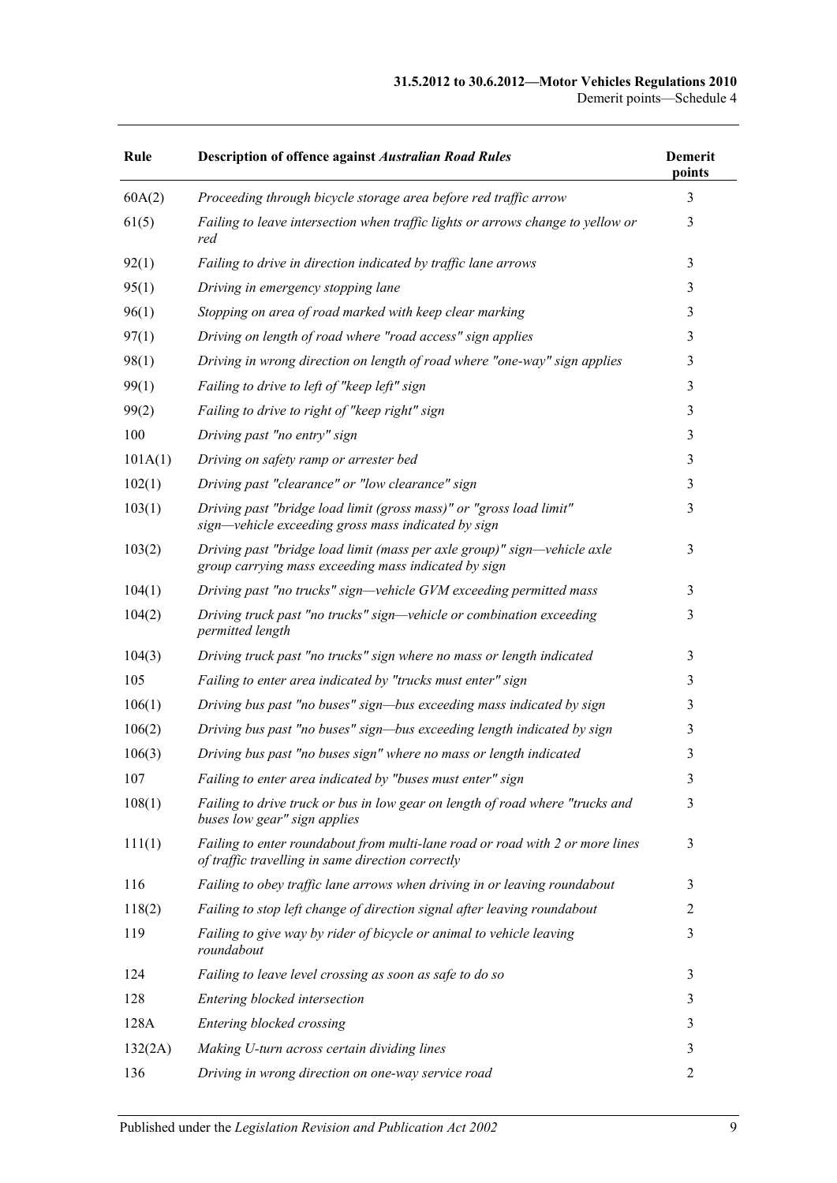| Rule | Description of offence against *Australian Road Rules* | Demerit points |
|---|---|---|
| 60A(2) | *Proceeding through bicycle storage area before red traffic arrow* | 3 |
| 61(5) | *Failing to leave intersection when traffic lights or arrows change to yellow or red* | 3 |
| 92(1) | *Failing to drive in direction indicated by traffic lane arrows* | 3 |
| 95(1) | *Driving in emergency stopping lane* | 3 |
| 96(1) | *Stopping on area of road marked with keep clear marking* | 3 |
| 97(1) | *Driving on length of road where "road access" sign applies* | 3 |
| 98(1) | *Driving in wrong direction on length of road where "one-way" sign applies* | 3 |
| 99(1) | *Failing to drive to left of "keep left" sign* | 3 |
| 99(2) | *Failing to drive to right of "keep right" sign* | 3 |
| 100 | *Driving past "no entry" sign* | 3 |
| 101A(1) | *Driving on safety ramp or arrester bed* | 3 |
| 102(1) | *Driving past "clearance" or "low clearance" sign* | 3 |
| 103(1) | *Driving past "bridge load limit (gross mass)" or "gross load limit" sign—vehicle exceeding gross mass indicated by sign* | 3 |
| 103(2) | *Driving past "bridge load limit (mass per axle group)" sign—vehicle axle group carrying mass exceeding mass indicated by sign* | 3 |
| 104(1) | *Driving past "no trucks" sign—vehicle GVM exceeding permitted mass* | 3 |
| 104(2) | *Driving truck past "no trucks" sign—vehicle or combination exceeding permitted length* | 3 |
| 104(3) | *Driving truck past "no trucks" sign where no mass or length indicated* | 3 |
| 105 | *Failing to enter area indicated by "trucks must enter" sign* | 3 |
| 106(1) | *Driving bus past "no buses" sign—bus exceeding mass indicated by sign* | 3 |
| 106(2) | *Driving bus past "no buses" sign—bus exceeding length indicated by sign* | 3 |
| 106(3) | *Driving bus past "no buses sign" where no mass or length indicated* | 3 |
| 107 | *Failing to enter area indicated by "buses must enter" sign* | 3 |
| 108(1) | *Failing to drive truck or bus in low gear on length of road where "trucks and buses low gear" sign applies* | 3 |
| 111(1) | *Failing to enter roundabout from multi-lane road or road with 2 or more lines of traffic travelling in same direction correctly* | 3 |
| 116 | *Failing to obey traffic lane arrows when driving in or leaving roundabout* | 3 |
| 118(2) | *Failing to stop left change of direction signal after leaving roundabout* | 2 |
| 119 | *Failing to give way by rider of bicycle or animal to vehicle leaving roundabout* | 3 |
| 124 | *Failing to leave level crossing as soon as safe to do so* | 3 |
| 128 | *Entering blocked intersection* | 3 |
| 128A | *Entering blocked crossing* | 3 |
| 132(2A) | *Making U-turn across certain dividing lines* | 3 |
| 136 | *Driving in wrong direction on one-way service road* | 2 |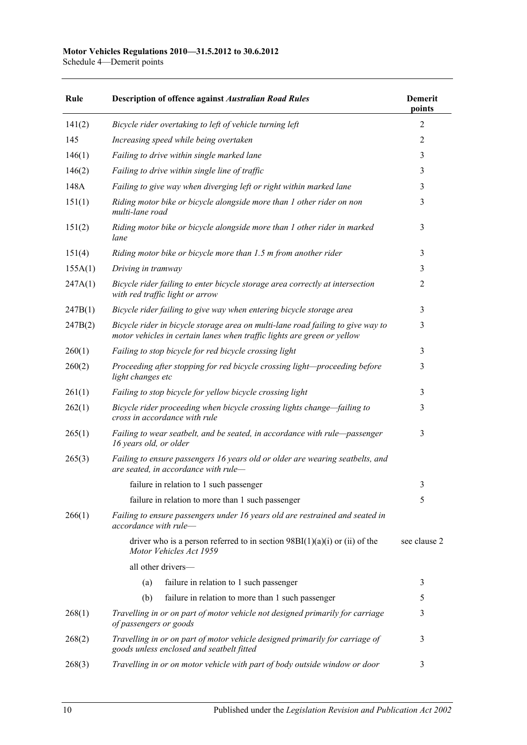| Rule | Description of offence against *Australian Road Rules* | Demerit points |
|---|---|---|
| 141(2) | *Bicycle rider overtaking to left of vehicle turning left* | 2 |
| 145 | *Increasing speed while being overtaken* | 2 |
| 146(1) | *Failing to drive within single marked lane* | 3 |
| 146(2) | *Failing to drive within single line of traffic* | 3 |
| 148A | *Failing to give way when diverging left or right within marked lane* | 3 |
| 151(1) | *Riding motor bike or bicycle alongside more than 1 other rider on non multi-lane road* | 3 |
| 151(2) | *Riding motor bike or bicycle alongside more than 1 other rider in marked lane* | 3 |
| 151(4) | *Riding motor bike or bicycle more than 1.5 m from another rider* | 3 |
| 155A(1) | *Driving in tramway* | 3 |
| 247A(1) | *Bicycle rider failing to enter bicycle storage area correctly at intersection with red traffic light or arrow* | 2 |
| 247B(1) | *Bicycle rider failing to give way when entering bicycle storage area* | 3 |
| 247B(2) | *Bicycle rider in bicycle storage area on multi-lane road failing to give way to motor vehicles in certain lanes when traffic lights are green or yellow* | 3 |
| 260(1) | *Failing to stop bicycle for red bicycle crossing light* | 3 |
| 260(2) | *Proceeding after stopping for red bicycle crossing light—proceeding before light changes etc* | 3 |
| 261(1) | *Failing to stop bicycle for yellow bicycle crossing light* | 3 |
| 262(1) | *Bicycle rider proceeding when bicycle crossing lights change—failing to cross in accordance with rule* | 3 |
| 265(1) | *Failing to wear seatbelt, and be seated, in accordance with rule—passenger 16 years old, or older* | 3 |
| 265(3) | *Failing to ensure passengers 16 years old or older are wearing seatbelts, and are seated, in accordance with rule—* | |
| | failure in relation to 1 such passenger | 3 |
| | failure in relation to more than 1 such passenger | 5 |
| 266(1) | *Failing to ensure passengers under 16 years old are restrained and seated in accordance with rule—* | |
| | driver who is a person referred to in section 98BI(1)(a)(i) or (ii) of the *Motor Vehicles Act 1959* | see clause 2 |
| | all other drivers— | |
| | (a) failure in relation to 1 such passenger | 3 |
| | (b) failure in relation to more than 1 such passenger | 5 |
| 268(1) | *Travelling in or on part of motor vehicle not designed primarily for carriage of passengers or goods* | 3 |
| 268(2) | *Travelling in or on part of motor vehicle designed primarily for carriage of goods unless enclosed and seatbelt fitted* | 3 |
| 268(3) | *Travelling in or on motor vehicle with part of body outside window or door* | 3 |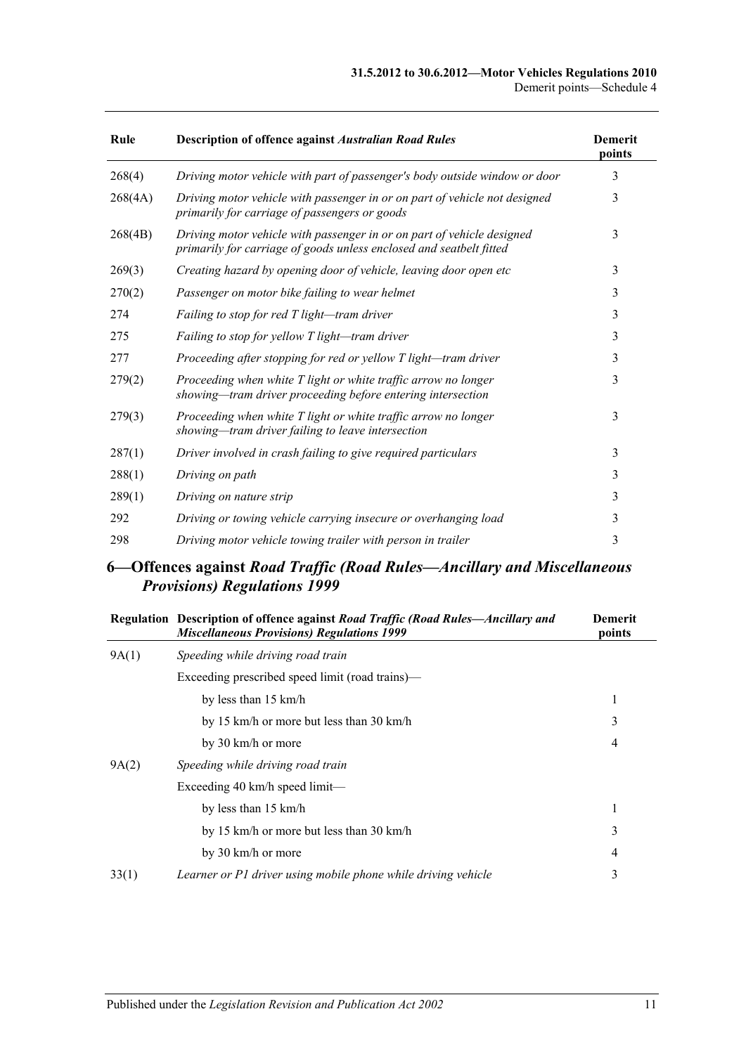| Rule | Description of offence against *Australian Road Rules* | Demerit points |
|---|---|---|
| 268(4) | *Driving motor vehicle with part of passenger's body outside window or door* | 3 |
| 268(4A) | *Driving motor vehicle with passenger in or on part of vehicle not designed primarily for carriage of passengers or goods* | 3 |
| 268(4B) | *Driving motor vehicle with passenger in or on part of vehicle designed primarily for carriage of goods unless enclosed and seatbelt fitted* | 3 |
| 269(3) | *Creating hazard by opening door of vehicle, leaving door open etc* | 3 |
| 270(2) | *Passenger on motor bike failing to wear helmet* | 3 |
| 274 | *Failing to stop for red T light—tram driver* | 3 |
| 275 | *Failing to stop for yellow T light—tram driver* | 3 |
| 277 | *Proceeding after stopping for red or yellow T light—tram driver* | 3 |
| 279(2) | *Proceeding when white T light or white traffic arrow no longer showing—tram driver proceeding before entering intersection* | 3 |
| 279(3) | *Proceeding when white T light or white traffic arrow no longer showing—tram driver failing to leave intersection* | 3 |
| 287(1) | *Driver involved in crash failing to give required particulars* | 3 |
| 288(1) | *Driving on path* | 3 |
| 289(1) | *Driving on nature strip* | 3 |
| 292 | *Driving or towing vehicle carrying insecure or overhanging load* | 3 |
| 298 | *Driving motor vehicle towing trailer with person in trailer* | 3 |

## 6—Offences against *Road Traffic (Road Rules—Ancillary and Miscellaneous Provisions) Regulations 1999*

| Regulation | Description of offence against *Road Traffic (Road Rules—Ancillary and Miscellaneous Provisions) Regulations 1999* | Demerit points |
|---|---|---|
| 9A(1) | *Speeding while driving road train* | |
| | Exceeding prescribed speed limit (road trains)— | |
| | by less than 15 km/h | 1 |
| | by 15 km/h or more but less than 30 km/h | 3 |
| | by 30 km/h or more | 4 |
| 9A(2) | *Speeding while driving road train* | |
| | Exceeding 40 km/h speed limit— | |
| | by less than 15 km/h | 1 |
| | by 15 km/h or more but less than 30 km/h | 3 |
| | by 30 km/h or more | 4 |
| 33(1) | *Learner or P1 driver using mobile phone while driving vehicle* | 3 |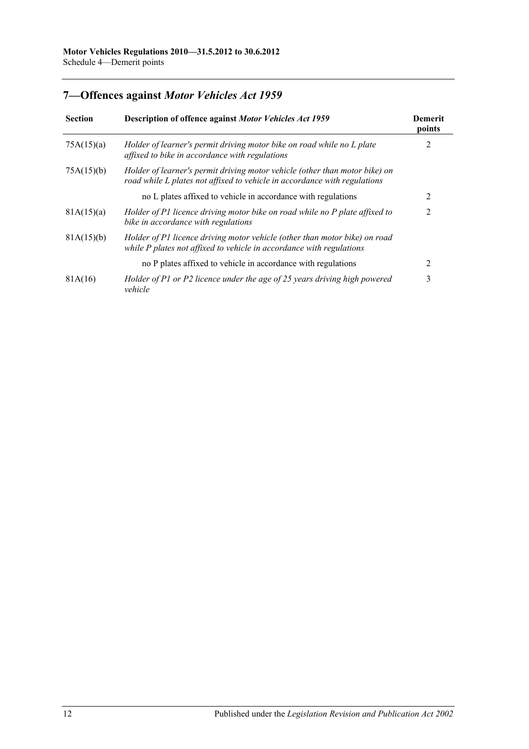## 7—Offences against *Motor Vehicles Act 1959*

| Section | Description of offence against *Motor Vehicles Act 1959* | Demerit points |
|---|---|---|
| 75A(15)(a) | *Holder of learner's permit driving motor bike on road while no L plate affixed to bike in accordance with regulations* | 2 |
| 75A(15)(b) | *Holder of learner's permit driving motor vehicle (other than motor bike) on road while L plates not affixed to vehicle in accordance with regulations* | |
| | no L plates affixed to vehicle in accordance with regulations | 2 |
| 81A(15)(a) | *Holder of P1 licence driving motor bike on road while no P plate affixed to bike in accordance with regulations* | 2 |
| 81A(15)(b) | *Holder of P1 licence driving motor vehicle (other than motor bike) on road while P plates not affixed to vehicle in accordance with regulations* | |
| | no P plates affixed to vehicle in accordance with regulations | 2 |
| 81A(16) | *Holder of P1 or P2 licence under the age of 25 years driving high powered vehicle* | 3 |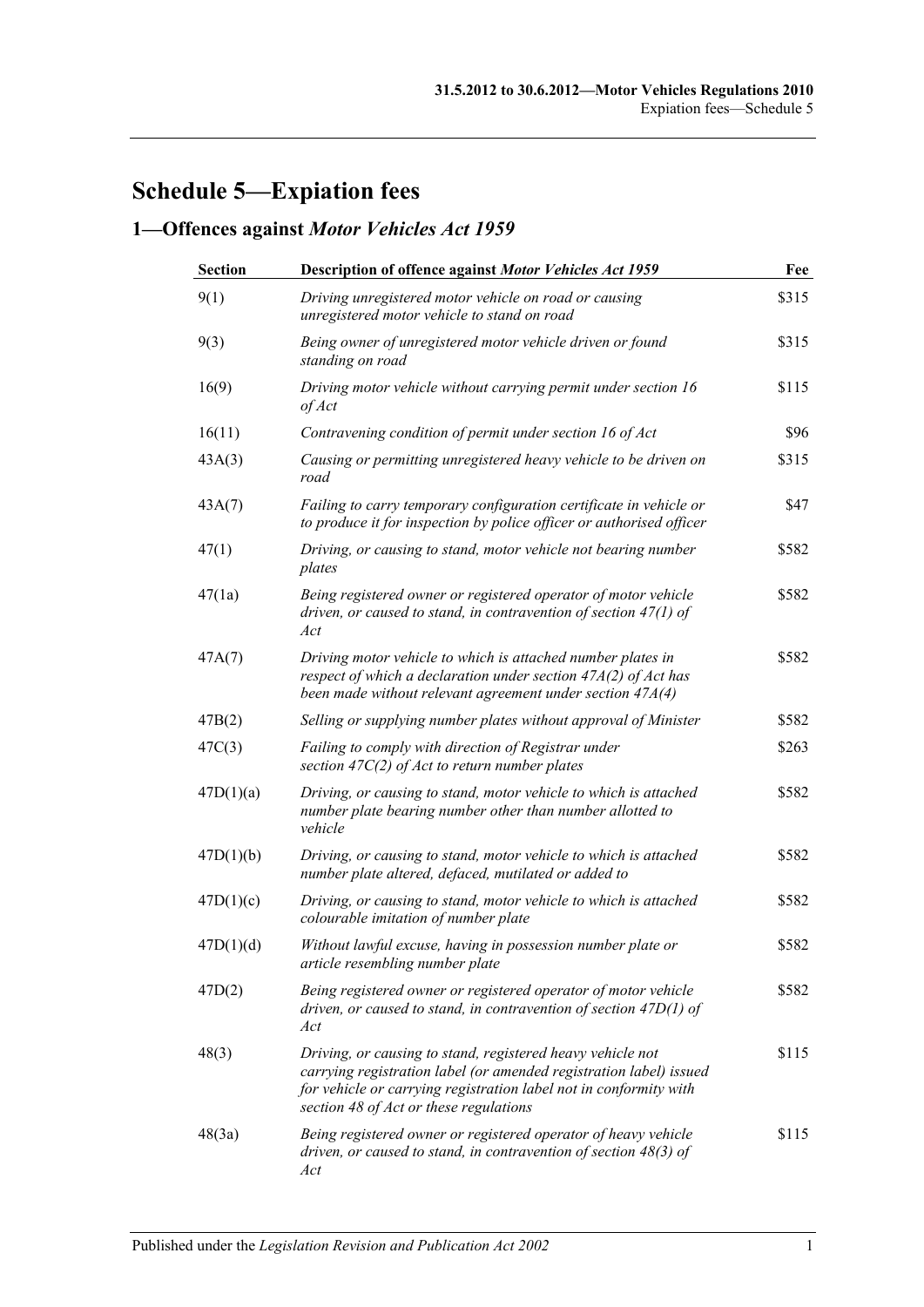# Schedule 5—Expiation fees

## 1—Offences against *Motor Vehicles Act 1959*

| Section | Description of offence against *Motor Vehicles Act 1959* | Fee |
|---|---|---|
| 9(1) | *Driving unregistered motor vehicle on road or causing unregistered motor vehicle to stand on road* | $315 |
| 9(3) | *Being owner of unregistered motor vehicle driven or found standing on road* | $315 |
| 16(9) | *Driving motor vehicle without carrying permit under section 16 of Act* | $115 |
| 16(11) | *Contravening condition of permit under section 16 of Act* | $96 |
| 43A(3) | *Causing or permitting unregistered heavy vehicle to be driven on road* | $315 |
| 43A(7) | *Failing to carry temporary configuration certificate in vehicle or to produce it for inspection by police officer or authorised officer* | $47 |
| 47(1) | *Driving, or causing to stand, motor vehicle not bearing number plates* | $582 |
| 47(1a) | *Being registered owner or registered operator of motor vehicle driven, or caused to stand, in contravention of section 47(1) of Act* | $582 |
| 47A(7) | *Driving motor vehicle to which is attached number plates in respect of which a declaration under section 47A(2) of Act has been made without relevant agreement under section 47A(4)* | $582 |
| 47B(2) | *Selling or supplying number plates without approval of Minister* | $582 |
| 47C(3) | *Failing to comply with direction of Registrar under section 47C(2) of Act to return number plates* | $263 |
| 47D(1)(a) | *Driving, or causing to stand, motor vehicle to which is attached number plate bearing number other than number allotted to vehicle* | $582 |
| 47D(1)(b) | *Driving, or causing to stand, motor vehicle to which is attached number plate altered, defaced, mutilated or added to* | $582 |
| 47D(1)(c) | *Driving, or causing to stand, motor vehicle to which is attached colourable imitation of number plate* | $582 |
| 47D(1)(d) | *Without lawful excuse, having in possession number plate or article resembling number plate* | $582 |
| 47D(2) | *Being registered owner or registered operator of motor vehicle driven, or caused to stand, in contravention of section 47D(1) of Act* | $582 |
| 48(3) | *Driving, or causing to stand, registered heavy vehicle not carrying registration label (or amended registration label) issued for vehicle or carrying registration label not in conformity with section 48 of Act or these regulations* | $115 |
| 48(3a) | *Being registered owner or registered operator of heavy vehicle driven, or caused to stand, in contravention of section 48(3) of Act* | $115 |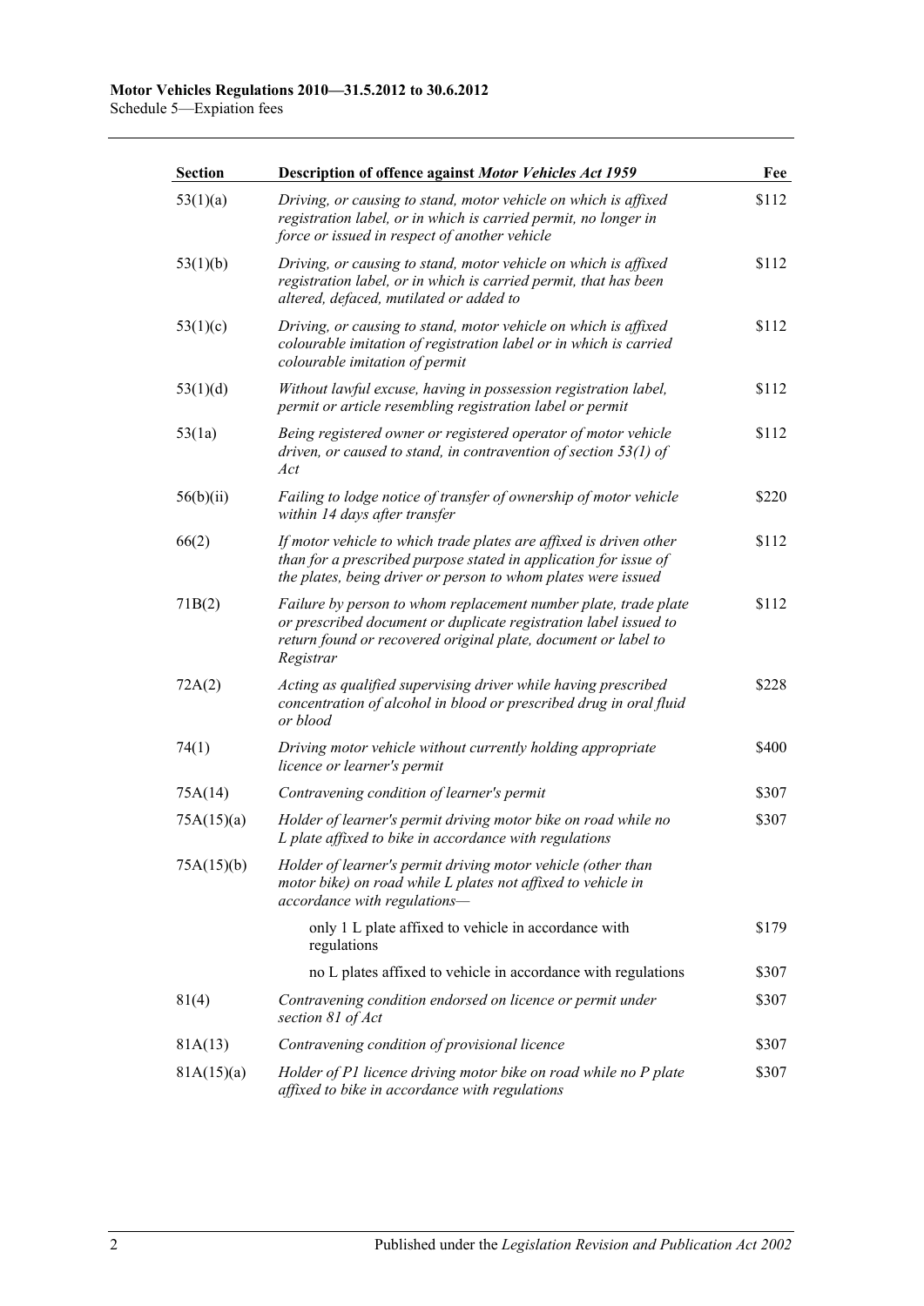| Section | Description of offence against *Motor Vehicles Act 1959* | Fee |
|---|---|---|
| 53(1)(a) | *Driving, or causing to stand, motor vehicle on which is affixed registration label, or in which is carried permit, no longer in force or issued in respect of another vehicle* | $112 |
| 53(1)(b) | *Driving, or causing to stand, motor vehicle on which is affixed registration label, or in which is carried permit, that has been altered, defaced, mutilated or added to* | $112 |
| 53(1)(c) | *Driving, or causing to stand, motor vehicle on which is affixed colourable imitation of registration label or in which is carried colourable imitation of permit* | $112 |
| 53(1)(d) | *Without lawful excuse, having in possession registration label, permit or article resembling registration label or permit* | $112 |
| 53(1a) | *Being registered owner or registered operator of motor vehicle driven, or caused to stand, in contravention of section 53(1) of Act* | $112 |
| 56(b)(ii) | *Failing to lodge notice of transfer of ownership of motor vehicle within 14 days after transfer* | $220 |
| 66(2) | *If motor vehicle to which trade plates are affixed is driven other than for a prescribed purpose stated in application for issue of the plates, being driver or person to whom plates were issued* | $112 |
| 71B(2) | *Failure by person to whom replacement number plate, trade plate or prescribed document or duplicate registration label issued to return found or recovered original plate, document or label to Registrar* | $112 |
| 72A(2) | *Acting as qualified supervising driver while having prescribed concentration of alcohol in blood or prescribed drug in oral fluid or blood* | $228 |
| 74(1) | *Driving motor vehicle without currently holding appropriate licence or learner's permit* | $400 |
| 75A(14) | *Contravening condition of learner's permit* | $307 |
| 75A(15)(a) | *Holder of learner's permit driving motor bike on road while no L plate affixed to bike in accordance with regulations* | $307 |
| 75A(15)(b) | *Holder of learner's permit driving motor vehicle (other than motor bike) on road while L plates not affixed to vehicle in accordance with regulations—* | |
| | only 1 L plate affixed to vehicle in accordance with regulations | $179 |
| | no L plates affixed to vehicle in accordance with regulations | $307 |
| 81(4) | *Contravening condition endorsed on licence or permit under section 81 of Act* | $307 |
| 81A(13) | *Contravening condition of provisional licence* | $307 |
| 81A(15)(a) | *Holder of P1 licence driving motor bike on road while no P plate affixed to bike in accordance with regulations* | $307 |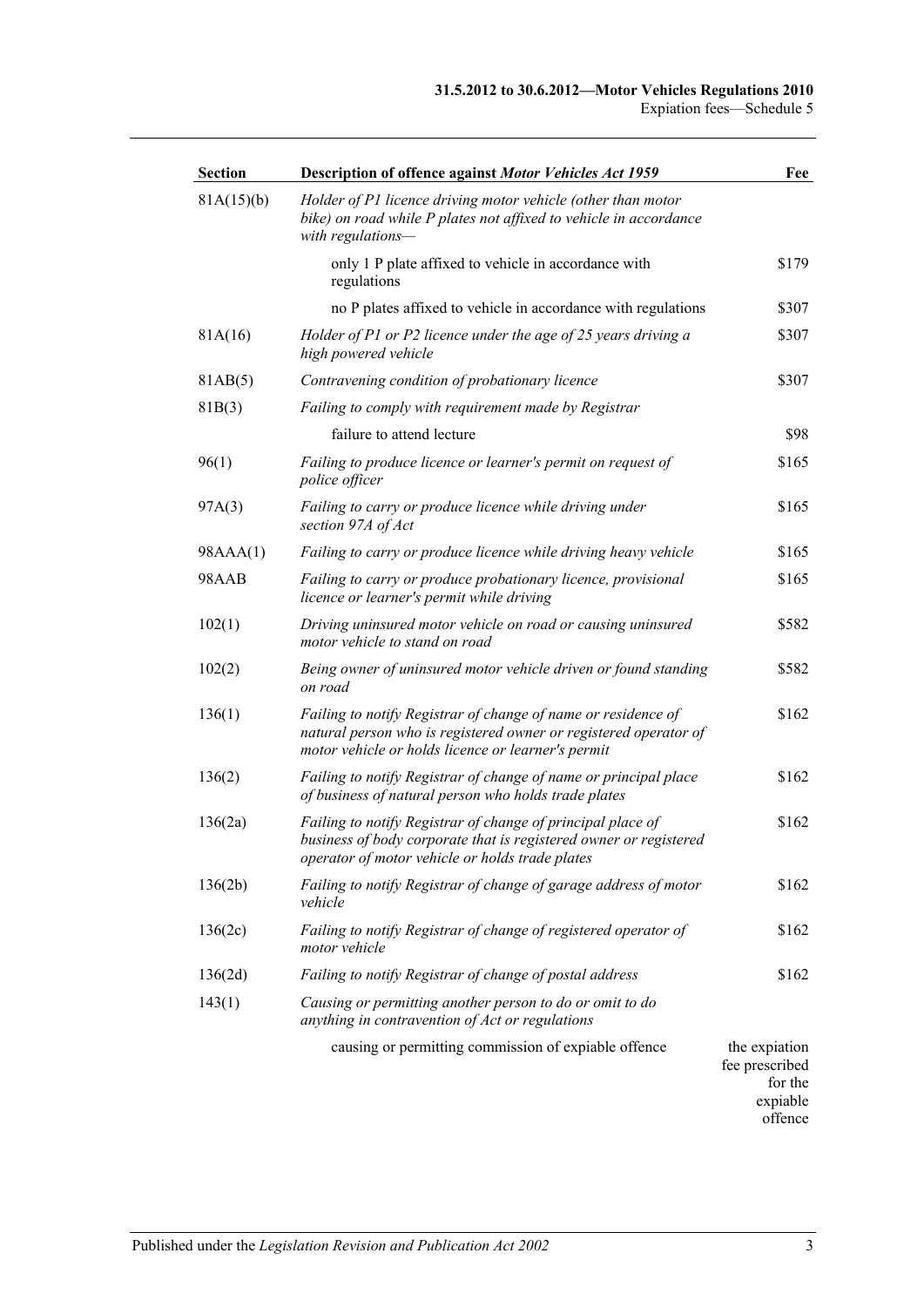| Section | Description of offence against *Motor Vehicles Act 1959* | Fee |
|---|---|---|
| 81A(15)(b) | *Holder of P1 licence driving motor vehicle (other than motor bike) on road while P plates not affixed to vehicle in accordance with regulations—* | |
| | only 1 P plate affixed to vehicle in accordance with regulations | \$179 |
| | no P plates affixed to vehicle in accordance with regulations | \$307 |
| 81A(16) | *Holder of P1 or P2 licence under the age of 25 years driving a high powered vehicle* | \$307 |
| 81AB(5) | *Contravening condition of probationary licence* | \$307 |
| 81B(3) | *Failing to comply with requirement made by Registrar* | |
| | failure to attend lecture | \$98 |
| 96(1) | *Failing to produce licence or learner's permit on request of police officer* | \$165 |
| 97A(3) | *Failing to carry or produce licence while driving under section 97A of Act* | \$165 |
| 98AAA(1) | *Failing to carry or produce licence while driving heavy vehicle* | \$165 |
| 98AAB | *Failing to carry or produce probationary licence, provisional licence or learner's permit while driving* | \$165 |
| 102(1) | *Driving uninsured motor vehicle on road or causing uninsured motor vehicle to stand on road* | \$582 |
| 102(2) | *Being owner of uninsured motor vehicle driven or found standing on road* | \$582 |
| 136(1) | *Failing to notify Registrar of change of name or residence of natural person who is registered owner or registered operator of motor vehicle or holds licence or learner's permit* | \$162 |
| 136(2) | *Failing to notify Registrar of change of name or principal place of business of natural person who holds trade plates* | \$162 |
| 136(2a) | *Failing to notify Registrar of change of principal place of business of body corporate that is registered owner or registered operator of motor vehicle or holds trade plates* | \$162 |
| 136(2b) | *Failing to notify Registrar of change of garage address of motor vehicle* | \$162 |
| 136(2c) | *Failing to notify Registrar of change of registered operator of motor vehicle* | \$162 |
| 136(2d) | *Failing to notify Registrar of change of postal address* | \$162 |
| 143(1) | *Causing or permitting another person to do or omit to do anything in contravention of Act or regulations* | |
| | causing or permitting commission of expiable offence | the expiation fee prescribed for the expiable offence |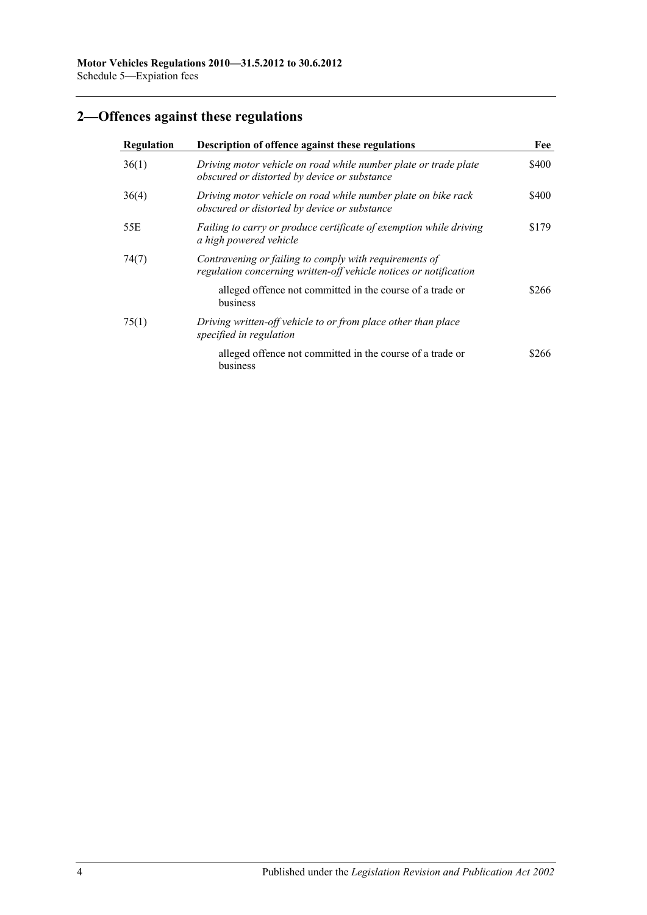## 2—Offences against these regulations

| Regulation | Description of offence against these regulations | Fee |
|---|---|---|
| 36(1) | *Driving motor vehicle on road while number plate or trade plate obscured or distorted by device or substance* | $400 |
| 36(4) | *Driving motor vehicle on road while number plate on bike rack obscured or distorted by device or substance* | $400 |
| 55E | *Failing to carry or produce certificate of exemption while driving a high powered vehicle* | $179 |
| 74(7) | *Contravening or failing to comply with requirements of regulation concerning written-off vehicle notices or notification* | |
| | alleged offence not committed in the course of a trade or business | $266 |
| 75(1) | *Driving written-off vehicle to or from place other than place specified in regulation* | |
| | alleged offence not committed in the course of a trade or business | $266 |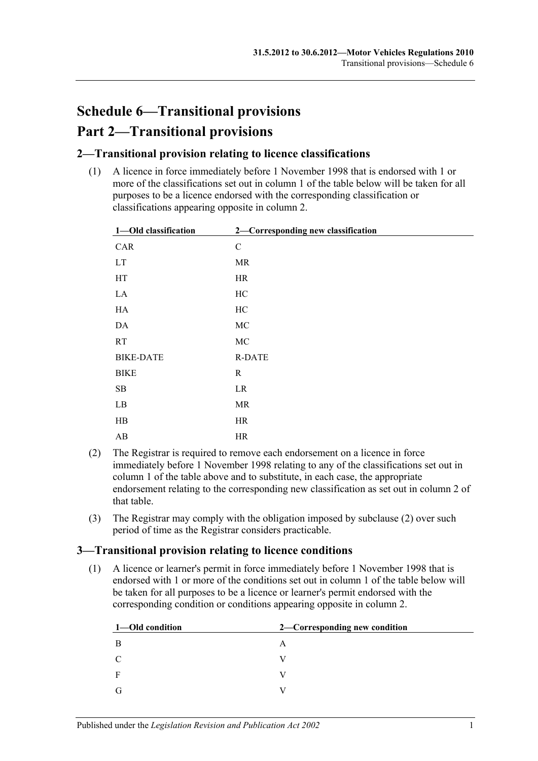# Schedule 6—Transitional provisions

# Part 2—Transitional provisions

## 2—Transitional provision relating to licence classifications

(1) A licence in force immediately before 1 November 1998 that is endorsed with 1 or more of the classifications set out in column 1 of the table below will be taken for all purposes to be a licence endorsed with the corresponding classification or classifications appearing opposite in column 2.

| 1—Old classification | 2—Corresponding new classification |
|---|---|
| CAR | C |
| LT | MR |
| HT | HR |
| LA | HC |
| HA | HC |
| DA | MC |
| RT | MC |
| BIKE-DATE | R-DATE |
| BIKE | R |
| SB | LR |
| LB | MR |
| HB | HR |
| AB | HR |

(2) The Registrar is required to remove each endorsement on a licence in force immediately before 1 November 1998 relating to any of the classifications set out in column 1 of the table above and to substitute, in each case, the appropriate endorsement relating to the corresponding new classification as set out in column 2 of that table.

(3) The Registrar may comply with the obligation imposed by subclause (2) over such period of time as the Registrar considers practicable.

## 3—Transitional provision relating to licence conditions

(1) A licence or learner's permit in force immediately before 1 November 1998 that is endorsed with 1 or more of the conditions set out in column 1 of the table below will be taken for all purposes to be a licence or learner's permit endorsed with the corresponding condition or conditions appearing opposite in column 2.

| 1—Old condition | 2—Corresponding new condition |
|---|---|
| B | A |
| C | V |
| F | V |
| G | V |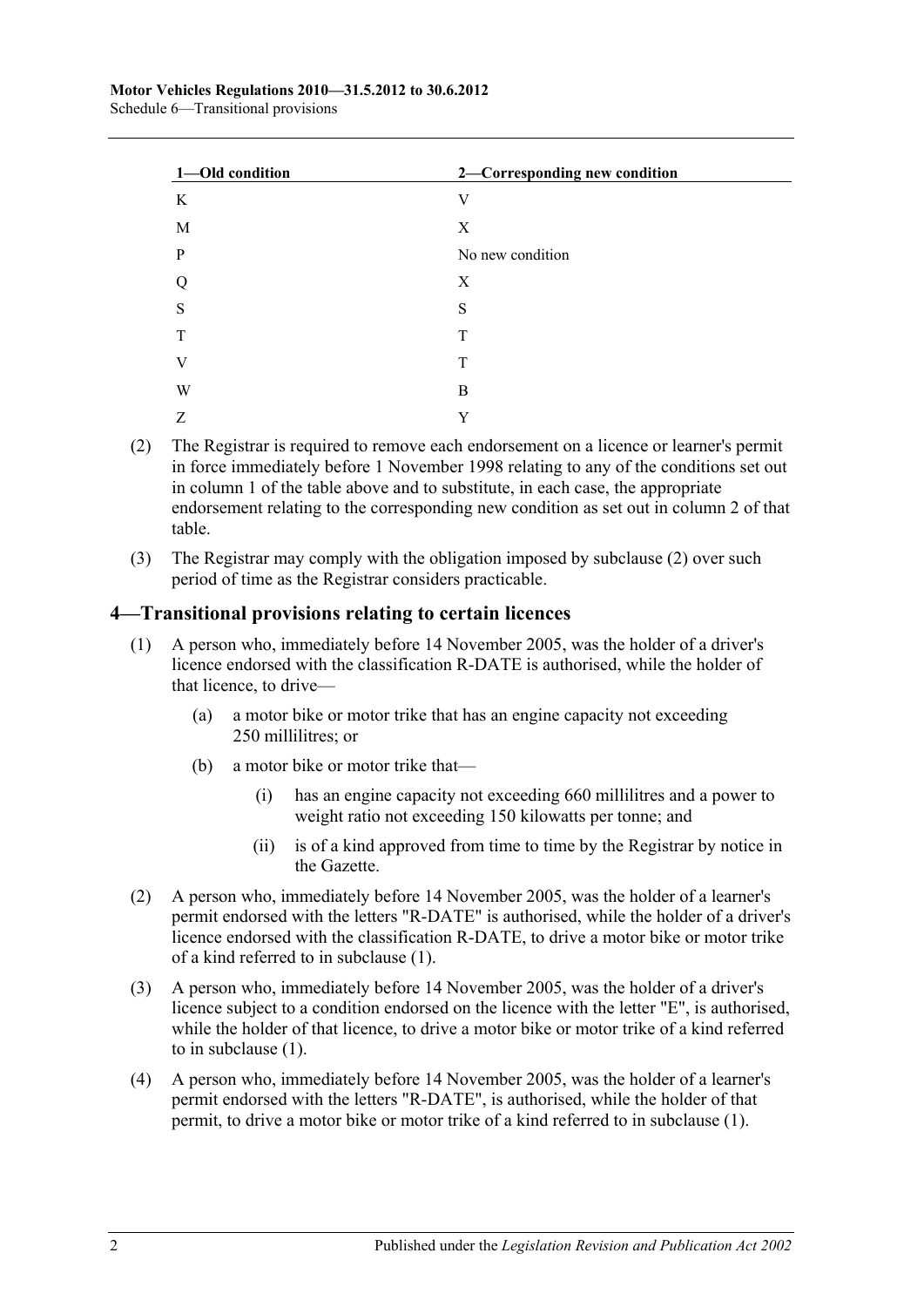| 1—Old condition | 2—Corresponding new condition |
|---|---|
| K | V |
| M | X |
| P | No new condition |
| Q | X |
| S | S |
| T | T |
| V | T |
| W | B |
| Z | Y |

(2) The Registrar is required to remove each endorsement on a licence or learner's permit in force immediately before 1 November 1998 relating to any of the conditions set out in column 1 of the table above and to substitute, in each case, the appropriate endorsement relating to the corresponding new condition as set out in column 2 of that table.

(3) The Registrar may comply with the obligation imposed by subclause (2) over such period of time as the Registrar considers practicable.

## 4—Transitional provisions relating to certain licences

(1) A person who, immediately before 14 November 2005, was the holder of a driver's licence endorsed with the classification R-DATE is authorised, while the holder of that licence, to drive—

(a) a motor bike or motor trike that has an engine capacity not exceeding 250 millilitres; or

(b) a motor bike or motor trike that—

(i) has an engine capacity not exceeding 660 millilitres and a power to weight ratio not exceeding 150 kilowatts per tonne; and

(ii) is of a kind approved from time to time by the Registrar by notice in the Gazette.

(2) A person who, immediately before 14 November 2005, was the holder of a learner's permit endorsed with the letters "R-DATE" is authorised, while the holder of a driver's licence endorsed with the classification R-DATE, to drive a motor bike or motor trike of a kind referred to in subclause (1).

(3) A person who, immediately before 14 November 2005, was the holder of a driver's licence subject to a condition endorsed on the licence with the letter "E", is authorised, while the holder of that licence, to drive a motor bike or motor trike of a kind referred to in subclause (1).

(4) A person who, immediately before 14 November 2005, was the holder of a learner's permit endorsed with the letters "R-DATE", is authorised, while the holder of that permit, to drive a motor bike or motor trike of a kind referred to in subclause (1).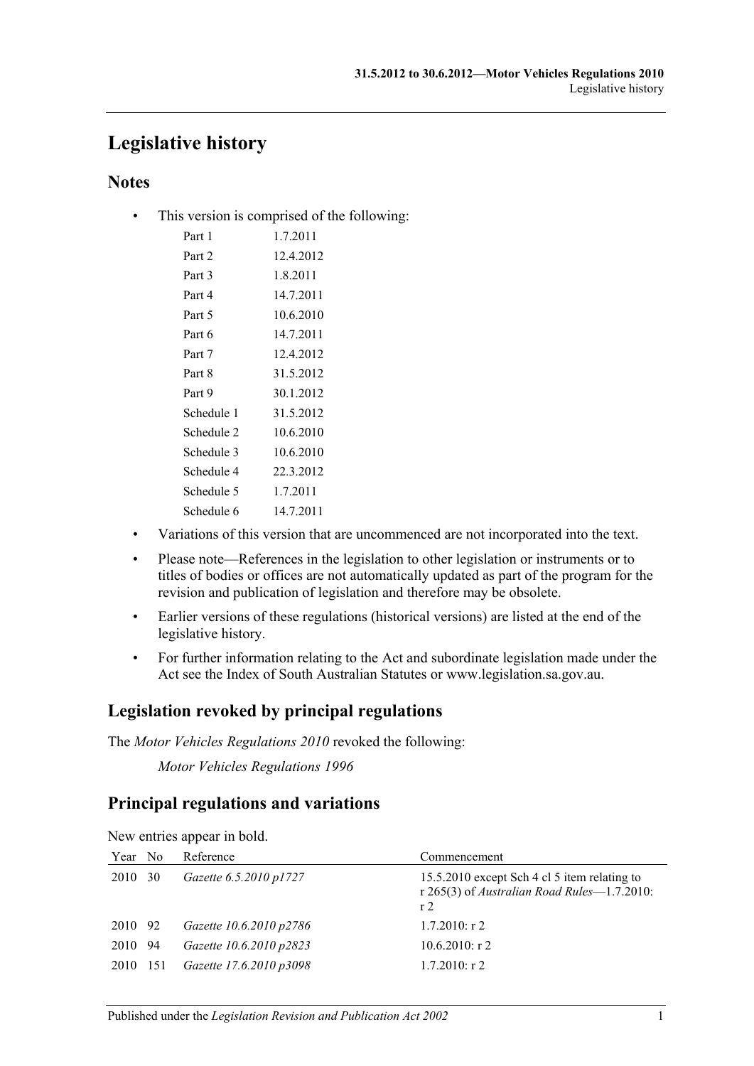# Legislative history

## Notes

- This version is comprised of the following:

| | |
|---|---|
| Part 1 | 1.7.2011 |
| Part 2 | 12.4.2012 |
| Part 3 | 1.8.2011 |
| Part 4 | 14.7.2011 |
| Part 5 | 10.6.2010 |
| Part 6 | 14.7.2011 |
| Part 7 | 12.4.2012 |
| Part 8 | 31.5.2012 |
| Part 9 | 30.1.2012 |
| Schedule 1 | 31.5.2012 |
| Schedule 2 | 10.6.2010 |
| Schedule 3 | 10.6.2010 |
| Schedule 4 | 22.3.2012 |
| Schedule 5 | 1.7.2011 |
| Schedule 6 | 14.7.2011 |

- Variations of this version that are uncommenced are not incorporated into the text.
- Please note—References in the legislation to other legislation or instruments or to titles of bodies or offices are not automatically updated as part of the program for the revision and publication of legislation and therefore may be obsolete.
- Earlier versions of these regulations (historical versions) are listed at the end of the legislative history.
- For further information relating to the Act and subordinate legislation made under the Act see the Index of South Australian Statutes or www.legislation.sa.gov.au.

## Legislation revoked by principal regulations

The *Motor Vehicles Regulations 2010* revoked the following:

*Motor Vehicles Regulations 1996*

## Principal regulations and variations

New entries appear in bold.

| Year | No | Reference | Commencement |
|---|---|---|---|
| 2010 | 30 | *Gazette 6.5.2010 p1727* | 15.5.2010 except Sch 4 cl 5 item relating to r 265(3) of *Australian Road Rules*—1.7.2010: r 2 |
| 2010 | 92 | *Gazette 10.6.2010 p2786* | 1.7.2010: r 2 |
| 2010 | 94 | *Gazette 10.6.2010 p2823* | 10.6.2010: r 2 |
| 2010 | 151 | *Gazette 17.6.2010 p3098* | 1.7.2010: r 2 |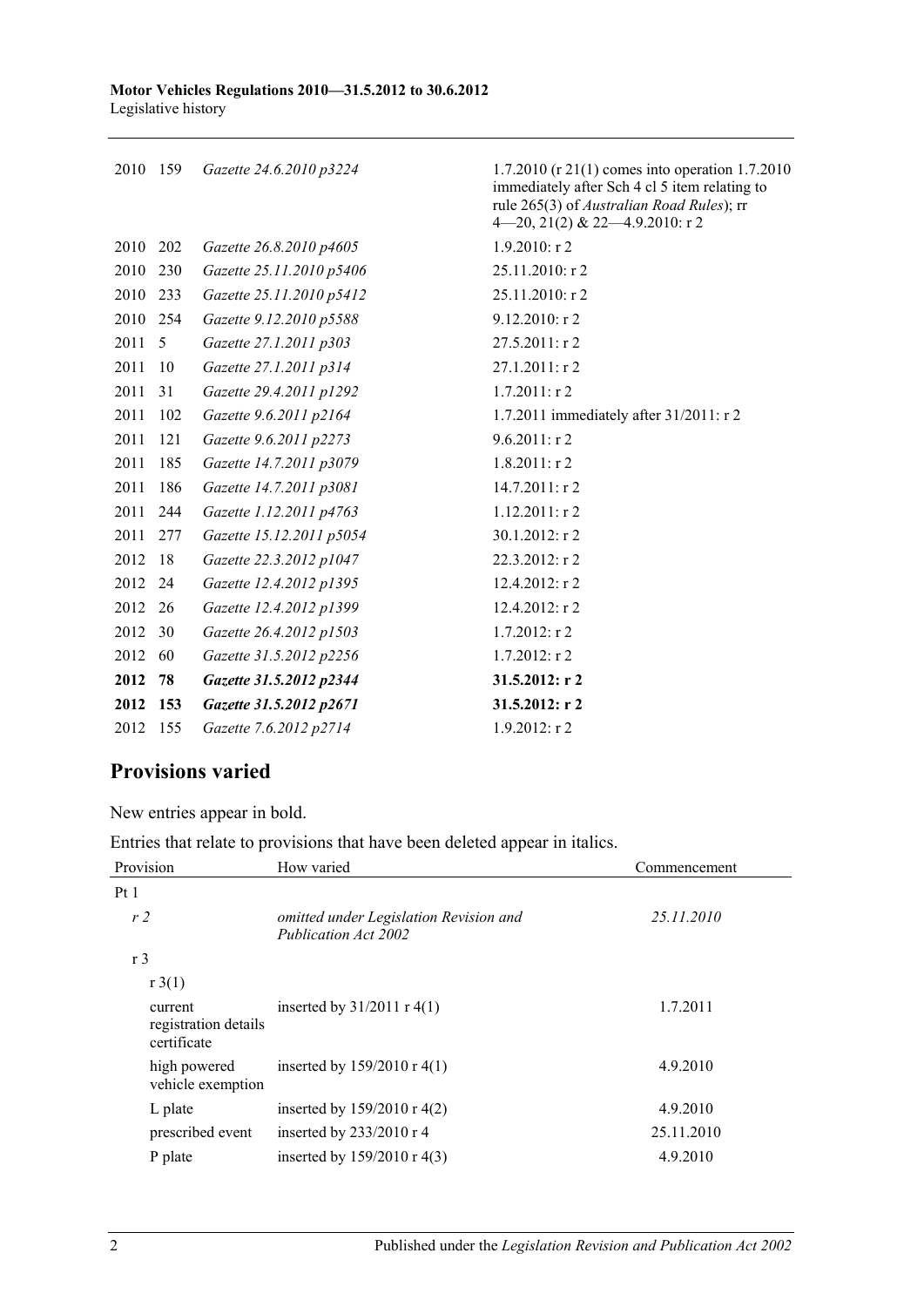| | | | |
|---|---|---|---|
| 2010 | 159 | *Gazette 24.6.2010 p3224* | 1.7.2010 (r 21(1) comes into operation 1.7.2010 immediately after Sch 4 cl 5 item relating to rule 265(3) of *Australian Road Rules*); rr 4—20, 21(2) & 22—4.9.2010: r 2 |
| 2010 | 202 | *Gazette 26.8.2010 p4605* | 1.9.2010: r 2 |
| 2010 | 230 | *Gazette 25.11.2010 p5406* | 25.11.2010: r 2 |
| 2010 | 233 | *Gazette 25.11.2010 p5412* | 25.11.2010: r 2 |
| 2010 | 254 | *Gazette 9.12.2010 p5588* | 9.12.2010: r 2 |
| 2011 | 5 | *Gazette 27.1.2011 p303* | 27.5.2011: r 2 |
| 2011 | 10 | *Gazette 27.1.2011 p314* | 27.1.2011: r 2 |
| 2011 | 31 | *Gazette 29.4.2011 p1292* | 1.7.2011: r 2 |
| 2011 | 102 | *Gazette 9.6.2011 p2164* | 1.7.2011 immediately after 31/2011: r 2 |
| 2011 | 121 | *Gazette 9.6.2011 p2273* | 9.6.2011: r 2 |
| 2011 | 185 | *Gazette 14.7.2011 p3079* | 1.8.2011: r 2 |
| 2011 | 186 | *Gazette 14.7.2011 p3081* | 14.7.2011: r 2 |
| 2011 | 244 | *Gazette 1.12.2011 p4763* | 1.12.2011: r 2 |
| 2011 | 277 | *Gazette 15.12.2011 p5054* | 30.1.2012: r 2 |
| 2012 | 18 | *Gazette 22.3.2012 p1047* | 22.3.2012: r 2 |
| 2012 | 24 | *Gazette 12.4.2012 p1395* | 12.4.2012: r 2 |
| 2012 | 26 | *Gazette 12.4.2012 p1399* | 12.4.2012: r 2 |
| 2012 | 30 | *Gazette 26.4.2012 p1503* | 1.7.2012: r 2 |
| 2012 | 60 | *Gazette 31.5.2012 p2256* | 1.7.2012: r 2 |
| **2012** | **78** | ***Gazette 31.5.2012 p2344*** | **31.5.2012: r 2** |
| **2012** | **153** | ***Gazette 31.5.2012 p2671*** | **31.5.2012: r 2** |
| 2012 | 155 | *Gazette 7.6.2012 p2714* | 1.9.2012: r 2 |

## Provisions varied

New entries appear in bold.

Entries that relate to provisions that have been deleted appear in italics.

| Provision | How varied | Commencement |
|---|---|---|
| Pt 1 | | |
| *r 2* | *omitted under Legislation Revision and Publication Act 2002* | *25.11.2010* |
| r 3 | | |
| r 3(1) | | |
| current registration details certificate | inserted by 31/2011 r 4(1) | 1.7.2011 |
| high powered vehicle exemption | inserted by 159/2010 r 4(1) | 4.9.2010 |
| L plate | inserted by 159/2010 r 4(2) | 4.9.2010 |
| prescribed event | inserted by 233/2010 r 4 | 25.11.2010 |
| P plate | inserted by 159/2010 r 4(3) | 4.9.2010 |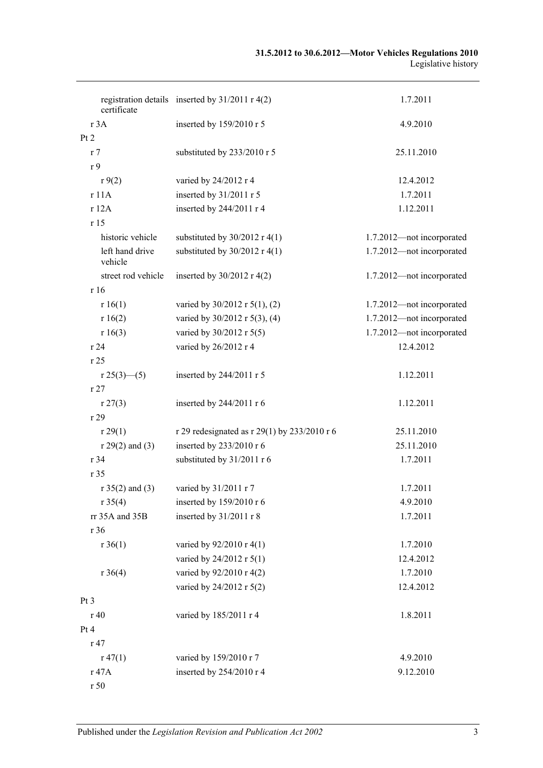| | | |
|---|---|---|
| registration details certificate | inserted by 31/2011 r 4(2) | 1.7.2011 |
| r 3A | inserted by 159/2010 r 5 | 4.9.2010 |
| Pt 2 | | |
| r 7 | substituted by 233/2010 r 5 | 25.11.2010 |
| r 9 | | |
| r 9(2) | varied by 24/2012 r 4 | 12.4.2012 |
| r 11A | inserted by 31/2011 r 5 | 1.7.2011 |
| r 12A | inserted by 244/2011 r 4 | 1.12.2011 |
| r 15 | | |
| historic vehicle | substituted by 30/2012 r 4(1) | 1.7.2012—not incorporated |
| left hand drive vehicle | substituted by 30/2012 r 4(1) | 1.7.2012—not incorporated |
| street rod vehicle | inserted by 30/2012 r 4(2) | 1.7.2012—not incorporated |
| r 16 | | |
| r 16(1) | varied by 30/2012 r 5(1), (2) | 1.7.2012—not incorporated |
| r 16(2) | varied by 30/2012 r 5(3), (4) | 1.7.2012—not incorporated |
| r 16(3) | varied by 30/2012 r 5(5) | 1.7.2012—not incorporated |
| r 24 | varied by 26/2012 r 4 | 12.4.2012 |
| r 25 | | |
| r 25(3)—(5) | inserted by 244/2011 r 5 | 1.12.2011 |
| r 27 | | |
| r 27(3) | inserted by 244/2011 r 6 | 1.12.2011 |
| r 29 | | |
| r 29(1) | r 29 redesignated as r 29(1) by 233/2010 r 6 | 25.11.2010 |
| r 29(2) and (3) | inserted by 233/2010 r 6 | 25.11.2010 |
| r 34 | substituted by 31/2011 r 6 | 1.7.2011 |
| r 35 | | |
| r 35(2) and (3) | varied by 31/2011 r 7 | 1.7.2011 |
| r 35(4) | inserted by 159/2010 r 6 | 4.9.2010 |
| rr 35A and 35B | inserted by 31/2011 r 8 | 1.7.2011 |
| r 36 | | |
| r 36(1) | varied by 92/2010 r 4(1) | 1.7.2010 |
| | varied by 24/2012 r 5(1) | 12.4.2012 |
| r 36(4) | varied by 92/2010 r 4(2) | 1.7.2010 |
| | varied by 24/2012 r 5(2) | 12.4.2012 |
| Pt 3 | | |
| r 40 | varied by 185/2011 r 4 | 1.8.2011 |
| Pt 4 | | |
| r 47 | | |
| r 47(1) | varied by 159/2010 r 7 | 4.9.2010 |
| r 47A | inserted by 254/2010 r 4 | 9.12.2010 |
| r 50 | | |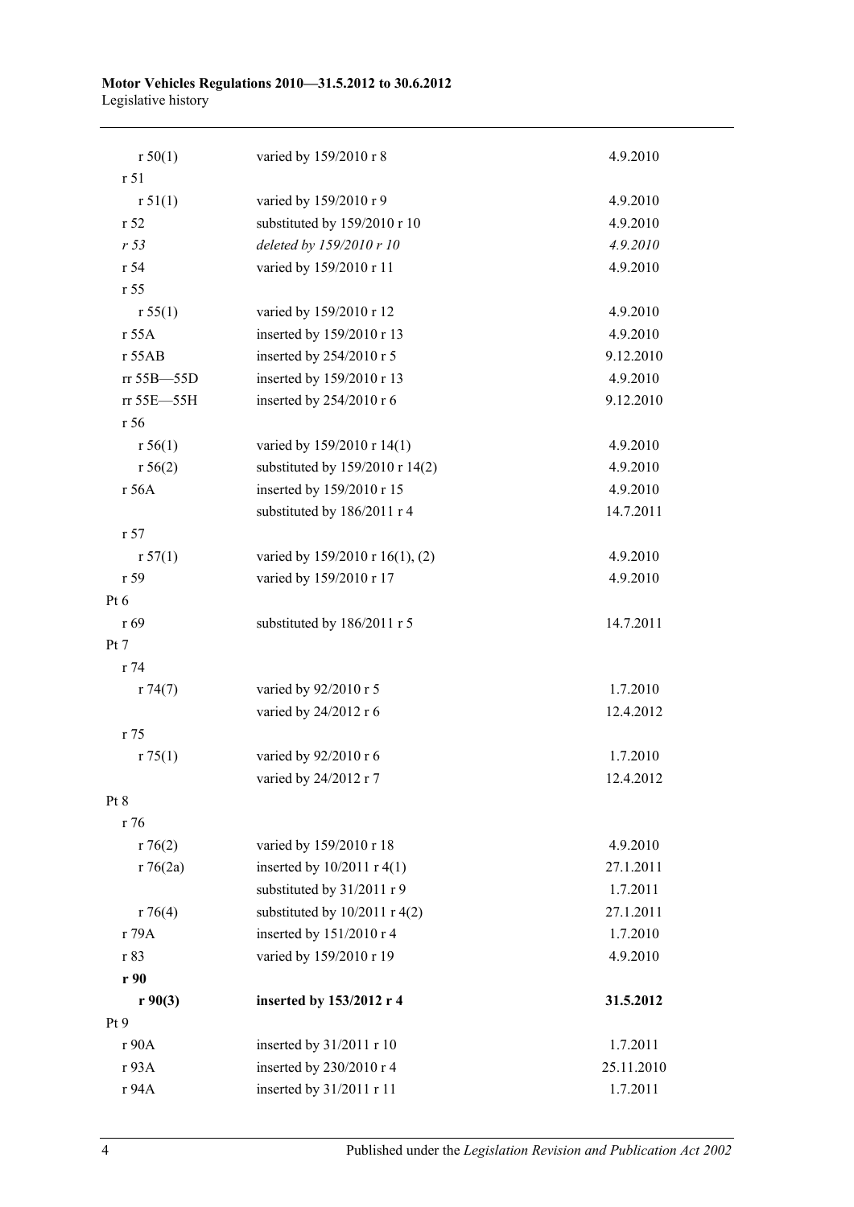| | | |
|---|---|---|
| r 50(1) | varied by 159/2010 r 8 | 4.9.2010 |
| r 51 | | |
| r 51(1) | varied by 159/2010 r 9 | 4.9.2010 |
| r 52 | substituted by 159/2010 r 10 | 4.9.2010 |
| *r 53* | *deleted by 159/2010 r 10* | *4.9.2010* |
| r 54 | varied by 159/2010 r 11 | 4.9.2010 |
| r 55 | | |
| r 55(1) | varied by 159/2010 r 12 | 4.9.2010 |
| r 55A | inserted by 159/2010 r 13 | 4.9.2010 |
| r 55AB | inserted by 254/2010 r 5 | 9.12.2010 |
| rr 55B—55D | inserted by 159/2010 r 13 | 4.9.2010 |
| rr 55E—55H | inserted by 254/2010 r 6 | 9.12.2010 |
| r 56 | | |
| r 56(1) | varied by 159/2010 r 14(1) | 4.9.2010 |
| r 56(2) | substituted by 159/2010 r 14(2) | 4.9.2010 |
| r 56A | inserted by 159/2010 r 15 | 4.9.2010 |
| | substituted by 186/2011 r 4 | 14.7.2011 |
| r 57 | | |
| r 57(1) | varied by 159/2010 r 16(1), (2) | 4.9.2010 |
| r 59 | varied by 159/2010 r 17 | 4.9.2010 |
| Pt 6 | | |
| r 69 | substituted by 186/2011 r 5 | 14.7.2011 |
| Pt 7 | | |
| r 74 | | |
| r 74(7) | varied by 92/2010 r 5 | 1.7.2010 |
| | varied by 24/2012 r 6 | 12.4.2012 |
| r 75 | | |
| r 75(1) | varied by 92/2010 r 6 | 1.7.2010 |
| | varied by 24/2012 r 7 | 12.4.2012 |
| Pt 8 | | |
| r 76 | | |
| r 76(2) | varied by 159/2010 r 18 | 4.9.2010 |
| r 76(2a) | inserted by 10/2011 r 4(1) | 27.1.2011 |
| | substituted by 31/2011 r 9 | 1.7.2011 |
| r 76(4) | substituted by 10/2011 r 4(2) | 27.1.2011 |
| r 79A | inserted by 151/2010 r 4 | 1.7.2010 |
| r 83 | varied by 159/2010 r 19 | 4.9.2010 |
| **r 90** | | |
| **r 90(3)** | **inserted by 153/2012 r 4** | **31.5.2012** |
| Pt 9 | | |
| r 90A | inserted by 31/2011 r 10 | 1.7.2011 |
| r 93A | inserted by 230/2010 r 4 | 25.11.2010 |
| r 94A | inserted by 31/2011 r 11 | 1.7.2011 |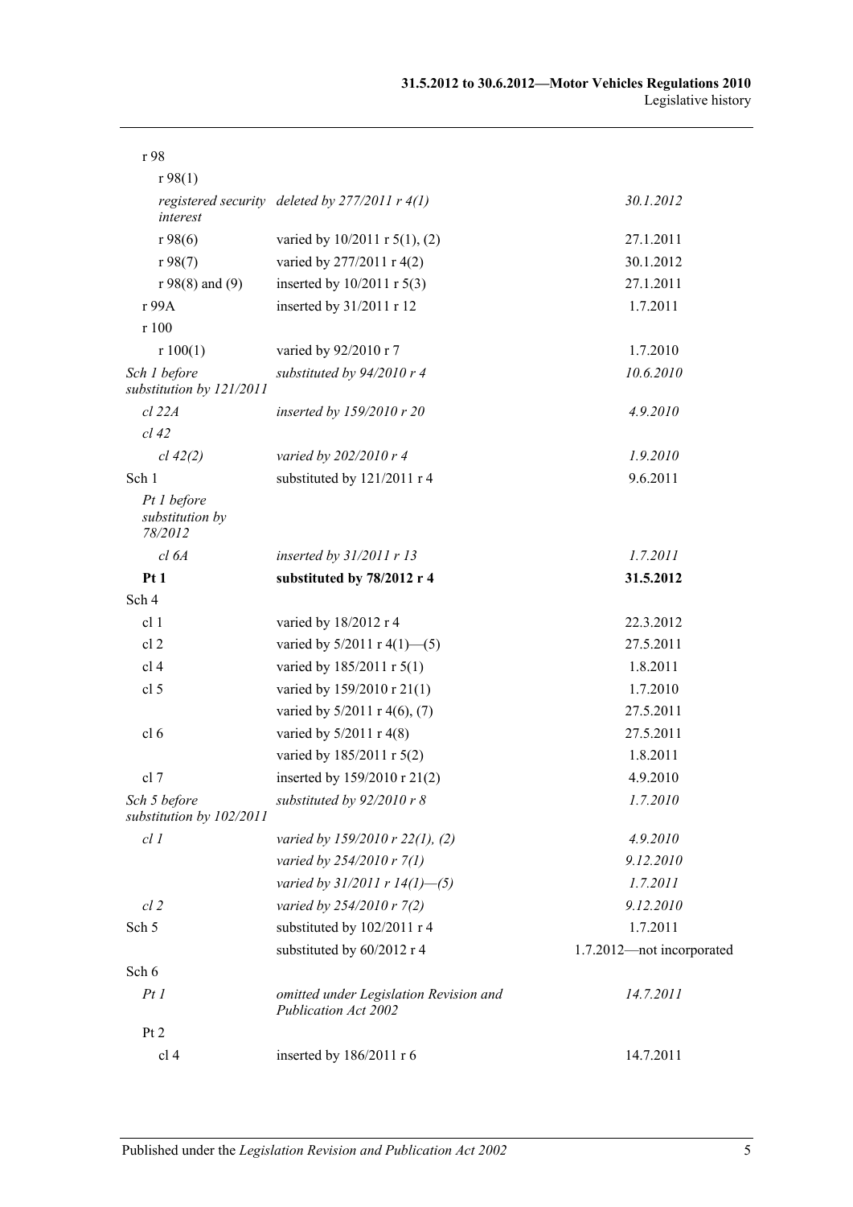| | | |
|---|---|---|
| r 98 | | |
| r 98(1) | | |
| *registered security interest* | *deleted by 277/2011 r 4(1)* | *30.1.2012* |
| r 98(6) | varied by 10/2011 r 5(1), (2) | 27.1.2011 |
| r 98(7) | varied by 277/2011 r 4(2) | 30.1.2012 |
| r 98(8) and (9) | inserted by 10/2011 r 5(3) | 27.1.2011 |
| r 99A | inserted by 31/2011 r 12 | 1.7.2011 |
| r 100 | | |
| r 100(1) | varied by 92/2010 r 7 | 1.7.2010 |
| *Sch 1 before substitution by 121/2011* | *substituted by 94/2010 r 4* | *10.6.2010* |
| *cl 22A* | *inserted by 159/2010 r 20* | *4.9.2010* |
| *cl 42* | | |
| *cl 42(2)* | *varied by 202/2010 r 4* | *1.9.2010* |
| Sch 1 | substituted by 121/2011 r 4 | 9.6.2011 |
| *Pt 1 before substitution by 78/2012* | | |
| *cl 6A* | *inserted by 31/2011 r 13* | *1.7.2011* |
| **Pt 1** | **substituted by 78/2012 r 4** | **31.5.2012** |
| Sch 4 | | |
| cl 1 | varied by 18/2012 r 4 | 22.3.2012 |
| cl 2 | varied by 5/2011 r 4(1)—(5) | 27.5.2011 |
| cl 4 | varied by 185/2011 r 5(1) | 1.8.2011 |
| cl 5 | varied by 159/2010 r 21(1) | 1.7.2010 |
| | varied by 5/2011 r 4(6), (7) | 27.5.2011 |
| cl 6 | varied by 5/2011 r 4(8) | 27.5.2011 |
| | varied by 185/2011 r 5(2) | 1.8.2011 |
| cl 7 | inserted by 159/2010 r 21(2) | 4.9.2010 |
| *Sch 5 before substitution by 102/2011* | *substituted by 92/2010 r 8* | *1.7.2010* |
| *cl 1* | *varied by 159/2010 r 22(1), (2)* | *4.9.2010* |
| | *varied by 254/2010 r 7(1)* | *9.12.2010* |
| | *varied by 31/2011 r 14(1)—(5)* | *1.7.2011* |
| *cl 2* | *varied by 254/2010 r 7(2)* | *9.12.2010* |
| Sch 5 | substituted by 102/2011 r 4 | 1.7.2011 |
| | substituted by 60/2012 r 4 | 1.7.2012—not incorporated |
| Sch 6 | | |
| *Pt 1* | *omitted under Legislation Revision and Publication Act 2002* | *14.7.2011* |
| Pt 2 | | |
| cl 4 | inserted by 186/2011 r 6 | 14.7.2011 |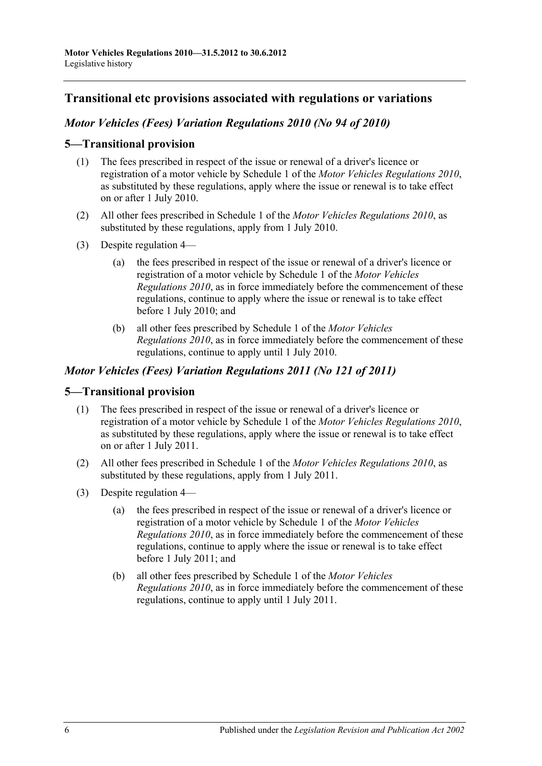## Transitional etc provisions associated with regulations or variations

### *Motor Vehicles (Fees) Variation Regulations 2010 (No 94 of 2010)*

### 5—Transitional provision

(1) The fees prescribed in respect of the issue or renewal of a driver's licence or registration of a motor vehicle by Schedule 1 of the *Motor Vehicles Regulations 2010*, as substituted by these regulations, apply where the issue or renewal is to take effect on or after 1 July 2010.

(2) All other fees prescribed in Schedule 1 of the *Motor Vehicles Regulations 2010*, as substituted by these regulations, apply from 1 July 2010.

(3) Despite regulation 4—

(a) the fees prescribed in respect of the issue or renewal of a driver's licence or registration of a motor vehicle by Schedule 1 of the *Motor Vehicles Regulations 2010*, as in force immediately before the commencement of these regulations, continue to apply where the issue or renewal is to take effect before 1 July 2010; and

(b) all other fees prescribed by Schedule 1 of the *Motor Vehicles Regulations 2010*, as in force immediately before the commencement of these regulations, continue to apply until 1 July 2010.

### *Motor Vehicles (Fees) Variation Regulations 2011 (No 121 of 2011)*

### 5—Transitional provision

(1) The fees prescribed in respect of the issue or renewal of a driver's licence or registration of a motor vehicle by Schedule 1 of the *Motor Vehicles Regulations 2010*, as substituted by these regulations, apply where the issue or renewal is to take effect on or after 1 July 2011.

(2) All other fees prescribed in Schedule 1 of the *Motor Vehicles Regulations 2010*, as substituted by these regulations, apply from 1 July 2011.

(3) Despite regulation 4—

(a) the fees prescribed in respect of the issue or renewal of a driver's licence or registration of a motor vehicle by Schedule 1 of the *Motor Vehicles Regulations 2010*, as in force immediately before the commencement of these regulations, continue to apply where the issue or renewal is to take effect before 1 July 2011; and

(b) all other fees prescribed by Schedule 1 of the *Motor Vehicles Regulations 2010*, as in force immediately before the commencement of these regulations, continue to apply until 1 July 2011.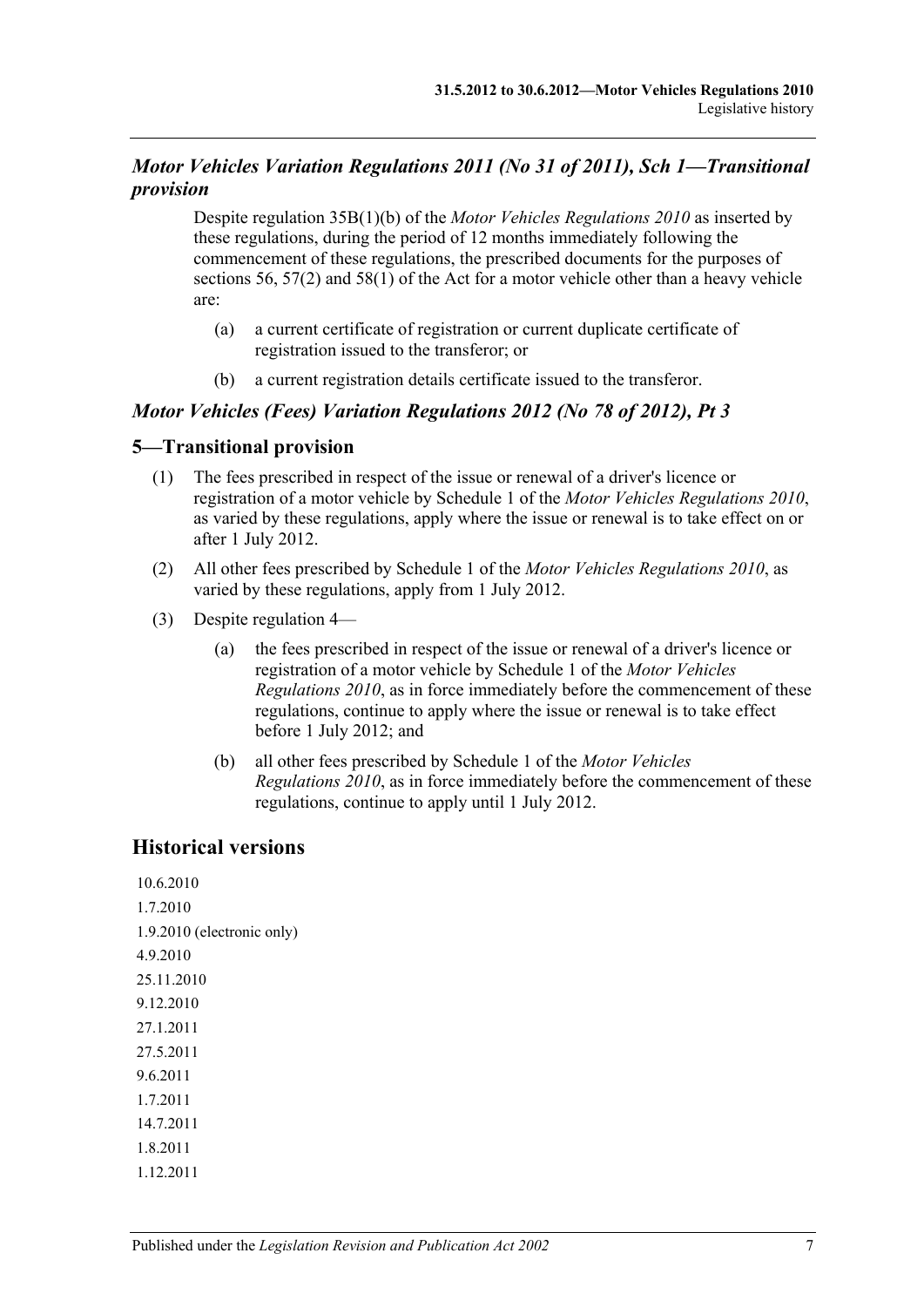### *Motor Vehicles Variation Regulations 2011 (No 31 of 2011), Sch 1—Transitional provision*

Despite regulation 35B(1)(b) of the *Motor Vehicles Regulations 2010* as inserted by these regulations, during the period of 12 months immediately following the commencement of these regulations, the prescribed documents for the purposes of sections 56, 57(2) and 58(1) of the Act for a motor vehicle other than a heavy vehicle are:

(a) a current certificate of registration or current duplicate certificate of registration issued to the transferor; or

(b) a current registration details certificate issued to the transferor.

### *Motor Vehicles (Fees) Variation Regulations 2012 (No 78 of 2012), Pt 3*

## 5—Transitional provision

(1) The fees prescribed in respect of the issue or renewal of a driver's licence or registration of a motor vehicle by Schedule 1 of the *Motor Vehicles Regulations 2010*, as varied by these regulations, apply where the issue or renewal is to take effect on or after 1 July 2012.

(2) All other fees prescribed by Schedule 1 of the *Motor Vehicles Regulations 2010*, as varied by these regulations, apply from 1 July 2012.

(3) Despite regulation 4—

(a) the fees prescribed in respect of the issue or renewal of a driver's licence or registration of a motor vehicle by Schedule 1 of the *Motor Vehicles Regulations 2010*, as in force immediately before the commencement of these regulations, continue to apply where the issue or renewal is to take effect before 1 July 2012; and

(b) all other fees prescribed by Schedule 1 of the *Motor Vehicles Regulations 2010*, as in force immediately before the commencement of these regulations, continue to apply until 1 July 2012.

## Historical versions

10.6.2010
1.7.2010
1.9.2010 (electronic only)
4.9.2010
25.11.2010
9.12.2010
27.1.2011
27.5.2011
9.6.2011
1.7.2011
14.7.2011
1.8.2011
1.12.2011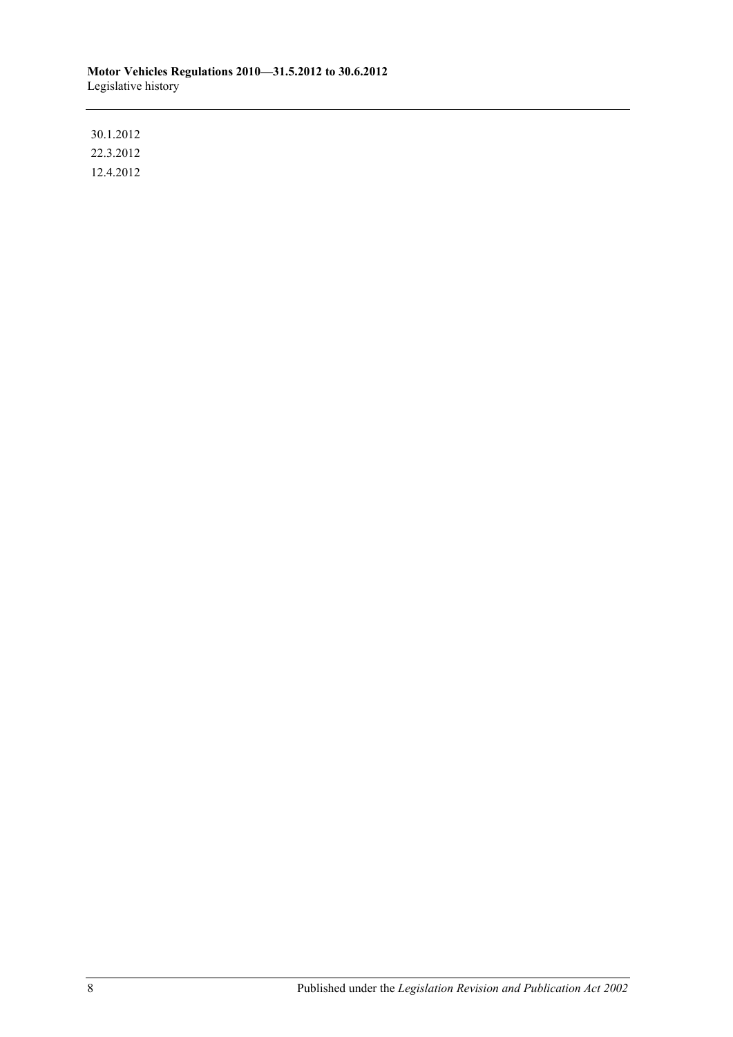30.1.2012

22.3.2012

12.4.2012